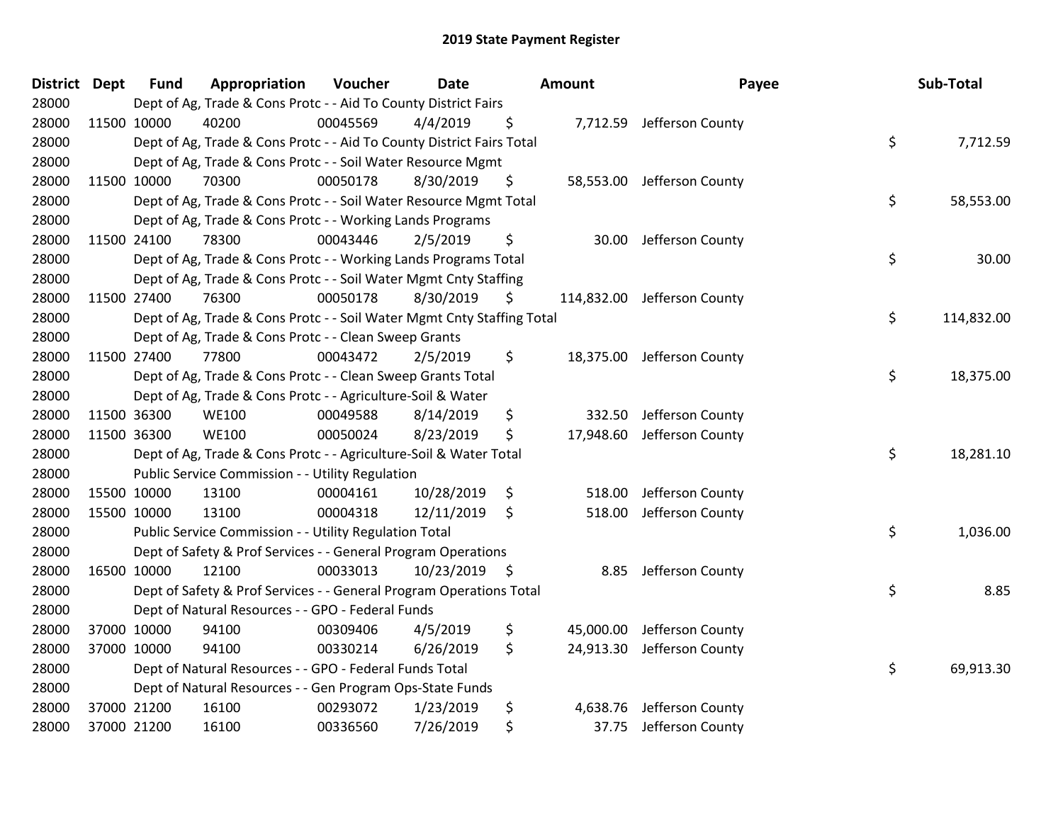## 2019 State Payment Register

| District | Dept | Fund | Appropriation | Voucher | Date | Amount | Payee | Sub-Total |
|---|---|---|---|---|---|---|---|---|
| 28000 | | Dept of Ag, Trade & Cons Protc - - Aid To County District Fairs | | | | | | |
| 28000 | 11500 | 10000 | 40200 | 00045569 | 4/4/2019 | $ 7,712.59 | Jefferson County | |
| 28000 | | Dept of Ag, Trade & Cons Protc - - Aid To County District Fairs Total | | | | | | $ 7,712.59 |
| 28000 | | Dept of Ag, Trade & Cons Protc - - Soil Water Resource Mgmt | | | | | | |
| 28000 | 11500 | 10000 | 70300 | 00050178 | 8/30/2019 | $ 58,553.00 | Jefferson County | |
| 28000 | | Dept of Ag, Trade & Cons Protc - - Soil Water Resource Mgmt Total | | | | | | $ 58,553.00 |
| 28000 | | Dept of Ag, Trade & Cons Protc - - Working Lands Programs | | | | | | |
| 28000 | 11500 | 24100 | 78300 | 00043446 | 2/5/2019 | $ 30.00 | Jefferson County | |
| 28000 | | Dept of Ag, Trade & Cons Protc - - Working Lands Programs Total | | | | | | $ 30.00 |
| 28000 | | Dept of Ag, Trade & Cons Protc - - Soil Water Mgmt Cnty Staffing | | | | | | |
| 28000 | 11500 | 27400 | 76300 | 00050178 | 8/30/2019 | $ 114,832.00 | Jefferson County | |
| 28000 | | Dept of Ag, Trade & Cons Protc - - Soil Water Mgmt Cnty Staffing Total | | | | | | $ 114,832.00 |
| 28000 | | Dept of Ag, Trade & Cons Protc - - Clean Sweep Grants | | | | | | |
| 28000 | 11500 | 27400 | 77800 | 00043472 | 2/5/2019 | $ 18,375.00 | Jefferson County | |
| 28000 | | Dept of Ag, Trade & Cons Protc - - Clean Sweep Grants Total | | | | | | $ 18,375.00 |
| 28000 | | Dept of Ag, Trade & Cons Protc - - Agriculture-Soil & Water | | | | | | |
| 28000 | 11500 | 36300 | WE100 | 00049588 | 8/14/2019 | $ 332.50 | Jefferson County | |
| 28000 | 11500 | 36300 | WE100 | 00050024 | 8/23/2019 | $ 17,948.60 | Jefferson County | |
| 28000 | | Dept of Ag, Trade & Cons Protc - - Agriculture-Soil & Water Total | | | | | | $ 18,281.10 |
| 28000 | | Public Service Commission - - Utility Regulation | | | | | | |
| 28000 | 15500 | 10000 | 13100 | 00004161 | 10/28/2019 | $ 518.00 | Jefferson County | |
| 28000 | 15500 | 10000 | 13100 | 00004318 | 12/11/2019 | $ 518.00 | Jefferson County | |
| 28000 | | Public Service Commission - - Utility Regulation Total | | | | | | $ 1,036.00 |
| 28000 | | Dept of Safety & Prof Services - - General Program Operations | | | | | | |
| 28000 | 16500 | 10000 | 12100 | 00033013 | 10/23/2019 | $ 8.85 | Jefferson County | |
| 28000 | | Dept of Safety & Prof Services - - General Program Operations Total | | | | | | $ 8.85 |
| 28000 | | Dept of Natural Resources - - GPO - Federal Funds | | | | | | |
| 28000 | 37000 | 10000 | 94100 | 00309406 | 4/5/2019 | $ 45,000.00 | Jefferson County | |
| 28000 | 37000 | 10000 | 94100 | 00330214 | 6/26/2019 | $ 24,913.30 | Jefferson County | |
| 28000 | | Dept of Natural Resources - - GPO - Federal Funds Total | | | | | | $ 69,913.30 |
| 28000 | | Dept of Natural Resources - - Gen Program Ops-State Funds | | | | | | |
| 28000 | 37000 | 21200 | 16100 | 00293072 | 1/23/2019 | $ 4,638.76 | Jefferson County | |
| 28000 | 37000 | 21200 | 16100 | 00336560 | 7/26/2019 | $ 37.75 | Jefferson County | |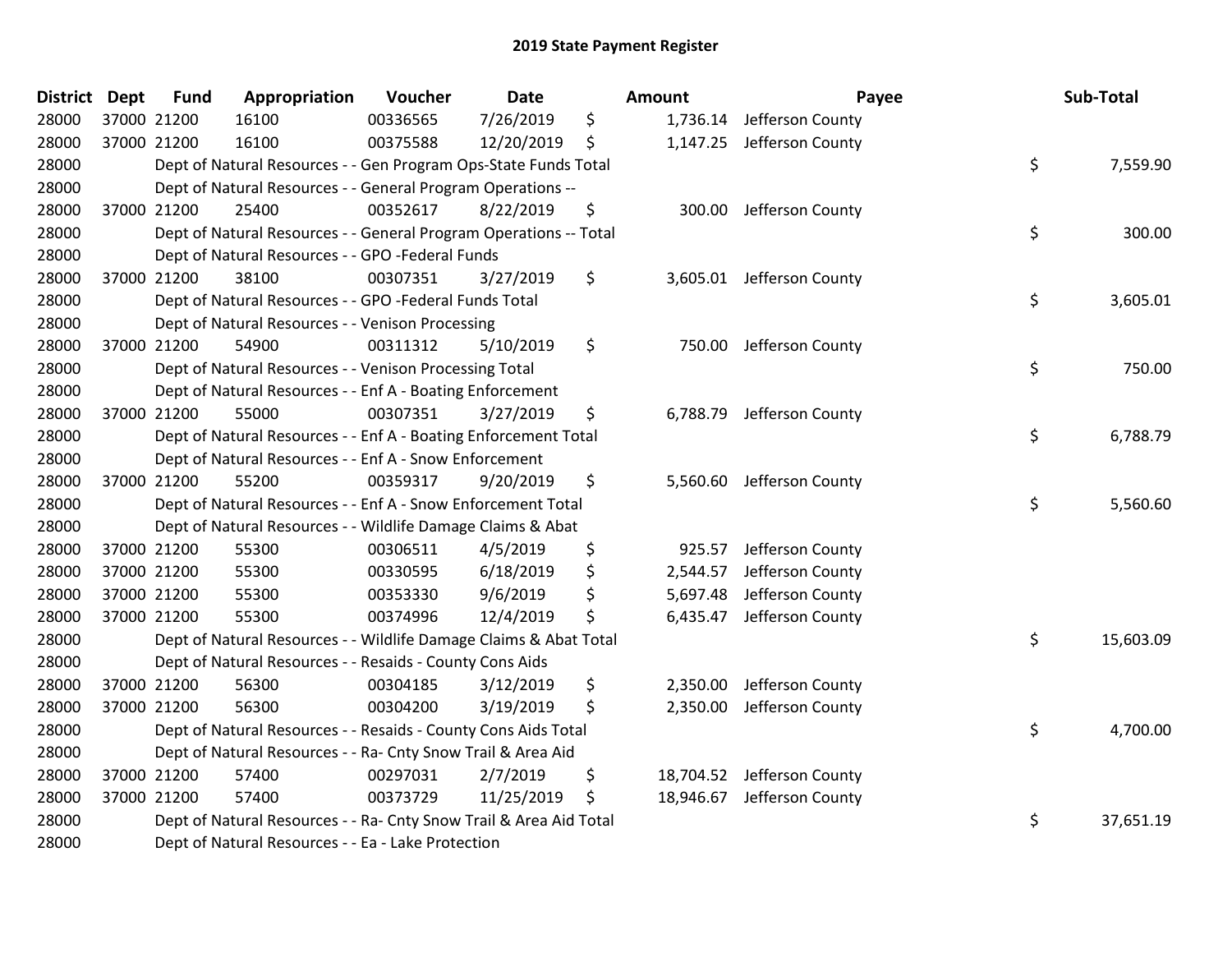# 2019 State Payment Register

| District | Dept | Fund | Appropriation | Voucher | Date | Amount | Payee | Sub-Total |
|---|---|---|---|---|---|---|---|---|
| 28000 | 37000 | 21200 | 16100 | 00336565 | 7/26/2019 | $ 1,736.14 | Jefferson County | |
| 28000 | 37000 | 21200 | 16100 | 00375588 | 12/20/2019 | $ 1,147.25 | Jefferson County | |
| 28000 | | Dept of Natural Resources - - Gen Program Ops-State Funds Total | | | | | | $ 7,559.90 |
| 28000 | | Dept of Natural Resources - - General Program Operations -- | | | | | | |
| 28000 | 37000 | 21200 | 25400 | 00352617 | 8/22/2019 | $ 300.00 | Jefferson County | |
| 28000 | | Dept of Natural Resources - - General Program Operations -- Total | | | | | | $ 300.00 |
| 28000 | | Dept of Natural Resources - - GPO -Federal Funds | | | | | | |
| 28000 | 37000 | 21200 | 38100 | 00307351 | 3/27/2019 | $ 3,605.01 | Jefferson County | |
| 28000 | | Dept of Natural Resources - - GPO -Federal Funds Total | | | | | | $ 3,605.01 |
| 28000 | | Dept of Natural Resources - - Venison Processing | | | | | | |
| 28000 | 37000 | 21200 | 54900 | 00311312 | 5/10/2019 | $ 750.00 | Jefferson County | |
| 28000 | | Dept of Natural Resources - - Venison Processing Total | | | | | | $ 750.00 |
| 28000 | | Dept of Natural Resources - - Enf A - Boating Enforcement | | | | | | |
| 28000 | 37000 | 21200 | 55000 | 00307351 | 3/27/2019 | $ 6,788.79 | Jefferson County | |
| 28000 | | Dept of Natural Resources - - Enf A - Boating Enforcement Total | | | | | | $ 6,788.79 |
| 28000 | | Dept of Natural Resources - - Enf A - Snow Enforcement | | | | | | |
| 28000 | 37000 | 21200 | 55200 | 00359317 | 9/20/2019 | $ 5,560.60 | Jefferson County | |
| 28000 | | Dept of Natural Resources - - Enf A - Snow Enforcement Total | | | | | | $ 5,560.60 |
| 28000 | | Dept of Natural Resources - - Wildlife Damage Claims & Abat | | | | | | |
| 28000 | 37000 | 21200 | 55300 | 00306511 | 4/5/2019 | $ 925.57 | Jefferson County | |
| 28000 | 37000 | 21200 | 55300 | 00330595 | 6/18/2019 | $ 2,544.57 | Jefferson County | |
| 28000 | 37000 | 21200 | 55300 | 00353330 | 9/6/2019 | $ 5,697.48 | Jefferson County | |
| 28000 | 37000 | 21200 | 55300 | 00374996 | 12/4/2019 | $ 6,435.47 | Jefferson County | |
| 28000 | | Dept of Natural Resources - - Wildlife Damage Claims & Abat Total | | | | | | $ 15,603.09 |
| 28000 | | Dept of Natural Resources - - Resaids - County Cons Aids | | | | | | |
| 28000 | 37000 | 21200 | 56300 | 00304185 | 3/12/2019 | $ 2,350.00 | Jefferson County | |
| 28000 | 37000 | 21200 | 56300 | 00304200 | 3/19/2019 | $ 2,350.00 | Jefferson County | |
| 28000 | | Dept of Natural Resources - - Resaids - County Cons Aids Total | | | | | | $ 4,700.00 |
| 28000 | | Dept of Natural Resources - - Ra- Cnty Snow Trail & Area Aid | | | | | | |
| 28000 | 37000 | 21200 | 57400 | 00297031 | 2/7/2019 | $ 18,704.52 | Jefferson County | |
| 28000 | 37000 | 21200 | 57400 | 00373729 | 11/25/2019 | $ 18,946.67 | Jefferson County | |
| 28000 | | Dept of Natural Resources - - Ra- Cnty Snow Trail & Area Aid Total | | | | | | $ 37,651.19 |
| 28000 | | Dept of Natural Resources - - Ea - Lake Protection | | | | | | |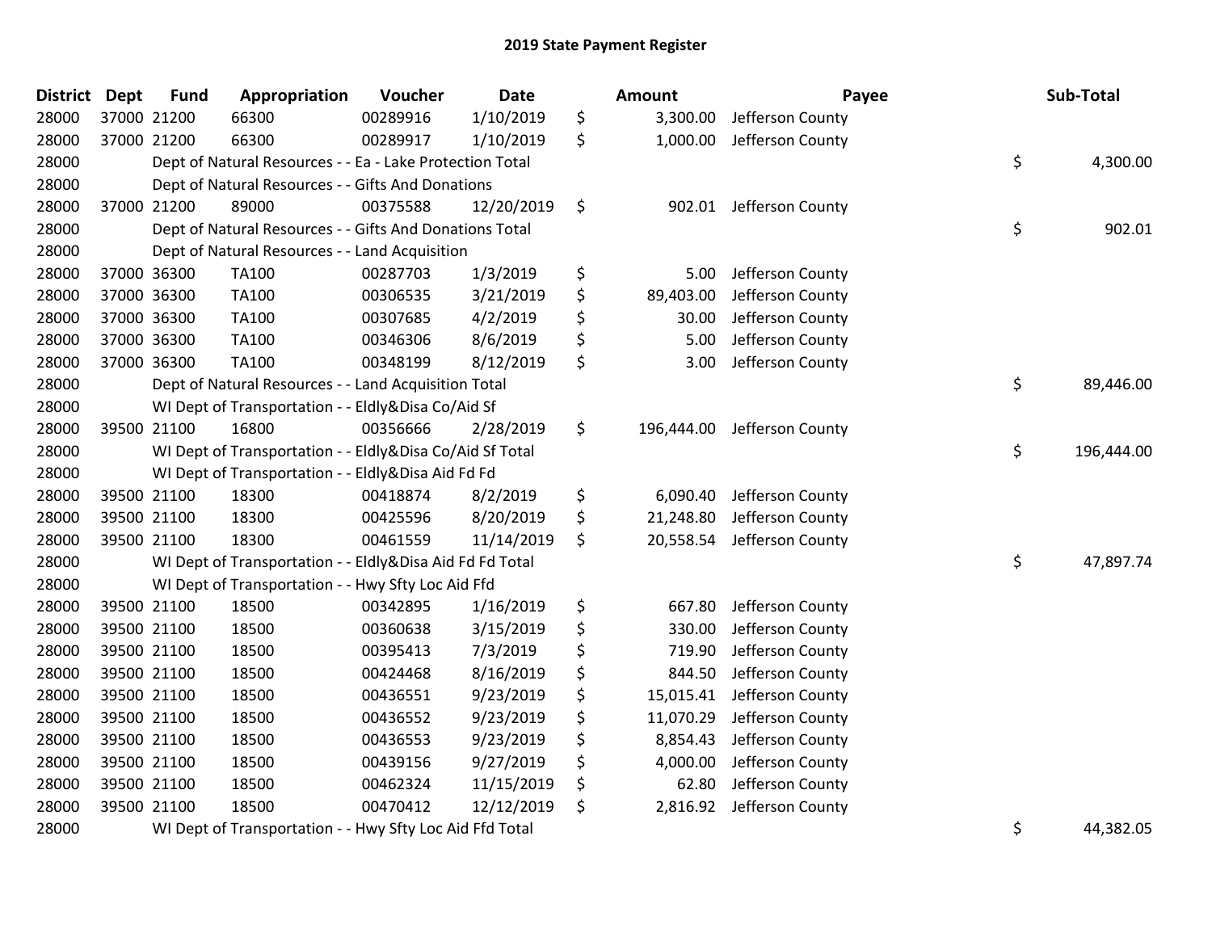# 2019 State Payment Register

| District | Dept | Fund | Appropriation | Voucher | Date | | Amount | Payee | | Sub-Total |
|---|---|---|---|---|---|---|---|---|---|---|
| 28000 | 37000 | 21200 | 66300 | 00289916 | 1/10/2019 | $ | 3,300.00 | Jefferson County | | |
| 28000 | 37000 | 21200 | 66300 | 00289917 | 1/10/2019 | $ | 1,000.00 | Jefferson County | | |
| 28000 | | | Dept of Natural Resources - - Ea - Lake Protection Total | | | | | | $ | 4,300.00 |
| 28000 | | | Dept of Natural Resources - - Gifts And Donations | | | | | | | |
| 28000 | 37000 | 21200 | 89000 | 00375588 | 12/20/2019 | $ | 902.01 | Jefferson County | | |
| 28000 | | | Dept of Natural Resources - - Gifts And Donations Total | | | | | | $ | 902.01 |
| 28000 | | | Dept of Natural Resources - - Land Acquisition | | | | | | | |
| 28000 | 37000 | 36300 | TA100 | 00287703 | 1/3/2019 | $ | 5.00 | Jefferson County | | |
| 28000 | 37000 | 36300 | TA100 | 00306535 | 3/21/2019 | $ | 89,403.00 | Jefferson County | | |
| 28000 | 37000 | 36300 | TA100 | 00307685 | 4/2/2019 | $ | 30.00 | Jefferson County | | |
| 28000 | 37000 | 36300 | TA100 | 00346306 | 8/6/2019 | $ | 5.00 | Jefferson County | | |
| 28000 | 37000 | 36300 | TA100 | 00348199 | 8/12/2019 | $ | 3.00 | Jefferson County | | |
| 28000 | | | Dept of Natural Resources - - Land Acquisition Total | | | | | | $ | 89,446.00 |
| 28000 | | | WI Dept of Transportation - - Eldly&Disa Co/Aid Sf | | | | | | | |
| 28000 | 39500 | 21100 | 16800 | 00356666 | 2/28/2019 | $ | 196,444.00 | Jefferson County | | |
| 28000 | | | WI Dept of Transportation - - Eldly&Disa Co/Aid Sf Total | | | | | | $ | 196,444.00 |
| 28000 | | | WI Dept of Transportation - - Eldly&Disa Aid Fd Fd | | | | | | | |
| 28000 | 39500 | 21100 | 18300 | 00418874 | 8/2/2019 | $ | 6,090.40 | Jefferson County | | |
| 28000 | 39500 | 21100 | 18300 | 00425596 | 8/20/2019 | $ | 21,248.80 | Jefferson County | | |
| 28000 | 39500 | 21100 | 18300 | 00461559 | 11/14/2019 | $ | 20,558.54 | Jefferson County | | |
| 28000 | | | WI Dept of Transportation - - Eldly&Disa Aid Fd Fd Total | | | | | | $ | 47,897.74 |
| 28000 | | | WI Dept of Transportation - - Hwy Sfty Loc Aid Ffd | | | | | | | |
| 28000 | 39500 | 21100 | 18500 | 00342895 | 1/16/2019 | $ | 667.80 | Jefferson County | | |
| 28000 | 39500 | 21100 | 18500 | 00360638 | 3/15/2019 | $ | 330.00 | Jefferson County | | |
| 28000 | 39500 | 21100 | 18500 | 00395413 | 7/3/2019 | $ | 719.90 | Jefferson County | | |
| 28000 | 39500 | 21100 | 18500 | 00424468 | 8/16/2019 | $ | 844.50 | Jefferson County | | |
| 28000 | 39500 | 21100 | 18500 | 00436551 | 9/23/2019 | $ | 15,015.41 | Jefferson County | | |
| 28000 | 39500 | 21100 | 18500 | 00436552 | 9/23/2019 | $ | 11,070.29 | Jefferson County | | |
| 28000 | 39500 | 21100 | 18500 | 00436553 | 9/23/2019 | $ | 8,854.43 | Jefferson County | | |
| 28000 | 39500 | 21100 | 18500 | 00439156 | 9/27/2019 | $ | 4,000.00 | Jefferson County | | |
| 28000 | 39500 | 21100 | 18500 | 00462324 | 11/15/2019 | $ | 62.80 | Jefferson County | | |
| 28000 | 39500 | 21100 | 18500 | 00470412 | 12/12/2019 | $ | 2,816.92 | Jefferson County | | |
| 28000 | | | WI Dept of Transportation - - Hwy Sfty Loc Aid Ffd Total | | | | | | $ | 44,382.05 |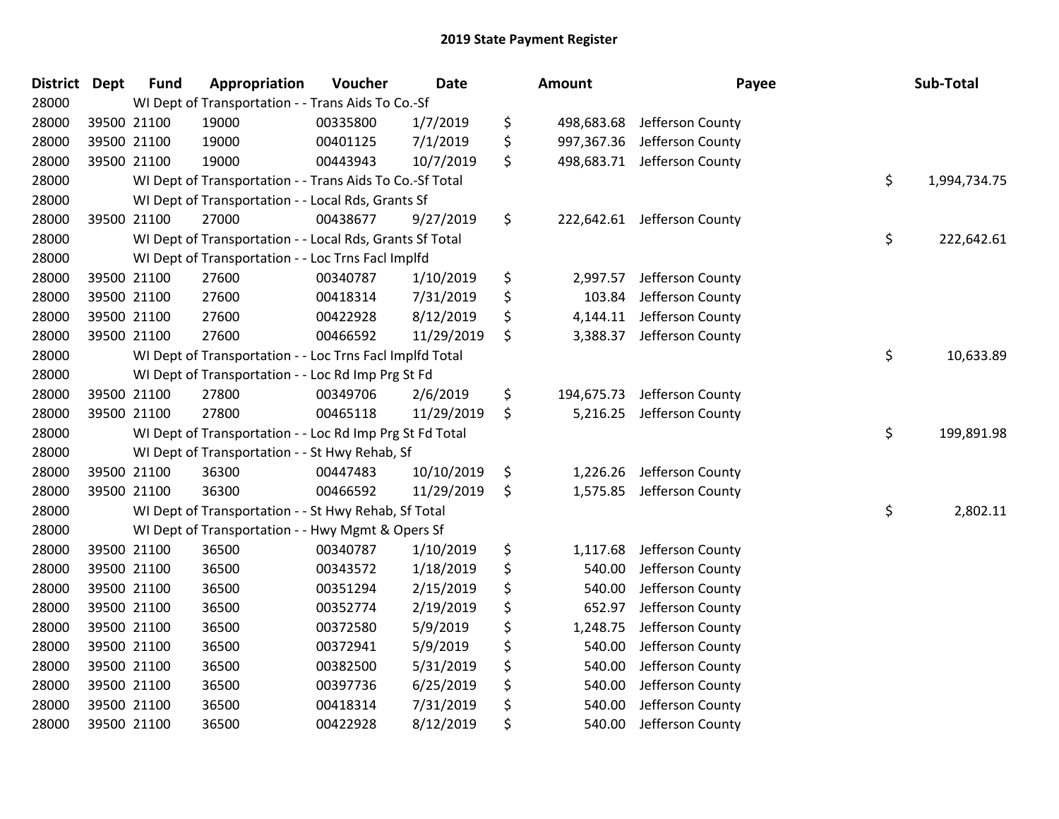# 2019 State Payment Register

| District | Dept | Fund | Appropriation | Voucher | Date | Amount | Payee | Sub-Total |
|---|---|---|---|---|---|---|---|---|
| 28000 | | WI Dept of Transportation - - Trans Aids To Co.-Sf | | | | | | |
| 28000 | 39500 | 21100 | 19000 | 00335800 | 1/7/2019 | $ 498,683.68 | Jefferson County | |
| 28000 | 39500 | 21100 | 19000 | 00401125 | 7/1/2019 | $ 997,367.36 | Jefferson County | |
| 28000 | 39500 | 21100 | 19000 | 00443943 | 10/7/2019 | $ 498,683.71 | Jefferson County | |
| 28000 | | WI Dept of Transportation - - Trans Aids To Co.-Sf Total | | | | | | $ 1,994,734.75 |
| 28000 | | WI Dept of Transportation - - Local Rds, Grants Sf | | | | | | |
| 28000 | 39500 | 21100 | 27000 | 00438677 | 9/27/2019 | $ 222,642.61 | Jefferson County | |
| 28000 | | WI Dept of Transportation - - Local Rds, Grants Sf Total | | | | | | $ 222,642.61 |
| 28000 | | WI Dept of Transportation - - Loc Trns Facl Implfd | | | | | | |
| 28000 | 39500 | 21100 | 27600 | 00340787 | 1/10/2019 | $ 2,997.57 | Jefferson County | |
| 28000 | 39500 | 21100 | 27600 | 00418314 | 7/31/2019 | $ 103.84 | Jefferson County | |
| 28000 | 39500 | 21100 | 27600 | 00422928 | 8/12/2019 | $ 4,144.11 | Jefferson County | |
| 28000 | 39500 | 21100 | 27600 | 00466592 | 11/29/2019 | $ 3,388.37 | Jefferson County | |
| 28000 | | WI Dept of Transportation - - Loc Trns Facl Implfd Total | | | | | | $ 10,633.89 |
| 28000 | | WI Dept of Transportation - - Loc Rd Imp Prg St Fd | | | | | | |
| 28000 | 39500 | 21100 | 27800 | 00349706 | 2/6/2019 | $ 194,675.73 | Jefferson County | |
| 28000 | 39500 | 21100 | 27800 | 00465118 | 11/29/2019 | $ 5,216.25 | Jefferson County | |
| 28000 | | WI Dept of Transportation - - Loc Rd Imp Prg St Fd Total | | | | | | $ 199,891.98 |
| 28000 | | WI Dept of Transportation - - St Hwy Rehab, Sf | | | | | | |
| 28000 | 39500 | 21100 | 36300 | 00447483 | 10/10/2019 | $ 1,226.26 | Jefferson County | |
| 28000 | 39500 | 21100 | 36300 | 00466592 | 11/29/2019 | $ 1,575.85 | Jefferson County | |
| 28000 | | WI Dept of Transportation - - St Hwy Rehab, Sf Total | | | | | | $ 2,802.11 |
| 28000 | | WI Dept of Transportation - - Hwy Mgmt & Opers Sf | | | | | | |
| 28000 | 39500 | 21100 | 36500 | 00340787 | 1/10/2019 | $ 1,117.68 | Jefferson County | |
| 28000 | 39500 | 21100 | 36500 | 00343572 | 1/18/2019 | $ 540.00 | Jefferson County | |
| 28000 | 39500 | 21100 | 36500 | 00351294 | 2/15/2019 | $ 540.00 | Jefferson County | |
| 28000 | 39500 | 21100 | 36500 | 00352774 | 2/19/2019 | $ 652.97 | Jefferson County | |
| 28000 | 39500 | 21100 | 36500 | 00372580 | 5/9/2019 | $ 1,248.75 | Jefferson County | |
| 28000 | 39500 | 21100 | 36500 | 00372941 | 5/9/2019 | $ 540.00 | Jefferson County | |
| 28000 | 39500 | 21100 | 36500 | 00382500 | 5/31/2019 | $ 540.00 | Jefferson County | |
| 28000 | 39500 | 21100 | 36500 | 00397736 | 6/25/2019 | $ 540.00 | Jefferson County | |
| 28000 | 39500 | 21100 | 36500 | 00418314 | 7/31/2019 | $ 540.00 | Jefferson County | |
| 28000 | 39500 | 21100 | 36500 | 00422928 | 8/12/2019 | $ 540.00 | Jefferson County | |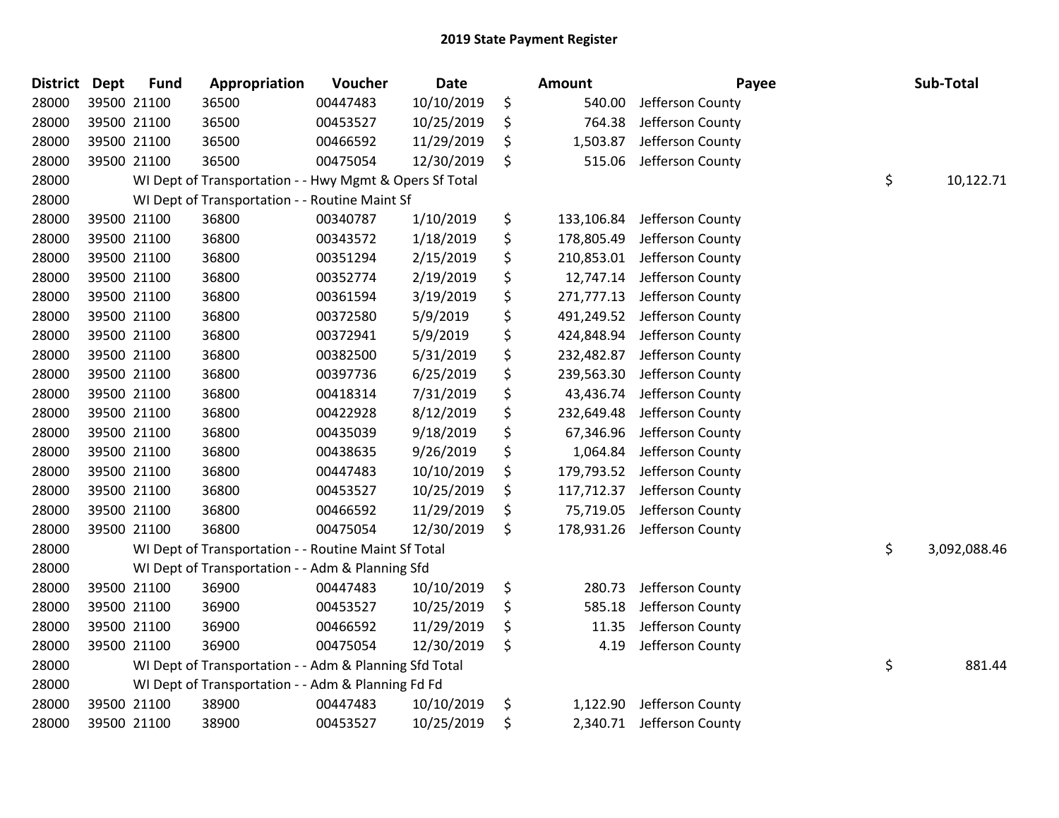# 2019 State Payment Register

| District | Dept | Fund | Appropriation | Voucher | Date | Amount | Payee | Sub-Total |
|---|---|---|---|---|---|---|---|---|
| 28000 | 39500 | 21100 | 36500 | 00447483 | 10/10/2019 | $ 540.00 | Jefferson County | |
| 28000 | 39500 | 21100 | 36500 | 00453527 | 10/25/2019 | $ 764.38 | Jefferson County | |
| 28000 | 39500 | 21100 | 36500 | 00466592 | 11/29/2019 | $ 1,503.87 | Jefferson County | |
| 28000 | 39500 | 21100 | 36500 | 00475054 | 12/30/2019 | $ 515.06 | Jefferson County | |
| 28000 | | WI Dept of Transportation - - Hwy Mgmt & Opers Sf Total | | | | | | $ 10,122.71 |
| 28000 | | WI Dept of Transportation - - Routine Maint Sf | | | | | | |
| 28000 | 39500 | 21100 | 36800 | 00340787 | 1/10/2019 | $ 133,106.84 | Jefferson County | |
| 28000 | 39500 | 21100 | 36800 | 00343572 | 1/18/2019 | $ 178,805.49 | Jefferson County | |
| 28000 | 39500 | 21100 | 36800 | 00351294 | 2/15/2019 | $ 210,853.01 | Jefferson County | |
| 28000 | 39500 | 21100 | 36800 | 00352774 | 2/19/2019 | $ 12,747.14 | Jefferson County | |
| 28000 | 39500 | 21100 | 36800 | 00361594 | 3/19/2019 | $ 271,777.13 | Jefferson County | |
| 28000 | 39500 | 21100 | 36800 | 00372580 | 5/9/2019 | $ 491,249.52 | Jefferson County | |
| 28000 | 39500 | 21100 | 36800 | 00372941 | 5/9/2019 | $ 424,848.94 | Jefferson County | |
| 28000 | 39500 | 21100 | 36800 | 00382500 | 5/31/2019 | $ 232,482.87 | Jefferson County | |
| 28000 | 39500 | 21100 | 36800 | 00397736 | 6/25/2019 | $ 239,563.30 | Jefferson County | |
| 28000 | 39500 | 21100 | 36800 | 00418314 | 7/31/2019 | $ 43,436.74 | Jefferson County | |
| 28000 | 39500 | 21100 | 36800 | 00422928 | 8/12/2019 | $ 232,649.48 | Jefferson County | |
| 28000 | 39500 | 21100 | 36800 | 00435039 | 9/18/2019 | $ 67,346.96 | Jefferson County | |
| 28000 | 39500 | 21100 | 36800 | 00438635 | 9/26/2019 | $ 1,064.84 | Jefferson County | |
| 28000 | 39500 | 21100 | 36800 | 00447483 | 10/10/2019 | $ 179,793.52 | Jefferson County | |
| 28000 | 39500 | 21100 | 36800 | 00453527 | 10/25/2019 | $ 117,712.37 | Jefferson County | |
| 28000 | 39500 | 21100 | 36800 | 00466592 | 11/29/2019 | $ 75,719.05 | Jefferson County | |
| 28000 | 39500 | 21100 | 36800 | 00475054 | 12/30/2019 | $ 178,931.26 | Jefferson County | |
| 28000 | | WI Dept of Transportation - - Routine Maint Sf Total | | | | | | $ 3,092,088.46 |
| 28000 | | WI Dept of Transportation - - Adm & Planning Sfd | | | | | | |
| 28000 | 39500 | 21100 | 36900 | 00447483 | 10/10/2019 | $ 280.73 | Jefferson County | |
| 28000 | 39500 | 21100 | 36900 | 00453527 | 10/25/2019 | $ 585.18 | Jefferson County | |
| 28000 | 39500 | 21100 | 36900 | 00466592 | 11/29/2019 | $ 11.35 | Jefferson County | |
| 28000 | 39500 | 21100 | 36900 | 00475054 | 12/30/2019 | $ 4.19 | Jefferson County | |
| 28000 | | WI Dept of Transportation - - Adm & Planning Sfd Total | | | | | | $ 881.44 |
| 28000 | | WI Dept of Transportation - - Adm & Planning Fd Fd | | | | | | |
| 28000 | 39500 | 21100 | 38900 | 00447483 | 10/10/2019 | $ 1,122.90 | Jefferson County | |
| 28000 | 39500 | 21100 | 38900 | 00453527 | 10/25/2019 | $ 2,340.71 | Jefferson County | |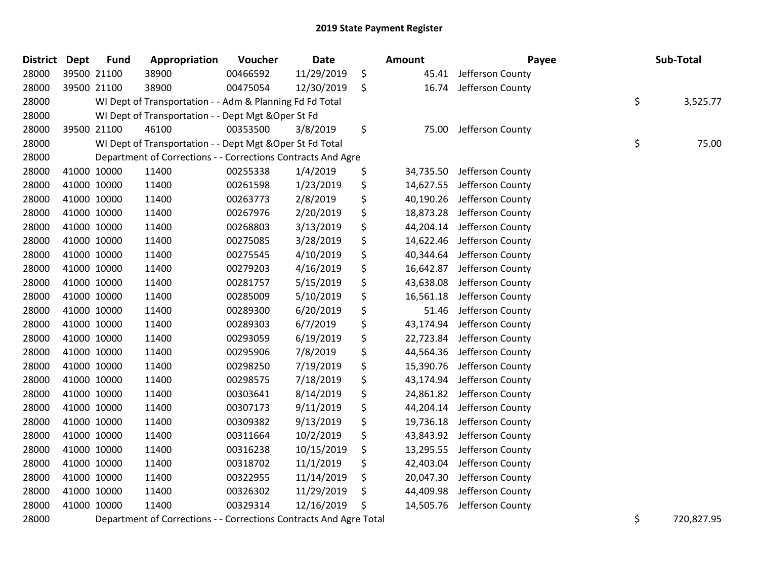# 2019 State Payment Register

| District | Dept | Fund | Appropriation | Voucher | Date | Amount | Payee | Sub-Total |
|---|---|---|---|---|---|---|---|---|
| 28000 | 39500 | 21100 | 38900 | 00466592 | 11/29/2019 | $ 45.41 | Jefferson County | |
| 28000 | 39500 | 21100 | 38900 | 00475054 | 12/30/2019 | $ 16.74 | Jefferson County | |
| 28000 | | WI Dept of Transportation - - Adm & Planning Fd Fd Total | | | | | | $ 3,525.77 |
| 28000 | | WI Dept of Transportation - - Dept Mgt &Oper St Fd | | | | | | |
| 28000 | 39500 | 21100 | 46100 | 00353500 | 3/8/2019 | $ 75.00 | Jefferson County | |
| 28000 | | WI Dept of Transportation - - Dept Mgt &Oper St Fd Total | | | | | | $ 75.00 |
| 28000 | | Department of Corrections - - Corrections Contracts And Agre | | | | | | |
| 28000 | 41000 | 10000 | 11400 | 00255338 | 1/4/2019 | $ 34,735.50 | Jefferson County | |
| 28000 | 41000 | 10000 | 11400 | 00261598 | 1/23/2019 | $ 14,627.55 | Jefferson County | |
| 28000 | 41000 | 10000 | 11400 | 00263773 | 2/8/2019 | $ 40,190.26 | Jefferson County | |
| 28000 | 41000 | 10000 | 11400 | 00267976 | 2/20/2019 | $ 18,873.28 | Jefferson County | |
| 28000 | 41000 | 10000 | 11400 | 00268803 | 3/13/2019 | $ 44,204.14 | Jefferson County | |
| 28000 | 41000 | 10000 | 11400 | 00275085 | 3/28/2019 | $ 14,622.46 | Jefferson County | |
| 28000 | 41000 | 10000 | 11400 | 00275545 | 4/10/2019 | $ 40,344.64 | Jefferson County | |
| 28000 | 41000 | 10000 | 11400 | 00279203 | 4/16/2019 | $ 16,642.87 | Jefferson County | |
| 28000 | 41000 | 10000 | 11400 | 00281757 | 5/15/2019 | $ 43,638.08 | Jefferson County | |
| 28000 | 41000 | 10000 | 11400 | 00285009 | 5/10/2019 | $ 16,561.18 | Jefferson County | |
| 28000 | 41000 | 10000 | 11400 | 00289300 | 6/20/2019 | $ 51.46 | Jefferson County | |
| 28000 | 41000 | 10000 | 11400 | 00289303 | 6/7/2019 | $ 43,174.94 | Jefferson County | |
| 28000 | 41000 | 10000 | 11400 | 00293059 | 6/19/2019 | $ 22,723.84 | Jefferson County | |
| 28000 | 41000 | 10000 | 11400 | 00295906 | 7/8/2019 | $ 44,564.36 | Jefferson County | |
| 28000 | 41000 | 10000 | 11400 | 00298250 | 7/19/2019 | $ 15,390.76 | Jefferson County | |
| 28000 | 41000 | 10000 | 11400 | 00298575 | 7/18/2019 | $ 43,174.94 | Jefferson County | |
| 28000 | 41000 | 10000 | 11400 | 00303641 | 8/14/2019 | $ 24,861.82 | Jefferson County | |
| 28000 | 41000 | 10000 | 11400 | 00307173 | 9/11/2019 | $ 44,204.14 | Jefferson County | |
| 28000 | 41000 | 10000 | 11400 | 00309382 | 9/13/2019 | $ 19,736.18 | Jefferson County | |
| 28000 | 41000 | 10000 | 11400 | 00311664 | 10/2/2019 | $ 43,843.92 | Jefferson County | |
| 28000 | 41000 | 10000 | 11400 | 00316238 | 10/15/2019 | $ 13,295.55 | Jefferson County | |
| 28000 | 41000 | 10000 | 11400 | 00318702 | 11/1/2019 | $ 42,403.04 | Jefferson County | |
| 28000 | 41000 | 10000 | 11400 | 00322955 | 11/14/2019 | $ 20,047.30 | Jefferson County | |
| 28000 | 41000 | 10000 | 11400 | 00326302 | 11/29/2019 | $ 44,409.98 | Jefferson County | |
| 28000 | 41000 | 10000 | 11400 | 00329314 | 12/16/2019 | $ 14,505.76 | Jefferson County | |
| 28000 | | Department of Corrections - - Corrections Contracts And Agre Total | | | | | | $ 720,827.95 |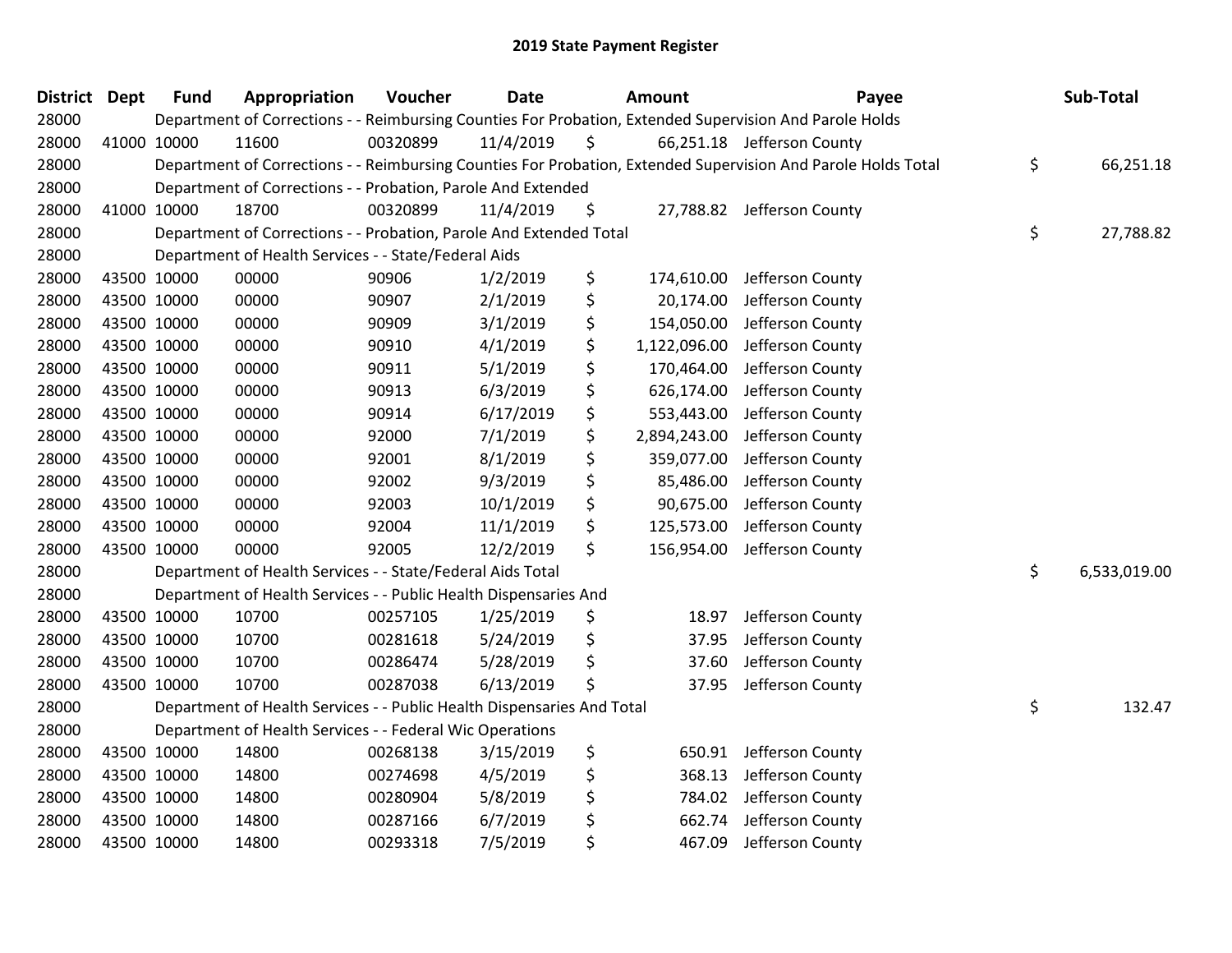# 2019 State Payment Register

| District | Dept | Fund | Appropriation | Voucher | Date | Amount | Payee | Sub-Total |
|---|---|---|---|---|---|---|---|---|
| 28000 | | Department of Corrections - - Reimbursing Counties For Probation, Extended Supervision And Parole Holds | | | | | | |
| 28000 | 41000 | 10000 | 11600 | 00320899 | 11/4/2019 | $ 66,251.18 | Jefferson County | |
| 28000 | | Department of Corrections - - Reimbursing Counties For Probation, Extended Supervision And Parole Holds Total | | | | | | $ 66,251.18 |
| 28000 | | Department of Corrections - - Probation, Parole And Extended | | | | | | |
| 28000 | 41000 | 10000 | 18700 | 00320899 | 11/4/2019 | $ 27,788.82 | Jefferson County | |
| 28000 | | Department of Corrections - - Probation, Parole And Extended Total | | | | | | $ 27,788.82 |
| 28000 | | Department of Health Services - - State/Federal Aids | | | | | | |
| 28000 | 43500 | 10000 | 00000 | 90906 | 1/2/2019 | $ 174,610.00 | Jefferson County | |
| 28000 | 43500 | 10000 | 00000 | 90907 | 2/1/2019 | $ 20,174.00 | Jefferson County | |
| 28000 | 43500 | 10000 | 00000 | 90909 | 3/1/2019 | $ 154,050.00 | Jefferson County | |
| 28000 | 43500 | 10000 | 00000 | 90910 | 4/1/2019 | $ 1,122,096.00 | Jefferson County | |
| 28000 | 43500 | 10000 | 00000 | 90911 | 5/1/2019 | $ 170,464.00 | Jefferson County | |
| 28000 | 43500 | 10000 | 00000 | 90913 | 6/3/2019 | $ 626,174.00 | Jefferson County | |
| 28000 | 43500 | 10000 | 00000 | 90914 | 6/17/2019 | $ 553,443.00 | Jefferson County | |
| 28000 | 43500 | 10000 | 00000 | 92000 | 7/1/2019 | $ 2,894,243.00 | Jefferson County | |
| 28000 | 43500 | 10000 | 00000 | 92001 | 8/1/2019 | $ 359,077.00 | Jefferson County | |
| 28000 | 43500 | 10000 | 00000 | 92002 | 9/3/2019 | $ 85,486.00 | Jefferson County | |
| 28000 | 43500 | 10000 | 00000 | 92003 | 10/1/2019 | $ 90,675.00 | Jefferson County | |
| 28000 | 43500 | 10000 | 00000 | 92004 | 11/1/2019 | $ 125,573.00 | Jefferson County | |
| 28000 | 43500 | 10000 | 00000 | 92005 | 12/2/2019 | $ 156,954.00 | Jefferson County | |
| 28000 | | Department of Health Services - - State/Federal Aids Total | | | | | | $ 6,533,019.00 |
| 28000 | | Department of Health Services - - Public Health Dispensaries And | | | | | | |
| 28000 | 43500 | 10000 | 10700 | 00257105 | 1/25/2019 | $ 18.97 | Jefferson County | |
| 28000 | 43500 | 10000 | 10700 | 00281618 | 5/24/2019 | $ 37.95 | Jefferson County | |
| 28000 | 43500 | 10000 | 10700 | 00286474 | 5/28/2019 | $ 37.60 | Jefferson County | |
| 28000 | 43500 | 10000 | 10700 | 00287038 | 6/13/2019 | $ 37.95 | Jefferson County | |
| 28000 | | Department of Health Services - - Public Health Dispensaries And Total | | | | | | $ 132.47 |
| 28000 | | Department of Health Services - - Federal Wic Operations | | | | | | |
| 28000 | 43500 | 10000 | 14800 | 00268138 | 3/15/2019 | $ 650.91 | Jefferson County | |
| 28000 | 43500 | 10000 | 14800 | 00274698 | 4/5/2019 | $ 368.13 | Jefferson County | |
| 28000 | 43500 | 10000 | 14800 | 00280904 | 5/8/2019 | $ 784.02 | Jefferson County | |
| 28000 | 43500 | 10000 | 14800 | 00287166 | 6/7/2019 | $ 662.74 | Jefferson County | |
| 28000 | 43500 | 10000 | 14800 | 00293318 | 7/5/2019 | $ 467.09 | Jefferson County | |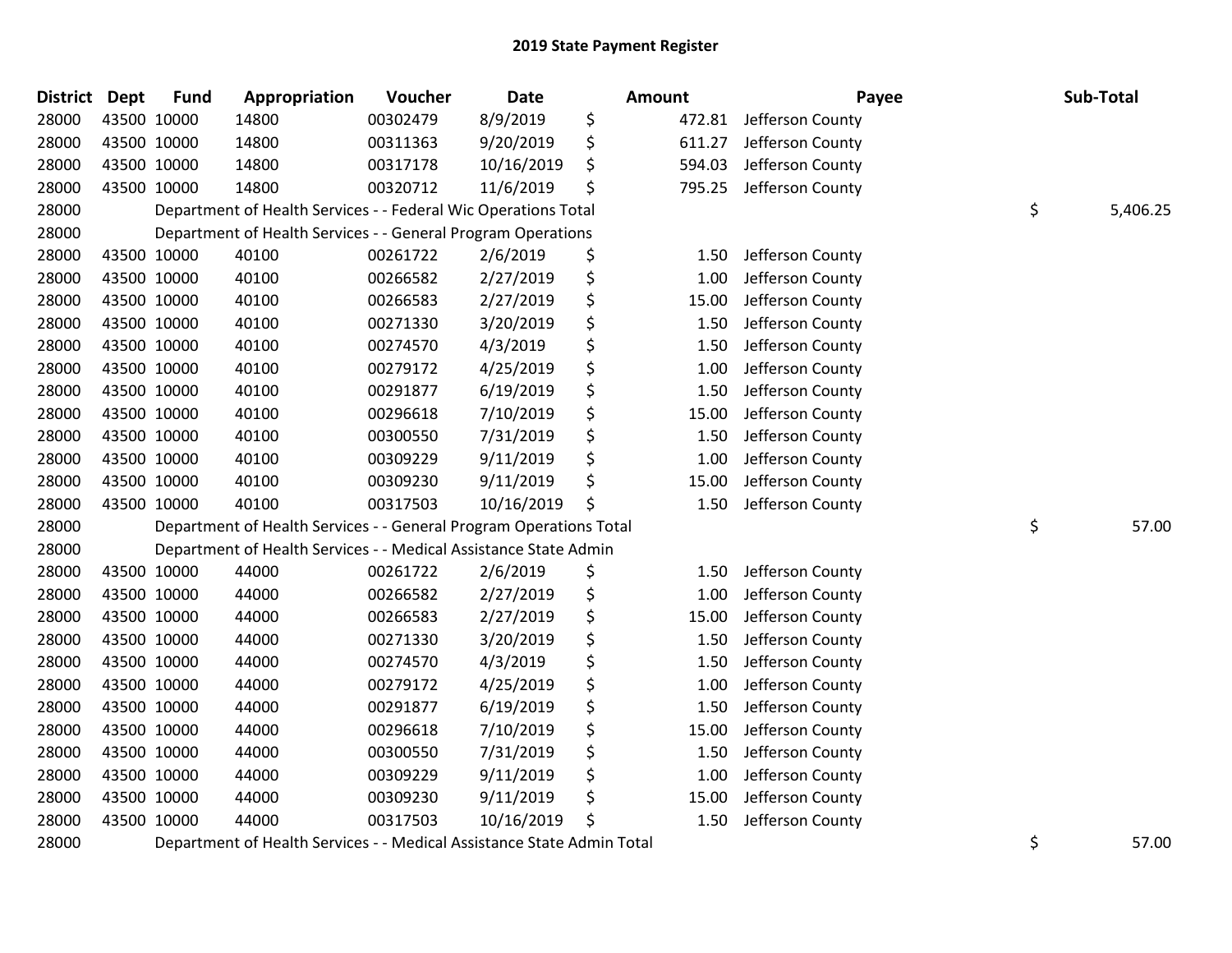# 2019 State Payment Register

| District | Dept | Fund | Appropriation | Voucher | Date | Amount | Payee | Sub-Total |
|---|---|---|---|---|---|---|---|---|
| 28000 | 43500 | 10000 | 14800 | 00302479 | 8/9/2019 | $ 472.81 | Jefferson County | |
| 28000 | 43500 | 10000 | 14800 | 00311363 | 9/20/2019 | $ 611.27 | Jefferson County | |
| 28000 | 43500 | 10000 | 14800 | 00317178 | 10/16/2019 | $ 594.03 | Jefferson County | |
| 28000 | 43500 | 10000 | 14800 | 00320712 | 11/6/2019 | $ 795.25 | Jefferson County | |
| 28000 | Department of Health Services - - Federal Wic Operations Total | | | | | | | $ 5,406.25 |
| 28000 | Department of Health Services - - General Program Operations | | | | | | | |
| 28000 | 43500 | 10000 | 40100 | 00261722 | 2/6/2019 | $ 1.50 | Jefferson County | |
| 28000 | 43500 | 10000 | 40100 | 00266582 | 2/27/2019 | $ 1.00 | Jefferson County | |
| 28000 | 43500 | 10000 | 40100 | 00266583 | 2/27/2019 | $ 15.00 | Jefferson County | |
| 28000 | 43500 | 10000 | 40100 | 00271330 | 3/20/2019 | $ 1.50 | Jefferson County | |
| 28000 | 43500 | 10000 | 40100 | 00274570 | 4/3/2019 | $ 1.50 | Jefferson County | |
| 28000 | 43500 | 10000 | 40100 | 00279172 | 4/25/2019 | $ 1.00 | Jefferson County | |
| 28000 | 43500 | 10000 | 40100 | 00291877 | 6/19/2019 | $ 1.50 | Jefferson County | |
| 28000 | 43500 | 10000 | 40100 | 00296618 | 7/10/2019 | $ 15.00 | Jefferson County | |
| 28000 | 43500 | 10000 | 40100 | 00300550 | 7/31/2019 | $ 1.50 | Jefferson County | |
| 28000 | 43500 | 10000 | 40100 | 00309229 | 9/11/2019 | $ 1.00 | Jefferson County | |
| 28000 | 43500 | 10000 | 40100 | 00309230 | 9/11/2019 | $ 15.00 | Jefferson County | |
| 28000 | 43500 | 10000 | 40100 | 00317503 | 10/16/2019 | $ 1.50 | Jefferson County | |
| 28000 | Department of Health Services - - General Program Operations Total | | | | | | | $ 57.00 |
| 28000 | Department of Health Services - - Medical Assistance State Admin | | | | | | | |
| 28000 | 43500 | 10000 | 44000 | 00261722 | 2/6/2019 | $ 1.50 | Jefferson County | |
| 28000 | 43500 | 10000 | 44000 | 00266582 | 2/27/2019 | $ 1.00 | Jefferson County | |
| 28000 | 43500 | 10000 | 44000 | 00266583 | 2/27/2019 | $ 15.00 | Jefferson County | |
| 28000 | 43500 | 10000 | 44000 | 00271330 | 3/20/2019 | $ 1.50 | Jefferson County | |
| 28000 | 43500 | 10000 | 44000 | 00274570 | 4/3/2019 | $ 1.50 | Jefferson County | |
| 28000 | 43500 | 10000 | 44000 | 00279172 | 4/25/2019 | $ 1.00 | Jefferson County | |
| 28000 | 43500 | 10000 | 44000 | 00291877 | 6/19/2019 | $ 1.50 | Jefferson County | |
| 28000 | 43500 | 10000 | 44000 | 00296618 | 7/10/2019 | $ 15.00 | Jefferson County | |
| 28000 | 43500 | 10000 | 44000 | 00300550 | 7/31/2019 | $ 1.50 | Jefferson County | |
| 28000 | 43500 | 10000 | 44000 | 00309229 | 9/11/2019 | $ 1.00 | Jefferson County | |
| 28000 | 43500 | 10000 | 44000 | 00309230 | 9/11/2019 | $ 15.00 | Jefferson County | |
| 28000 | 43500 | 10000 | 44000 | 00317503 | 10/16/2019 | $ 1.50 | Jefferson County | |
| 28000 | Department of Health Services - - Medical Assistance State Admin Total | | | | | | | $ 57.00 |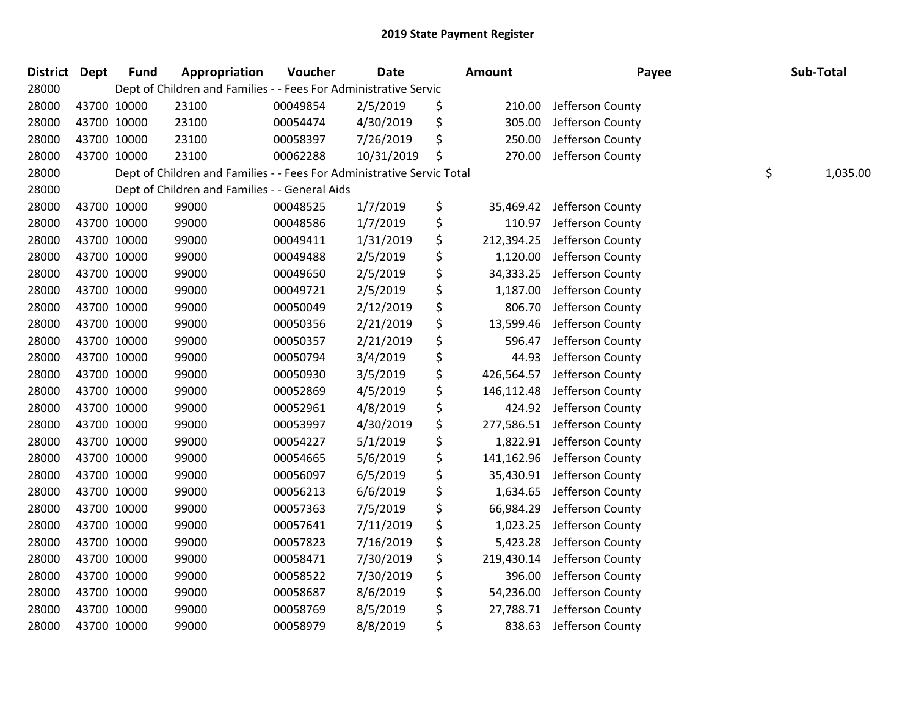## 2019 State Payment Register

| District | Dept | Fund | Appropriation | Voucher | Date | Amount | Payee | Sub-Total |
|---|---|---|---|---|---|---|---|---|
| 28000 | | Dept of Children and Families - - Fees For Administrative Servic | | | | | | |
| 28000 | 43700 | 10000 | 23100 | 00049854 | 2/5/2019 | $ 210.00 | Jefferson County | |
| 28000 | 43700 | 10000 | 23100 | 00054474 | 4/30/2019 | $ 305.00 | Jefferson County | |
| 28000 | 43700 | 10000 | 23100 | 00058397 | 7/26/2019 | $ 250.00 | Jefferson County | |
| 28000 | 43700 | 10000 | 23100 | 00062288 | 10/31/2019 | $ 270.00 | Jefferson County | |
| 28000 | | Dept of Children and Families - - Fees For Administrative Servic Total | | | | | | $ 1,035.00 |
| 28000 | | Dept of Children and Families - - General Aids | | | | | | |
| 28000 | 43700 | 10000 | 99000 | 00048525 | 1/7/2019 | $ 35,469.42 | Jefferson County | |
| 28000 | 43700 | 10000 | 99000 | 00048586 | 1/7/2019 | $ 110.97 | Jefferson County | |
| 28000 | 43700 | 10000 | 99000 | 00049411 | 1/31/2019 | $ 212,394.25 | Jefferson County | |
| 28000 | 43700 | 10000 | 99000 | 00049488 | 2/5/2019 | $ 1,120.00 | Jefferson County | |
| 28000 | 43700 | 10000 | 99000 | 00049650 | 2/5/2019 | $ 34,333.25 | Jefferson County | |
| 28000 | 43700 | 10000 | 99000 | 00049721 | 2/5/2019 | $ 1,187.00 | Jefferson County | |
| 28000 | 43700 | 10000 | 99000 | 00050049 | 2/12/2019 | $ 806.70 | Jefferson County | |
| 28000 | 43700 | 10000 | 99000 | 00050356 | 2/21/2019 | $ 13,599.46 | Jefferson County | |
| 28000 | 43700 | 10000 | 99000 | 00050357 | 2/21/2019 | $ 596.47 | Jefferson County | |
| 28000 | 43700 | 10000 | 99000 | 00050794 | 3/4/2019 | $ 44.93 | Jefferson County | |
| 28000 | 43700 | 10000 | 99000 | 00050930 | 3/5/2019 | $ 426,564.57 | Jefferson County | |
| 28000 | 43700 | 10000 | 99000 | 00052869 | 4/5/2019 | $ 146,112.48 | Jefferson County | |
| 28000 | 43700 | 10000 | 99000 | 00052961 | 4/8/2019 | $ 424.92 | Jefferson County | |
| 28000 | 43700 | 10000 | 99000 | 00053997 | 4/30/2019 | $ 277,586.51 | Jefferson County | |
| 28000 | 43700 | 10000 | 99000 | 00054227 | 5/1/2019 | $ 1,822.91 | Jefferson County | |
| 28000 | 43700 | 10000 | 99000 | 00054665 | 5/6/2019 | $ 141,162.96 | Jefferson County | |
| 28000 | 43700 | 10000 | 99000 | 00056097 | 6/5/2019 | $ 35,430.91 | Jefferson County | |
| 28000 | 43700 | 10000 | 99000 | 00056213 | 6/6/2019 | $ 1,634.65 | Jefferson County | |
| 28000 | 43700 | 10000 | 99000 | 00057363 | 7/5/2019 | $ 66,984.29 | Jefferson County | |
| 28000 | 43700 | 10000 | 99000 | 00057641 | 7/11/2019 | $ 1,023.25 | Jefferson County | |
| 28000 | 43700 | 10000 | 99000 | 00057823 | 7/16/2019 | $ 5,423.28 | Jefferson County | |
| 28000 | 43700 | 10000 | 99000 | 00058471 | 7/30/2019 | $ 219,430.14 | Jefferson County | |
| 28000 | 43700 | 10000 | 99000 | 00058522 | 7/30/2019 | $ 396.00 | Jefferson County | |
| 28000 | 43700 | 10000 | 99000 | 00058687 | 8/6/2019 | $ 54,236.00 | Jefferson County | |
| 28000 | 43700 | 10000 | 99000 | 00058769 | 8/5/2019 | $ 27,788.71 | Jefferson County | |
| 28000 | 43700 | 10000 | 99000 | 00058979 | 8/8/2019 | $ 838.63 | Jefferson County | |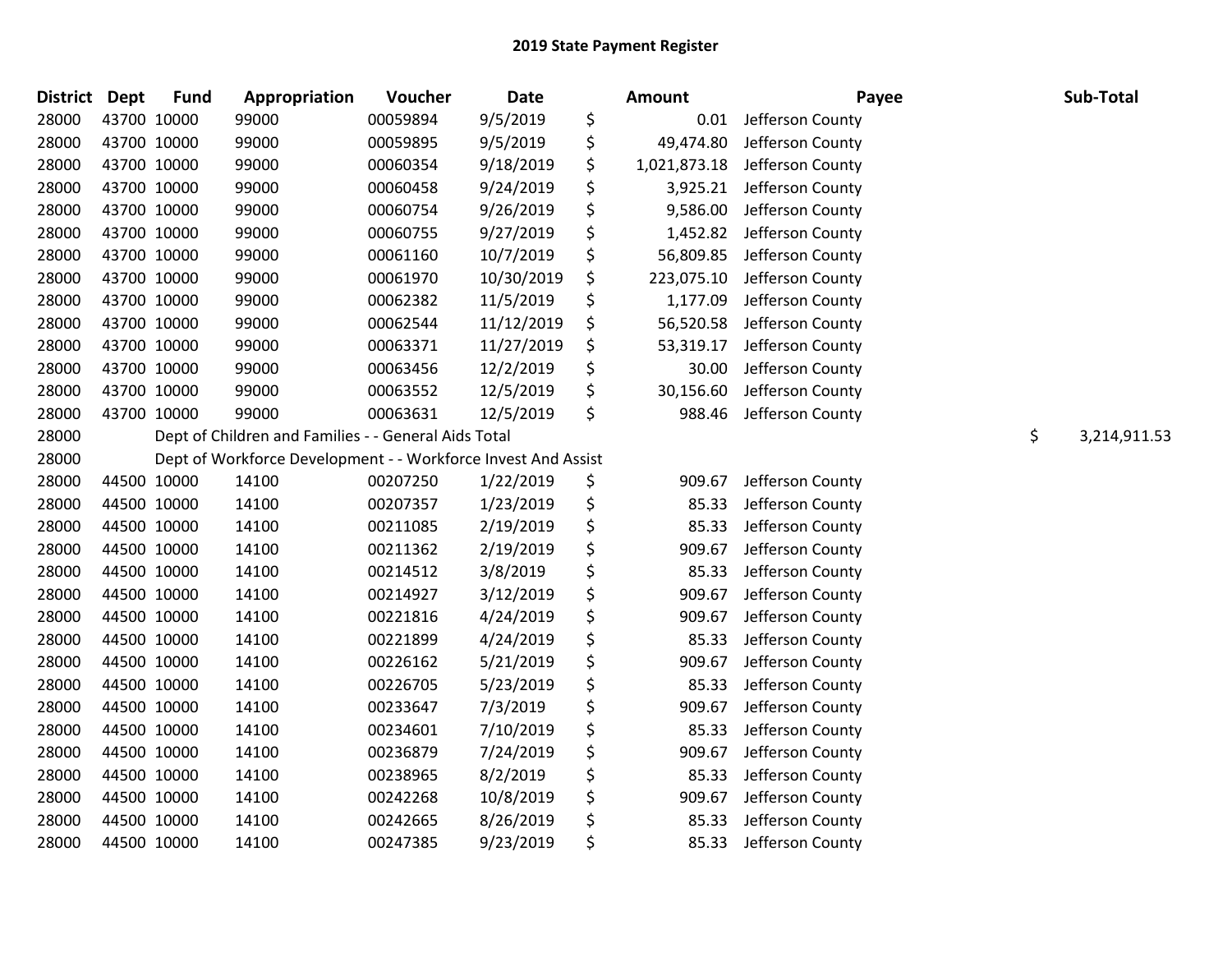# 2019 State Payment Register

| District | Dept | Fund | Appropriation | Voucher | Date | | Amount | Payee | | Sub-Total |
|---|---|---|---|---|---|---|---|---|---|---|
| 28000 | 43700 | 10000 | 99000 | 00059894 | 9/5/2019 | $ | 0.01 | Jefferson County | | |
| 28000 | 43700 | 10000 | 99000 | 00059895 | 9/5/2019 | $ | 49,474.80 | Jefferson County | | |
| 28000 | 43700 | 10000 | 99000 | 00060354 | 9/18/2019 | $ | 1,021,873.18 | Jefferson County | | |
| 28000 | 43700 | 10000 | 99000 | 00060458 | 9/24/2019 | $ | 3,925.21 | Jefferson County | | |
| 28000 | 43700 | 10000 | 99000 | 00060754 | 9/26/2019 | $ | 9,586.00 | Jefferson County | | |
| 28000 | 43700 | 10000 | 99000 | 00060755 | 9/27/2019 | $ | 1,452.82 | Jefferson County | | |
| 28000 | 43700 | 10000 | 99000 | 00061160 | 10/7/2019 | $ | 56,809.85 | Jefferson County | | |
| 28000 | 43700 | 10000 | 99000 | 00061970 | 10/30/2019 | $ | 223,075.10 | Jefferson County | | |
| 28000 | 43700 | 10000 | 99000 | 00062382 | 11/5/2019 | $ | 1,177.09 | Jefferson County | | |
| 28000 | 43700 | 10000 | 99000 | 00062544 | 11/12/2019 | $ | 56,520.58 | Jefferson County | | |
| 28000 | 43700 | 10000 | 99000 | 00063371 | 11/27/2019 | $ | 53,319.17 | Jefferson County | | |
| 28000 | 43700 | 10000 | 99000 | 00063456 | 12/2/2019 | $ | 30.00 | Jefferson County | | |
| 28000 | 43700 | 10000 | 99000 | 00063552 | 12/5/2019 | $ | 30,156.60 | Jefferson County | | |
| 28000 | 43700 | 10000 | 99000 | 00063631 | 12/5/2019 | $ | 988.46 | Jefferson County | | |
| 28000 | | | Dept of Children and Families - - General Aids Total | | | | | | $ | 3,214,911.53 |
| 28000 | | | Dept of Workforce Development - - Workforce Invest And Assist | | | | | | | |
| 28000 | 44500 | 10000 | 14100 | 00207250 | 1/22/2019 | $ | 909.67 | Jefferson County | | |
| 28000 | 44500 | 10000 | 14100 | 00207357 | 1/23/2019 | $ | 85.33 | Jefferson County | | |
| 28000 | 44500 | 10000 | 14100 | 00211085 | 2/19/2019 | $ | 85.33 | Jefferson County | | |
| 28000 | 44500 | 10000 | 14100 | 00211362 | 2/19/2019 | $ | 909.67 | Jefferson County | | |
| 28000 | 44500 | 10000 | 14100 | 00214512 | 3/8/2019 | $ | 85.33 | Jefferson County | | |
| 28000 | 44500 | 10000 | 14100 | 00214927 | 3/12/2019 | $ | 909.67 | Jefferson County | | |
| 28000 | 44500 | 10000 | 14100 | 00221816 | 4/24/2019 | $ | 909.67 | Jefferson County | | |
| 28000 | 44500 | 10000 | 14100 | 00221899 | 4/24/2019 | $ | 85.33 | Jefferson County | | |
| 28000 | 44500 | 10000 | 14100 | 00226162 | 5/21/2019 | $ | 909.67 | Jefferson County | | |
| 28000 | 44500 | 10000 | 14100 | 00226705 | 5/23/2019 | $ | 85.33 | Jefferson County | | |
| 28000 | 44500 | 10000 | 14100 | 00233647 | 7/3/2019 | $ | 909.67 | Jefferson County | | |
| 28000 | 44500 | 10000 | 14100 | 00234601 | 7/10/2019 | $ | 85.33 | Jefferson County | | |
| 28000 | 44500 | 10000 | 14100 | 00236879 | 7/24/2019 | $ | 909.67 | Jefferson County | | |
| 28000 | 44500 | 10000 | 14100 | 00238965 | 8/2/2019 | $ | 85.33 | Jefferson County | | |
| 28000 | 44500 | 10000 | 14100 | 00242268 | 10/8/2019 | $ | 909.67 | Jefferson County | | |
| 28000 | 44500 | 10000 | 14100 | 00242665 | 8/26/2019 | $ | 85.33 | Jefferson County | | |
| 28000 | 44500 | 10000 | 14100 | 00247385 | 9/23/2019 | $ | 85.33 | Jefferson County | | |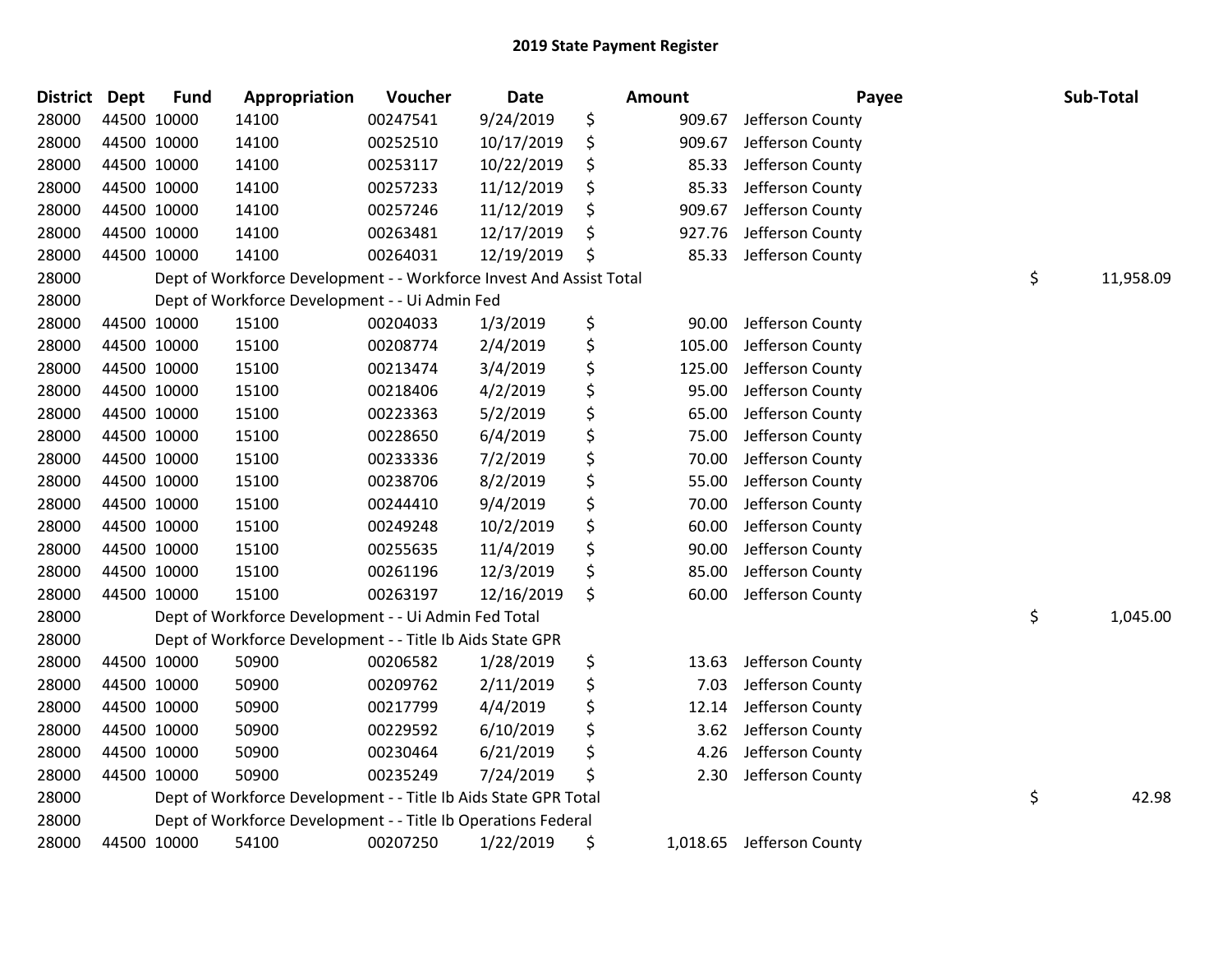# 2019 State Payment Register

| District | Dept | Fund | Appropriation | Voucher | Date | Amount | Payee | Sub-Total |
|---|---|---|---|---|---|---|---|---|
| 28000 | 44500 | 10000 | 14100 | 00247541 | 9/24/2019 | $ 909.67 | Jefferson County | |
| 28000 | 44500 | 10000 | 14100 | 00252510 | 10/17/2019 | $ 909.67 | Jefferson County | |
| 28000 | 44500 | 10000 | 14100 | 00253117 | 10/22/2019 | $ 85.33 | Jefferson County | |
| 28000 | 44500 | 10000 | 14100 | 00257233 | 11/12/2019 | $ 85.33 | Jefferson County | |
| 28000 | 44500 | 10000 | 14100 | 00257246 | 11/12/2019 | $ 909.67 | Jefferson County | |
| 28000 | 44500 | 10000 | 14100 | 00263481 | 12/17/2019 | $ 927.76 | Jefferson County | |
| 28000 | 44500 | 10000 | 14100 | 00264031 | 12/19/2019 | $ 85.33 | Jefferson County | |
| 28000 | | | Dept of Workforce Development - - Workforce Invest And Assist Total | | | | | $ 11,958.09 |
| 28000 | | | Dept of Workforce Development - - Ui Admin Fed | | | | | |
| 28000 | 44500 | 10000 | 15100 | 00204033 | 1/3/2019 | $ 90.00 | Jefferson County | |
| 28000 | 44500 | 10000 | 15100 | 00208774 | 2/4/2019 | $ 105.00 | Jefferson County | |
| 28000 | 44500 | 10000 | 15100 | 00213474 | 3/4/2019 | $ 125.00 | Jefferson County | |
| 28000 | 44500 | 10000 | 15100 | 00218406 | 4/2/2019 | $ 95.00 | Jefferson County | |
| 28000 | 44500 | 10000 | 15100 | 00223363 | 5/2/2019 | $ 65.00 | Jefferson County | |
| 28000 | 44500 | 10000 | 15100 | 00228650 | 6/4/2019 | $ 75.00 | Jefferson County | |
| 28000 | 44500 | 10000 | 15100 | 00233336 | 7/2/2019 | $ 70.00 | Jefferson County | |
| 28000 | 44500 | 10000 | 15100 | 00238706 | 8/2/2019 | $ 55.00 | Jefferson County | |
| 28000 | 44500 | 10000 | 15100 | 00244410 | 9/4/2019 | $ 70.00 | Jefferson County | |
| 28000 | 44500 | 10000 | 15100 | 00249248 | 10/2/2019 | $ 60.00 | Jefferson County | |
| 28000 | 44500 | 10000 | 15100 | 00255635 | 11/4/2019 | $ 90.00 | Jefferson County | |
| 28000 | 44500 | 10000 | 15100 | 00261196 | 12/3/2019 | $ 85.00 | Jefferson County | |
| 28000 | 44500 | 10000 | 15100 | 00263197 | 12/16/2019 | $ 60.00 | Jefferson County | |
| 28000 | | | Dept of Workforce Development - - Ui Admin Fed Total | | | | | $ 1,045.00 |
| 28000 | | | Dept of Workforce Development - - Title Ib Aids State GPR | | | | | |
| 28000 | 44500 | 10000 | 50900 | 00206582 | 1/28/2019 | $ 13.63 | Jefferson County | |
| 28000 | 44500 | 10000 | 50900 | 00209762 | 2/11/2019 | $ 7.03 | Jefferson County | |
| 28000 | 44500 | 10000 | 50900 | 00217799 | 4/4/2019 | $ 12.14 | Jefferson County | |
| 28000 | 44500 | 10000 | 50900 | 00229592 | 6/10/2019 | $ 3.62 | Jefferson County | |
| 28000 | 44500 | 10000 | 50900 | 00230464 | 6/21/2019 | $ 4.26 | Jefferson County | |
| 28000 | 44500 | 10000 | 50900 | 00235249 | 7/24/2019 | $ 2.30 | Jefferson County | |
| 28000 | | | Dept of Workforce Development - - Title Ib Aids State GPR Total | | | | | $ 42.98 |
| 28000 | | | Dept of Workforce Development - - Title Ib Operations Federal | | | | | |
| 28000 | 44500 | 10000 | 54100 | 00207250 | 1/22/2019 | $ 1,018.65 | Jefferson County | |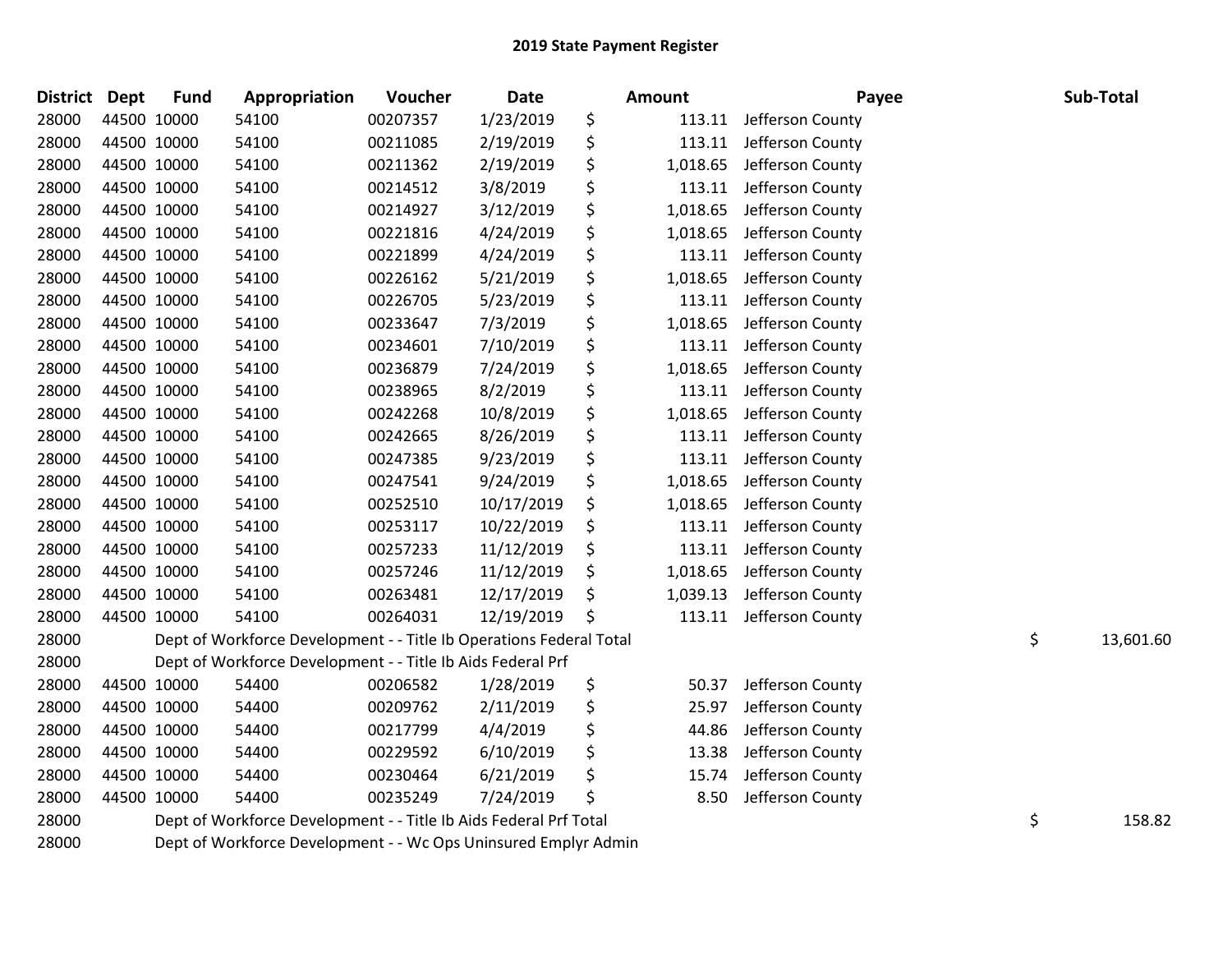## 2019 State Payment Register

| District | Dept | Fund | Appropriation | Voucher | Date | Amount | Payee | Sub-Total |
|---|---|---|---|---|---|---|---|---|
| 28000 | 44500 | 10000 | 54100 | 00207357 | 1/23/2019 | $ 113.11 | Jefferson County | |
| 28000 | 44500 | 10000 | 54100 | 00211085 | 2/19/2019 | $ 113.11 | Jefferson County | |
| 28000 | 44500 | 10000 | 54100 | 00211362 | 2/19/2019 | $ 1,018.65 | Jefferson County | |
| 28000 | 44500 | 10000 | 54100 | 00214512 | 3/8/2019 | $ 113.11 | Jefferson County | |
| 28000 | 44500 | 10000 | 54100 | 00214927 | 3/12/2019 | $ 1,018.65 | Jefferson County | |
| 28000 | 44500 | 10000 | 54100 | 00221816 | 4/24/2019 | $ 1,018.65 | Jefferson County | |
| 28000 | 44500 | 10000 | 54100 | 00221899 | 4/24/2019 | $ 113.11 | Jefferson County | |
| 28000 | 44500 | 10000 | 54100 | 00226162 | 5/21/2019 | $ 1,018.65 | Jefferson County | |
| 28000 | 44500 | 10000 | 54100 | 00226705 | 5/23/2019 | $ 113.11 | Jefferson County | |
| 28000 | 44500 | 10000 | 54100 | 00233647 | 7/3/2019 | $ 1,018.65 | Jefferson County | |
| 28000 | 44500 | 10000 | 54100 | 00234601 | 7/10/2019 | $ 113.11 | Jefferson County | |
| 28000 | 44500 | 10000 | 54100 | 00236879 | 7/24/2019 | $ 1,018.65 | Jefferson County | |
| 28000 | 44500 | 10000 | 54100 | 00238965 | 8/2/2019 | $ 113.11 | Jefferson County | |
| 28000 | 44500 | 10000 | 54100 | 00242268 | 10/8/2019 | $ 1,018.65 | Jefferson County | |
| 28000 | 44500 | 10000 | 54100 | 00242665 | 8/26/2019 | $ 113.11 | Jefferson County | |
| 28000 | 44500 | 10000 | 54100 | 00247385 | 9/23/2019 | $ 113.11 | Jefferson County | |
| 28000 | 44500 | 10000 | 54100 | 00247541 | 9/24/2019 | $ 1,018.65 | Jefferson County | |
| 28000 | 44500 | 10000 | 54100 | 00252510 | 10/17/2019 | $ 1,018.65 | Jefferson County | |
| 28000 | 44500 | 10000 | 54100 | 00253117 | 10/22/2019 | $ 113.11 | Jefferson County | |
| 28000 | 44500 | 10000 | 54100 | 00257233 | 11/12/2019 | $ 113.11 | Jefferson County | |
| 28000 | 44500 | 10000 | 54100 | 00257246 | 11/12/2019 | $ 1,018.65 | Jefferson County | |
| 28000 | 44500 | 10000 | 54100 | 00263481 | 12/17/2019 | $ 1,039.13 | Jefferson County | |
| 28000 | 44500 | 10000 | 54100 | 00264031 | 12/19/2019 | $ 113.11 | Jefferson County | |
| 28000 | | Dept of Workforce Development - - Title Ib Operations Federal Total | | | | | | $ 13,601.60 |
| 28000 | | Dept of Workforce Development - - Title Ib Aids Federal Prf | | | | | | |
| 28000 | 44500 | 10000 | 54400 | 00206582 | 1/28/2019 | $ 50.37 | Jefferson County | |
| 28000 | 44500 | 10000 | 54400 | 00209762 | 2/11/2019 | $ 25.97 | Jefferson County | |
| 28000 | 44500 | 10000 | 54400 | 00217799 | 4/4/2019 | $ 44.86 | Jefferson County | |
| 28000 | 44500 | 10000 | 54400 | 00229592 | 6/10/2019 | $ 13.38 | Jefferson County | |
| 28000 | 44500 | 10000 | 54400 | 00230464 | 6/21/2019 | $ 15.74 | Jefferson County | |
| 28000 | 44500 | 10000 | 54400 | 00235249 | 7/24/2019 | $ 8.50 | Jefferson County | |
| 28000 | | Dept of Workforce Development - - Title Ib Aids Federal Prf Total | | | | | | $ 158.82 |
| 28000 | | Dept of Workforce Development - - Wc Ops Uninsured Emplyr Admin | | | | | | |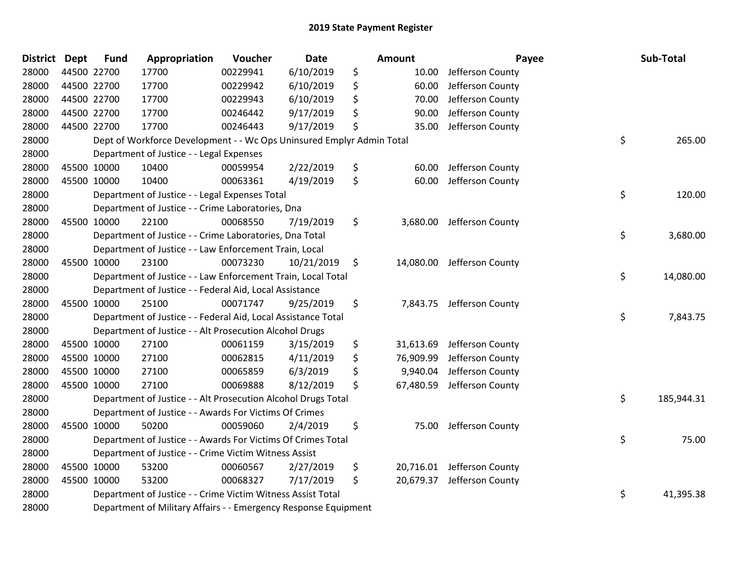# 2019 State Payment Register

| District | Dept | Fund | Appropriation | Voucher | Date | Amount | Payee | Sub-Total |
|---|---|---|---|---|---|---|---|---|
| 28000 | 44500 | 22700 | 17700 | 00229941 | 6/10/2019 | $ 10.00 | Jefferson County | |
| 28000 | 44500 | 22700 | 17700 | 00229942 | 6/10/2019 | $ 60.00 | Jefferson County | |
| 28000 | 44500 | 22700 | 17700 | 00229943 | 6/10/2019 | $ 70.00 | Jefferson County | |
| 28000 | 44500 | 22700 | 17700 | 00246442 | 9/17/2019 | $ 90.00 | Jefferson County | |
| 28000 | 44500 | 22700 | 17700 | 00246443 | 9/17/2019 | $ 35.00 | Jefferson County | |
| 28000 | | | Dept of Workforce Development - - Wc Ops Uninsured Emplyr Admin Total | | | | | $ 265.00 |
| 28000 | | | Department of Justice - - Legal Expenses | | | | | |
| 28000 | 45500 | 10000 | 10400 | 00059954 | 2/22/2019 | $ 60.00 | Jefferson County | |
| 28000 | 45500 | 10000 | 10400 | 00063361 | 4/19/2019 | $ 60.00 | Jefferson County | |
| 28000 | | | Department of Justice - - Legal Expenses Total | | | | | $ 120.00 |
| 28000 | | | Department of Justice - - Crime Laboratories, Dna | | | | | |
| 28000 | 45500 | 10000 | 22100 | 00068550 | 7/19/2019 | $ 3,680.00 | Jefferson County | |
| 28000 | | | Department of Justice - - Crime Laboratories, Dna Total | | | | | $ 3,680.00 |
| 28000 | | | Department of Justice - - Law Enforcement Train, Local | | | | | |
| 28000 | 45500 | 10000 | 23100 | 00073230 | 10/21/2019 | $ 14,080.00 | Jefferson County | |
| 28000 | | | Department of Justice - - Law Enforcement Train, Local Total | | | | | $ 14,080.00 |
| 28000 | | | Department of Justice - - Federal Aid, Local Assistance | | | | | |
| 28000 | 45500 | 10000 | 25100 | 00071747 | 9/25/2019 | $ 7,843.75 | Jefferson County | |
| 28000 | | | Department of Justice - - Federal Aid, Local Assistance Total | | | | | $ 7,843.75 |
| 28000 | | | Department of Justice - - Alt Prosecution Alcohol Drugs | | | | | |
| 28000 | 45500 | 10000 | 27100 | 00061159 | 3/15/2019 | $ 31,613.69 | Jefferson County | |
| 28000 | 45500 | 10000 | 27100 | 00062815 | 4/11/2019 | $ 76,909.99 | Jefferson County | |
| 28000 | 45500 | 10000 | 27100 | 00065859 | 6/3/2019 | $ 9,940.04 | Jefferson County | |
| 28000 | 45500 | 10000 | 27100 | 00069888 | 8/12/2019 | $ 67,480.59 | Jefferson County | |
| 28000 | | | Department of Justice - - Alt Prosecution Alcohol Drugs Total | | | | | $ 185,944.31 |
| 28000 | | | Department of Justice - - Awards For Victims Of Crimes | | | | | |
| 28000 | 45500 | 10000 | 50200 | 00059060 | 2/4/2019 | $ 75.00 | Jefferson County | |
| 28000 | | | Department of Justice - - Awards For Victims Of Crimes Total | | | | | $ 75.00 |
| 28000 | | | Department of Justice - - Crime Victim Witness Assist | | | | | |
| 28000 | 45500 | 10000 | 53200 | 00060567 | 2/27/2019 | $ 20,716.01 | Jefferson County | |
| 28000 | 45500 | 10000 | 53200 | 00068327 | 7/17/2019 | $ 20,679.37 | Jefferson County | |
| 28000 | | | Department of Justice - - Crime Victim Witness Assist Total | | | | | $ 41,395.38 |
| 28000 | | | Department of Military Affairs - - Emergency Response Equipment | | | | | |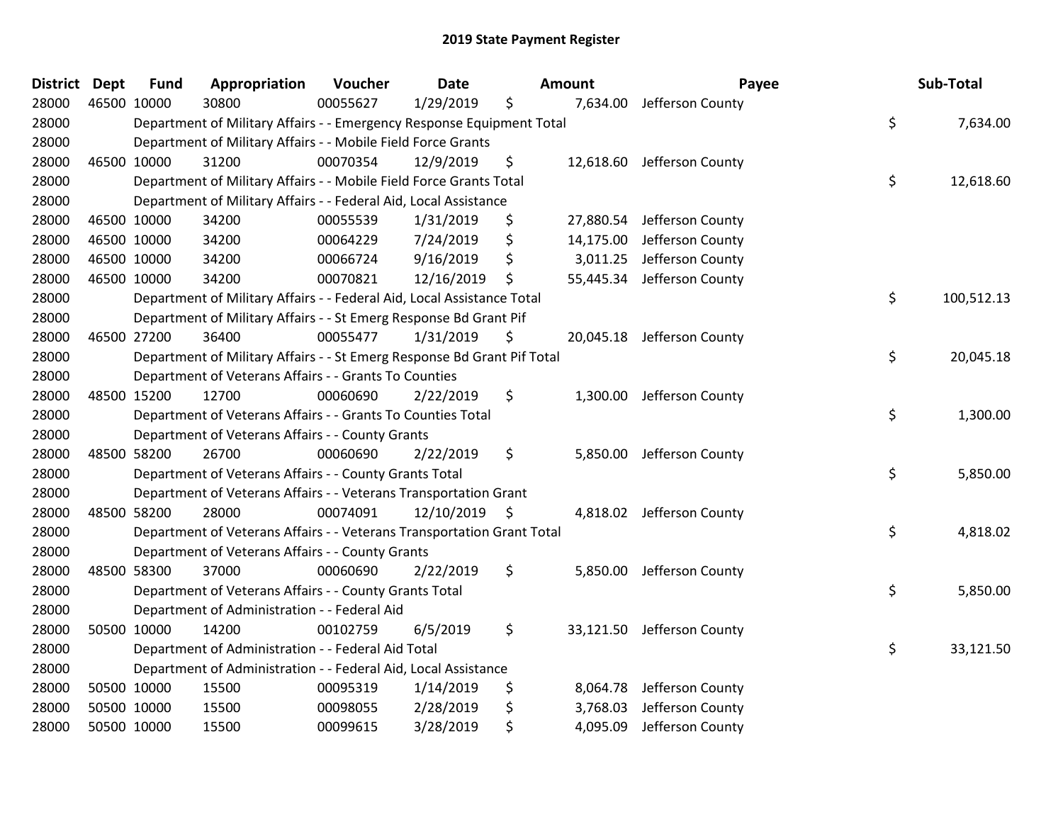# 2019 State Payment Register

| District | Dept | Fund | Appropriation | Voucher | Date | Amount | Payee | Sub-Total |
|---|---|---|---|---|---|---|---|---|
| 28000 | 46500 | 10000 | 30800 | 00055627 | 1/29/2019 | $ 7,634.00 | Jefferson County | |
| 28000 | | Department of Military Affairs - - Emergency Response Equipment Total | | | | | | $ 7,634.00 |
| 28000 | | Department of Military Affairs - - Mobile Field Force Grants | | | | | | |
| 28000 | 46500 | 10000 | 31200 | 00070354 | 12/9/2019 | $ 12,618.60 | Jefferson County | |
| 28000 | | Department of Military Affairs - - Mobile Field Force Grants Total | | | | | | $ 12,618.60 |
| 28000 | | Department of Military Affairs - - Federal Aid, Local Assistance | | | | | | |
| 28000 | 46500 | 10000 | 34200 | 00055539 | 1/31/2019 | $ 27,880.54 | Jefferson County | |
| 28000 | 46500 | 10000 | 34200 | 00064229 | 7/24/2019 | $ 14,175.00 | Jefferson County | |
| 28000 | 46500 | 10000 | 34200 | 00066724 | 9/16/2019 | $ 3,011.25 | Jefferson County | |
| 28000 | 46500 | 10000 | 34200 | 00070821 | 12/16/2019 | $ 55,445.34 | Jefferson County | |
| 28000 | | Department of Military Affairs - - Federal Aid, Local Assistance Total | | | | | | $ 100,512.13 |
| 28000 | | Department of Military Affairs - - St Emerg Response Bd Grant Pif | | | | | | |
| 28000 | 46500 | 27200 | 36400 | 00055477 | 1/31/2019 | $ 20,045.18 | Jefferson County | |
| 28000 | | Department of Military Affairs - - St Emerg Response Bd Grant Pif Total | | | | | | $ 20,045.18 |
| 28000 | | Department of Veterans Affairs - - Grants To Counties | | | | | | |
| 28000 | 48500 | 15200 | 12700 | 00060690 | 2/22/2019 | $ 1,300.00 | Jefferson County | |
| 28000 | | Department of Veterans Affairs - - Grants To Counties Total | | | | | | $ 1,300.00 |
| 28000 | | Department of Veterans Affairs - - County Grants | | | | | | |
| 28000 | 48500 | 58200 | 26700 | 00060690 | 2/22/2019 | $ 5,850.00 | Jefferson County | |
| 28000 | | Department of Veterans Affairs - - County Grants Total | | | | | | $ 5,850.00 |
| 28000 | | Department of Veterans Affairs - - Veterans Transportation Grant | | | | | | |
| 28000 | 48500 | 58200 | 28000 | 00074091 | 12/10/2019 | $ 4,818.02 | Jefferson County | |
| 28000 | | Department of Veterans Affairs - - Veterans Transportation Grant Total | | | | | | $ 4,818.02 |
| 28000 | | Department of Veterans Affairs - - County Grants | | | | | | |
| 28000 | 48500 | 58300 | 37000 | 00060690 | 2/22/2019 | $ 5,850.00 | Jefferson County | |
| 28000 | | Department of Veterans Affairs - - County Grants Total | | | | | | $ 5,850.00 |
| 28000 | | Department of Administration - - Federal Aid | | | | | | |
| 28000 | 50500 | 10000 | 14200 | 00102759 | 6/5/2019 | $ 33,121.50 | Jefferson County | |
| 28000 | | Department of Administration - - Federal Aid Total | | | | | | $ 33,121.50 |
| 28000 | | Department of Administration - - Federal Aid, Local Assistance | | | | | | |
| 28000 | 50500 | 10000 | 15500 | 00095319 | 1/14/2019 | $ 8,064.78 | Jefferson County | |
| 28000 | 50500 | 10000 | 15500 | 00098055 | 2/28/2019 | $ 3,768.03 | Jefferson County | |
| 28000 | 50500 | 10000 | 15500 | 00099615 | 3/28/2019 | $ 4,095.09 | Jefferson County | |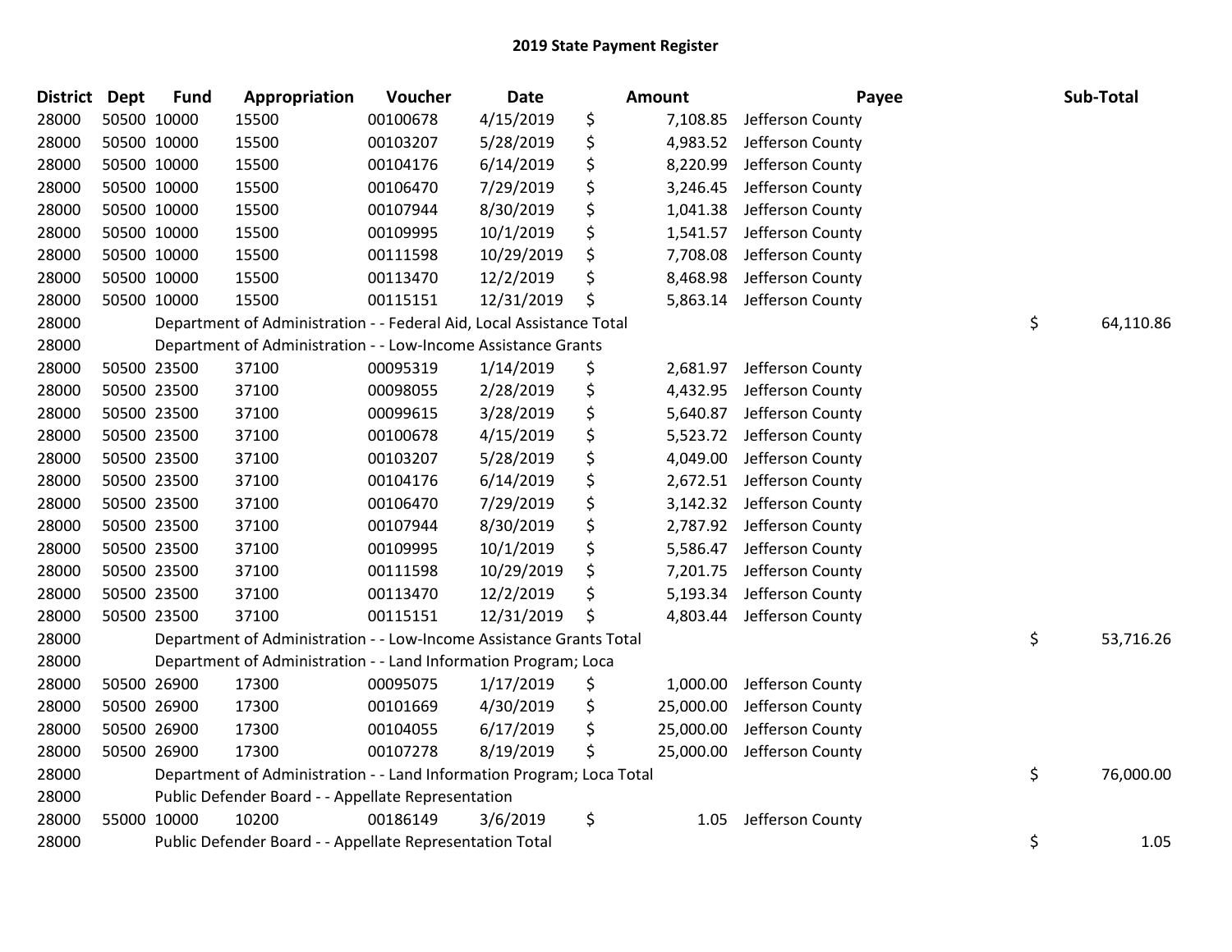# 2019 State Payment Register

| District | Dept | Fund | Appropriation | Voucher | Date | Amount | Payee | Sub-Total |
|---|---|---|---|---|---|---|---|---|
| 28000 | 50500 | 10000 | 15500 | 00100678 | 4/15/2019 | $ 7,108.85 | Jefferson County | |
| 28000 | 50500 | 10000 | 15500 | 00103207 | 5/28/2019 | $ 4,983.52 | Jefferson County | |
| 28000 | 50500 | 10000 | 15500 | 00104176 | 6/14/2019 | $ 8,220.99 | Jefferson County | |
| 28000 | 50500 | 10000 | 15500 | 00106470 | 7/29/2019 | $ 3,246.45 | Jefferson County | |
| 28000 | 50500 | 10000 | 15500 | 00107944 | 8/30/2019 | $ 1,041.38 | Jefferson County | |
| 28000 | 50500 | 10000 | 15500 | 00109995 | 10/1/2019 | $ 1,541.57 | Jefferson County | |
| 28000 | 50500 | 10000 | 15500 | 00111598 | 10/29/2019 | $ 7,708.08 | Jefferson County | |
| 28000 | 50500 | 10000 | 15500 | 00113470 | 12/2/2019 | $ 8,468.98 | Jefferson County | |
| 28000 | 50500 | 10000 | 15500 | 00115151 | 12/31/2019 | $ 5,863.14 | Jefferson County | |
| 28000 | | Department of Administration - - Federal Aid, Local Assistance Total | | | | | | $ 64,110.86 |
| 28000 | | Department of Administration - - Low-Income Assistance Grants | | | | | | |
| 28000 | 50500 | 23500 | 37100 | 00095319 | 1/14/2019 | $ 2,681.97 | Jefferson County | |
| 28000 | 50500 | 23500 | 37100 | 00098055 | 2/28/2019 | $ 4,432.95 | Jefferson County | |
| 28000 | 50500 | 23500 | 37100 | 00099615 | 3/28/2019 | $ 5,640.87 | Jefferson County | |
| 28000 | 50500 | 23500 | 37100 | 00100678 | 4/15/2019 | $ 5,523.72 | Jefferson County | |
| 28000 | 50500 | 23500 | 37100 | 00103207 | 5/28/2019 | $ 4,049.00 | Jefferson County | |
| 28000 | 50500 | 23500 | 37100 | 00104176 | 6/14/2019 | $ 2,672.51 | Jefferson County | |
| 28000 | 50500 | 23500 | 37100 | 00106470 | 7/29/2019 | $ 3,142.32 | Jefferson County | |
| 28000 | 50500 | 23500 | 37100 | 00107944 | 8/30/2019 | $ 2,787.92 | Jefferson County | |
| 28000 | 50500 | 23500 | 37100 | 00109995 | 10/1/2019 | $ 5,586.47 | Jefferson County | |
| 28000 | 50500 | 23500 | 37100 | 00111598 | 10/29/2019 | $ 7,201.75 | Jefferson County | |
| 28000 | 50500 | 23500 | 37100 | 00113470 | 12/2/2019 | $ 5,193.34 | Jefferson County | |
| 28000 | 50500 | 23500 | 37100 | 00115151 | 12/31/2019 | $ 4,803.44 | Jefferson County | |
| 28000 | | Department of Administration - - Low-Income Assistance Grants Total | | | | | | $ 53,716.26 |
| 28000 | | Department of Administration - - Land Information Program; Loca | | | | | | |
| 28000 | 50500 | 26900 | 17300 | 00095075 | 1/17/2019 | $ 1,000.00 | Jefferson County | |
| 28000 | 50500 | 26900 | 17300 | 00101669 | 4/30/2019 | $ 25,000.00 | Jefferson County | |
| 28000 | 50500 | 26900 | 17300 | 00104055 | 6/17/2019 | $ 25,000.00 | Jefferson County | |
| 28000 | 50500 | 26900 | 17300 | 00107278 | 8/19/2019 | $ 25,000.00 | Jefferson County | |
| 28000 | | Department of Administration - - Land Information Program; Loca Total | | | | | | $ 76,000.00 |
| 28000 | | Public Defender Board - - Appellate Representation | | | | | | |
| 28000 | 55000 | 10000 | 10200 | 00186149 | 3/6/2019 | $ 1.05 | Jefferson County | |
| 28000 | | Public Defender Board - - Appellate Representation Total | | | | | | $ 1.05 |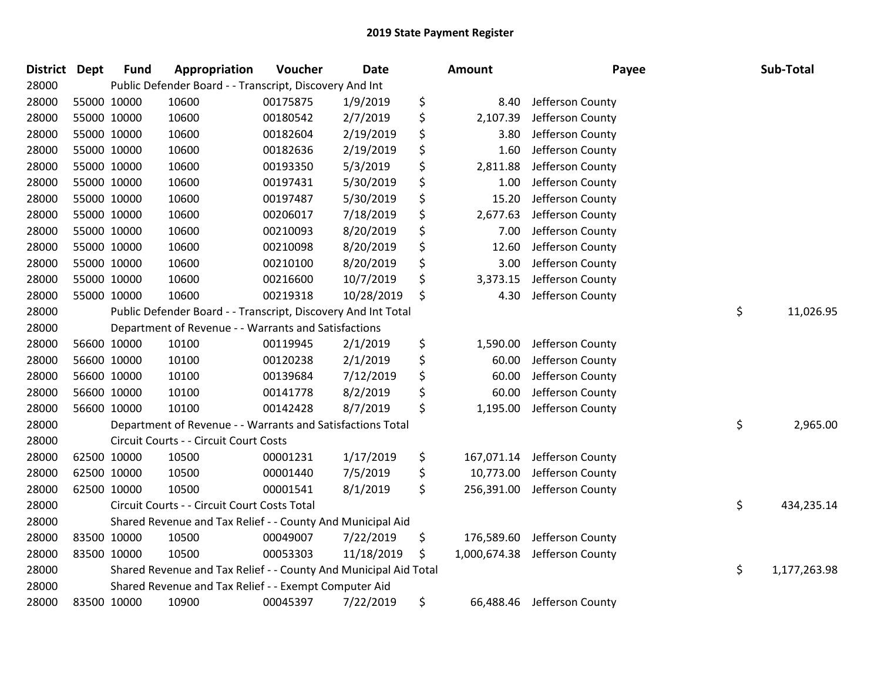# 2019 State Payment Register

| District | Dept | Fund | Appropriation | Voucher | Date | Amount | Payee | Sub-Total |
|---|---|---|---|---|---|---|---|---|
| 28000 | | Public Defender Board - - Transcript, Discovery And Int | | | | | | |
| 28000 | 55000 | 10000 | 10600 | 00175875 | 1/9/2019 | $ 8.40 | Jefferson County | |
| 28000 | 55000 | 10000 | 10600 | 00180542 | 2/7/2019 | $ 2,107.39 | Jefferson County | |
| 28000 | 55000 | 10000 | 10600 | 00182604 | 2/19/2019 | $ 3.80 | Jefferson County | |
| 28000 | 55000 | 10000 | 10600 | 00182636 | 2/19/2019 | $ 1.60 | Jefferson County | |
| 28000 | 55000 | 10000 | 10600 | 00193350 | 5/3/2019 | $ 2,811.88 | Jefferson County | |
| 28000 | 55000 | 10000 | 10600 | 00197431 | 5/30/2019 | $ 1.00 | Jefferson County | |
| 28000 | 55000 | 10000 | 10600 | 00197487 | 5/30/2019 | $ 15.20 | Jefferson County | |
| 28000 | 55000 | 10000 | 10600 | 00206017 | 7/18/2019 | $ 2,677.63 | Jefferson County | |
| 28000 | 55000 | 10000 | 10600 | 00210093 | 8/20/2019 | $ 7.00 | Jefferson County | |
| 28000 | 55000 | 10000 | 10600 | 00210098 | 8/20/2019 | $ 12.60 | Jefferson County | |
| 28000 | 55000 | 10000 | 10600 | 00210100 | 8/20/2019 | $ 3.00 | Jefferson County | |
| 28000 | 55000 | 10000 | 10600 | 00216600 | 10/7/2019 | $ 3,373.15 | Jefferson County | |
| 28000 | 55000 | 10000 | 10600 | 00219318 | 10/28/2019 | $ 4.30 | Jefferson County | |
| 28000 | | Public Defender Board - - Transcript, Discovery And Int Total | | | | | | $ 11,026.95 |
| 28000 | | Department of Revenue - - Warrants and Satisfactions | | | | | | |
| 28000 | 56600 | 10000 | 10100 | 00119945 | 2/1/2019 | $ 1,590.00 | Jefferson County | |
| 28000 | 56600 | 10000 | 10100 | 00120238 | 2/1/2019 | $ 60.00 | Jefferson County | |
| 28000 | 56600 | 10000 | 10100 | 00139684 | 7/12/2019 | $ 60.00 | Jefferson County | |
| 28000 | 56600 | 10000 | 10100 | 00141778 | 8/2/2019 | $ 60.00 | Jefferson County | |
| 28000 | 56600 | 10000 | 10100 | 00142428 | 8/7/2019 | $ 1,195.00 | Jefferson County | |
| 28000 | | Department of Revenue - - Warrants and Satisfactions Total | | | | | | $ 2,965.00 |
| 28000 | | Circuit Courts - - Circuit Court Costs | | | | | | |
| 28000 | 62500 | 10000 | 10500 | 00001231 | 1/17/2019 | $ 167,071.14 | Jefferson County | |
| 28000 | 62500 | 10000 | 10500 | 00001440 | 7/5/2019 | $ 10,773.00 | Jefferson County | |
| 28000 | 62500 | 10000 | 10500 | 00001541 | 8/1/2019 | $ 256,391.00 | Jefferson County | |
| 28000 | | Circuit Courts - - Circuit Court Costs Total | | | | | | $ 434,235.14 |
| 28000 | | Shared Revenue and Tax Relief - - County And Municipal Aid | | | | | | |
| 28000 | 83500 | 10000 | 10500 | 00049007 | 7/22/2019 | $ 176,589.60 | Jefferson County | |
| 28000 | 83500 | 10000 | 10500 | 00053303 | 11/18/2019 | $ 1,000,674.38 | Jefferson County | |
| 28000 | | Shared Revenue and Tax Relief - - County And Municipal Aid Total | | | | | | $ 1,177,263.98 |
| 28000 | | Shared Revenue and Tax Relief - - Exempt Computer Aid | | | | | | |
| 28000 | 83500 | 10000 | 10900 | 00045397 | 7/22/2019 | $ 66,488.46 | Jefferson County | |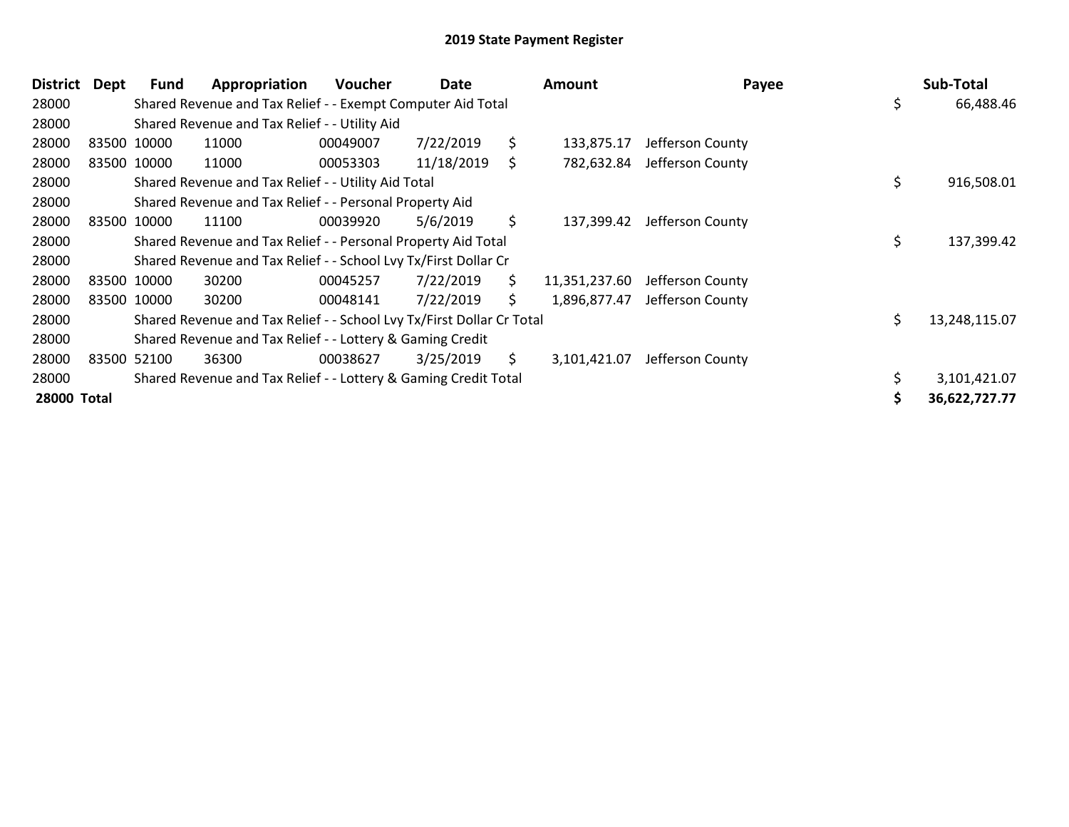# 2019 State Payment Register

| District | Dept | Fund | Appropriation | Voucher | Date | Amount | Payee | Sub-Total |
|---|---|---|---|---|---|---|---|---|
| 28000 | | Shared Revenue and Tax Relief - - Exempt Computer Aid Total | | | | | | $ 66,488.46 |
| 28000 | | Shared Revenue and Tax Relief - - Utility Aid | | | | | | |
| 28000 | 83500 | 10000 | 11000 | 00049007 | 7/22/2019 | $ 133,875.17 | Jefferson County | |
| 28000 | 83500 | 10000 | 11000 | 00053303 | 11/18/2019 | $ 782,632.84 | Jefferson County | |
| 28000 | | Shared Revenue and Tax Relief - - Utility Aid Total | | | | | | $ 916,508.01 |
| 28000 | | Shared Revenue and Tax Relief - - Personal Property Aid | | | | | | |
| 28000 | 83500 | 10000 | 11100 | 00039920 | 5/6/2019 | $ 137,399.42 | Jefferson County | |
| 28000 | | Shared Revenue and Tax Relief - - Personal Property Aid Total | | | | | | $ 137,399.42 |
| 28000 | | Shared Revenue and Tax Relief - - School Lvy Tx/First Dollar Cr | | | | | | |
| 28000 | 83500 | 10000 | 30200 | 00045257 | 7/22/2019 | $ 11,351,237.60 | Jefferson County | |
| 28000 | 83500 | 10000 | 30200 | 00048141 | 7/22/2019 | $ 1,896,877.47 | Jefferson County | |
| 28000 | | Shared Revenue and Tax Relief - - School Lvy Tx/First Dollar Cr Total | | | | | | $ 13,248,115.07 |
| 28000 | | Shared Revenue and Tax Relief - - Lottery & Gaming Credit | | | | | | |
| 28000 | 83500 | 52100 | 36300 | 00038627 | 3/25/2019 | $ 3,101,421.07 | Jefferson County | |
| 28000 | | Shared Revenue and Tax Relief - - Lottery & Gaming Credit Total | | | | | | $ 3,101,421.07 |
| **28000 Total** | | | | | | | | **$ 36,622,727.77** |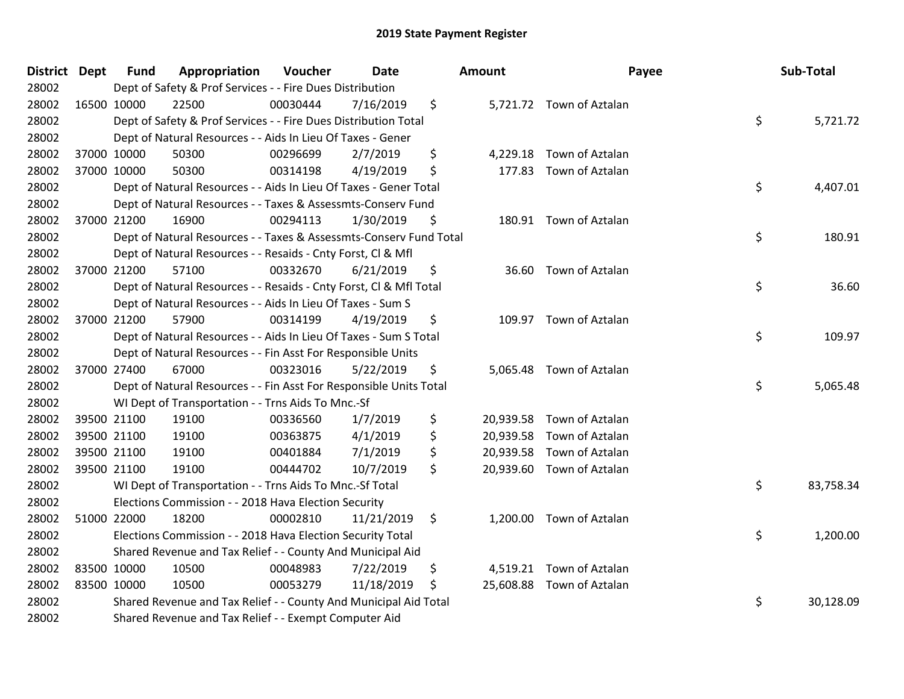# 2019 State Payment Register

| District | Dept | Fund | Appropriation | Voucher | Date | Amount | Payee | Sub-Total |
|---|---|---|---|---|---|---|---|---|
| 28002 | | Dept of Safety & Prof Services - - Fire Dues Distribution | | | | | | |
| 28002 | 16500 | 10000 | 22500 | 00030444 | 7/16/2019 | $ 5,721.72 | Town of Aztalan | |
| 28002 | | Dept of Safety & Prof Services - - Fire Dues Distribution Total | | | | | | $ 5,721.72 |
| 28002 | | Dept of Natural Resources - - Aids In Lieu Of Taxes - Gener | | | | | | |
| 28002 | 37000 | 10000 | 50300 | 00296699 | 2/7/2019 | $ 4,229.18 | Town of Aztalan | |
| 28002 | 37000 | 10000 | 50300 | 00314198 | 4/19/2019 | $ 177.83 | Town of Aztalan | |
| 28002 | | Dept of Natural Resources - - Aids In Lieu Of Taxes - Gener Total | | | | | | $ 4,407.01 |
| 28002 | | Dept of Natural Resources - - Taxes & Assessmts-Conserv Fund | | | | | | |
| 28002 | 37000 | 21200 | 16900 | 00294113 | 1/30/2019 | $ 180.91 | Town of Aztalan | |
| 28002 | | Dept of Natural Resources - - Taxes & Assessmts-Conserv Fund Total | | | | | | $ 180.91 |
| 28002 | | Dept of Natural Resources - - Resaids - Cnty Forst, Cl & Mfl | | | | | | |
| 28002 | 37000 | 21200 | 57100 | 00332670 | 6/21/2019 | $ 36.60 | Town of Aztalan | |
| 28002 | | Dept of Natural Resources - - Resaids - Cnty Forst, Cl & Mfl Total | | | | | | $ 36.60 |
| 28002 | | Dept of Natural Resources - - Aids In Lieu Of Taxes - Sum S | | | | | | |
| 28002 | 37000 | 21200 | 57900 | 00314199 | 4/19/2019 | $ 109.97 | Town of Aztalan | |
| 28002 | | Dept of Natural Resources - - Aids In Lieu Of Taxes - Sum S Total | | | | | | $ 109.97 |
| 28002 | | Dept of Natural Resources - - Fin Asst For Responsible Units | | | | | | |
| 28002 | 37000 | 27400 | 67000 | 00323016 | 5/22/2019 | $ 5,065.48 | Town of Aztalan | |
| 28002 | | Dept of Natural Resources - - Fin Asst For Responsible Units Total | | | | | | $ 5,065.48 |
| 28002 | | WI Dept of Transportation - - Trns Aids To Mnc.-Sf | | | | | | |
| 28002 | 39500 | 21100 | 19100 | 00336560 | 1/7/2019 | $ 20,939.58 | Town of Aztalan | |
| 28002 | 39500 | 21100 | 19100 | 00363875 | 4/1/2019 | $ 20,939.58 | Town of Aztalan | |
| 28002 | 39500 | 21100 | 19100 | 00401884 | 7/1/2019 | $ 20,939.58 | Town of Aztalan | |
| 28002 | 39500 | 21100 | 19100 | 00444702 | 10/7/2019 | $ 20,939.60 | Town of Aztalan | |
| 28002 | | WI Dept of Transportation - - Trns Aids To Mnc.-Sf Total | | | | | | $ 83,758.34 |
| 28002 | | Elections Commission - - 2018 Hava Election Security | | | | | | |
| 28002 | 51000 | 22000 | 18200 | 00002810 | 11/21/2019 | $ 1,200.00 | Town of Aztalan | |
| 28002 | | Elections Commission - - 2018 Hava Election Security Total | | | | | | $ 1,200.00 |
| 28002 | | Shared Revenue and Tax Relief - - County And Municipal Aid | | | | | | |
| 28002 | 83500 | 10000 | 10500 | 00048983 | 7/22/2019 | $ 4,519.21 | Town of Aztalan | |
| 28002 | 83500 | 10000 | 10500 | 00053279 | 11/18/2019 | $ 25,608.88 | Town of Aztalan | |
| 28002 | | Shared Revenue and Tax Relief - - County And Municipal Aid Total | | | | | | $ 30,128.09 |
| 28002 | | Shared Revenue and Tax Relief - - Exempt Computer Aid | | | | | | |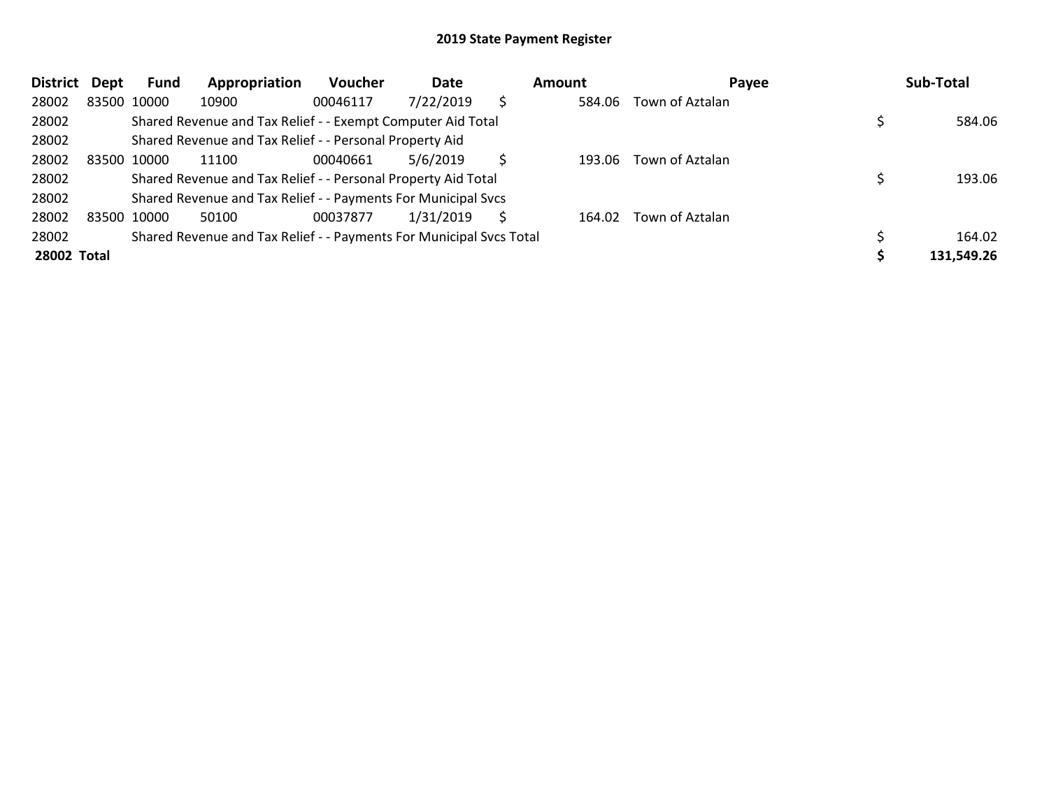## 2019 State Payment Register

| District | Dept | Fund | Appropriation | Voucher | Date | Amount | Payee | Sub-Total |
|---|---|---|---|---|---|---|---|---|
| 28002 | 83500 | 10000 | 10900 | 00046117 | 7/22/2019 | $ 584.06 | Town of Aztalan | |
| 28002 | | Shared Revenue and Tax Relief - - Exempt Computer Aid Total | | | | | | $ 584.06 |
| 28002 | | Shared Revenue and Tax Relief - - Personal Property Aid | | | | | | |
| 28002 | 83500 | 10000 | 11100 | 00040661 | 5/6/2019 | $ 193.06 | Town of Aztalan | |
| 28002 | | Shared Revenue and Tax Relief - - Personal Property Aid Total | | | | | | $ 193.06 |
| 28002 | | Shared Revenue and Tax Relief - - Payments For Municipal Svcs | | | | | | |
| 28002 | 83500 | 10000 | 50100 | 00037877 | 1/31/2019 | $ 164.02 | Town of Aztalan | |
| 28002 | | Shared Revenue and Tax Relief - - Payments For Municipal Svcs Total | | | | | | $ 164.02 |
| **28002 Total** | | | | | | | | **$ 131,549.26** |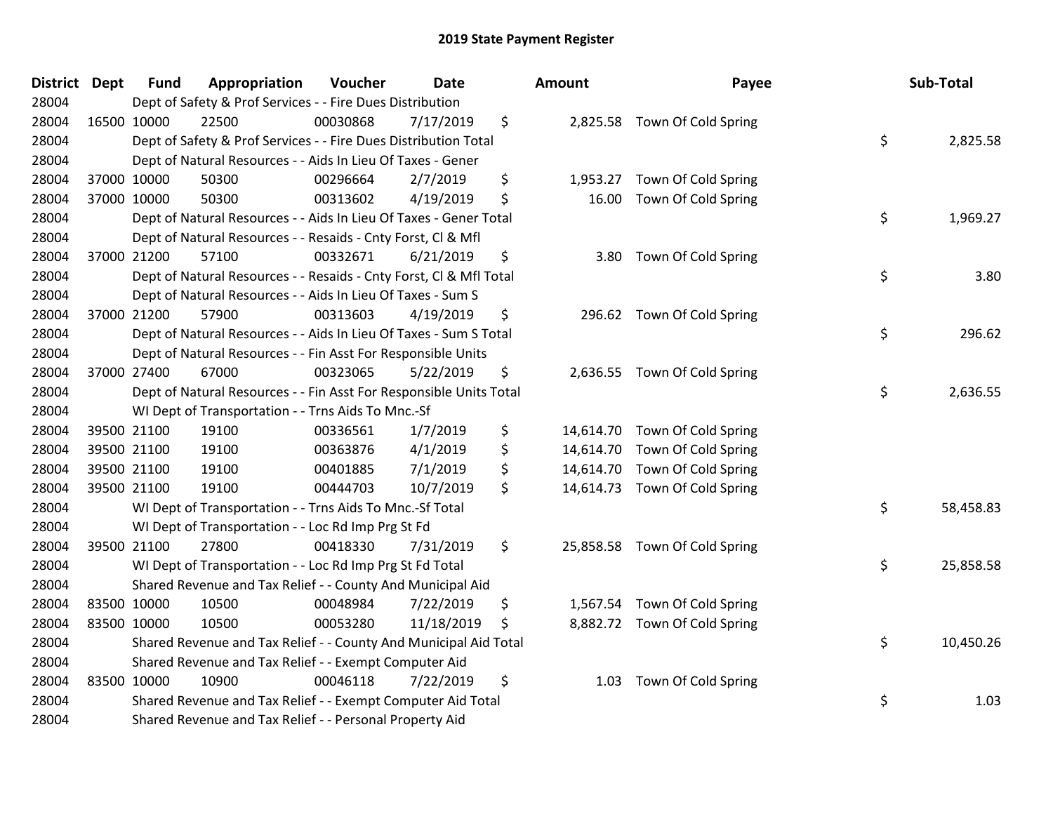# 2019 State Payment Register

| District | Dept | Fund | Appropriation | Voucher | Date | Amount | Payee | Sub-Total |
|---|---|---|---|---|---|---|---|---|
| 28004 | | Dept of Safety & Prof Services - - Fire Dues Distribution | | | | | | |
| 28004 | 16500 | 10000 | 22500 | 00030868 | 7/17/2019 | $ 2,825.58 | Town Of Cold Spring | |
| 28004 | | Dept of Safety & Prof Services - - Fire Dues Distribution Total | | | | | | $ 2,825.58 |
| 28004 | | Dept of Natural Resources - - Aids In Lieu Of Taxes - Gener | | | | | | |
| 28004 | 37000 | 10000 | 50300 | 00296664 | 2/7/2019 | $ 1,953.27 | Town Of Cold Spring | |
| 28004 | 37000 | 10000 | 50300 | 00313602 | 4/19/2019 | $ 16.00 | Town Of Cold Spring | |
| 28004 | | Dept of Natural Resources - - Aids In Lieu Of Taxes - Gener Total | | | | | | $ 1,969.27 |
| 28004 | | Dept of Natural Resources - - Resaids - Cnty Forst, Cl & Mfl | | | | | | |
| 28004 | 37000 | 21200 | 57100 | 00332671 | 6/21/2019 | $ 3.80 | Town Of Cold Spring | |
| 28004 | | Dept of Natural Resources - - Resaids - Cnty Forst, Cl & Mfl Total | | | | | | $ 3.80 |
| 28004 | | Dept of Natural Resources - - Aids In Lieu Of Taxes - Sum S | | | | | | |
| 28004 | 37000 | 21200 | 57900 | 00313603 | 4/19/2019 | $ 296.62 | Town Of Cold Spring | |
| 28004 | | Dept of Natural Resources - - Aids In Lieu Of Taxes - Sum S Total | | | | | | $ 296.62 |
| 28004 | | Dept of Natural Resources - - Fin Asst For Responsible Units | | | | | | |
| 28004 | 37000 | 27400 | 67000 | 00323065 | 5/22/2019 | $ 2,636.55 | Town Of Cold Spring | |
| 28004 | | Dept of Natural Resources - - Fin Asst For Responsible Units Total | | | | | | $ 2,636.55 |
| 28004 | | WI Dept of Transportation - - Trns Aids To Mnc.-Sf | | | | | | |
| 28004 | 39500 | 21100 | 19100 | 00336561 | 1/7/2019 | $ 14,614.70 | Town Of Cold Spring | |
| 28004 | 39500 | 21100 | 19100 | 00363876 | 4/1/2019 | $ 14,614.70 | Town Of Cold Spring | |
| 28004 | 39500 | 21100 | 19100 | 00401885 | 7/1/2019 | $ 14,614.70 | Town Of Cold Spring | |
| 28004 | 39500 | 21100 | 19100 | 00444703 | 10/7/2019 | $ 14,614.73 | Town Of Cold Spring | |
| 28004 | | WI Dept of Transportation - - Trns Aids To Mnc.-Sf Total | | | | | | $ 58,458.83 |
| 28004 | | WI Dept of Transportation - - Loc Rd Imp Prg St Fd | | | | | | |
| 28004 | 39500 | 21100 | 27800 | 00418330 | 7/31/2019 | $ 25,858.58 | Town Of Cold Spring | |
| 28004 | | WI Dept of Transportation - - Loc Rd Imp Prg St Fd Total | | | | | | $ 25,858.58 |
| 28004 | | Shared Revenue and Tax Relief - - County And Municipal Aid | | | | | | |
| 28004 | 83500 | 10000 | 10500 | 00048984 | 7/22/2019 | $ 1,567.54 | Town Of Cold Spring | |
| 28004 | 83500 | 10000 | 10500 | 00053280 | 11/18/2019 | $ 8,882.72 | Town Of Cold Spring | |
| 28004 | | Shared Revenue and Tax Relief - - County And Municipal Aid Total | | | | | | $ 10,450.26 |
| 28004 | | Shared Revenue and Tax Relief - - Exempt Computer Aid | | | | | | |
| 28004 | 83500 | 10000 | 10900 | 00046118 | 7/22/2019 | $ 1.03 | Town Of Cold Spring | |
| 28004 | | Shared Revenue and Tax Relief - - Exempt Computer Aid Total | | | | | | $ 1.03 |
| 28004 | | Shared Revenue and Tax Relief - - Personal Property Aid | | | | | | |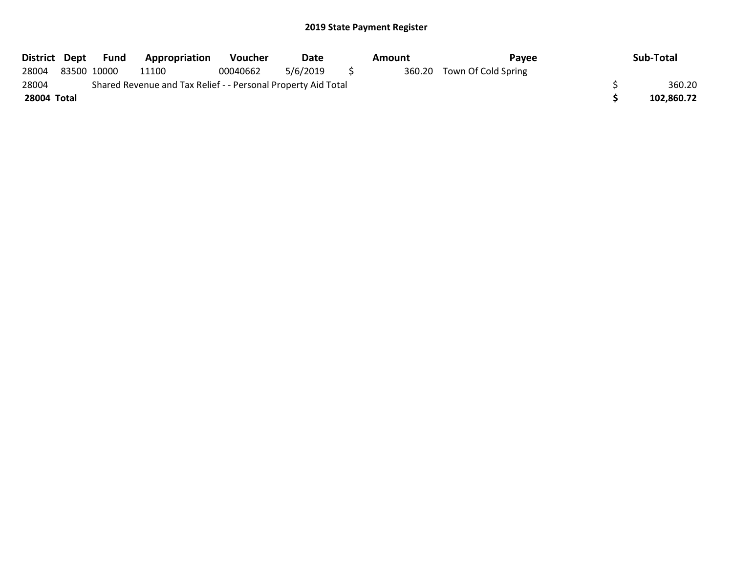## 2019 State Payment Register

| District | Dept | Fund | Appropriation | Voucher | Date | Amount | Payee | Sub-Total |
|---|---|---|---|---|---|---|---|---|
| 28004 | 83500 | 10000 | 11100 | 00040662 | 5/6/2019 | $ 360.20 | Town Of Cold Spring | |
| 28004 | Shared Revenue and Tax Relief - - Personal Property Aid Total | | | | | | | $ 360.20 |
| **28004 Total** | | | | | | | | **$ 102,860.72** |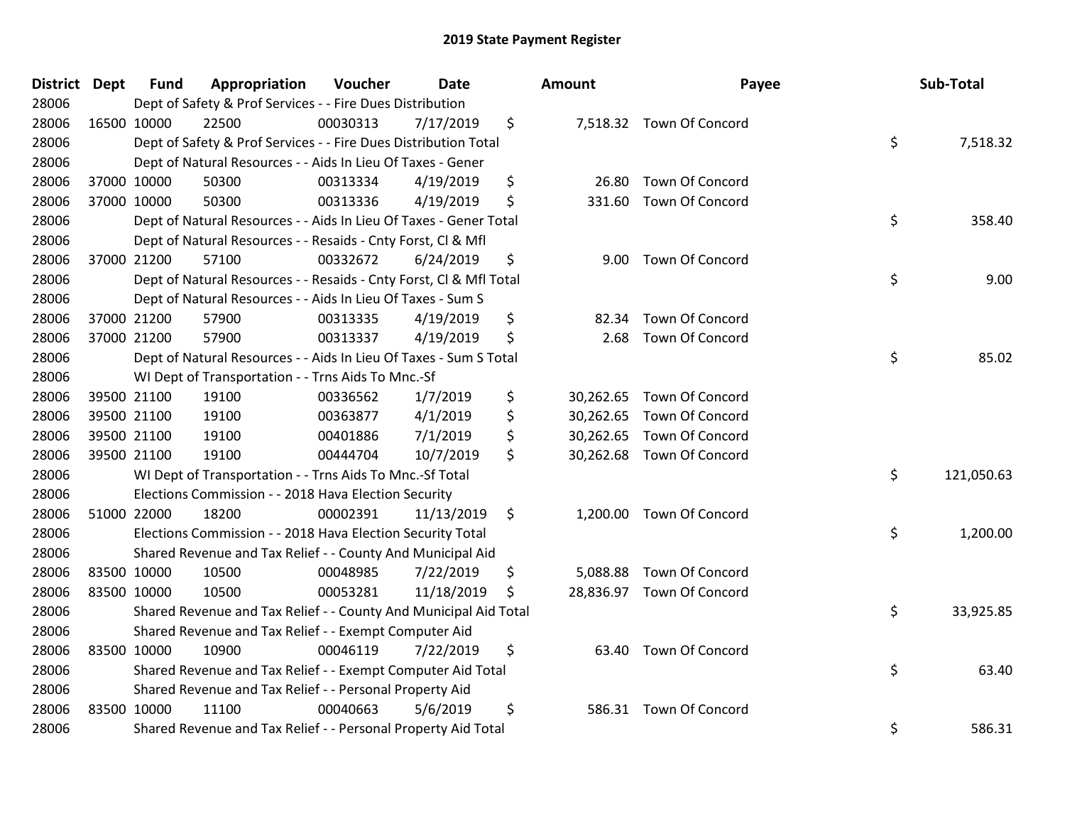# 2019 State Payment Register

| District | Dept | Fund | Appropriation | Voucher | Date | Amount | Payee | Sub-Total |
|---|---|---|---|---|---|---|---|---|
| 28006 | | Dept of Safety & Prof Services - - Fire Dues Distribution | | | | | | |
| 28006 | 16500 | 10000 | 22500 | 00030313 | 7/17/2019 | $ 7,518.32 | Town Of Concord | |
| 28006 | | Dept of Safety & Prof Services - - Fire Dues Distribution Total | | | | | | $ 7,518.32 |
| 28006 | | Dept of Natural Resources - - Aids In Lieu Of Taxes - Gener | | | | | | |
| 28006 | 37000 | 10000 | 50300 | 00313334 | 4/19/2019 | $ 26.80 | Town Of Concord | |
| 28006 | 37000 | 10000 | 50300 | 00313336 | 4/19/2019 | $ 331.60 | Town Of Concord | |
| 28006 | | Dept of Natural Resources - - Aids In Lieu Of Taxes - Gener Total | | | | | | $ 358.40 |
| 28006 | | Dept of Natural Resources - - Resaids - Cnty Forst, Cl & Mfl | | | | | | |
| 28006 | 37000 | 21200 | 57100 | 00332672 | 6/24/2019 | $ 9.00 | Town Of Concord | |
| 28006 | | Dept of Natural Resources - - Resaids - Cnty Forst, Cl & Mfl Total | | | | | | $ 9.00 |
| 28006 | | Dept of Natural Resources - - Aids In Lieu Of Taxes - Sum S | | | | | | |
| 28006 | 37000 | 21200 | 57900 | 00313335 | 4/19/2019 | $ 82.34 | Town Of Concord | |
| 28006 | 37000 | 21200 | 57900 | 00313337 | 4/19/2019 | $ 2.68 | Town Of Concord | |
| 28006 | | Dept of Natural Resources - - Aids In Lieu Of Taxes - Sum S Total | | | | | | $ 85.02 |
| 28006 | | WI Dept of Transportation - - Trns Aids To Mnc.-Sf | | | | | | |
| 28006 | 39500 | 21100 | 19100 | 00336562 | 1/7/2019 | $ 30,262.65 | Town Of Concord | |
| 28006 | 39500 | 21100 | 19100 | 00363877 | 4/1/2019 | $ 30,262.65 | Town Of Concord | |
| 28006 | 39500 | 21100 | 19100 | 00401886 | 7/1/2019 | $ 30,262.65 | Town Of Concord | |
| 28006 | 39500 | 21100 | 19100 | 00444704 | 10/7/2019 | $ 30,262.68 | Town Of Concord | |
| 28006 | | WI Dept of Transportation - - Trns Aids To Mnc.-Sf Total | | | | | | $ 121,050.63 |
| 28006 | | Elections Commission - - 2018 Hava Election Security | | | | | | |
| 28006 | 51000 | 22000 | 18200 | 00002391 | 11/13/2019 | $ 1,200.00 | Town Of Concord | |
| 28006 | | Elections Commission - - 2018 Hava Election Security Total | | | | | | $ 1,200.00 |
| 28006 | | Shared Revenue and Tax Relief - - County And Municipal Aid | | | | | | |
| 28006 | 83500 | 10000 | 10500 | 00048985 | 7/22/2019 | $ 5,088.88 | Town Of Concord | |
| 28006 | 83500 | 10000 | 10500 | 00053281 | 11/18/2019 | $ 28,836.97 | Town Of Concord | |
| 28006 | | Shared Revenue and Tax Relief - - County And Municipal Aid Total | | | | | | $ 33,925.85 |
| 28006 | | Shared Revenue and Tax Relief - - Exempt Computer Aid | | | | | | |
| 28006 | 83500 | 10000 | 10900 | 00046119 | 7/22/2019 | $ 63.40 | Town Of Concord | |
| 28006 | | Shared Revenue and Tax Relief - - Exempt Computer Aid Total | | | | | | $ 63.40 |
| 28006 | | Shared Revenue and Tax Relief - - Personal Property Aid | | | | | | |
| 28006 | 83500 | 10000 | 11100 | 00040663 | 5/6/2019 | $ 586.31 | Town Of Concord | |
| 28006 | | Shared Revenue and Tax Relief - - Personal Property Aid Total | | | | | | $ 586.31 |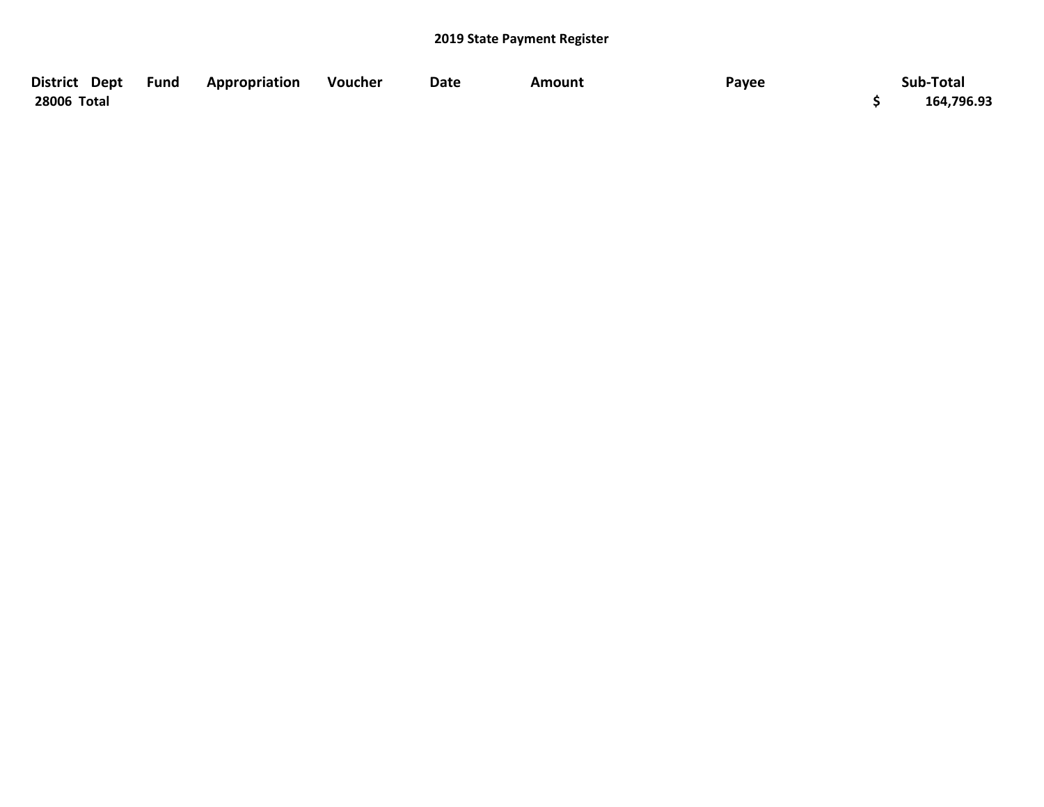## 2019 State Payment Register

| District | Dept | Fund | Appropriation | Voucher | Date | Amount | Payee | Sub-Total |
|---|---|---|---|---|---|---|---|---|
| 28006 Total | | | | | | | | $ 164,796.93 |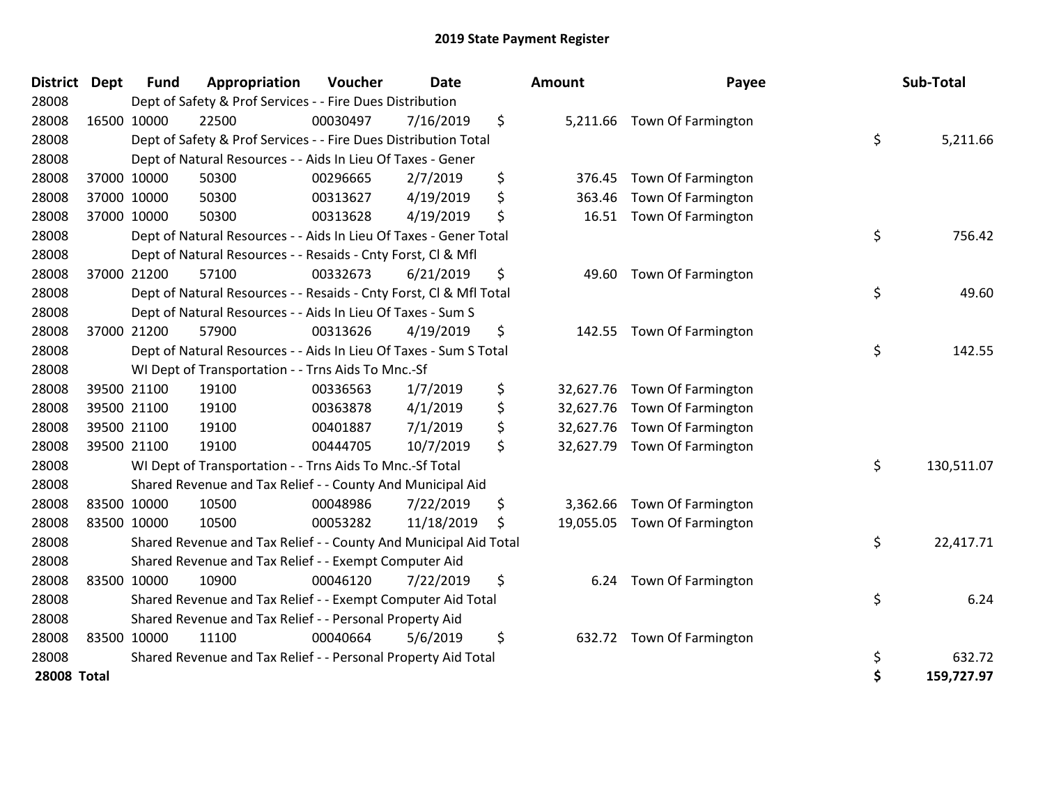# 2019 State Payment Register

| District | Dept | Fund | Appropriation | Voucher | Date | Amount | Payee | Sub-Total |
|---|---|---|---|---|---|---|---|---|
| 28008 | | Dept of Safety & Prof Services - - Fire Dues Distribution | | | | | | |
| 28008 | 16500 | 10000 | 22500 | 00030497 | 7/16/2019 | $ 5,211.66 | Town Of Farmington | |
| 28008 | | Dept of Safety & Prof Services - - Fire Dues Distribution Total | | | | | | $ 5,211.66 |
| 28008 | | Dept of Natural Resources - - Aids In Lieu Of Taxes - Gener | | | | | | |
| 28008 | 37000 | 10000 | 50300 | 00296665 | 2/7/2019 | $ 376.45 | Town Of Farmington | |
| 28008 | 37000 | 10000 | 50300 | 00313627 | 4/19/2019 | $ 363.46 | Town Of Farmington | |
| 28008 | 37000 | 10000 | 50300 | 00313628 | 4/19/2019 | $ 16.51 | Town Of Farmington | |
| 28008 | | Dept of Natural Resources - - Aids In Lieu Of Taxes - Gener Total | | | | | | $ 756.42 |
| 28008 | | Dept of Natural Resources - - Resaids - Cnty Forst, Cl & Mfl | | | | | | |
| 28008 | 37000 | 21200 | 57100 | 00332673 | 6/21/2019 | $ 49.60 | Town Of Farmington | |
| 28008 | | Dept of Natural Resources - - Resaids - Cnty Forst, Cl & Mfl Total | | | | | | $ 49.60 |
| 28008 | | Dept of Natural Resources - - Aids In Lieu Of Taxes - Sum S | | | | | | |
| 28008 | 37000 | 21200 | 57900 | 00313626 | 4/19/2019 | $ 142.55 | Town Of Farmington | |
| 28008 | | Dept of Natural Resources - - Aids In Lieu Of Taxes - Sum S Total | | | | | | $ 142.55 |
| 28008 | | WI Dept of Transportation - - Trns Aids To Mnc.-Sf | | | | | | |
| 28008 | 39500 | 21100 | 19100 | 00336563 | 1/7/2019 | $ 32,627.76 | Town Of Farmington | |
| 28008 | 39500 | 21100 | 19100 | 00363878 | 4/1/2019 | $ 32,627.76 | Town Of Farmington | |
| 28008 | 39500 | 21100 | 19100 | 00401887 | 7/1/2019 | $ 32,627.76 | Town Of Farmington | |
| 28008 | 39500 | 21100 | 19100 | 00444705 | 10/7/2019 | $ 32,627.79 | Town Of Farmington | |
| 28008 | | WI Dept of Transportation - - Trns Aids To Mnc.-Sf Total | | | | | | $ 130,511.07 |
| 28008 | | Shared Revenue and Tax Relief - - County And Municipal Aid | | | | | | |
| 28008 | 83500 | 10000 | 10500 | 00048986 | 7/22/2019 | $ 3,362.66 | Town Of Farmington | |
| 28008 | 83500 | 10000 | 10500 | 00053282 | 11/18/2019 | $ 19,055.05 | Town Of Farmington | |
| 28008 | | Shared Revenue and Tax Relief - - County And Municipal Aid Total | | | | | | $ 22,417.71 |
| 28008 | | Shared Revenue and Tax Relief - - Exempt Computer Aid | | | | | | |
| 28008 | 83500 | 10000 | 10900 | 00046120 | 7/22/2019 | $ 6.24 | Town Of Farmington | |
| 28008 | | Shared Revenue and Tax Relief - - Exempt Computer Aid Total | | | | | | $ 6.24 |
| 28008 | | Shared Revenue and Tax Relief - - Personal Property Aid | | | | | | |
| 28008 | 83500 | 10000 | 11100 | 00040664 | 5/6/2019 | $ 632.72 | Town Of Farmington | |
| 28008 | | Shared Revenue and Tax Relief - - Personal Property Aid Total | | | | | | $ 632.72 |
| **28008 Total** | | | | | | | | **$ 159,727.97** |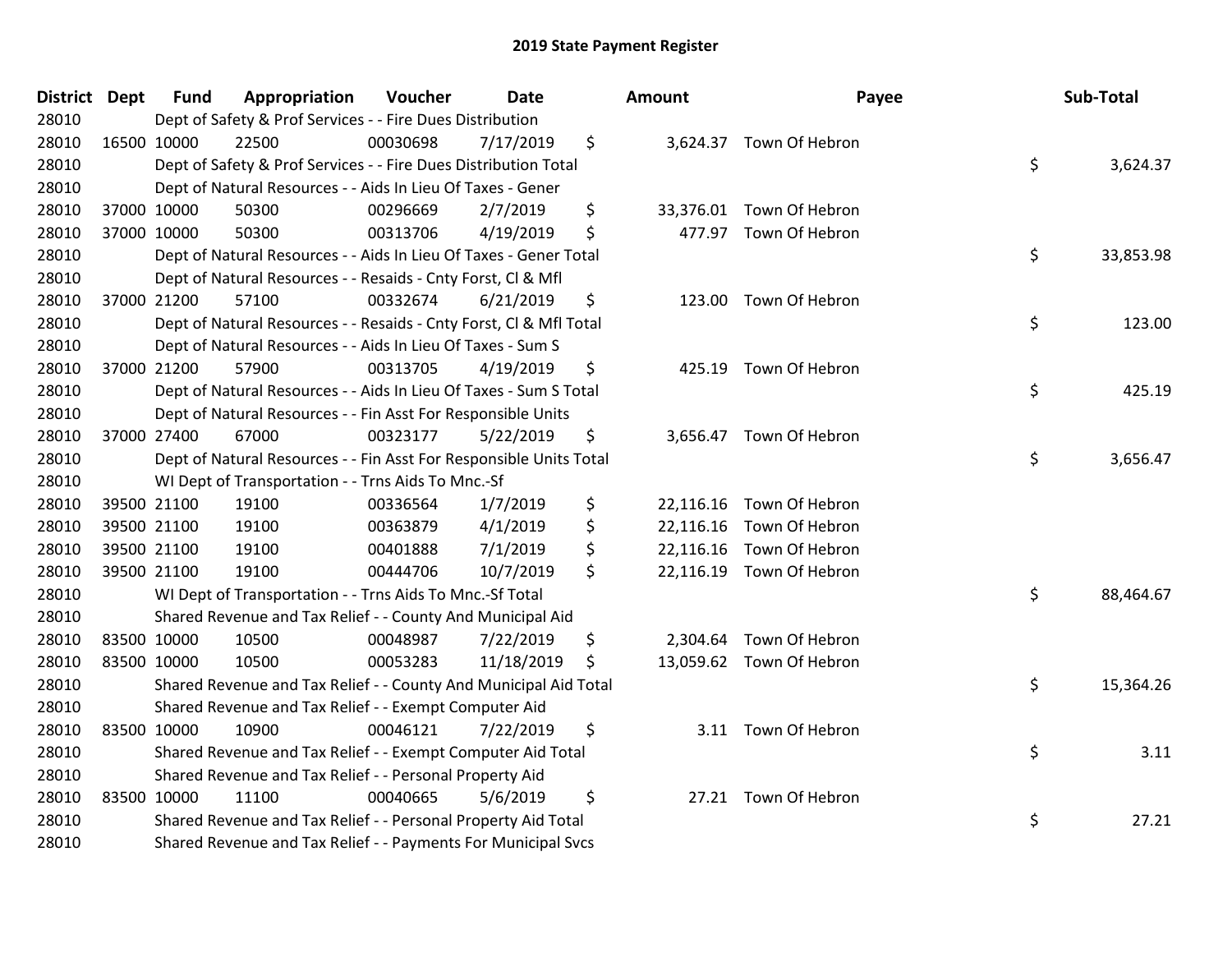# 2019 State Payment Register

| District | Dept | Fund | Appropriation | Voucher | Date | Amount | Payee | Sub-Total |
|---|---|---|---|---|---|---|---|---|
| 28010 | | Dept of Safety & Prof Services - - Fire Dues Distribution | | | | | | |
| 28010 | 16500 | 10000 | 22500 | 00030698 | 7/17/2019 | $ 3,624.37 | Town Of Hebron | |
| 28010 | | Dept of Safety & Prof Services - - Fire Dues Distribution Total | | | | | | $ 3,624.37 |
| 28010 | | Dept of Natural Resources - - Aids In Lieu Of Taxes - Gener | | | | | | |
| 28010 | 37000 | 10000 | 50300 | 00296669 | 2/7/2019 | $ 33,376.01 | Town Of Hebron | |
| 28010 | 37000 | 10000 | 50300 | 00313706 | 4/19/2019 | $ 477.97 | Town Of Hebron | |
| 28010 | | Dept of Natural Resources - - Aids In Lieu Of Taxes - Gener Total | | | | | | $ 33,853.98 |
| 28010 | | Dept of Natural Resources - - Resaids - Cnty Forst, Cl & Mfl | | | | | | |
| 28010 | 37000 | 21200 | 57100 | 00332674 | 6/21/2019 | $ 123.00 | Town Of Hebron | |
| 28010 | | Dept of Natural Resources - - Resaids - Cnty Forst, Cl & Mfl Total | | | | | | $ 123.00 |
| 28010 | | Dept of Natural Resources - - Aids In Lieu Of Taxes - Sum S | | | | | | |
| 28010 | 37000 | 21200 | 57900 | 00313705 | 4/19/2019 | $ 425.19 | Town Of Hebron | |
| 28010 | | Dept of Natural Resources - - Aids In Lieu Of Taxes - Sum S Total | | | | | | $ 425.19 |
| 28010 | | Dept of Natural Resources - - Fin Asst For Responsible Units | | | | | | |
| 28010 | 37000 | 27400 | 67000 | 00323177 | 5/22/2019 | $ 3,656.47 | Town Of Hebron | |
| 28010 | | Dept of Natural Resources - - Fin Asst For Responsible Units Total | | | | | | $ 3,656.47 |
| 28010 | | WI Dept of Transportation - - Trns Aids To Mnc.-Sf | | | | | | |
| 28010 | 39500 | 21100 | 19100 | 00336564 | 1/7/2019 | $ 22,116.16 | Town Of Hebron | |
| 28010 | 39500 | 21100 | 19100 | 00363879 | 4/1/2019 | $ 22,116.16 | Town Of Hebron | |
| 28010 | 39500 | 21100 | 19100 | 00401888 | 7/1/2019 | $ 22,116.16 | Town Of Hebron | |
| 28010 | 39500 | 21100 | 19100 | 00444706 | 10/7/2019 | $ 22,116.19 | Town Of Hebron | |
| 28010 | | WI Dept of Transportation - - Trns Aids To Mnc.-Sf Total | | | | | | $ 88,464.67 |
| 28010 | | Shared Revenue and Tax Relief - - County And Municipal Aid | | | | | | |
| 28010 | 83500 | 10000 | 10500 | 00048987 | 7/22/2019 | $ 2,304.64 | Town Of Hebron | |
| 28010 | 83500 | 10000 | 10500 | 00053283 | 11/18/2019 | $ 13,059.62 | Town Of Hebron | |
| 28010 | | Shared Revenue and Tax Relief - - County And Municipal Aid Total | | | | | | $ 15,364.26 |
| 28010 | | Shared Revenue and Tax Relief - - Exempt Computer Aid | | | | | | |
| 28010 | 83500 | 10000 | 10900 | 00046121 | 7/22/2019 | $ 3.11 | Town Of Hebron | |
| 28010 | | Shared Revenue and Tax Relief - - Exempt Computer Aid Total | | | | | | $ 3.11 |
| 28010 | | Shared Revenue and Tax Relief - - Personal Property Aid | | | | | | |
| 28010 | 83500 | 10000 | 11100 | 00040665 | 5/6/2019 | $ 27.21 | Town Of Hebron | |
| 28010 | | Shared Revenue and Tax Relief - - Personal Property Aid Total | | | | | | $ 27.21 |
| 28010 | | Shared Revenue and Tax Relief - - Payments For Municipal Svcs | | | | | | |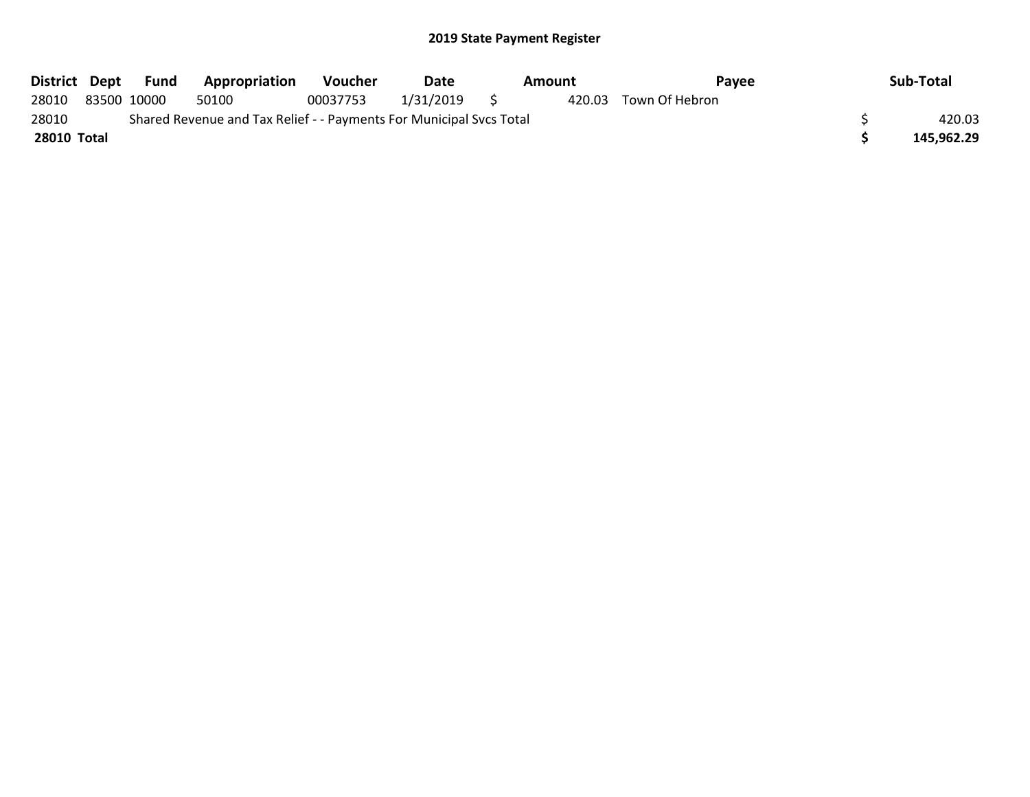## 2019 State Payment Register

| District | Dept | Fund | Appropriation | Voucher | Date | Amount | Payee | Sub-Total |
|---|---|---|---|---|---|---|---|---|
| 28010 | 83500 | 10000 | 50100 | 00037753 | 1/31/2019 | $ 420.03 | Town Of Hebron | |
| 28010 | | Shared Revenue and Tax Relief - - Payments For Municipal Svcs Total | | | | | | $ 420.03 |
| **28010 Total** | | | | | | | | **$ 145,962.29** |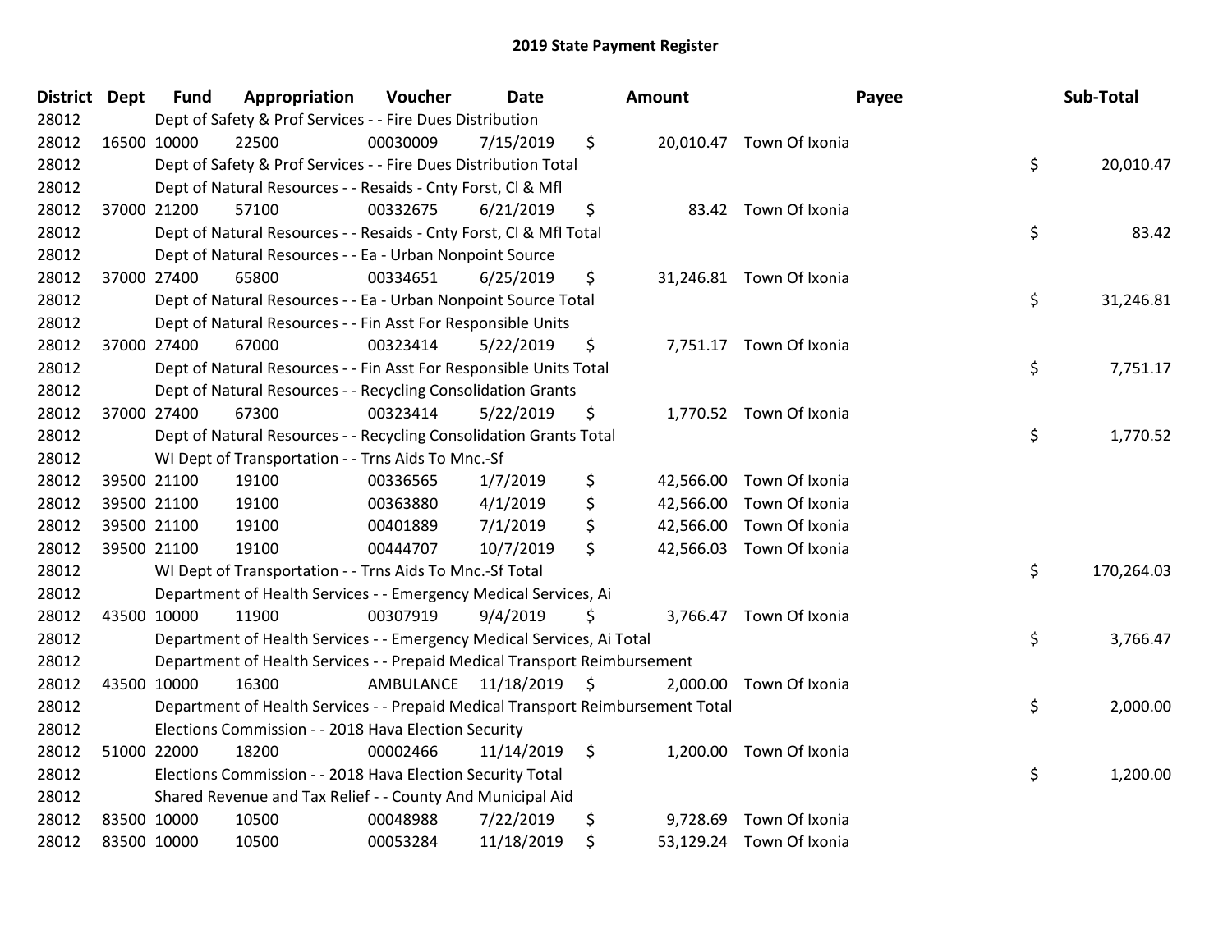# 2019 State Payment Register

| District | Dept | Fund | Appropriation | Voucher | Date | Amount | Payee | Sub-Total |
|---|---|---|---|---|---|---|---|---|
| 28012 | | Dept of Safety & Prof Services - - Fire Dues Distribution | | | | | | |
| 28012 | 16500 | 10000 | 22500 | 00030009 | 7/15/2019 | $ 20,010.47 | Town Of Ixonia | |
| 28012 | | Dept of Safety & Prof Services - - Fire Dues Distribution Total | | | | | | $ 20,010.47 |
| 28012 | | Dept of Natural Resources - - Resaids - Cnty Forst, Cl & Mfl | | | | | | |
| 28012 | 37000 | 21200 | 57100 | 00332675 | 6/21/2019 | $ 83.42 | Town Of Ixonia | |
| 28012 | | Dept of Natural Resources - - Resaids - Cnty Forst, Cl & Mfl Total | | | | | | $ 83.42 |
| 28012 | | Dept of Natural Resources - - Ea - Urban Nonpoint Source | | | | | | |
| 28012 | 37000 | 27400 | 65800 | 00334651 | 6/25/2019 | $ 31,246.81 | Town Of Ixonia | |
| 28012 | | Dept of Natural Resources - - Ea - Urban Nonpoint Source Total | | | | | | $ 31,246.81 |
| 28012 | | Dept of Natural Resources - - Fin Asst For Responsible Units | | | | | | |
| 28012 | 37000 | 27400 | 67000 | 00323414 | 5/22/2019 | $ 7,751.17 | Town Of Ixonia | |
| 28012 | | Dept of Natural Resources - - Fin Asst For Responsible Units Total | | | | | | $ 7,751.17 |
| 28012 | | Dept of Natural Resources - - Recycling Consolidation Grants | | | | | | |
| 28012 | 37000 | 27400 | 67300 | 00323414 | 5/22/2019 | $ 1,770.52 | Town Of Ixonia | |
| 28012 | | Dept of Natural Resources - - Recycling Consolidation Grants Total | | | | | | $ 1,770.52 |
| 28012 | | WI Dept of Transportation - - Trns Aids To Mnc.-Sf | | | | | | |
| 28012 | 39500 | 21100 | 19100 | 00336565 | 1/7/2019 | $ 42,566.00 | Town Of Ixonia | |
| 28012 | 39500 | 21100 | 19100 | 00363880 | 4/1/2019 | $ 42,566.00 | Town Of Ixonia | |
| 28012 | 39500 | 21100 | 19100 | 00401889 | 7/1/2019 | $ 42,566.00 | Town Of Ixonia | |
| 28012 | 39500 | 21100 | 19100 | 00444707 | 10/7/2019 | $ 42,566.03 | Town Of Ixonia | |
| 28012 | | WI Dept of Transportation - - Trns Aids To Mnc.-Sf Total | | | | | | $ 170,264.03 |
| 28012 | | Department of Health Services - - Emergency Medical Services, Ai | | | | | | |
| 28012 | 43500 | 10000 | 11900 | 00307919 | 9/4/2019 | $ 3,766.47 | Town Of Ixonia | |
| 28012 | | Department of Health Services - - Emergency Medical Services, Ai Total | | | | | | $ 3,766.47 |
| 28012 | | Department of Health Services - - Prepaid Medical Transport Reimbursement | | | | | | |
| 28012 | 43500 | 10000 | 16300 | AMBULANCE | 11/18/2019 | $ 2,000.00 | Town Of Ixonia | |
| 28012 | | Department of Health Services - - Prepaid Medical Transport Reimbursement Total | | | | | | $ 2,000.00 |
| 28012 | | Elections Commission - - 2018 Hava Election Security | | | | | | |
| 28012 | 51000 | 22000 | 18200 | 00002466 | 11/14/2019 | $ 1,200.00 | Town Of Ixonia | |
| 28012 | | Elections Commission - - 2018 Hava Election Security Total | | | | | | $ 1,200.00 |
| 28012 | | Shared Revenue and Tax Relief - - County And Municipal Aid | | | | | | |
| 28012 | 83500 | 10000 | 10500 | 00048988 | 7/22/2019 | $ 9,728.69 | Town Of Ixonia | |
| 28012 | 83500 | 10000 | 10500 | 00053284 | 11/18/2019 | $ 53,129.24 | Town Of Ixonia | |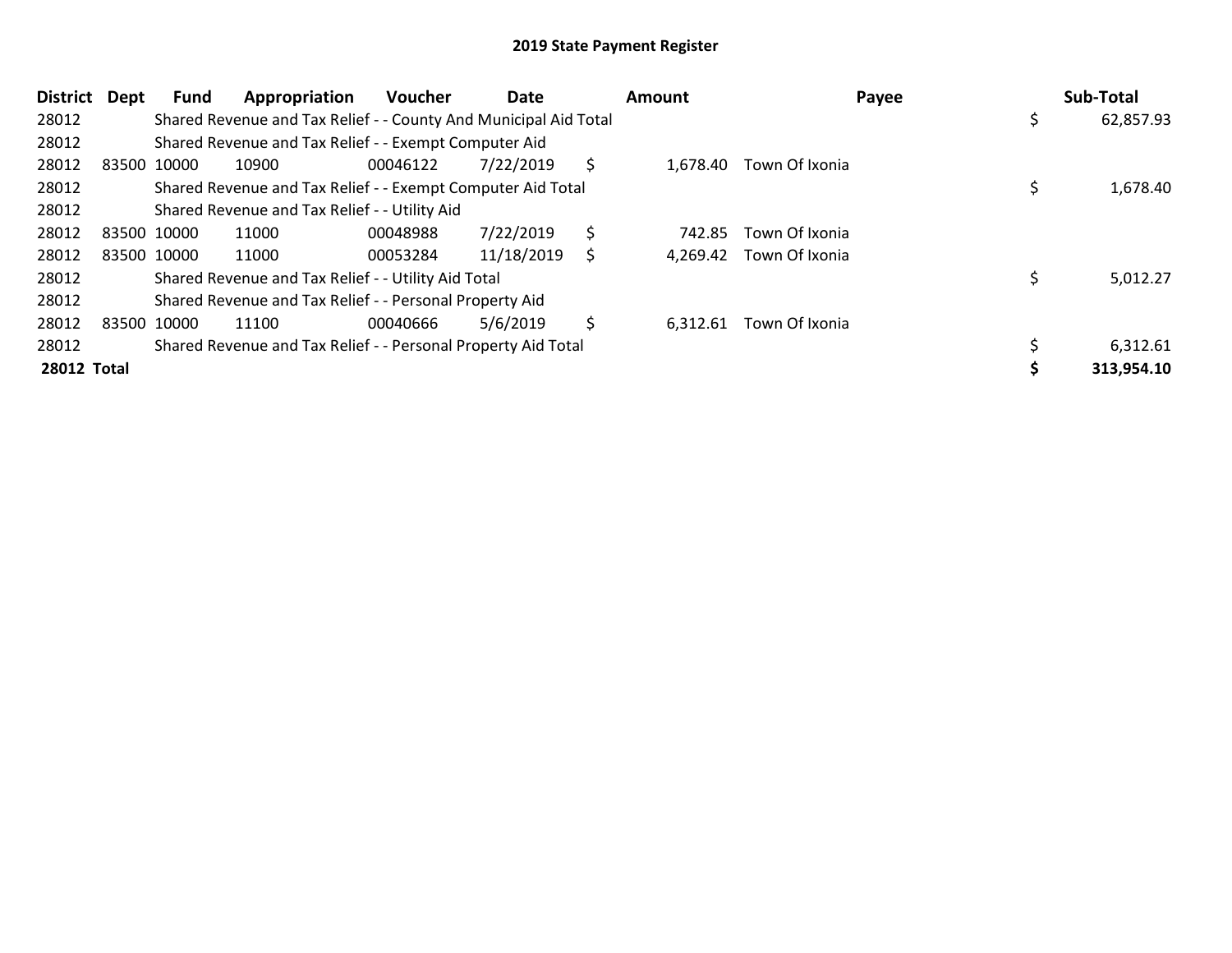## 2019 State Payment Register

| District | Dept | Fund | Appropriation | Voucher | Date | Amount | Payee | Sub-Total |
|---|---|---|---|---|---|---|---|---|
| 28012 | | Shared Revenue and Tax Relief - - County And Municipal Aid Total | | | | | | $ 62,857.93 |
| 28012 | | Shared Revenue and Tax Relief - - Exempt Computer Aid | | | | | | |
| 28012 | 83500 | 10000 | 10900 | 00046122 | 7/22/2019 | $ 1,678.40 | Town Of Ixonia | |
| 28012 | | Shared Revenue and Tax Relief - - Exempt Computer Aid Total | | | | | | $ 1,678.40 |
| 28012 | | Shared Revenue and Tax Relief - - Utility Aid | | | | | | |
| 28012 | 83500 | 10000 | 11000 | 00048988 | 7/22/2019 | $ 742.85 | Town Of Ixonia | |
| 28012 | 83500 | 10000 | 11000 | 00053284 | 11/18/2019 | $ 4,269.42 | Town Of Ixonia | |
| 28012 | | Shared Revenue and Tax Relief - - Utility Aid Total | | | | | | $ 5,012.27 |
| 28012 | | Shared Revenue and Tax Relief - - Personal Property Aid | | | | | | |
| 28012 | 83500 | 10000 | 11100 | 00040666 | 5/6/2019 | $ 6,312.61 | Town Of Ixonia | |
| 28012 | | Shared Revenue and Tax Relief - - Personal Property Aid Total | | | | | | $ 6,312.61 |
| **28012 Total** | | | | | | | | **$ 313,954.10** |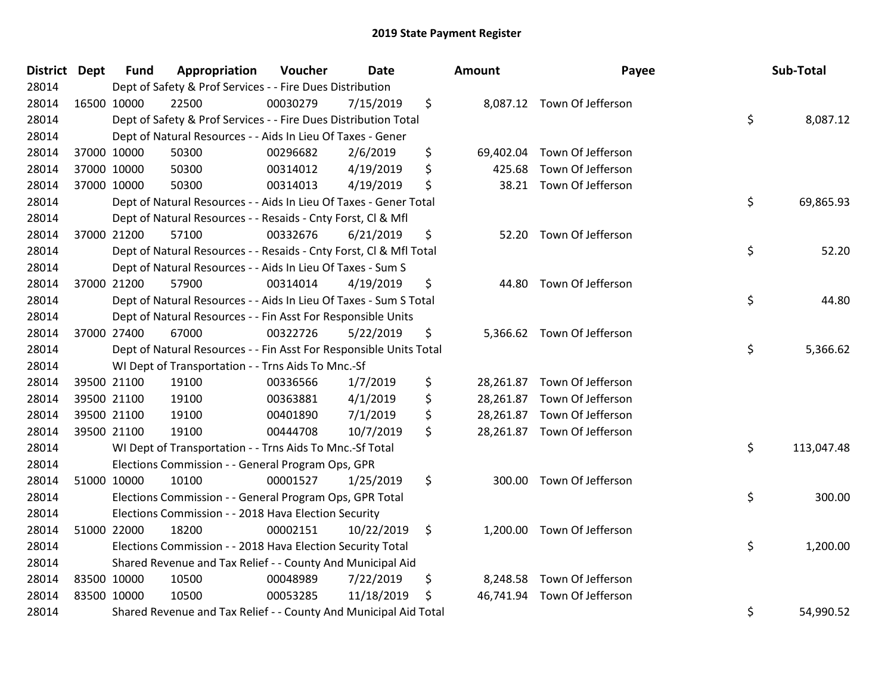# 2019 State Payment Register

| District | Dept | Fund | Appropriation | Voucher | Date | Amount | Payee | Sub-Total |
|---|---|---|---|---|---|---|---|---|
| 28014 | Dept of Safety & Prof Services - - Fire Dues Distribution | | | | | | | |
| 28014 | 16500 | 10000 | 22500 | 00030279 | 7/15/2019 | $ 8,087.12 | Town Of Jefferson | |
| 28014 | Dept of Safety & Prof Services - - Fire Dues Distribution Total | | | | | | | $ 8,087.12 |
| 28014 | Dept of Natural Resources - - Aids In Lieu Of Taxes - Gener | | | | | | | |
| 28014 | 37000 | 10000 | 50300 | 00296682 | 2/6/2019 | $ 69,402.04 | Town Of Jefferson | |
| 28014 | 37000 | 10000 | 50300 | 00314012 | 4/19/2019 | $ 425.68 | Town Of Jefferson | |
| 28014 | 37000 | 10000 | 50300 | 00314013 | 4/19/2019 | $ 38.21 | Town Of Jefferson | |
| 28014 | Dept of Natural Resources - - Aids In Lieu Of Taxes - Gener Total | | | | | | | $ 69,865.93 |
| 28014 | Dept of Natural Resources - - Resaids - Cnty Forst, Cl & Mfl | | | | | | | |
| 28014 | 37000 | 21200 | 57100 | 00332676 | 6/21/2019 | $ 52.20 | Town Of Jefferson | |
| 28014 | Dept of Natural Resources - - Resaids - Cnty Forst, Cl & Mfl Total | | | | | | | $ 52.20 |
| 28014 | Dept of Natural Resources - - Aids In Lieu Of Taxes - Sum S | | | | | | | |
| 28014 | 37000 | 21200 | 57900 | 00314014 | 4/19/2019 | $ 44.80 | Town Of Jefferson | |
| 28014 | Dept of Natural Resources - - Aids In Lieu Of Taxes - Sum S Total | | | | | | | $ 44.80 |
| 28014 | Dept of Natural Resources - - Fin Asst For Responsible Units | | | | | | | |
| 28014 | 37000 | 27400 | 67000 | 00322726 | 5/22/2019 | $ 5,366.62 | Town Of Jefferson | |
| 28014 | Dept of Natural Resources - - Fin Asst For Responsible Units Total | | | | | | | $ 5,366.62 |
| 28014 | WI Dept of Transportation - - Trns Aids To Mnc.-Sf | | | | | | | |
| 28014 | 39500 | 21100 | 19100 | 00336566 | 1/7/2019 | $ 28,261.87 | Town Of Jefferson | |
| 28014 | 39500 | 21100 | 19100 | 00363881 | 4/1/2019 | $ 28,261.87 | Town Of Jefferson | |
| 28014 | 39500 | 21100 | 19100 | 00401890 | 7/1/2019 | $ 28,261.87 | Town Of Jefferson | |
| 28014 | 39500 | 21100 | 19100 | 00444708 | 10/7/2019 | $ 28,261.87 | Town Of Jefferson | |
| 28014 | WI Dept of Transportation - - Trns Aids To Mnc.-Sf Total | | | | | | | $ 113,047.48 |
| 28014 | Elections Commission - - General Program Ops, GPR | | | | | | | |
| 28014 | 51000 | 10000 | 10100 | 00001527 | 1/25/2019 | $ 300.00 | Town Of Jefferson | |
| 28014 | Elections Commission - - General Program Ops, GPR Total | | | | | | | $ 300.00 |
| 28014 | Elections Commission - - 2018 Hava Election Security | | | | | | | |
| 28014 | 51000 | 22000 | 18200 | 00002151 | 10/22/2019 | $ 1,200.00 | Town Of Jefferson | |
| 28014 | Elections Commission - - 2018 Hava Election Security Total | | | | | | | $ 1,200.00 |
| 28014 | Shared Revenue and Tax Relief - - County And Municipal Aid | | | | | | | |
| 28014 | 83500 | 10000 | 10500 | 00048989 | 7/22/2019 | $ 8,248.58 | Town Of Jefferson | |
| 28014 | 83500 | 10000 | 10500 | 00053285 | 11/18/2019 | $ 46,741.94 | Town Of Jefferson | |
| 28014 | Shared Revenue and Tax Relief - - County And Municipal Aid Total | | | | | | | $ 54,990.52 |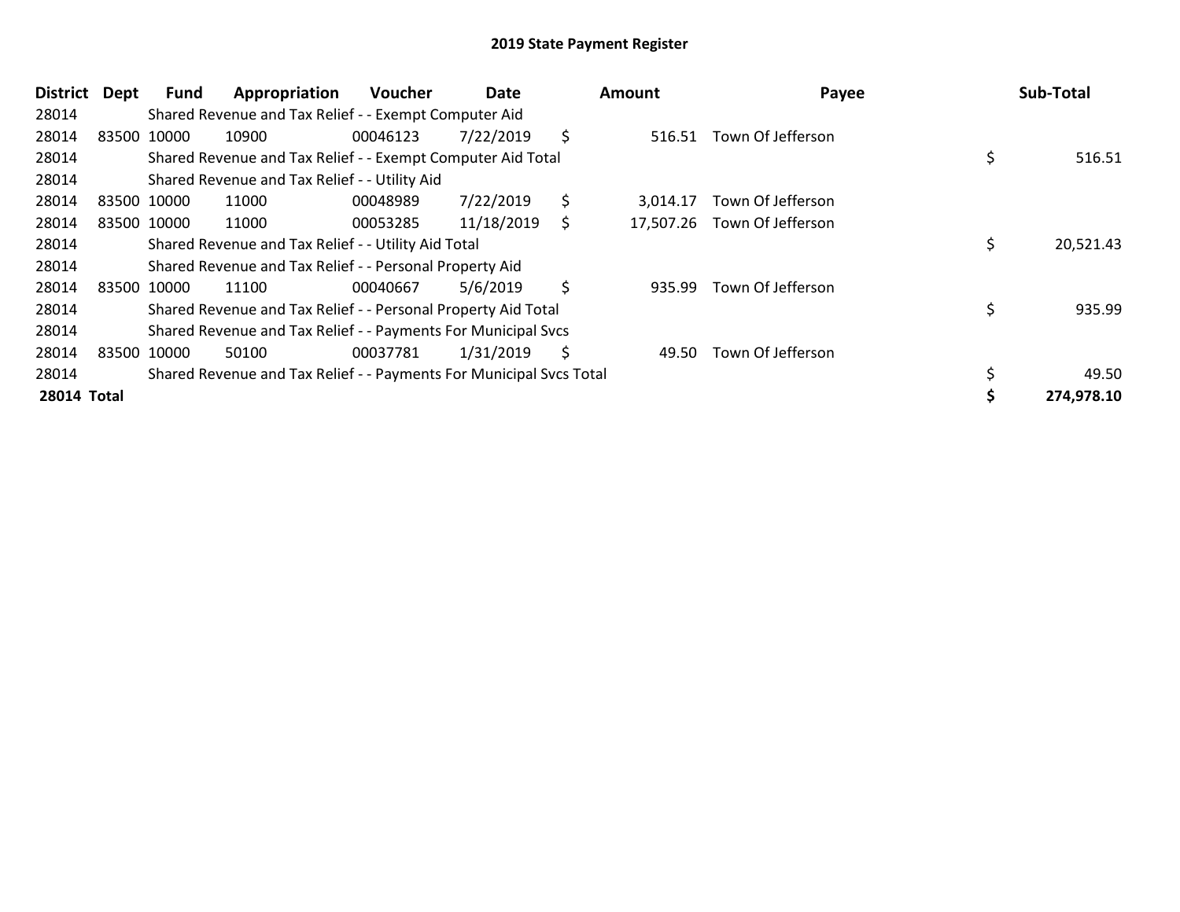# 2019 State Payment Register

| District | Dept | Fund | Appropriation | Voucher | Date | Amount | Payee | Sub-Total |
|---|---|---|---|---|---|---|---|---|
| 28014 | | Shared Revenue and Tax Relief - - Exempt Computer Aid | | | | | | |
| 28014 | 83500 | 10000 | 10900 | 00046123 | 7/22/2019 | $ 516.51 | Town Of Jefferson | |
| 28014 | | Shared Revenue and Tax Relief - - Exempt Computer Aid Total | | | | | | $ 516.51 |
| 28014 | | Shared Revenue and Tax Relief - - Utility Aid | | | | | | |
| 28014 | 83500 | 10000 | 11000 | 00048989 | 7/22/2019 | $ 3,014.17 | Town Of Jefferson | |
| 28014 | 83500 | 10000 | 11000 | 00053285 | 11/18/2019 | $ 17,507.26 | Town Of Jefferson | |
| 28014 | | Shared Revenue and Tax Relief - - Utility Aid Total | | | | | | $ 20,521.43 |
| 28014 | | Shared Revenue and Tax Relief - - Personal Property Aid | | | | | | |
| 28014 | 83500 | 10000 | 11100 | 00040667 | 5/6/2019 | $ 935.99 | Town Of Jefferson | |
| 28014 | | Shared Revenue and Tax Relief - - Personal Property Aid Total | | | | | | $ 935.99 |
| 28014 | | Shared Revenue and Tax Relief - - Payments For Municipal Svcs | | | | | | |
| 28014 | 83500 | 10000 | 50100 | 00037781 | 1/31/2019 | $ 49.50 | Town Of Jefferson | |
| 28014 | | Shared Revenue and Tax Relief - - Payments For Municipal Svcs Total | | | | | | $ 49.50 |
| **28014 Total** | | | | | | | | **$ 274,978.10** |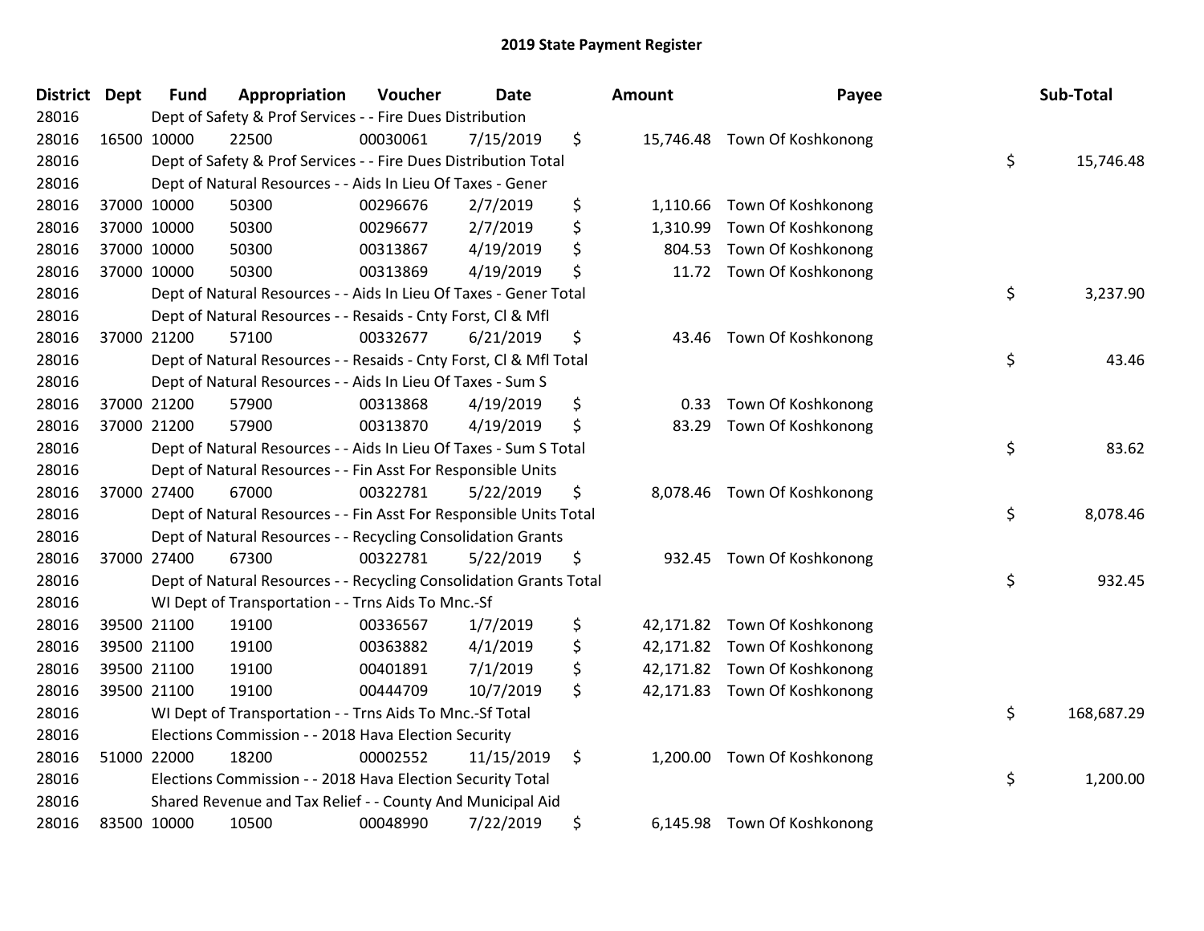# 2019 State Payment Register

| District | Dept | Fund | Appropriation | Voucher | Date | Amount | Payee | Sub-Total |
|---|---|---|---|---|---|---|---|---|
| 28016 | | Dept of Safety & Prof Services - - Fire Dues Distribution | | | | | | |
| 28016 | 16500 | 10000 | 22500 | 00030061 | 7/15/2019 | $ 15,746.48 | Town Of Koshkonong | |
| 28016 | | Dept of Safety & Prof Services - - Fire Dues Distribution Total | | | | | | $ 15,746.48 |
| 28016 | | Dept of Natural Resources - - Aids In Lieu Of Taxes - Gener | | | | | | |
| 28016 | 37000 | 10000 | 50300 | 00296676 | 2/7/2019 | $ 1,110.66 | Town Of Koshkonong | |
| 28016 | 37000 | 10000 | 50300 | 00296677 | 2/7/2019 | $ 1,310.99 | Town Of Koshkonong | |
| 28016 | 37000 | 10000 | 50300 | 00313867 | 4/19/2019 | $ 804.53 | Town Of Koshkonong | |
| 28016 | 37000 | 10000 | 50300 | 00313869 | 4/19/2019 | $ 11.72 | Town Of Koshkonong | |
| 28016 | | Dept of Natural Resources - - Aids In Lieu Of Taxes - Gener Total | | | | | | $ 3,237.90 |
| 28016 | | Dept of Natural Resources - - Resaids - Cnty Forst, Cl & Mfl | | | | | | |
| 28016 | 37000 | 21200 | 57100 | 00332677 | 6/21/2019 | $ 43.46 | Town Of Koshkonong | |
| 28016 | | Dept of Natural Resources - - Resaids - Cnty Forst, Cl & Mfl Total | | | | | | $ 43.46 |
| 28016 | | Dept of Natural Resources - - Aids In Lieu Of Taxes - Sum S | | | | | | |
| 28016 | 37000 | 21200 | 57900 | 00313868 | 4/19/2019 | $ 0.33 | Town Of Koshkonong | |
| 28016 | 37000 | 21200 | 57900 | 00313870 | 4/19/2019 | $ 83.29 | Town Of Koshkonong | |
| 28016 | | Dept of Natural Resources - - Aids In Lieu Of Taxes - Sum S Total | | | | | | $ 83.62 |
| 28016 | | Dept of Natural Resources - - Fin Asst For Responsible Units | | | | | | |
| 28016 | 37000 | 27400 | 67000 | 00322781 | 5/22/2019 | $ 8,078.46 | Town Of Koshkonong | |
| 28016 | | Dept of Natural Resources - - Fin Asst For Responsible Units Total | | | | | | $ 8,078.46 |
| 28016 | | Dept of Natural Resources - - Recycling Consolidation Grants | | | | | | |
| 28016 | 37000 | 27400 | 67300 | 00322781 | 5/22/2019 | $ 932.45 | Town Of Koshkonong | |
| 28016 | | Dept of Natural Resources - - Recycling Consolidation Grants Total | | | | | | $ 932.45 |
| 28016 | | WI Dept of Transportation - - Trns Aids To Mnc.-Sf | | | | | | |
| 28016 | 39500 | 21100 | 19100 | 00336567 | 1/7/2019 | $ 42,171.82 | Town Of Koshkonong | |
| 28016 | 39500 | 21100 | 19100 | 00363882 | 4/1/2019 | $ 42,171.82 | Town Of Koshkonong | |
| 28016 | 39500 | 21100 | 19100 | 00401891 | 7/1/2019 | $ 42,171.82 | Town Of Koshkonong | |
| 28016 | 39500 | 21100 | 19100 | 00444709 | 10/7/2019 | $ 42,171.83 | Town Of Koshkonong | |
| 28016 | | WI Dept of Transportation - - Trns Aids To Mnc.-Sf Total | | | | | | $ 168,687.29 |
| 28016 | | Elections Commission - - 2018 Hava Election Security | | | | | | |
| 28016 | 51000 | 22000 | 18200 | 00002552 | 11/15/2019 | $ 1,200.00 | Town Of Koshkonong | |
| 28016 | | Elections Commission - - 2018 Hava Election Security Total | | | | | | $ 1,200.00 |
| 28016 | | Shared Revenue and Tax Relief - - County And Municipal Aid | | | | | | |
| 28016 | 83500 | 10000 | 10500 | 00048990 | 7/22/2019 | $ 6,145.98 | Town Of Koshkonong | |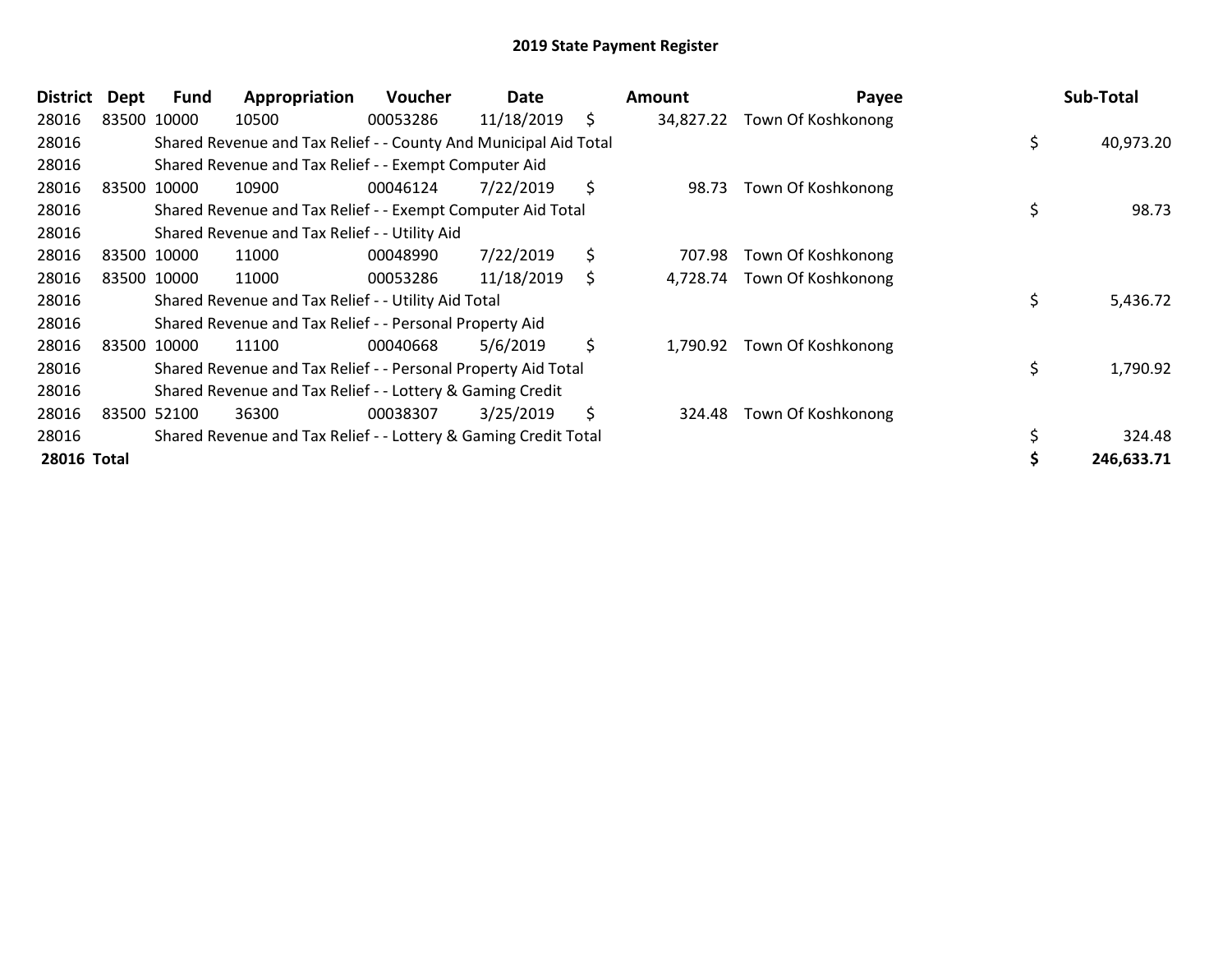# 2019 State Payment Register

| District | Dept | Fund | Appropriation | Voucher | Date | Amount | Payee | Sub-Total |
|---|---|---|---|---|---|---|---|---|
| 28016 | 83500 | 10000 | 10500 | 00053286 | 11/18/2019 | $ 34,827.22 | Town Of Koshkonong | |
| 28016 | | Shared Revenue and Tax Relief - - County And Municipal Aid Total | | | | | | $ 40,973.20 |
| 28016 | | Shared Revenue and Tax Relief - - Exempt Computer Aid | | | | | | |
| 28016 | 83500 | 10000 | 10900 | 00046124 | 7/22/2019 | $ 98.73 | Town Of Koshkonong | |
| 28016 | | Shared Revenue and Tax Relief - - Exempt Computer Aid Total | | | | | | $ 98.73 |
| 28016 | | Shared Revenue and Tax Relief - - Utility Aid | | | | | | |
| 28016 | 83500 | 10000 | 11000 | 00048990 | 7/22/2019 | $ 707.98 | Town Of Koshkonong | |
| 28016 | 83500 | 10000 | 11000 | 00053286 | 11/18/2019 | $ 4,728.74 | Town Of Koshkonong | |
| 28016 | | Shared Revenue and Tax Relief - - Utility Aid Total | | | | | | $ 5,436.72 |
| 28016 | | Shared Revenue and Tax Relief - - Personal Property Aid | | | | | | |
| 28016 | 83500 | 10000 | 11100 | 00040668 | 5/6/2019 | $ 1,790.92 | Town Of Koshkonong | |
| 28016 | | Shared Revenue and Tax Relief - - Personal Property Aid Total | | | | | | $ 1,790.92 |
| 28016 | | Shared Revenue and Tax Relief - - Lottery & Gaming Credit | | | | | | |
| 28016 | 83500 | 52100 | 36300 | 00038307 | 3/25/2019 | $ 324.48 | Town Of Koshkonong | |
| 28016 | | Shared Revenue and Tax Relief - - Lottery & Gaming Credit Total | | | | | | $ 324.48 |
| **28016 Total** | | | | | | | | **$ 246,633.71** |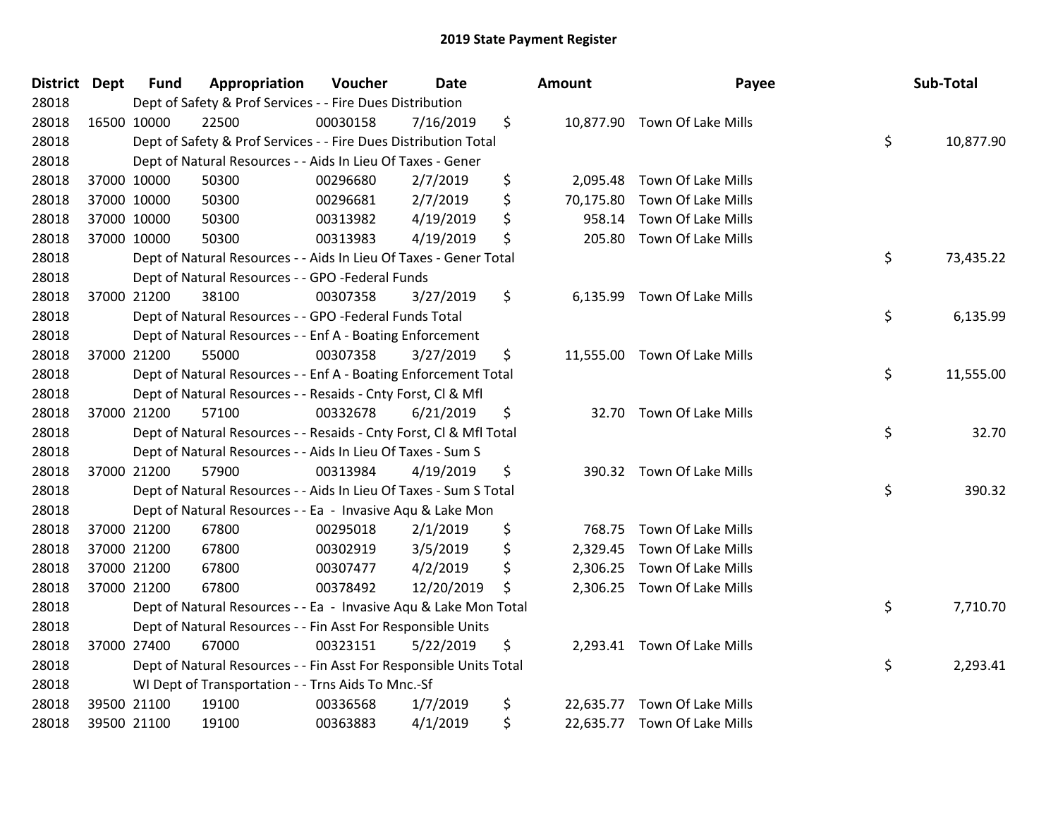# 2019 State Payment Register

| District | Dept | Fund | Appropriation | Voucher | Date | Amount | Payee | Sub-Total |
|---|---|---|---|---|---|---|---|---|
| 28018 | | Dept of Safety & Prof Services - - Fire Dues Distribution | | | | | | |
| 28018 | 16500 | 10000 | 22500 | 00030158 | 7/16/2019 | $ 10,877.90 | Town Of Lake Mills | |
| 28018 | | Dept of Safety & Prof Services - - Fire Dues Distribution Total | | | | | | $ 10,877.90 |
| 28018 | | Dept of Natural Resources - - Aids In Lieu Of Taxes - Gener | | | | | | |
| 28018 | 37000 | 10000 | 50300 | 00296680 | 2/7/2019 | $ 2,095.48 | Town Of Lake Mills | |
| 28018 | 37000 | 10000 | 50300 | 00296681 | 2/7/2019 | $ 70,175.80 | Town Of Lake Mills | |
| 28018 | 37000 | 10000 | 50300 | 00313982 | 4/19/2019 | $ 958.14 | Town Of Lake Mills | |
| 28018 | 37000 | 10000 | 50300 | 00313983 | 4/19/2019 | $ 205.80 | Town Of Lake Mills | |
| 28018 | | Dept of Natural Resources - - Aids In Lieu Of Taxes - Gener Total | | | | | | $ 73,435.22 |
| 28018 | | Dept of Natural Resources - - GPO -Federal Funds | | | | | | |
| 28018 | 37000 | 21200 | 38100 | 00307358 | 3/27/2019 | $ 6,135.99 | Town Of Lake Mills | |
| 28018 | | Dept of Natural Resources - - GPO -Federal Funds Total | | | | | | $ 6,135.99 |
| 28018 | | Dept of Natural Resources - - Enf A - Boating Enforcement | | | | | | |
| 28018 | 37000 | 21200 | 55000 | 00307358 | 3/27/2019 | $ 11,555.00 | Town Of Lake Mills | |
| 28018 | | Dept of Natural Resources - - Enf A - Boating Enforcement Total | | | | | | $ 11,555.00 |
| 28018 | | Dept of Natural Resources - - Resaids - Cnty Forst, Cl & Mfl | | | | | | |
| 28018 | 37000 | 21200 | 57100 | 00332678 | 6/21/2019 | $ 32.70 | Town Of Lake Mills | |
| 28018 | | Dept of Natural Resources - - Resaids - Cnty Forst, Cl & Mfl Total | | | | | | $ 32.70 |
| 28018 | | Dept of Natural Resources - - Aids In Lieu Of Taxes - Sum S | | | | | | |
| 28018 | 37000 | 21200 | 57900 | 00313984 | 4/19/2019 | $ 390.32 | Town Of Lake Mills | |
| 28018 | | Dept of Natural Resources - - Aids In Lieu Of Taxes - Sum S Total | | | | | | $ 390.32 |
| 28018 | | Dept of Natural Resources - - Ea - Invasive Aqu & Lake Mon | | | | | | |
| 28018 | 37000 | 21200 | 67800 | 00295018 | 2/1/2019 | $ 768.75 | Town Of Lake Mills | |
| 28018 | 37000 | 21200 | 67800 | 00302919 | 3/5/2019 | $ 2,329.45 | Town Of Lake Mills | |
| 28018 | 37000 | 21200 | 67800 | 00307477 | 4/2/2019 | $ 2,306.25 | Town Of Lake Mills | |
| 28018 | 37000 | 21200 | 67800 | 00378492 | 12/20/2019 | $ 2,306.25 | Town Of Lake Mills | |
| 28018 | | Dept of Natural Resources - - Ea - Invasive Aqu & Lake Mon Total | | | | | | $ 7,710.70 |
| 28018 | | Dept of Natural Resources - - Fin Asst For Responsible Units | | | | | | |
| 28018 | 37000 | 27400 | 67000 | 00323151 | 5/22/2019 | $ 2,293.41 | Town Of Lake Mills | |
| 28018 | | Dept of Natural Resources - - Fin Asst For Responsible Units Total | | | | | | $ 2,293.41 |
| 28018 | | WI Dept of Transportation - - Trns Aids To Mnc.-Sf | | | | | | |
| 28018 | 39500 | 21100 | 19100 | 00336568 | 1/7/2019 | $ 22,635.77 | Town Of Lake Mills | |
| 28018 | 39500 | 21100 | 19100 | 00363883 | 4/1/2019 | $ 22,635.77 | Town Of Lake Mills | |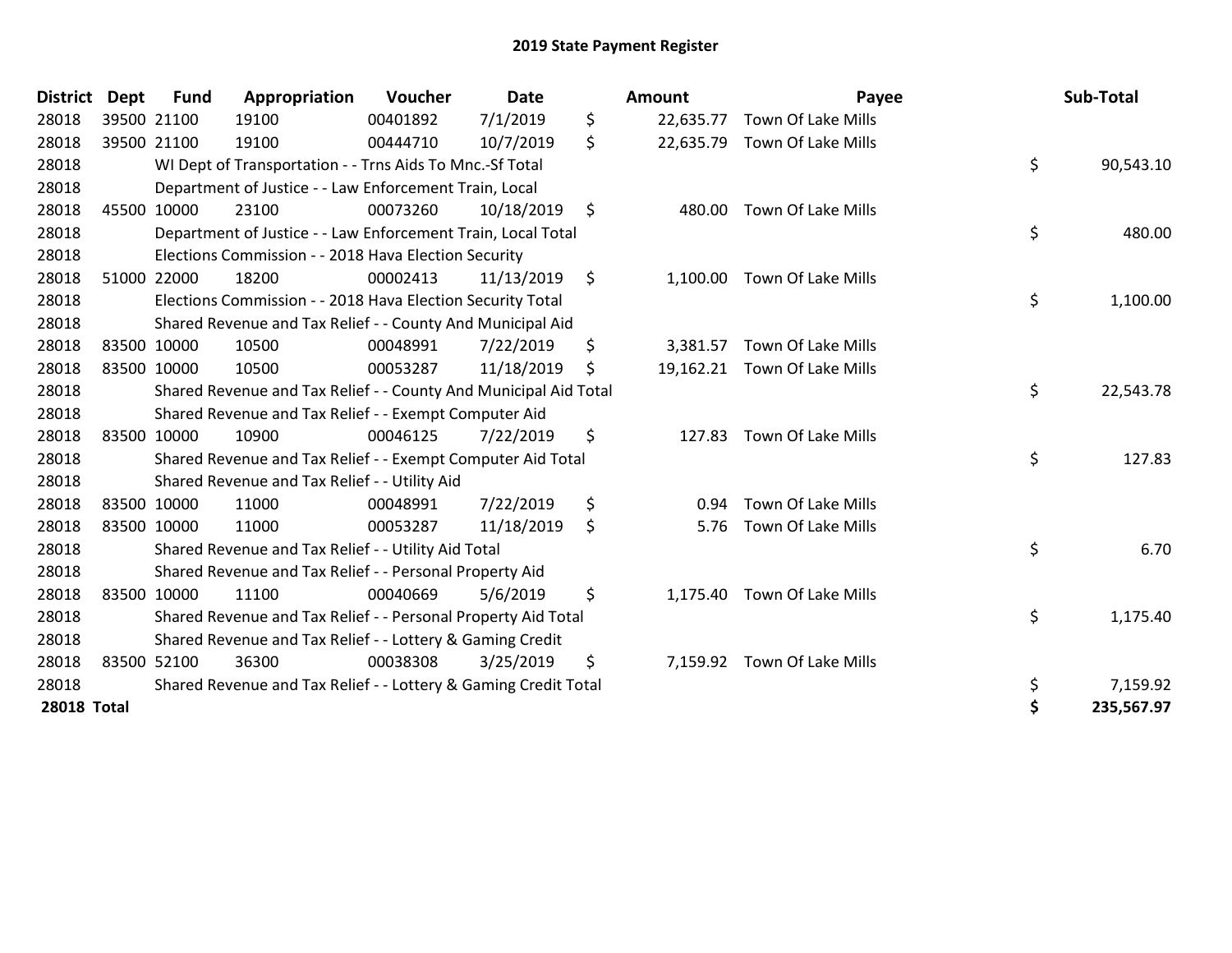## 2019 State Payment Register

| District | Dept | Fund | Appropriation | Voucher | Date | | Amount | Payee | | Sub-Total |
|---|---|---|---|---|---|---|---|---|---|---|
| 28018 | 39500 | 21100 | 19100 | 00401892 | 7/1/2019 | $ | 22,635.77 | Town Of Lake Mills | | |
| 28018 | 39500 | 21100 | 19100 | 00444710 | 10/7/2019 | $ | 22,635.79 | Town Of Lake Mills | | |
| 28018 | | WI Dept of Transportation - - Trns Aids To Mnc.-Sf Total | | | | | | | $ | 90,543.10 |
| 28018 | | Department of Justice - - Law Enforcement Train, Local | | | | | | | | |
| 28018 | 45500 | 10000 | 23100 | 00073260 | 10/18/2019 | $ | 480.00 | Town Of Lake Mills | | |
| 28018 | | Department of Justice - - Law Enforcement Train, Local Total | | | | | | | $ | 480.00 |
| 28018 | | Elections Commission - - 2018 Hava Election Security | | | | | | | | |
| 28018 | 51000 | 22000 | 18200 | 00002413 | 11/13/2019 | $ | 1,100.00 | Town Of Lake Mills | | |
| 28018 | | Elections Commission - - 2018 Hava Election Security Total | | | | | | | $ | 1,100.00 |
| 28018 | | Shared Revenue and Tax Relief - - County And Municipal Aid | | | | | | | | |
| 28018 | 83500 | 10000 | 10500 | 00048991 | 7/22/2019 | $ | 3,381.57 | Town Of Lake Mills | | |
| 28018 | 83500 | 10000 | 10500 | 00053287 | 11/18/2019 | $ | 19,162.21 | Town Of Lake Mills | | |
| 28018 | | Shared Revenue and Tax Relief - - County And Municipal Aid Total | | | | | | | $ | 22,543.78 |
| 28018 | | Shared Revenue and Tax Relief - - Exempt Computer Aid | | | | | | | | |
| 28018 | 83500 | 10000 | 10900 | 00046125 | 7/22/2019 | $ | 127.83 | Town Of Lake Mills | | |
| 28018 | | Shared Revenue and Tax Relief - - Exempt Computer Aid Total | | | | | | | $ | 127.83 |
| 28018 | | Shared Revenue and Tax Relief - - Utility Aid | | | | | | | | |
| 28018 | 83500 | 10000 | 11000 | 00048991 | 7/22/2019 | $ | 0.94 | Town Of Lake Mills | | |
| 28018 | 83500 | 10000 | 11000 | 00053287 | 11/18/2019 | $ | 5.76 | Town Of Lake Mills | | |
| 28018 | | Shared Revenue and Tax Relief - - Utility Aid Total | | | | | | | $ | 6.70 |
| 28018 | | Shared Revenue and Tax Relief - - Personal Property Aid | | | | | | | | |
| 28018 | 83500 | 10000 | 11100 | 00040669 | 5/6/2019 | $ | 1,175.40 | Town Of Lake Mills | | |
| 28018 | | Shared Revenue and Tax Relief - - Personal Property Aid Total | | | | | | | $ | 1,175.40 |
| 28018 | | Shared Revenue and Tax Relief - - Lottery & Gaming Credit | | | | | | | | |
| 28018 | 83500 | 52100 | 36300 | 00038308 | 3/25/2019 | $ | 7,159.92 | Town Of Lake Mills | | |
| 28018 | | Shared Revenue and Tax Relief - - Lottery & Gaming Credit Total | | | | | | | $ | 7,159.92 |
| **28018 Total** | | | | | | | | | **$** | **235,567.97** |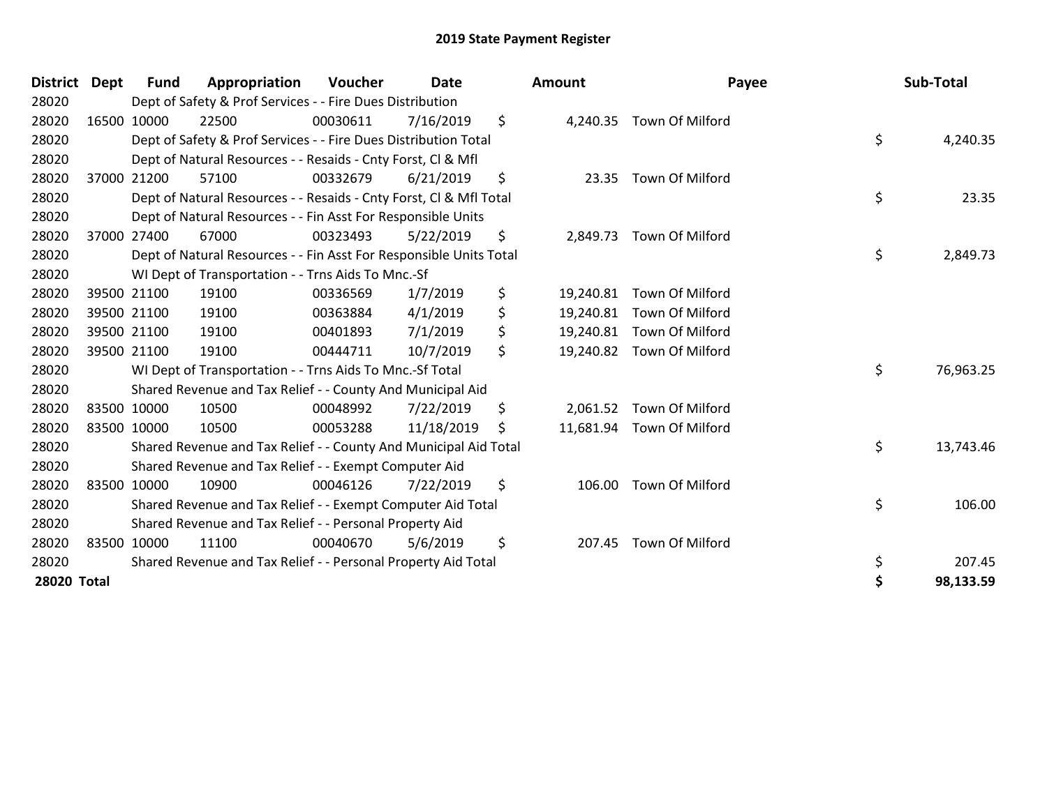# 2019 State Payment Register

| District | Dept | Fund | Appropriation | Voucher | Date | Amount | Payee | Sub-Total |
|---|---|---|---|---|---|---|---|---|
| 28020 | | Dept of Safety & Prof Services - - Fire Dues Distribution | | | | | | |
| 28020 | 16500 | 10000 | 22500 | 00030611 | 7/16/2019 | $ 4,240.35 | Town Of Milford | |
| 28020 | | Dept of Safety & Prof Services - - Fire Dues Distribution Total | | | | | | $ 4,240.35 |
| 28020 | | Dept of Natural Resources - - Resaids - Cnty Forst, Cl & Mfl | | | | | | |
| 28020 | 37000 | 21200 | 57100 | 00332679 | 6/21/2019 | $ 23.35 | Town Of Milford | |
| 28020 | | Dept of Natural Resources - - Resaids - Cnty Forst, Cl & Mfl Total | | | | | | $ 23.35 |
| 28020 | | Dept of Natural Resources - - Fin Asst For Responsible Units | | | | | | |
| 28020 | 37000 | 27400 | 67000 | 00323493 | 5/22/2019 | $ 2,849.73 | Town Of Milford | |
| 28020 | | Dept of Natural Resources - - Fin Asst For Responsible Units Total | | | | | | $ 2,849.73 |
| 28020 | | WI Dept of Transportation - - Trns Aids To Mnc.-Sf | | | | | | |
| 28020 | 39500 | 21100 | 19100 | 00336569 | 1/7/2019 | $ 19,240.81 | Town Of Milford | |
| 28020 | 39500 | 21100 | 19100 | 00363884 | 4/1/2019 | $ 19,240.81 | Town Of Milford | |
| 28020 | 39500 | 21100 | 19100 | 00401893 | 7/1/2019 | $ 19,240.81 | Town Of Milford | |
| 28020 | 39500 | 21100 | 19100 | 00444711 | 10/7/2019 | $ 19,240.82 | Town Of Milford | |
| 28020 | | WI Dept of Transportation - - Trns Aids To Mnc.-Sf Total | | | | | | $ 76,963.25 |
| 28020 | | Shared Revenue and Tax Relief - - County And Municipal Aid | | | | | | |
| 28020 | 83500 | 10000 | 10500 | 00048992 | 7/22/2019 | $ 2,061.52 | Town Of Milford | |
| 28020 | 83500 | 10000 | 10500 | 00053288 | 11/18/2019 | $ 11,681.94 | Town Of Milford | |
| 28020 | | Shared Revenue and Tax Relief - - County And Municipal Aid Total | | | | | | $ 13,743.46 |
| 28020 | | Shared Revenue and Tax Relief - - Exempt Computer Aid | | | | | | |
| 28020 | 83500 | 10000 | 10900 | 00046126 | 7/22/2019 | $ 106.00 | Town Of Milford | |
| 28020 | | Shared Revenue and Tax Relief - - Exempt Computer Aid Total | | | | | | $ 106.00 |
| 28020 | | Shared Revenue and Tax Relief - - Personal Property Aid | | | | | | |
| 28020 | 83500 | 10000 | 11100 | 00040670 | 5/6/2019 | $ 207.45 | Town Of Milford | |
| 28020 | | Shared Revenue and Tax Relief - - Personal Property Aid Total | | | | | | $ 207.45 |
| **28020 Total** | | | | | | | | **$ 98,133.59** |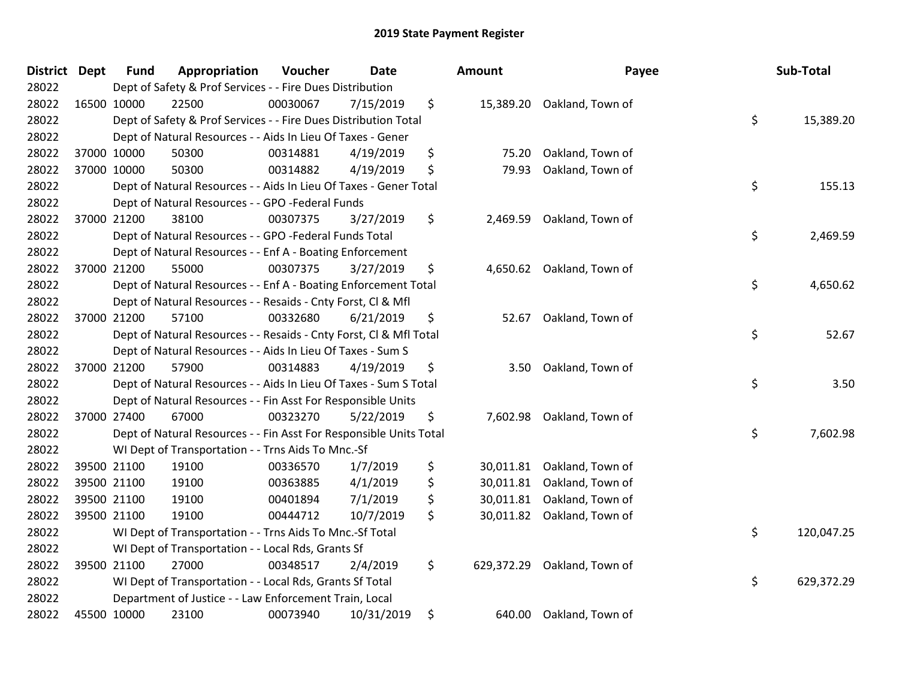# 2019 State Payment Register

| District | Dept | Fund | Appropriation | Voucher | Date | Amount | Payee | Sub-Total |
|---|---|---|---|---|---|---|---|---|
| 28022 | | Dept of Safety & Prof Services - - Fire Dues Distribution | | | | | | |
| 28022 | 16500 | 10000 | 22500 | 00030067 | 7/15/2019 | $ 15,389.20 | Oakland, Town of | |
| 28022 | | Dept of Safety & Prof Services - - Fire Dues Distribution Total | | | | | | $ 15,389.20 |
| 28022 | | Dept of Natural Resources - - Aids In Lieu Of Taxes - Gener | | | | | | |
| 28022 | 37000 | 10000 | 50300 | 00314881 | 4/19/2019 | $ 75.20 | Oakland, Town of | |
| 28022 | 37000 | 10000 | 50300 | 00314882 | 4/19/2019 | $ 79.93 | Oakland, Town of | |
| 28022 | | Dept of Natural Resources - - Aids In Lieu Of Taxes - Gener Total | | | | | | $ 155.13 |
| 28022 | | Dept of Natural Resources - - GPO -Federal Funds | | | | | | |
| 28022 | 37000 | 21200 | 38100 | 00307375 | 3/27/2019 | $ 2,469.59 | Oakland, Town of | |
| 28022 | | Dept of Natural Resources - - GPO -Federal Funds Total | | | | | | $ 2,469.59 |
| 28022 | | Dept of Natural Resources - - Enf A - Boating Enforcement | | | | | | |
| 28022 | 37000 | 21200 | 55000 | 00307375 | 3/27/2019 | $ 4,650.62 | Oakland, Town of | |
| 28022 | | Dept of Natural Resources - - Enf A - Boating Enforcement Total | | | | | | $ 4,650.62 |
| 28022 | | Dept of Natural Resources - - Resaids - Cnty Forst, Cl & Mfl | | | | | | |
| 28022 | 37000 | 21200 | 57100 | 00332680 | 6/21/2019 | $ 52.67 | Oakland, Town of | |
| 28022 | | Dept of Natural Resources - - Resaids - Cnty Forst, Cl & Mfl Total | | | | | | $ 52.67 |
| 28022 | | Dept of Natural Resources - - Aids In Lieu Of Taxes - Sum S | | | | | | |
| 28022 | 37000 | 21200 | 57900 | 00314883 | 4/19/2019 | $ 3.50 | Oakland, Town of | |
| 28022 | | Dept of Natural Resources - - Aids In Lieu Of Taxes - Sum S Total | | | | | | $ 3.50 |
| 28022 | | Dept of Natural Resources - - Fin Asst For Responsible Units | | | | | | |
| 28022 | 37000 | 27400 | 67000 | 00323270 | 5/22/2019 | $ 7,602.98 | Oakland, Town of | |
| 28022 | | Dept of Natural Resources - - Fin Asst For Responsible Units Total | | | | | | $ 7,602.98 |
| 28022 | | WI Dept of Transportation - - Trns Aids To Mnc.-Sf | | | | | | |
| 28022 | 39500 | 21100 | 19100 | 00336570 | 1/7/2019 | $ 30,011.81 | Oakland, Town of | |
| 28022 | 39500 | 21100 | 19100 | 00363885 | 4/1/2019 | $ 30,011.81 | Oakland, Town of | |
| 28022 | 39500 | 21100 | 19100 | 00401894 | 7/1/2019 | $ 30,011.81 | Oakland, Town of | |
| 28022 | 39500 | 21100 | 19100 | 00444712 | 10/7/2019 | $ 30,011.82 | Oakland, Town of | |
| 28022 | | WI Dept of Transportation - - Trns Aids To Mnc.-Sf Total | | | | | | $ 120,047.25 |
| 28022 | | WI Dept of Transportation - - Local Rds, Grants Sf | | | | | | |
| 28022 | 39500 | 21100 | 27000 | 00348517 | 2/4/2019 | $ 629,372.29 | Oakland, Town of | |
| 28022 | | WI Dept of Transportation - - Local Rds, Grants Sf Total | | | | | | $ 629,372.29 |
| 28022 | | Department of Justice - - Law Enforcement Train, Local | | | | | | |
| 28022 | 45500 | 10000 | 23100 | 00073940 | 10/31/2019 | $ 640.00 | Oakland, Town of | |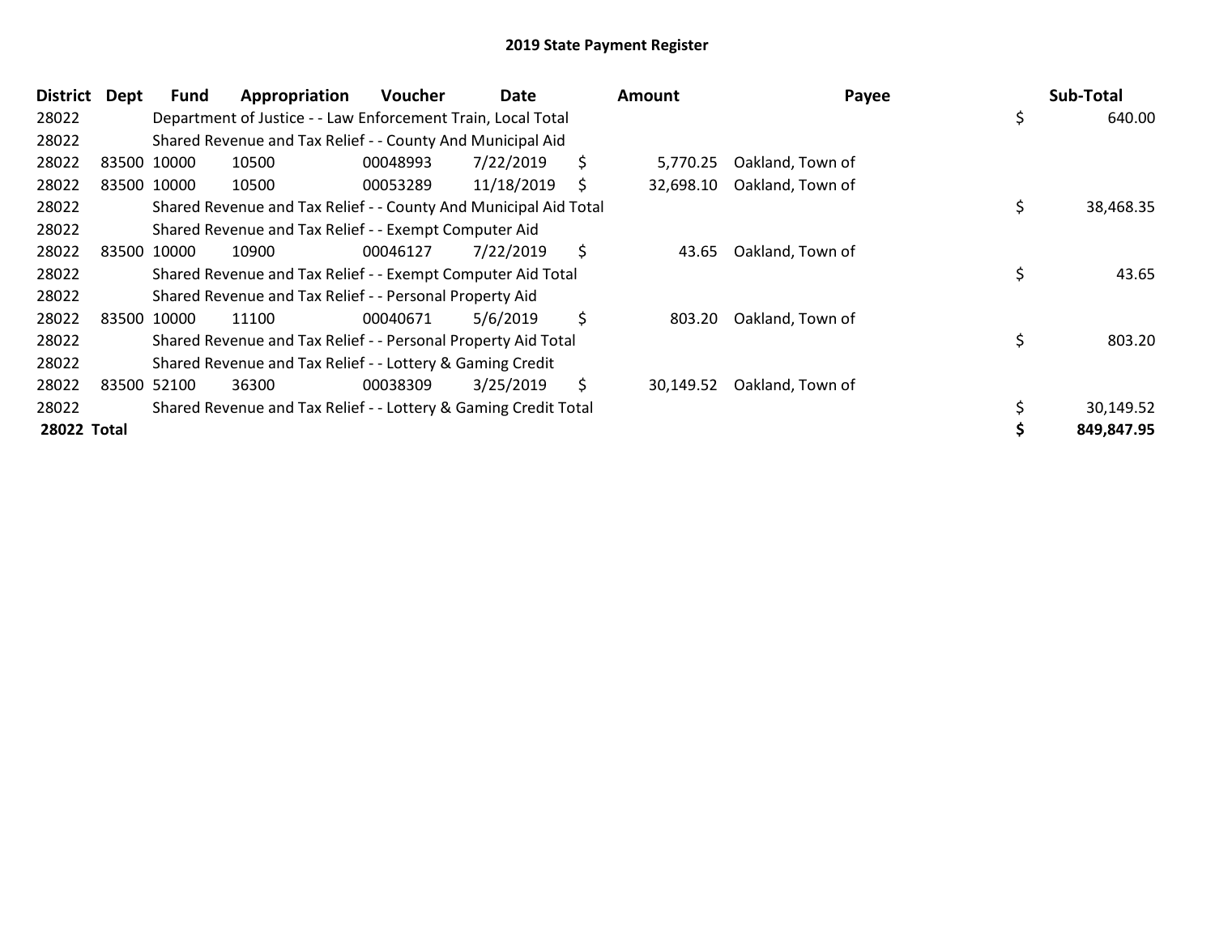## 2019 State Payment Register

| District | Dept | Fund | Appropriation | Voucher | Date | Amount | Payee | Sub-Total |
|---|---|---|---|---|---|---|---|---|
| 28022 | | Department of Justice - - Law Enforcement Train, Local Total | | | | | | $ 640.00 |
| 28022 | | Shared Revenue and Tax Relief - - County And Municipal Aid | | | | | | |
| 28022 | 83500 | 10000 | 10500 | 00048993 | 7/22/2019 | $ 5,770.25 | Oakland, Town of | |
| 28022 | 83500 | 10000 | 10500 | 00053289 | 11/18/2019 | $ 32,698.10 | Oakland, Town of | |
| 28022 | | Shared Revenue and Tax Relief - - County And Municipal Aid Total | | | | | | $ 38,468.35 |
| 28022 | | Shared Revenue and Tax Relief - - Exempt Computer Aid | | | | | | |
| 28022 | 83500 | 10000 | 10900 | 00046127 | 7/22/2019 | $ 43.65 | Oakland, Town of | |
| 28022 | | Shared Revenue and Tax Relief - - Exempt Computer Aid Total | | | | | | $ 43.65 |
| 28022 | | Shared Revenue and Tax Relief - - Personal Property Aid | | | | | | |
| 28022 | 83500 | 10000 | 11100 | 00040671 | 5/6/2019 | $ 803.20 | Oakland, Town of | |
| 28022 | | Shared Revenue and Tax Relief - - Personal Property Aid Total | | | | | | $ 803.20 |
| 28022 | | Shared Revenue and Tax Relief - - Lottery & Gaming Credit | | | | | | |
| 28022 | 83500 | 52100 | 36300 | 00038309 | 3/25/2019 | $ 30,149.52 | Oakland, Town of | |
| 28022 | | Shared Revenue and Tax Relief - - Lottery & Gaming Credit Total | | | | | | $ 30,149.52 |
| **28022 Total** | | | | | | | | **$ 849,847.95** |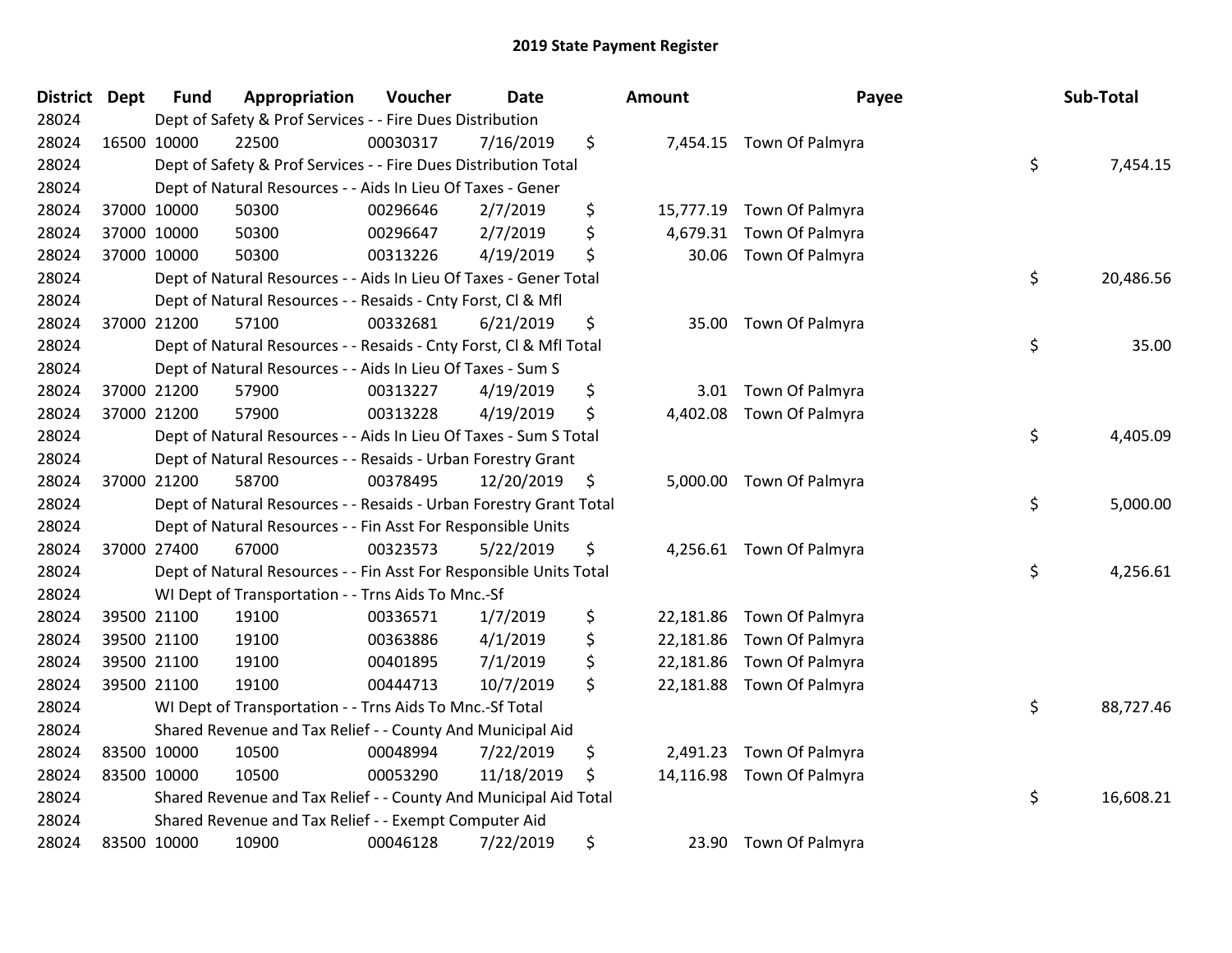# 2019 State Payment Register

| District | Dept | Fund | Appropriation | Voucher | Date | Amount | Payee | Sub-Total |
|---|---|---|---|---|---|---|---|---|
| 28024 | | Dept of Safety & Prof Services - - Fire Dues Distribution | | | | | | |
| 28024 | 16500 | 10000 | 22500 | 00030317 | 7/16/2019 | $ 7,454.15 | Town Of Palmyra | |
| 28024 | | Dept of Safety & Prof Services - - Fire Dues Distribution Total | | | | | | $ 7,454.15 |
| 28024 | | Dept of Natural Resources - - Aids In Lieu Of Taxes - Gener | | | | | | |
| 28024 | 37000 | 10000 | 50300 | 00296646 | 2/7/2019 | $ 15,777.19 | Town Of Palmyra | |
| 28024 | 37000 | 10000 | 50300 | 00296647 | 2/7/2019 | $ 4,679.31 | Town Of Palmyra | |
| 28024 | 37000 | 10000 | 50300 | 00313226 | 4/19/2019 | $ 30.06 | Town Of Palmyra | |
| 28024 | | Dept of Natural Resources - - Aids In Lieu Of Taxes - Gener Total | | | | | | $ 20,486.56 |
| 28024 | | Dept of Natural Resources - - Resaids - Cnty Forst, Cl & Mfl | | | | | | |
| 28024 | 37000 | 21200 | 57100 | 00332681 | 6/21/2019 | $ 35.00 | Town Of Palmyra | |
| 28024 | | Dept of Natural Resources - - Resaids - Cnty Forst, Cl & Mfl Total | | | | | | $ 35.00 |
| 28024 | | Dept of Natural Resources - - Aids In Lieu Of Taxes - Sum S | | | | | | |
| 28024 | 37000 | 21200 | 57900 | 00313227 | 4/19/2019 | $ 3.01 | Town Of Palmyra | |
| 28024 | 37000 | 21200 | 57900 | 00313228 | 4/19/2019 | $ 4,402.08 | Town Of Palmyra | |
| 28024 | | Dept of Natural Resources - - Aids In Lieu Of Taxes - Sum S Total | | | | | | $ 4,405.09 |
| 28024 | | Dept of Natural Resources - - Resaids - Urban Forestry Grant | | | | | | |
| 28024 | 37000 | 21200 | 58700 | 00378495 | 12/20/2019 | $ 5,000.00 | Town Of Palmyra | |
| 28024 | | Dept of Natural Resources - - Resaids - Urban Forestry Grant Total | | | | | | $ 5,000.00 |
| 28024 | | Dept of Natural Resources - - Fin Asst For Responsible Units | | | | | | |
| 28024 | 37000 | 27400 | 67000 | 00323573 | 5/22/2019 | $ 4,256.61 | Town Of Palmyra | |
| 28024 | | Dept of Natural Resources - - Fin Asst For Responsible Units Total | | | | | | $ 4,256.61 |
| 28024 | | WI Dept of Transportation - - Trns Aids To Mnc.-Sf | | | | | | |
| 28024 | 39500 | 21100 | 19100 | 00336571 | 1/7/2019 | $ 22,181.86 | Town Of Palmyra | |
| 28024 | 39500 | 21100 | 19100 | 00363886 | 4/1/2019 | $ 22,181.86 | Town Of Palmyra | |
| 28024 | 39500 | 21100 | 19100 | 00401895 | 7/1/2019 | $ 22,181.86 | Town Of Palmyra | |
| 28024 | 39500 | 21100 | 19100 | 00444713 | 10/7/2019 | $ 22,181.88 | Town Of Palmyra | |
| 28024 | | WI Dept of Transportation - - Trns Aids To Mnc.-Sf Total | | | | | | $ 88,727.46 |
| 28024 | | Shared Revenue and Tax Relief - - County And Municipal Aid | | | | | | |
| 28024 | 83500 | 10000 | 10500 | 00048994 | 7/22/2019 | $ 2,491.23 | Town Of Palmyra | |
| 28024 | 83500 | 10000 | 10500 | 00053290 | 11/18/2019 | $ 14,116.98 | Town Of Palmyra | |
| 28024 | | Shared Revenue and Tax Relief - - County And Municipal Aid Total | | | | | | $ 16,608.21 |
| 28024 | | Shared Revenue and Tax Relief - - Exempt Computer Aid | | | | | | |
| 28024 | 83500 | 10000 | 10900 | 00046128 | 7/22/2019 | $ 23.90 | Town Of Palmyra | |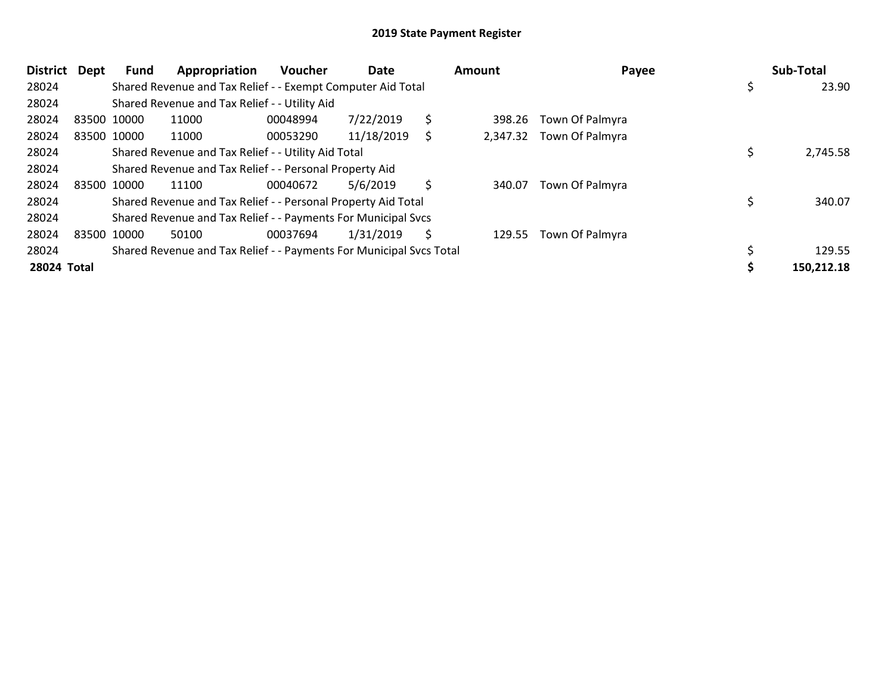## 2019 State Payment Register

| District | Dept | Fund | Appropriation | Voucher | Date | Amount | Payee | Sub-Total |
|---|---|---|---|---|---|---|---|---|
| 28024 | | Shared Revenue and Tax Relief - - Exempt Computer Aid Total | | | | | | $ 23.90 |
| 28024 | | Shared Revenue and Tax Relief - - Utility Aid | | | | | | |
| 28024 | 83500 | 10000 | 11000 | 00048994 | 7/22/2019 | $ 398.26 | Town Of Palmyra | |
| 28024 | 83500 | 10000 | 11000 | 00053290 | 11/18/2019 | $ 2,347.32 | Town Of Palmyra | |
| 28024 | | Shared Revenue and Tax Relief - - Utility Aid Total | | | | | | $ 2,745.58 |
| 28024 | | Shared Revenue and Tax Relief - - Personal Property Aid | | | | | | |
| 28024 | 83500 | 10000 | 11100 | 00040672 | 5/6/2019 | $ 340.07 | Town Of Palmyra | |
| 28024 | | Shared Revenue and Tax Relief - - Personal Property Aid Total | | | | | | $ 340.07 |
| 28024 | | Shared Revenue and Tax Relief - - Payments For Municipal Svcs | | | | | | |
| 28024 | 83500 | 10000 | 50100 | 00037694 | 1/31/2019 | $ 129.55 | Town Of Palmyra | |
| 28024 | | Shared Revenue and Tax Relief - - Payments For Municipal Svcs Total | | | | | | $ 129.55 |
| **28024 Total** | | | | | | | | **$ 150,212.18** |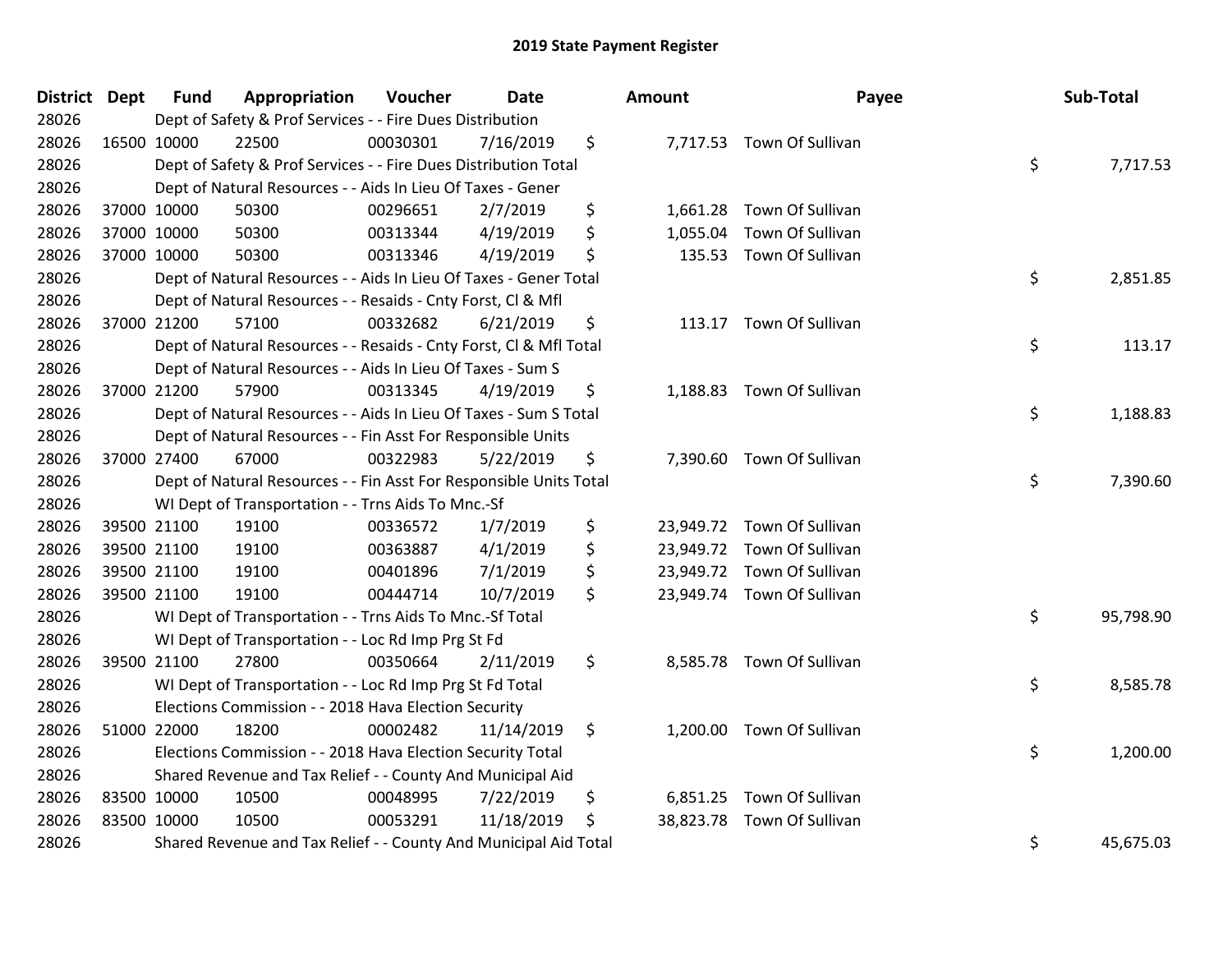# 2019 State Payment Register

| District | Dept | Fund | Appropriation | Voucher | Date | Amount | Payee | Sub-Total |
|---|---|---|---|---|---|---|---|---|
| 28026 | | Dept of Safety & Prof Services - - Fire Dues Distribution | | | | | | |
| 28026 | 16500 | 10000 | 22500 | 00030301 | 7/16/2019 | $ 7,717.53 | Town Of Sullivan | |
| 28026 | | Dept of Safety & Prof Services - - Fire Dues Distribution Total | | | | | | $ 7,717.53 |
| 28026 | | Dept of Natural Resources - - Aids In Lieu Of Taxes - Gener | | | | | | |
| 28026 | 37000 | 10000 | 50300 | 00296651 | 2/7/2019 | $ 1,661.28 | Town Of Sullivan | |
| 28026 | 37000 | 10000 | 50300 | 00313344 | 4/19/2019 | $ 1,055.04 | Town Of Sullivan | |
| 28026 | 37000 | 10000 | 50300 | 00313346 | 4/19/2019 | $ 135.53 | Town Of Sullivan | |
| 28026 | | Dept of Natural Resources - - Aids In Lieu Of Taxes - Gener Total | | | | | | $ 2,851.85 |
| 28026 | | Dept of Natural Resources - - Resaids - Cnty Forst, Cl & Mfl | | | | | | |
| 28026 | 37000 | 21200 | 57100 | 00332682 | 6/21/2019 | $ 113.17 | Town Of Sullivan | |
| 28026 | | Dept of Natural Resources - - Resaids - Cnty Forst, Cl & Mfl Total | | | | | | $ 113.17 |
| 28026 | | Dept of Natural Resources - - Aids In Lieu Of Taxes - Sum S | | | | | | |
| 28026 | 37000 | 21200 | 57900 | 00313345 | 4/19/2019 | $ 1,188.83 | Town Of Sullivan | |
| 28026 | | Dept of Natural Resources - - Aids In Lieu Of Taxes - Sum S Total | | | | | | $ 1,188.83 |
| 28026 | | Dept of Natural Resources - - Fin Asst For Responsible Units | | | | | | |
| 28026 | 37000 | 27400 | 67000 | 00322983 | 5/22/2019 | $ 7,390.60 | Town Of Sullivan | |
| 28026 | | Dept of Natural Resources - - Fin Asst For Responsible Units Total | | | | | | $ 7,390.60 |
| 28026 | | WI Dept of Transportation - - Trns Aids To Mnc.-Sf | | | | | | |
| 28026 | 39500 | 21100 | 19100 | 00336572 | 1/7/2019 | $ 23,949.72 | Town Of Sullivan | |
| 28026 | 39500 | 21100 | 19100 | 00363887 | 4/1/2019 | $ 23,949.72 | Town Of Sullivan | |
| 28026 | 39500 | 21100 | 19100 | 00401896 | 7/1/2019 | $ 23,949.72 | Town Of Sullivan | |
| 28026 | 39500 | 21100 | 19100 | 00444714 | 10/7/2019 | $ 23,949.74 | Town Of Sullivan | |
| 28026 | | WI Dept of Transportation - - Trns Aids To Mnc.-Sf Total | | | | | | $ 95,798.90 |
| 28026 | | WI Dept of Transportation - - Loc Rd Imp Prg St Fd | | | | | | |
| 28026 | 39500 | 21100 | 27800 | 00350664 | 2/11/2019 | $ 8,585.78 | Town Of Sullivan | |
| 28026 | | WI Dept of Transportation - - Loc Rd Imp Prg St Fd Total | | | | | | $ 8,585.78 |
| 28026 | | Elections Commission - - 2018 Hava Election Security | | | | | | |
| 28026 | 51000 | 22000 | 18200 | 00002482 | 11/14/2019 | $ 1,200.00 | Town Of Sullivan | |
| 28026 | | Elections Commission - - 2018 Hava Election Security Total | | | | | | $ 1,200.00 |
| 28026 | | Shared Revenue and Tax Relief - - County And Municipal Aid | | | | | | |
| 28026 | 83500 | 10000 | 10500 | 00048995 | 7/22/2019 | $ 6,851.25 | Town Of Sullivan | |
| 28026 | 83500 | 10000 | 10500 | 00053291 | 11/18/2019 | $ 38,823.78 | Town Of Sullivan | |
| 28026 | | Shared Revenue and Tax Relief - - County And Municipal Aid Total | | | | | | $ 45,675.03 |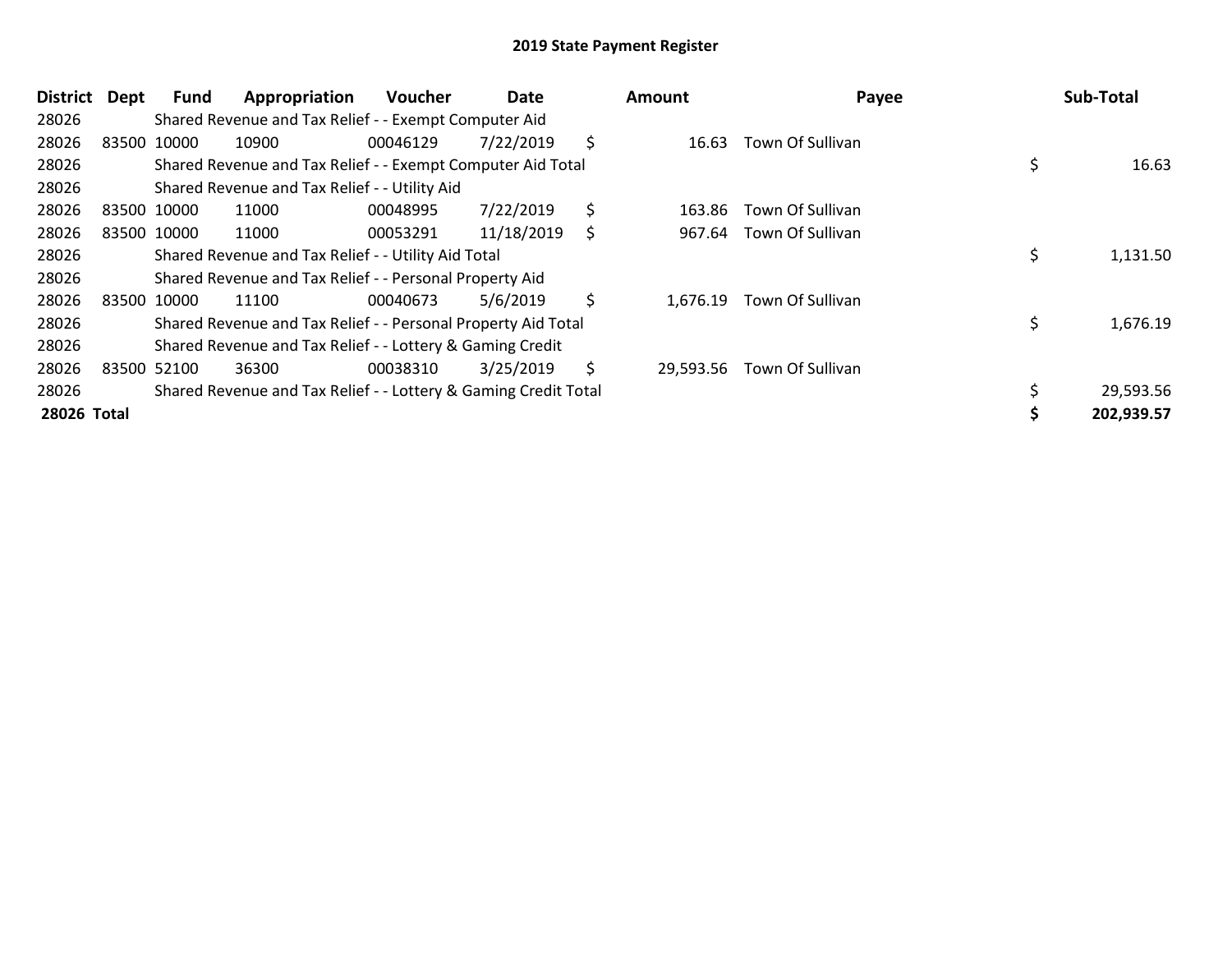# 2019 State Payment Register

| District | Dept | Fund | Appropriation | Voucher | Date | Amount | Payee | Sub-Total |
|---|---|---|---|---|---|---|---|---|
| 28026 | | Shared Revenue and Tax Relief - - Exempt Computer Aid | | | | | | |
| 28026 | 83500 | 10000 | 10900 | 00046129 | 7/22/2019 | $ 16.63 | Town Of Sullivan | |
| 28026 | | Shared Revenue and Tax Relief - - Exempt Computer Aid Total | | | | | | $ 16.63 |
| 28026 | | Shared Revenue and Tax Relief - - Utility Aid | | | | | | |
| 28026 | 83500 | 10000 | 11000 | 00048995 | 7/22/2019 | $ 163.86 | Town Of Sullivan | |
| 28026 | 83500 | 10000 | 11000 | 00053291 | 11/18/2019 | $ 967.64 | Town Of Sullivan | |
| 28026 | | Shared Revenue and Tax Relief - - Utility Aid Total | | | | | | $ 1,131.50 |
| 28026 | | Shared Revenue and Tax Relief - - Personal Property Aid | | | | | | |
| 28026 | 83500 | 10000 | 11100 | 00040673 | 5/6/2019 | $ 1,676.19 | Town Of Sullivan | |
| 28026 | | Shared Revenue and Tax Relief - - Personal Property Aid Total | | | | | | $ 1,676.19 |
| 28026 | | Shared Revenue and Tax Relief - - Lottery & Gaming Credit | | | | | | |
| 28026 | 83500 | 52100 | 36300 | 00038310 | 3/25/2019 | $ 29,593.56 | Town Of Sullivan | |
| 28026 | | Shared Revenue and Tax Relief - - Lottery & Gaming Credit Total | | | | | | $ 29,593.56 |
| **28026 Total** | | | | | | | | **$ 202,939.57** |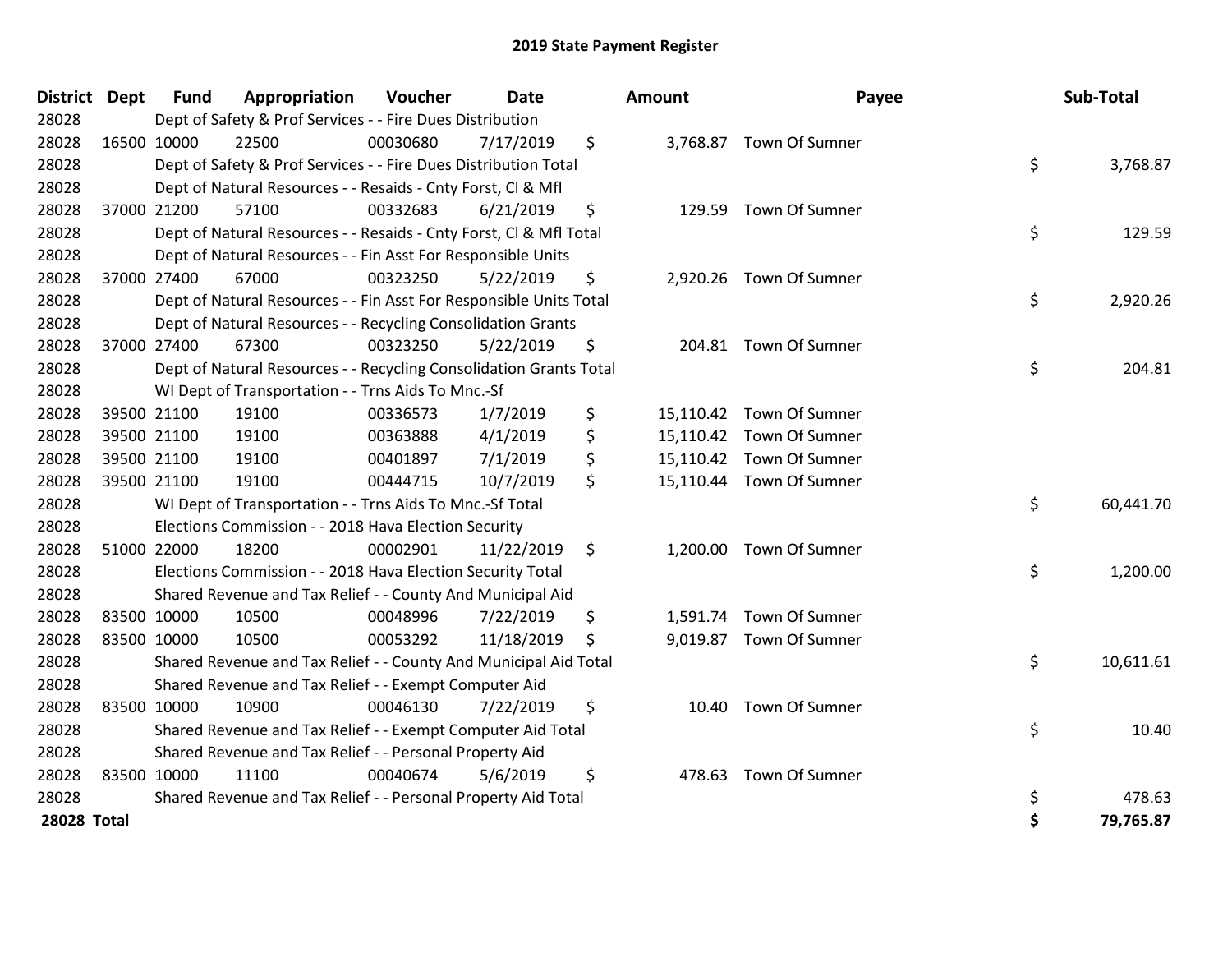# 2019 State Payment Register

| District | Dept | Fund | Appropriation | Voucher | Date | Amount | Payee | Sub-Total |
|---|---|---|---|---|---|---|---|---|
| 28028 | | Dept of Safety & Prof Services - - Fire Dues Distribution | | | | | | |
| 28028 | 16500 | 10000 | 22500 | 00030680 | 7/17/2019 | $ 3,768.87 | Town Of Sumner | |
| 28028 | | Dept of Safety & Prof Services - - Fire Dues Distribution Total | | | | | | $ 3,768.87 |
| 28028 | | Dept of Natural Resources - - Resaids - Cnty Forst, Cl & Mfl | | | | | | |
| 28028 | 37000 | 21200 | 57100 | 00332683 | 6/21/2019 | $ 129.59 | Town Of Sumner | |
| 28028 | | Dept of Natural Resources - - Resaids - Cnty Forst, Cl & Mfl Total | | | | | | $ 129.59 |
| 28028 | | Dept of Natural Resources - - Fin Asst For Responsible Units | | | | | | |
| 28028 | 37000 | 27400 | 67000 | 00323250 | 5/22/2019 | $ 2,920.26 | Town Of Sumner | |
| 28028 | | Dept of Natural Resources - - Fin Asst For Responsible Units Total | | | | | | $ 2,920.26 |
| 28028 | | Dept of Natural Resources - - Recycling Consolidation Grants | | | | | | |
| 28028 | 37000 | 27400 | 67300 | 00323250 | 5/22/2019 | $ 204.81 | Town Of Sumner | |
| 28028 | | Dept of Natural Resources - - Recycling Consolidation Grants Total | | | | | | $ 204.81 |
| 28028 | | WI Dept of Transportation - - Trns Aids To Mnc.-Sf | | | | | | |
| 28028 | 39500 | 21100 | 19100 | 00336573 | 1/7/2019 | $ 15,110.42 | Town Of Sumner | |
| 28028 | 39500 | 21100 | 19100 | 00363888 | 4/1/2019 | $ 15,110.42 | Town Of Sumner | |
| 28028 | 39500 | 21100 | 19100 | 00401897 | 7/1/2019 | $ 15,110.42 | Town Of Sumner | |
| 28028 | 39500 | 21100 | 19100 | 00444715 | 10/7/2019 | $ 15,110.44 | Town Of Sumner | |
| 28028 | | WI Dept of Transportation - - Trns Aids To Mnc.-Sf Total | | | | | | $ 60,441.70 |
| 28028 | | Elections Commission - - 2018 Hava Election Security | | | | | | |
| 28028 | 51000 | 22000 | 18200 | 00002901 | 11/22/2019 | $ 1,200.00 | Town Of Sumner | |
| 28028 | | Elections Commission - - 2018 Hava Election Security Total | | | | | | $ 1,200.00 |
| 28028 | | Shared Revenue and Tax Relief - - County And Municipal Aid | | | | | | |
| 28028 | 83500 | 10000 | 10500 | 00048996 | 7/22/2019 | $ 1,591.74 | Town Of Sumner | |
| 28028 | 83500 | 10000 | 10500 | 00053292 | 11/18/2019 | $ 9,019.87 | Town Of Sumner | |
| 28028 | | Shared Revenue and Tax Relief - - County And Municipal Aid Total | | | | | | $ 10,611.61 |
| 28028 | | Shared Revenue and Tax Relief - - Exempt Computer Aid | | | | | | |
| 28028 | 83500 | 10000 | 10900 | 00046130 | 7/22/2019 | $ 10.40 | Town Of Sumner | |
| 28028 | | Shared Revenue and Tax Relief - - Exempt Computer Aid Total | | | | | | $ 10.40 |
| 28028 | | Shared Revenue and Tax Relief - - Personal Property Aid | | | | | | |
| 28028 | 83500 | 10000 | 11100 | 00040674 | 5/6/2019 | $ 478.63 | Town Of Sumner | |
| 28028 | | Shared Revenue and Tax Relief - - Personal Property Aid Total | | | | | | $ 478.63 |
| **28028 Total** | | | | | | | | **$ 79,765.87** |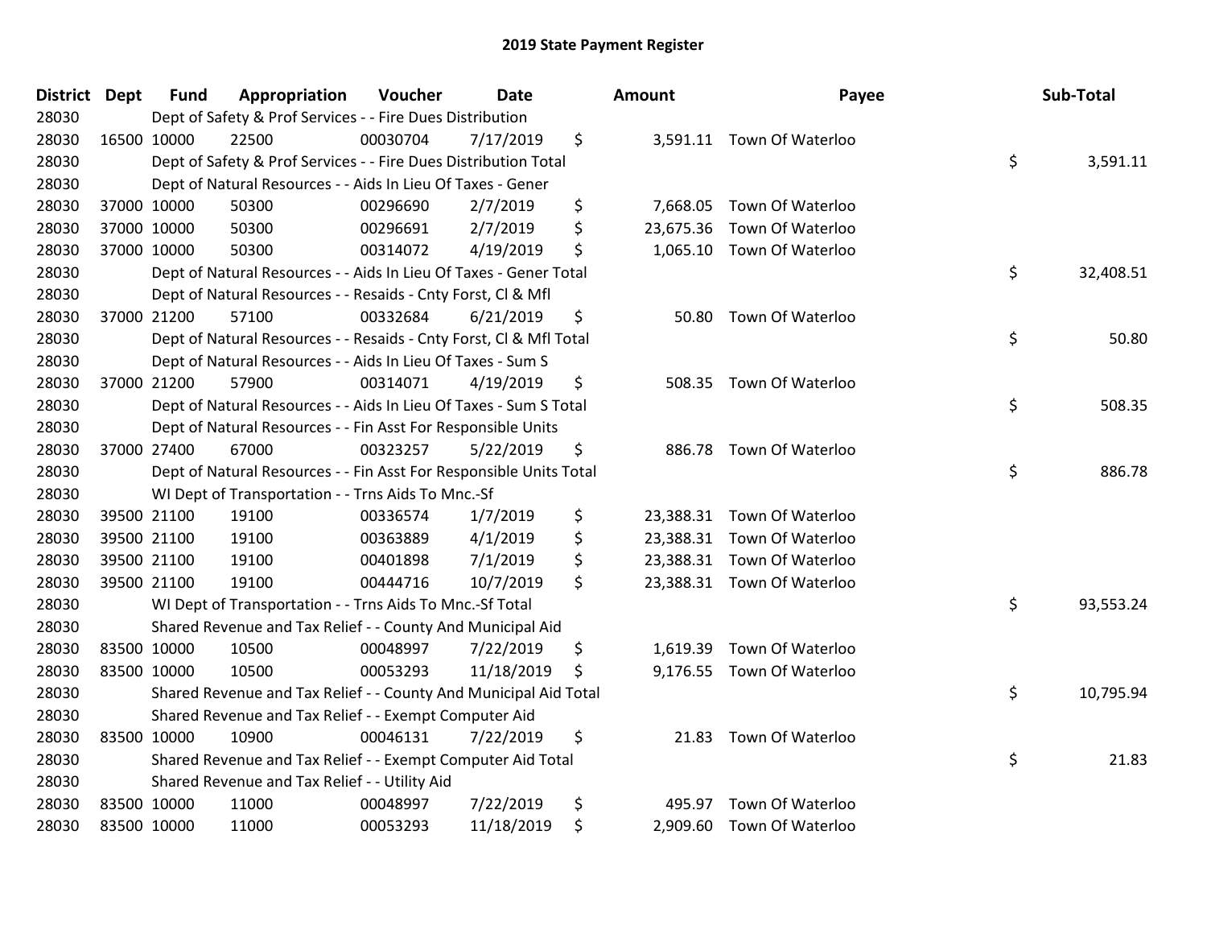# 2019 State Payment Register

| District | Dept | Fund | Appropriation | Voucher | Date | Amount | Payee | Sub-Total |
|---|---|---|---|---|---|---|---|---|
| 28030 | | Dept of Safety & Prof Services - - Fire Dues Distribution | | | | | | |
| 28030 | 16500 | 10000 | 22500 | 00030704 | 7/17/2019 | $ 3,591.11 | Town Of Waterloo | |
| 28030 | | Dept of Safety & Prof Services - - Fire Dues Distribution Total | | | | | | $ 3,591.11 |
| 28030 | | Dept of Natural Resources - - Aids In Lieu Of Taxes - Gener | | | | | | |
| 28030 | 37000 | 10000 | 50300 | 00296690 | 2/7/2019 | $ 7,668.05 | Town Of Waterloo | |
| 28030 | 37000 | 10000 | 50300 | 00296691 | 2/7/2019 | $ 23,675.36 | Town Of Waterloo | |
| 28030 | 37000 | 10000 | 50300 | 00314072 | 4/19/2019 | $ 1,065.10 | Town Of Waterloo | |
| 28030 | | Dept of Natural Resources - - Aids In Lieu Of Taxes - Gener Total | | | | | | $ 32,408.51 |
| 28030 | | Dept of Natural Resources - - Resaids - Cnty Forst, Cl & Mfl | | | | | | |
| 28030 | 37000 | 21200 | 57100 | 00332684 | 6/21/2019 | $ 50.80 | Town Of Waterloo | |
| 28030 | | Dept of Natural Resources - - Resaids - Cnty Forst, Cl & Mfl Total | | | | | | $ 50.80 |
| 28030 | | Dept of Natural Resources - - Aids In Lieu Of Taxes - Sum S | | | | | | |
| 28030 | 37000 | 21200 | 57900 | 00314071 | 4/19/2019 | $ 508.35 | Town Of Waterloo | |
| 28030 | | Dept of Natural Resources - - Aids In Lieu Of Taxes - Sum S Total | | | | | | $ 508.35 |
| 28030 | | Dept of Natural Resources - - Fin Asst For Responsible Units | | | | | | |
| 28030 | 37000 | 27400 | 67000 | 00323257 | 5/22/2019 | $ 886.78 | Town Of Waterloo | |
| 28030 | | Dept of Natural Resources - - Fin Asst For Responsible Units Total | | | | | | $ 886.78 |
| 28030 | | WI Dept of Transportation - - Trns Aids To Mnc.-Sf | | | | | | |
| 28030 | 39500 | 21100 | 19100 | 00336574 | 1/7/2019 | $ 23,388.31 | Town Of Waterloo | |
| 28030 | 39500 | 21100 | 19100 | 00363889 | 4/1/2019 | $ 23,388.31 | Town Of Waterloo | |
| 28030 | 39500 | 21100 | 19100 | 00401898 | 7/1/2019 | $ 23,388.31 | Town Of Waterloo | |
| 28030 | 39500 | 21100 | 19100 | 00444716 | 10/7/2019 | $ 23,388.31 | Town Of Waterloo | |
| 28030 | | WI Dept of Transportation - - Trns Aids To Mnc.-Sf Total | | | | | | $ 93,553.24 |
| 28030 | | Shared Revenue and Tax Relief - - County And Municipal Aid | | | | | | |
| 28030 | 83500 | 10000 | 10500 | 00048997 | 7/22/2019 | $ 1,619.39 | Town Of Waterloo | |
| 28030 | 83500 | 10000 | 10500 | 00053293 | 11/18/2019 | $ 9,176.55 | Town Of Waterloo | |
| 28030 | | Shared Revenue and Tax Relief - - County And Municipal Aid Total | | | | | | $ 10,795.94 |
| 28030 | | Shared Revenue and Tax Relief - - Exempt Computer Aid | | | | | | |
| 28030 | 83500 | 10000 | 10900 | 00046131 | 7/22/2019 | $ 21.83 | Town Of Waterloo | |
| 28030 | | Shared Revenue and Tax Relief - - Exempt Computer Aid Total | | | | | | $ 21.83 |
| 28030 | | Shared Revenue and Tax Relief - - Utility Aid | | | | | | |
| 28030 | 83500 | 10000 | 11000 | 00048997 | 7/22/2019 | $ 495.97 | Town Of Waterloo | |
| 28030 | 83500 | 10000 | 11000 | 00053293 | 11/18/2019 | $ 2,909.60 | Town Of Waterloo | |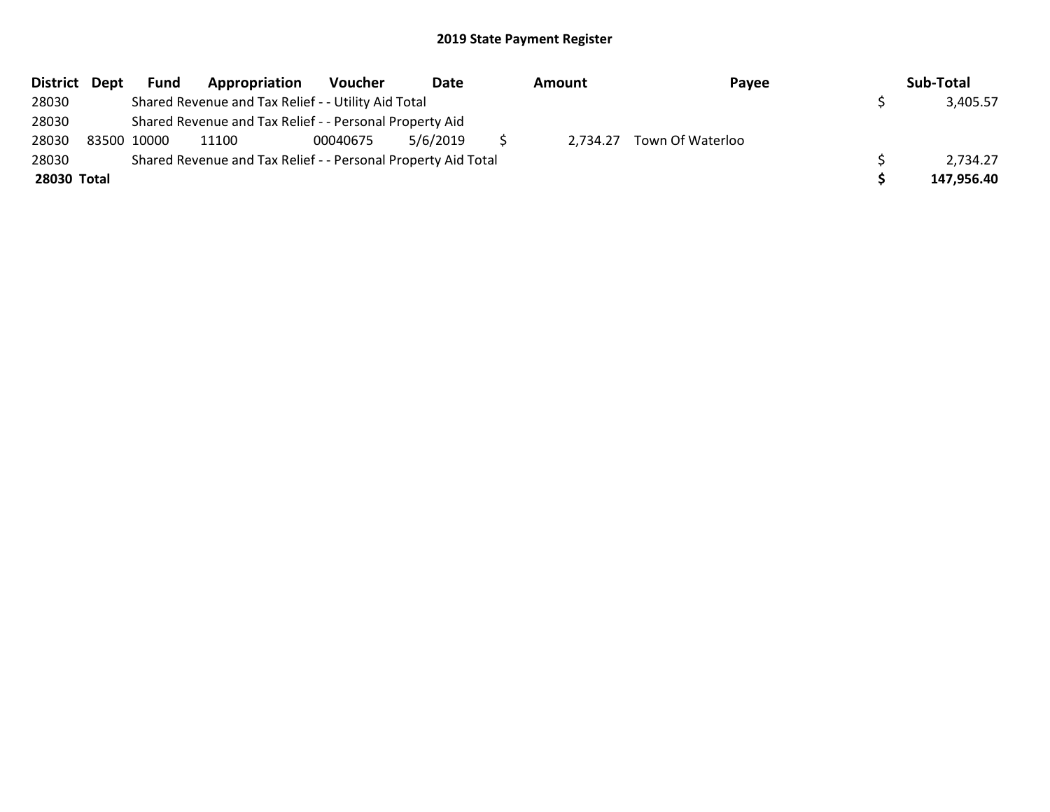## 2019 State Payment Register

| District | Dept | Fund | Appropriation | Voucher | Date | Amount | Payee | Sub-Total |
|---|---|---|---|---|---|---|---|---|
| 28030 | | Shared Revenue and Tax Relief - - Utility Aid Total | | | | | | $ 3,405.57 |
| 28030 | | Shared Revenue and Tax Relief - - Personal Property Aid | | | | | | |
| 28030 | 83500 | 10000 | 11100 | 00040675 | 5/6/2019 | $ 2,734.27 | Town Of Waterloo | |
| 28030 | | Shared Revenue and Tax Relief - - Personal Property Aid Total | | | | | | $ 2,734.27 |
| **28030 Total** | | | | | | | | **$ 147,956.40** |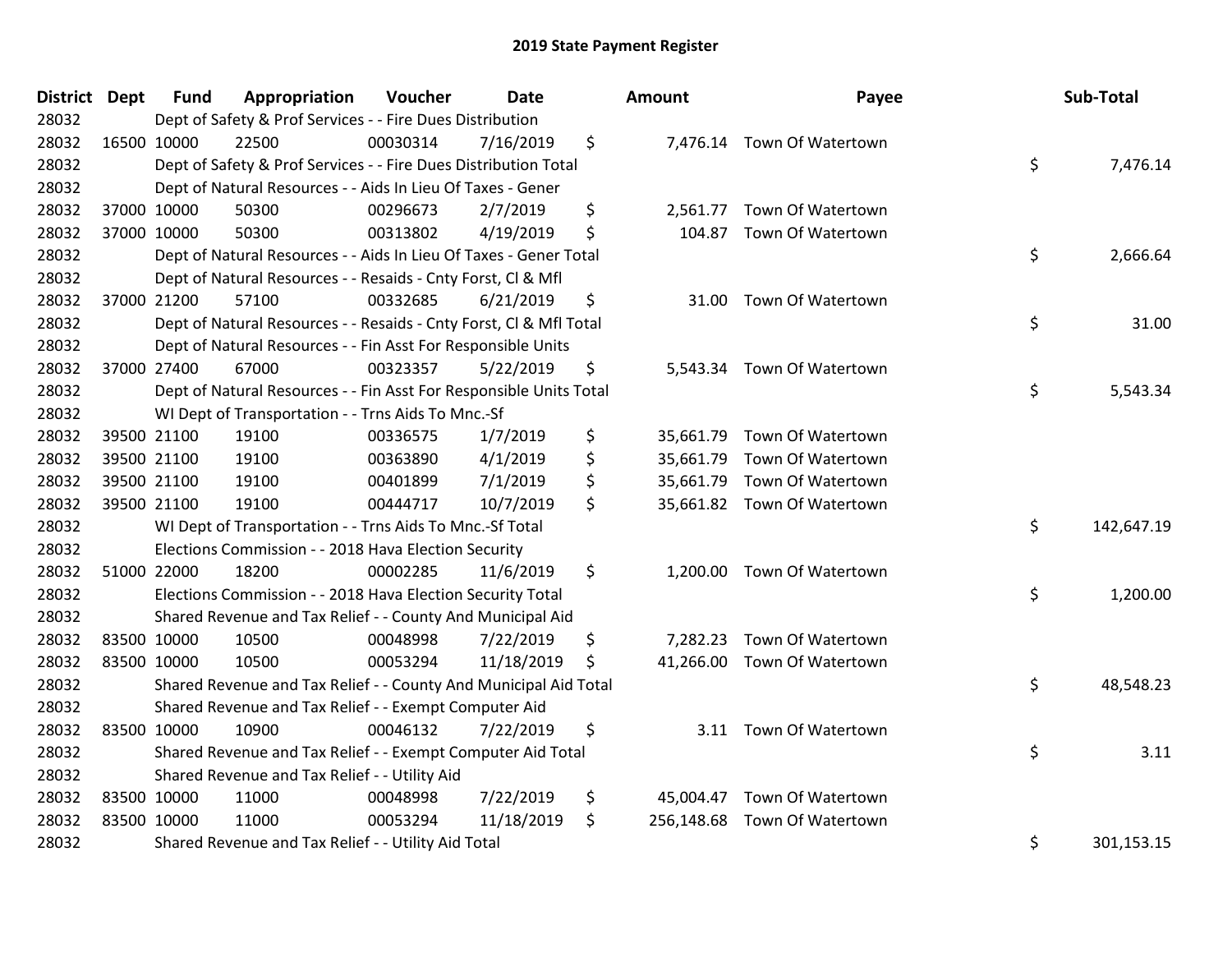## 2019 State Payment Register

| District | Dept | Fund | Appropriation | Voucher | Date | Amount | Payee | Sub-Total |
|---|---|---|---|---|---|---|---|---|
| 28032 | | | Dept of Safety & Prof Services - - Fire Dues Distribution | | | | | |
| 28032 | 16500 | 10000 | 22500 | 00030314 | 7/16/2019 | $ 7,476.14 | Town Of Watertown | |
| 28032 | | | Dept of Safety & Prof Services - - Fire Dues Distribution Total | | | | | $ 7,476.14 |
| 28032 | | | Dept of Natural Resources - - Aids In Lieu Of Taxes - Gener | | | | | |
| 28032 | 37000 | 10000 | 50300 | 00296673 | 2/7/2019 | $ 2,561.77 | Town Of Watertown | |
| 28032 | 37000 | 10000 | 50300 | 00313802 | 4/19/2019 | $ 104.87 | Town Of Watertown | |
| 28032 | | | Dept of Natural Resources - - Aids In Lieu Of Taxes - Gener Total | | | | | $ 2,666.64 |
| 28032 | | | Dept of Natural Resources - - Resaids - Cnty Forst, Cl & Mfl | | | | | |
| 28032 | 37000 | 21200 | 57100 | 00332685 | 6/21/2019 | $ 31.00 | Town Of Watertown | |
| 28032 | | | Dept of Natural Resources - - Resaids - Cnty Forst, Cl & Mfl Total | | | | | $ 31.00 |
| 28032 | | | Dept of Natural Resources - - Fin Asst For Responsible Units | | | | | |
| 28032 | 37000 | 27400 | 67000 | 00323357 | 5/22/2019 | $ 5,543.34 | Town Of Watertown | |
| 28032 | | | Dept of Natural Resources - - Fin Asst For Responsible Units Total | | | | | $ 5,543.34 |
| 28032 | | | WI Dept of Transportation - - Trns Aids To Mnc.-Sf | | | | | |
| 28032 | 39500 | 21100 | 19100 | 00336575 | 1/7/2019 | $ 35,661.79 | Town Of Watertown | |
| 28032 | 39500 | 21100 | 19100 | 00363890 | 4/1/2019 | $ 35,661.79 | Town Of Watertown | |
| 28032 | 39500 | 21100 | 19100 | 00401899 | 7/1/2019 | $ 35,661.79 | Town Of Watertown | |
| 28032 | 39500 | 21100 | 19100 | 00444717 | 10/7/2019 | $ 35,661.82 | Town Of Watertown | |
| 28032 | | | WI Dept of Transportation - - Trns Aids To Mnc.-Sf Total | | | | | $ 142,647.19 |
| 28032 | | | Elections Commission - - 2018 Hava Election Security | | | | | |
| 28032 | 51000 | 22000 | 18200 | 00002285 | 11/6/2019 | $ 1,200.00 | Town Of Watertown | |
| 28032 | | | Elections Commission - - 2018 Hava Election Security Total | | | | | $ 1,200.00 |
| 28032 | | | Shared Revenue and Tax Relief - - County And Municipal Aid | | | | | |
| 28032 | 83500 | 10000 | 10500 | 00048998 | 7/22/2019 | $ 7,282.23 | Town Of Watertown | |
| 28032 | 83500 | 10000 | 10500 | 00053294 | 11/18/2019 | $ 41,266.00 | Town Of Watertown | |
| 28032 | | | Shared Revenue and Tax Relief - - County And Municipal Aid Total | | | | | $ 48,548.23 |
| 28032 | | | Shared Revenue and Tax Relief - - Exempt Computer Aid | | | | | |
| 28032 | 83500 | 10000 | 10900 | 00046132 | 7/22/2019 | $ 3.11 | Town Of Watertown | |
| 28032 | | | Shared Revenue and Tax Relief - - Exempt Computer Aid Total | | | | | $ 3.11 |
| 28032 | | | Shared Revenue and Tax Relief - - Utility Aid | | | | | |
| 28032 | 83500 | 10000 | 11000 | 00048998 | 7/22/2019 | $ 45,004.47 | Town Of Watertown | |
| 28032 | 83500 | 10000 | 11000 | 00053294 | 11/18/2019 | $ 256,148.68 | Town Of Watertown | |
| 28032 | | | Shared Revenue and Tax Relief - - Utility Aid Total | | | | | $ 301,153.15 |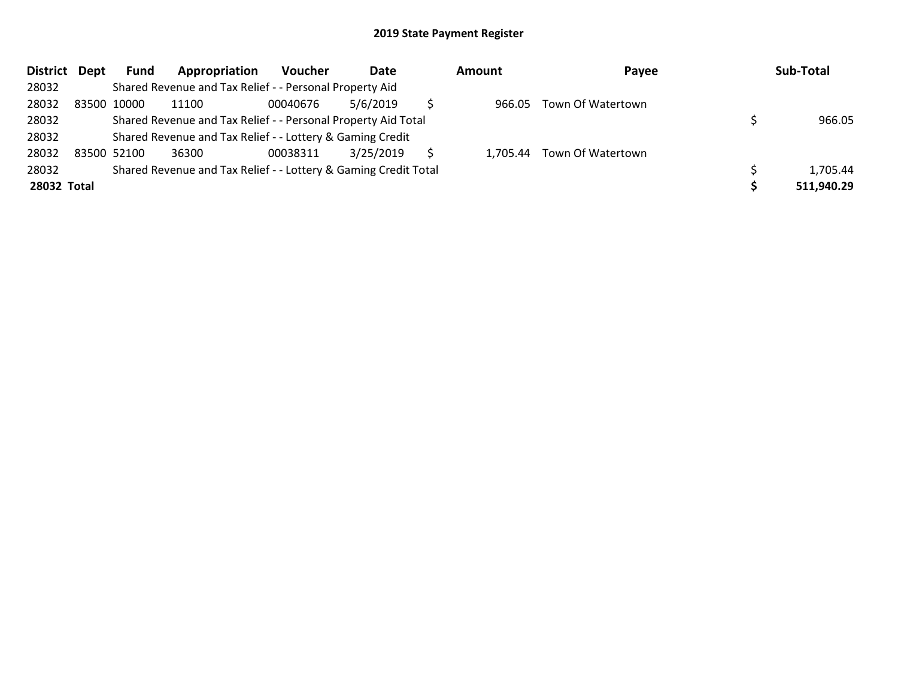## 2019 State Payment Register

| District | Dept | Fund | Appropriation | Voucher | Date | | Amount | Payee | | Sub-Total |
|---|---|---|---|---|---|---|---|---|---|---|
| 28032 | | Shared Revenue and Tax Relief - - Personal Property Aid | | | | | | | | |
| 28032 | 83500 | 10000 | 11100 | 00040676 | 5/6/2019 | $ | 966.05 | Town Of Watertown | | |
| 28032 | | Shared Revenue and Tax Relief - - Personal Property Aid Total | | | | | | | $ | 966.05 |
| 28032 | | Shared Revenue and Tax Relief - - Lottery & Gaming Credit | | | | | | | | |
| 28032 | 83500 | 52100 | 36300 | 00038311 | 3/25/2019 | $ | 1,705.44 | Town Of Watertown | | |
| 28032 | | Shared Revenue and Tax Relief - - Lottery & Gaming Credit Total | | | | | | | $ | 1,705.44 |
| **28032** | **Total** | | | | | | | | **$** | **511,940.29** |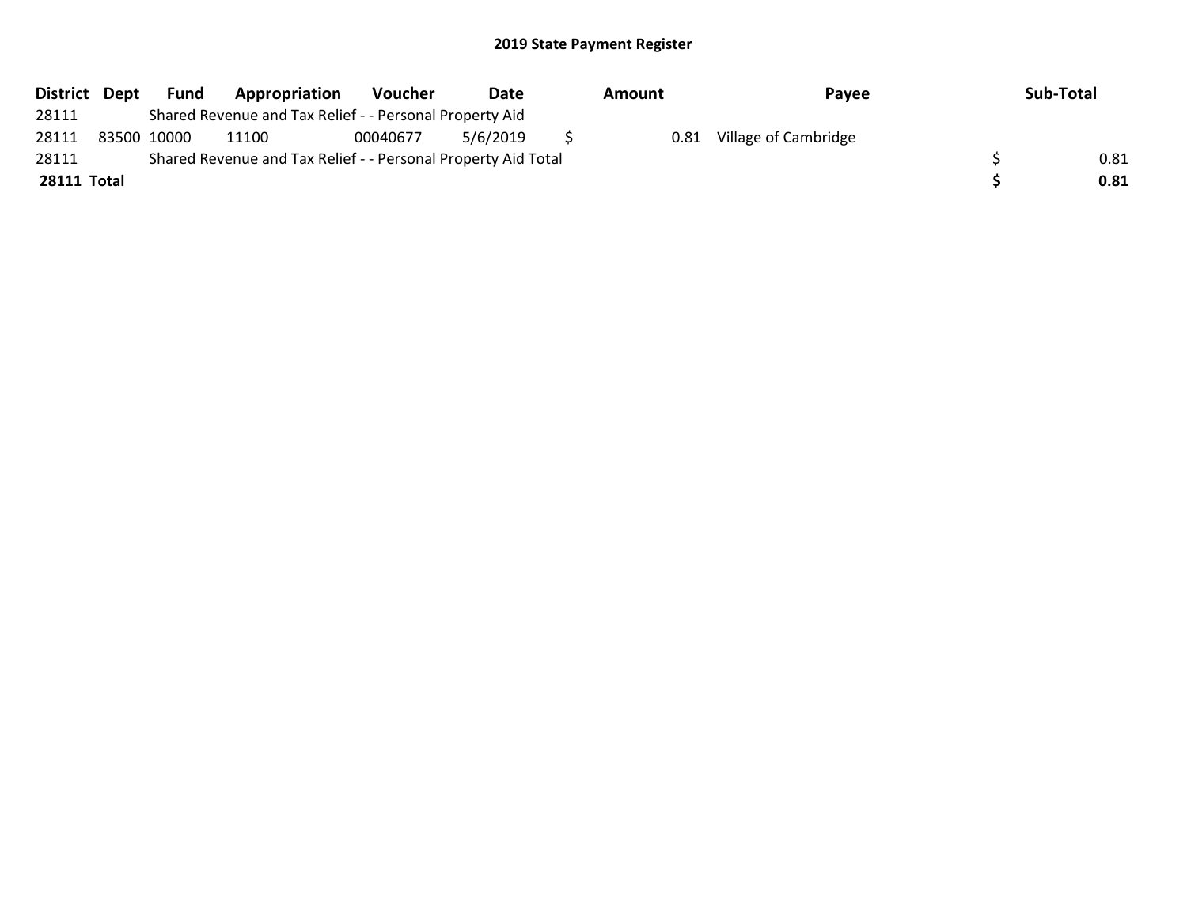# 2019 State Payment Register

| District | Dept | Fund | Appropriation | Voucher | Date | Amount | Payee | Sub-Total |
|---|---|---|---|---|---|---|---|---|
| 28111 | | Shared Revenue and Tax Relief - - Personal Property Aid | | | | | | |
| 28111 | 83500 | 10000 | 11100 | 00040677 | 5/6/2019 | $ 0.81 | Village of Cambridge | |
| 28111 | | Shared Revenue and Tax Relief - - Personal Property Aid Total | | | | | | $ 0.81 |
| **28111** | **Total** | | | | | | | **$ 0.81** |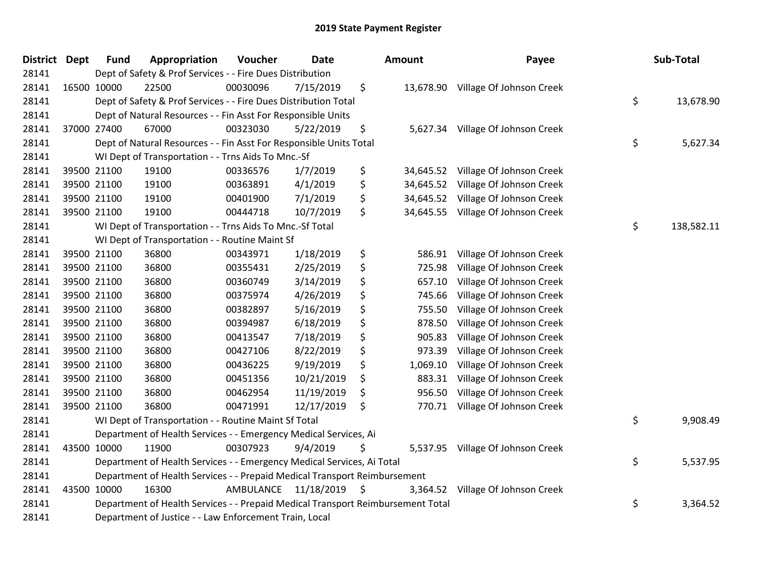## 2019 State Payment Register

| District | Dept | Fund | Appropriation | Voucher | Date | Amount | Payee | Sub-Total |
|---|---|---|---|---|---|---|---|---|
| 28141 | | Dept of Safety & Prof Services - - Fire Dues Distribution | | | | | | |
| 28141 | 16500 | 10000 | 22500 | 00030096 | 7/15/2019 | $ 13,678.90 | Village Of Johnson Creek | |
| 28141 | | Dept of Safety & Prof Services - - Fire Dues Distribution Total | | | | | | $ 13,678.90 |
| 28141 | | Dept of Natural Resources - - Fin Asst For Responsible Units | | | | | | |
| 28141 | 37000 | 27400 | 67000 | 00323030 | 5/22/2019 | $ 5,627.34 | Village Of Johnson Creek | |
| 28141 | | Dept of Natural Resources - - Fin Asst For Responsible Units Total | | | | | | $ 5,627.34 |
| 28141 | | WI Dept of Transportation - - Trns Aids To Mnc.-Sf | | | | | | |
| 28141 | 39500 | 21100 | 19100 | 00336576 | 1/7/2019 | $ 34,645.52 | Village Of Johnson Creek | |
| 28141 | 39500 | 21100 | 19100 | 00363891 | 4/1/2019 | $ 34,645.52 | Village Of Johnson Creek | |
| 28141 | 39500 | 21100 | 19100 | 00401900 | 7/1/2019 | $ 34,645.52 | Village Of Johnson Creek | |
| 28141 | 39500 | 21100 | 19100 | 00444718 | 10/7/2019 | $ 34,645.55 | Village Of Johnson Creek | |
| 28141 | | WI Dept of Transportation - - Trns Aids To Mnc.-Sf Total | | | | | | $ 138,582.11 |
| 28141 | | WI Dept of Transportation - - Routine Maint Sf | | | | | | |
| 28141 | 39500 | 21100 | 36800 | 00343971 | 1/18/2019 | $ 586.91 | Village Of Johnson Creek | |
| 28141 | 39500 | 21100 | 36800 | 00355431 | 2/25/2019 | $ 725.98 | Village Of Johnson Creek | |
| 28141 | 39500 | 21100 | 36800 | 00360749 | 3/14/2019 | $ 657.10 | Village Of Johnson Creek | |
| 28141 | 39500 | 21100 | 36800 | 00375974 | 4/26/2019 | $ 745.66 | Village Of Johnson Creek | |
| 28141 | 39500 | 21100 | 36800 | 00382897 | 5/16/2019 | $ 755.50 | Village Of Johnson Creek | |
| 28141 | 39500 | 21100 | 36800 | 00394987 | 6/18/2019 | $ 878.50 | Village Of Johnson Creek | |
| 28141 | 39500 | 21100 | 36800 | 00413547 | 7/18/2019 | $ 905.83 | Village Of Johnson Creek | |
| 28141 | 39500 | 21100 | 36800 | 00427106 | 8/22/2019 | $ 973.39 | Village Of Johnson Creek | |
| 28141 | 39500 | 21100 | 36800 | 00436225 | 9/19/2019 | $ 1,069.10 | Village Of Johnson Creek | |
| 28141 | 39500 | 21100 | 36800 | 00451356 | 10/21/2019 | $ 883.31 | Village Of Johnson Creek | |
| 28141 | 39500 | 21100 | 36800 | 00462954 | 11/19/2019 | $ 956.50 | Village Of Johnson Creek | |
| 28141 | 39500 | 21100 | 36800 | 00471991 | 12/17/2019 | $ 770.71 | Village Of Johnson Creek | |
| 28141 | | WI Dept of Transportation - - Routine Maint Sf Total | | | | | | $ 9,908.49 |
| 28141 | | Department of Health Services - - Emergency Medical Services, Ai | | | | | | |
| 28141 | 43500 | 10000 | 11900 | 00307923 | 9/4/2019 | $ 5,537.95 | Village Of Johnson Creek | |
| 28141 | | Department of Health Services - - Emergency Medical Services, Ai Total | | | | | | $ 5,537.95 |
| 28141 | | Department of Health Services - - Prepaid Medical Transport Reimbursement | | | | | | |
| 28141 | 43500 | 10000 | 16300 | AMBULANCE | 11/18/2019 | $ 3,364.52 | Village Of Johnson Creek | |
| 28141 | | Department of Health Services - - Prepaid Medical Transport Reimbursement Total | | | | | | $ 3,364.52 |
| 28141 | | Department of Justice - - Law Enforcement Train, Local | | | | | | |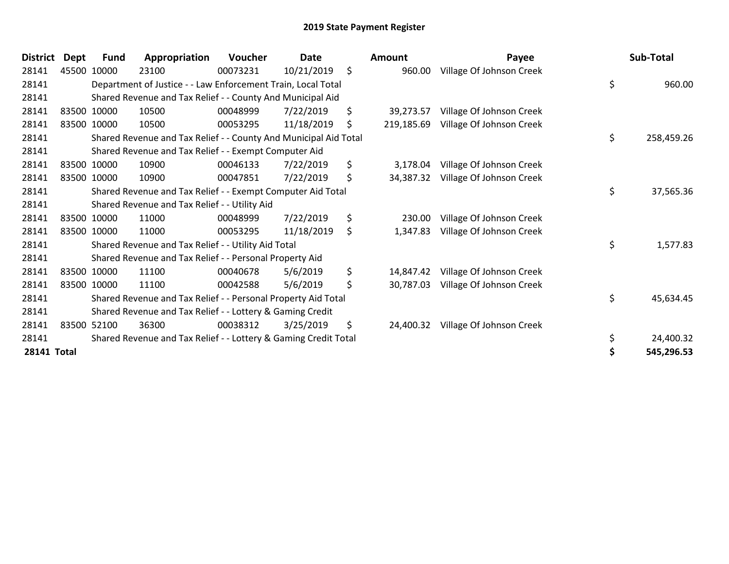# 2019 State Payment Register

| District | Dept | Fund | Appropriation | Voucher | Date | Amount | Payee | Sub-Total |
|---|---|---|---|---|---|---|---|---|
| 28141 | 45500 | 10000 | 23100 | 00073231 | 10/21/2019 | $ 960.00 | Village Of Johnson Creek | |
| 28141 | | Department of Justice - - Law Enforcement Train, Local Total | | | | | | $ 960.00 |
| 28141 | | Shared Revenue and Tax Relief - - County And Municipal Aid | | | | | | |
| 28141 | 83500 | 10000 | 10500 | 00048999 | 7/22/2019 | $ 39,273.57 | Village Of Johnson Creek | |
| 28141 | 83500 | 10000 | 10500 | 00053295 | 11/18/2019 | $ 219,185.69 | Village Of Johnson Creek | |
| 28141 | | Shared Revenue and Tax Relief - - County And Municipal Aid Total | | | | | | $ 258,459.26 |
| 28141 | | Shared Revenue and Tax Relief - - Exempt Computer Aid | | | | | | |
| 28141 | 83500 | 10000 | 10900 | 00046133 | 7/22/2019 | $ 3,178.04 | Village Of Johnson Creek | |
| 28141 | 83500 | 10000 | 10900 | 00047851 | 7/22/2019 | $ 34,387.32 | Village Of Johnson Creek | |
| 28141 | | Shared Revenue and Tax Relief - - Exempt Computer Aid Total | | | | | | $ 37,565.36 |
| 28141 | | Shared Revenue and Tax Relief - - Utility Aid | | | | | | |
| 28141 | 83500 | 10000 | 11000 | 00048999 | 7/22/2019 | $ 230.00 | Village Of Johnson Creek | |
| 28141 | 83500 | 10000 | 11000 | 00053295 | 11/18/2019 | $ 1,347.83 | Village Of Johnson Creek | |
| 28141 | | Shared Revenue and Tax Relief - - Utility Aid Total | | | | | | $ 1,577.83 |
| 28141 | | Shared Revenue and Tax Relief - - Personal Property Aid | | | | | | |
| 28141 | 83500 | 10000 | 11100 | 00040678 | 5/6/2019 | $ 14,847.42 | Village Of Johnson Creek | |
| 28141 | 83500 | 10000 | 11100 | 00042588 | 5/6/2019 | $ 30,787.03 | Village Of Johnson Creek | |
| 28141 | | Shared Revenue and Tax Relief - - Personal Property Aid Total | | | | | | $ 45,634.45 |
| 28141 | | Shared Revenue and Tax Relief - - Lottery & Gaming Credit | | | | | | |
| 28141 | 83500 | 52100 | 36300 | 00038312 | 3/25/2019 | $ 24,400.32 | Village Of Johnson Creek | |
| 28141 | | Shared Revenue and Tax Relief - - Lottery & Gaming Credit Total | | | | | | $ 24,400.32 |
| **28141 Total** | | | | | | | | **$ 545,296.53** |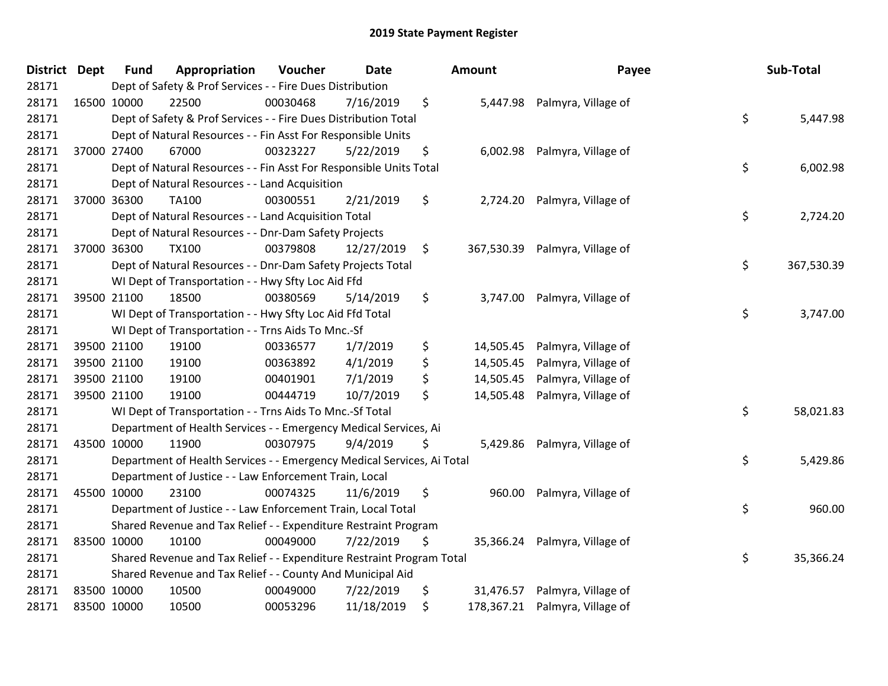# 2019 State Payment Register

| District | Dept | Fund | Appropriation | Voucher | Date | Amount | Payee | Sub-Total |
|---|---|---|---|---|---|---|---|---|
| 28171 | | Dept of Safety & Prof Services - - Fire Dues Distribution | | | | | | |
| 28171 | 16500 | 10000 | 22500 | 00030468 | 7/16/2019 | $ 5,447.98 | Palmyra, Village of | |
| 28171 | | Dept of Safety & Prof Services - - Fire Dues Distribution Total | | | | | | $ 5,447.98 |
| 28171 | | Dept of Natural Resources - - Fin Asst For Responsible Units | | | | | | |
| 28171 | 37000 | 27400 | 67000 | 00323227 | 5/22/2019 | $ 6,002.98 | Palmyra, Village of | |
| 28171 | | Dept of Natural Resources - - Fin Asst For Responsible Units Total | | | | | | $ 6,002.98 |
| 28171 | | Dept of Natural Resources - - Land Acquisition | | | | | | |
| 28171 | 37000 | 36300 | TA100 | 00300551 | 2/21/2019 | $ 2,724.20 | Palmyra, Village of | |
| 28171 | | Dept of Natural Resources - - Land Acquisition Total | | | | | | $ 2,724.20 |
| 28171 | | Dept of Natural Resources - - Dnr-Dam Safety Projects | | | | | | |
| 28171 | 37000 | 36300 | TX100 | 00379808 | 12/27/2019 | $ 367,530.39 | Palmyra, Village of | |
| 28171 | | Dept of Natural Resources - - Dnr-Dam Safety Projects Total | | | | | | $ 367,530.39 |
| 28171 | | WI Dept of Transportation - - Hwy Sfty Loc Aid Ffd | | | | | | |
| 28171 | 39500 | 21100 | 18500 | 00380569 | 5/14/2019 | $ 3,747.00 | Palmyra, Village of | |
| 28171 | | WI Dept of Transportation - - Hwy Sfty Loc Aid Ffd Total | | | | | | $ 3,747.00 |
| 28171 | | WI Dept of Transportation - - Trns Aids To Mnc.-Sf | | | | | | |
| 28171 | 39500 | 21100 | 19100 | 00336577 | 1/7/2019 | $ 14,505.45 | Palmyra, Village of | |
| 28171 | 39500 | 21100 | 19100 | 00363892 | 4/1/2019 | $ 14,505.45 | Palmyra, Village of | |
| 28171 | 39500 | 21100 | 19100 | 00401901 | 7/1/2019 | $ 14,505.45 | Palmyra, Village of | |
| 28171 | 39500 | 21100 | 19100 | 00444719 | 10/7/2019 | $ 14,505.48 | Palmyra, Village of | |
| 28171 | | WI Dept of Transportation - - Trns Aids To Mnc.-Sf Total | | | | | | $ 58,021.83 |
| 28171 | | Department of Health Services - - Emergency Medical Services, Ai | | | | | | |
| 28171 | 43500 | 10000 | 11900 | 00307975 | 9/4/2019 | $ 5,429.86 | Palmyra, Village of | |
| 28171 | | Department of Health Services - - Emergency Medical Services, Ai Total | | | | | | $ 5,429.86 |
| 28171 | | Department of Justice - - Law Enforcement Train, Local | | | | | | |
| 28171 | 45500 | 10000 | 23100 | 00074325 | 11/6/2019 | $ 960.00 | Palmyra, Village of | |
| 28171 | | Department of Justice - - Law Enforcement Train, Local Total | | | | | | $ 960.00 |
| 28171 | | Shared Revenue and Tax Relief - - Expenditure Restraint Program | | | | | | |
| 28171 | 83500 | 10000 | 10100 | 00049000 | 7/22/2019 | $ 35,366.24 | Palmyra, Village of | |
| 28171 | | Shared Revenue and Tax Relief - - Expenditure Restraint Program Total | | | | | | $ 35,366.24 |
| 28171 | | Shared Revenue and Tax Relief - - County And Municipal Aid | | | | | | |
| 28171 | 83500 | 10000 | 10500 | 00049000 | 7/22/2019 | $ 31,476.57 | Palmyra, Village of | |
| 28171 | 83500 | 10000 | 10500 | 00053296 | 11/18/2019 | $ 178,367.21 | Palmyra, Village of | |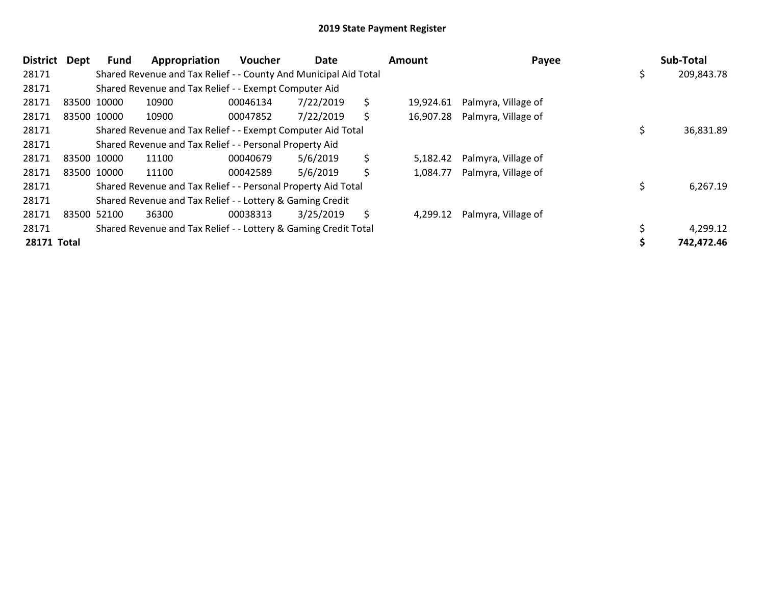## 2019 State Payment Register

| District | Dept | Fund | Appropriation | Voucher | Date | Amount | Payee | Sub-Total |
|---|---|---|---|---|---|---|---|---|
| 28171 | | Shared Revenue and Tax Relief - - County And Municipal Aid Total | | | | | | $ 209,843.78 |
| 28171 | | Shared Revenue and Tax Relief - - Exempt Computer Aid | | | | | | |
| 28171 | 83500 | 10000 | 10900 | 00046134 | 7/22/2019 | $ 19,924.61 | Palmyra, Village of | |
| 28171 | 83500 | 10000 | 10900 | 00047852 | 7/22/2019 | $ 16,907.28 | Palmyra, Village of | |
| 28171 | | Shared Revenue and Tax Relief - - Exempt Computer Aid Total | | | | | | $ 36,831.89 |
| 28171 | | Shared Revenue and Tax Relief - - Personal Property Aid | | | | | | |
| 28171 | 83500 | 10000 | 11100 | 00040679 | 5/6/2019 | $ 5,182.42 | Palmyra, Village of | |
| 28171 | 83500 | 10000 | 11100 | 00042589 | 5/6/2019 | $ 1,084.77 | Palmyra, Village of | |
| 28171 | | Shared Revenue and Tax Relief - - Personal Property Aid Total | | | | | | $ 6,267.19 |
| 28171 | | Shared Revenue and Tax Relief - - Lottery & Gaming Credit | | | | | | |
| 28171 | 83500 | 52100 | 36300 | 00038313 | 3/25/2019 | $ 4,299.12 | Palmyra, Village of | |
| 28171 | | Shared Revenue and Tax Relief - - Lottery & Gaming Credit Total | | | | | | $ 4,299.12 |
| **28171 Total** | | | | | | | | **$ 742,472.46** |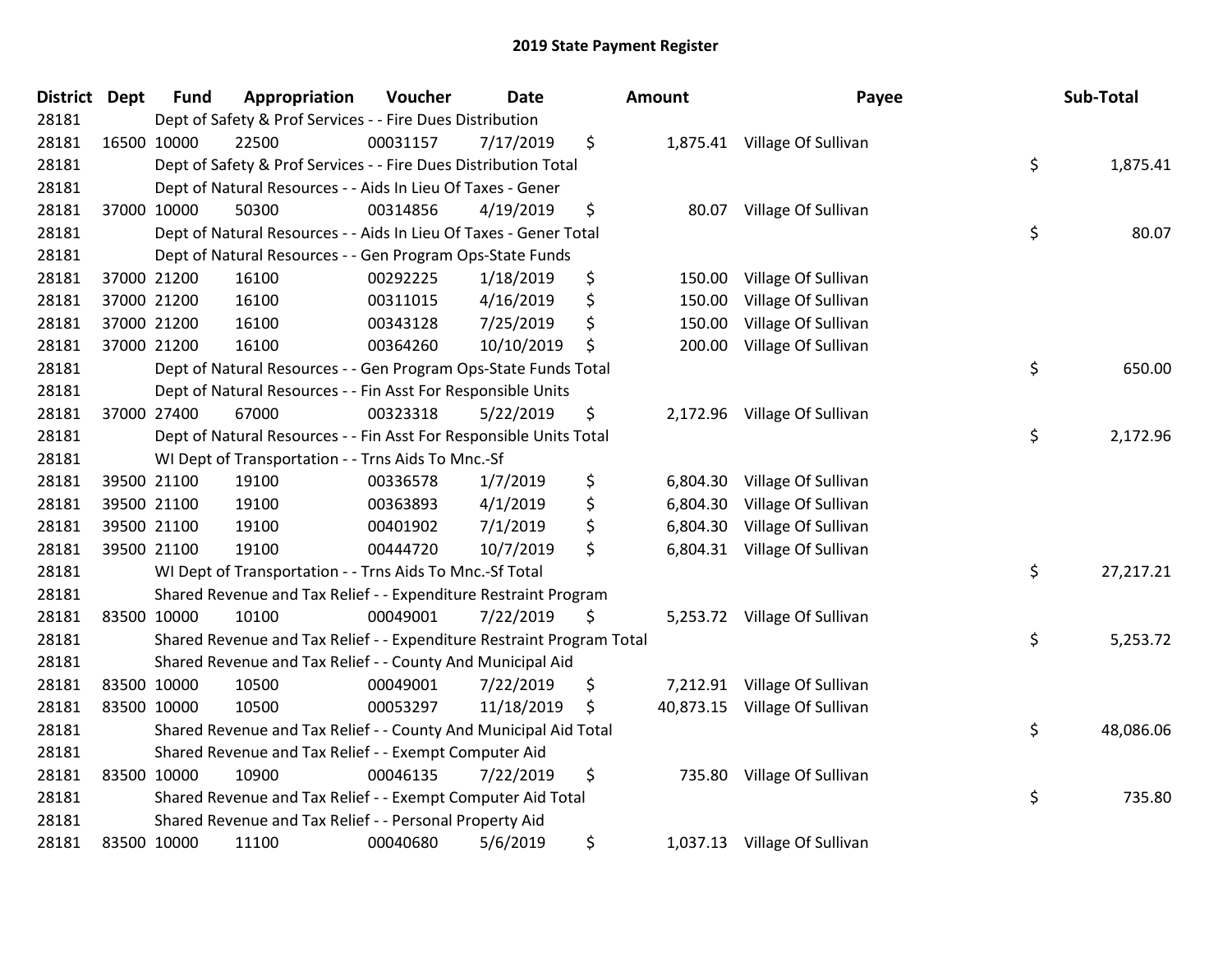# 2019 State Payment Register

| District | Dept | Fund | Appropriation | Voucher | Date | Amount | Payee | Sub-Total |
|---|---|---|---|---|---|---|---|---|
| 28181 | | Dept of Safety & Prof Services - - Fire Dues Distribution | | | | | | |
| 28181 | 16500 | 10000 | 22500 | 00031157 | 7/17/2019 | $ 1,875.41 | Village Of Sullivan | |
| 28181 | | Dept of Safety & Prof Services - - Fire Dues Distribution Total | | | | | | $ 1,875.41 |
| 28181 | | Dept of Natural Resources - - Aids In Lieu Of Taxes - Gener | | | | | | |
| 28181 | 37000 | 10000 | 50300 | 00314856 | 4/19/2019 | $ 80.07 | Village Of Sullivan | |
| 28181 | | Dept of Natural Resources - - Aids In Lieu Of Taxes - Gener Total | | | | | | $ 80.07 |
| 28181 | | Dept of Natural Resources - - Gen Program Ops-State Funds | | | | | | |
| 28181 | 37000 | 21200 | 16100 | 00292225 | 1/18/2019 | $ 150.00 | Village Of Sullivan | |
| 28181 | 37000 | 21200 | 16100 | 00311015 | 4/16/2019 | $ 150.00 | Village Of Sullivan | |
| 28181 | 37000 | 21200 | 16100 | 00343128 | 7/25/2019 | $ 150.00 | Village Of Sullivan | |
| 28181 | 37000 | 21200 | 16100 | 00364260 | 10/10/2019 | $ 200.00 | Village Of Sullivan | |
| 28181 | | Dept of Natural Resources - - Gen Program Ops-State Funds Total | | | | | | $ 650.00 |
| 28181 | | Dept of Natural Resources - - Fin Asst For Responsible Units | | | | | | |
| 28181 | 37000 | 27400 | 67000 | 00323318 | 5/22/2019 | $ 2,172.96 | Village Of Sullivan | |
| 28181 | | Dept of Natural Resources - - Fin Asst For Responsible Units Total | | | | | | $ 2,172.96 |
| 28181 | | WI Dept of Transportation - - Trns Aids To Mnc.-Sf | | | | | | |
| 28181 | 39500 | 21100 | 19100 | 00336578 | 1/7/2019 | $ 6,804.30 | Village Of Sullivan | |
| 28181 | 39500 | 21100 | 19100 | 00363893 | 4/1/2019 | $ 6,804.30 | Village Of Sullivan | |
| 28181 | 39500 | 21100 | 19100 | 00401902 | 7/1/2019 | $ 6,804.30 | Village Of Sullivan | |
| 28181 | 39500 | 21100 | 19100 | 00444720 | 10/7/2019 | $ 6,804.31 | Village Of Sullivan | |
| 28181 | | WI Dept of Transportation - - Trns Aids To Mnc.-Sf Total | | | | | | $ 27,217.21 |
| 28181 | | Shared Revenue and Tax Relief - - Expenditure Restraint Program | | | | | | |
| 28181 | 83500 | 10000 | 10100 | 00049001 | 7/22/2019 | $ 5,253.72 | Village Of Sullivan | |
| 28181 | | Shared Revenue and Tax Relief - - Expenditure Restraint Program Total | | | | | | $ 5,253.72 |
| 28181 | | Shared Revenue and Tax Relief - - County And Municipal Aid | | | | | | |
| 28181 | 83500 | 10000 | 10500 | 00049001 | 7/22/2019 | $ 7,212.91 | Village Of Sullivan | |
| 28181 | 83500 | 10000 | 10500 | 00053297 | 11/18/2019 | $ 40,873.15 | Village Of Sullivan | |
| 28181 | | Shared Revenue and Tax Relief - - County And Municipal Aid Total | | | | | | $ 48,086.06 |
| 28181 | | Shared Revenue and Tax Relief - - Exempt Computer Aid | | | | | | |
| 28181 | 83500 | 10000 | 10900 | 00046135 | 7/22/2019 | $ 735.80 | Village Of Sullivan | |
| 28181 | | Shared Revenue and Tax Relief - - Exempt Computer Aid Total | | | | | | $ 735.80 |
| 28181 | | Shared Revenue and Tax Relief - - Personal Property Aid | | | | | | |
| 28181 | 83500 | 10000 | 11100 | 00040680 | 5/6/2019 | $ 1,037.13 | Village Of Sullivan | |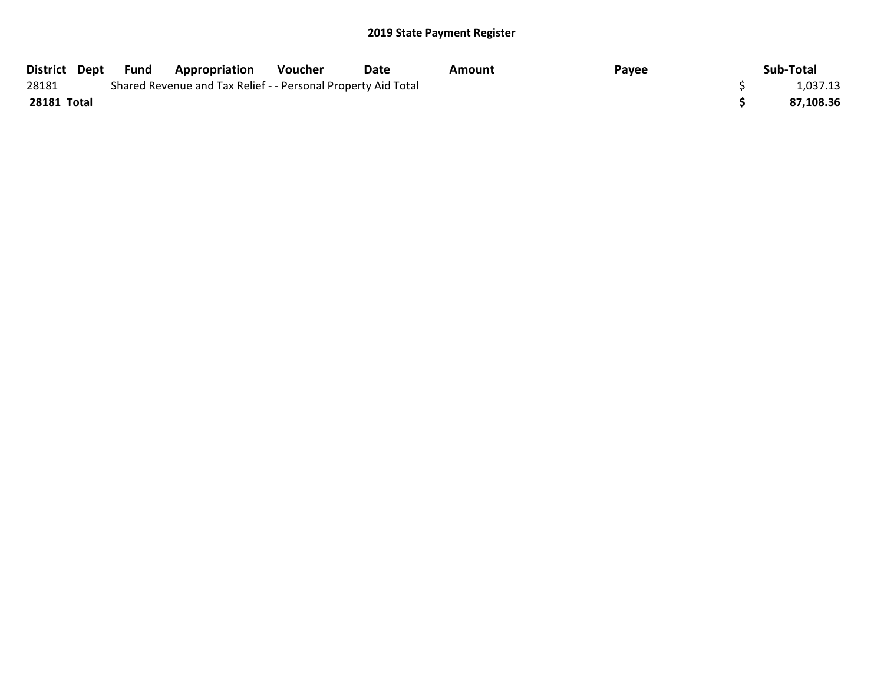**2019 State Payment Register**

| District | Dept | Fund | Appropriation | Voucher | Date | Amount | Payee | Sub-Total |
|---|---|---|---|---|---|---|---|---|
| 28181 | | Shared Revenue and Tax Relief - - Personal Property Aid Total | | | | | | $ 1,037.13 |
| **28181 Total** | | | | | | | | **$ 87,108.36** |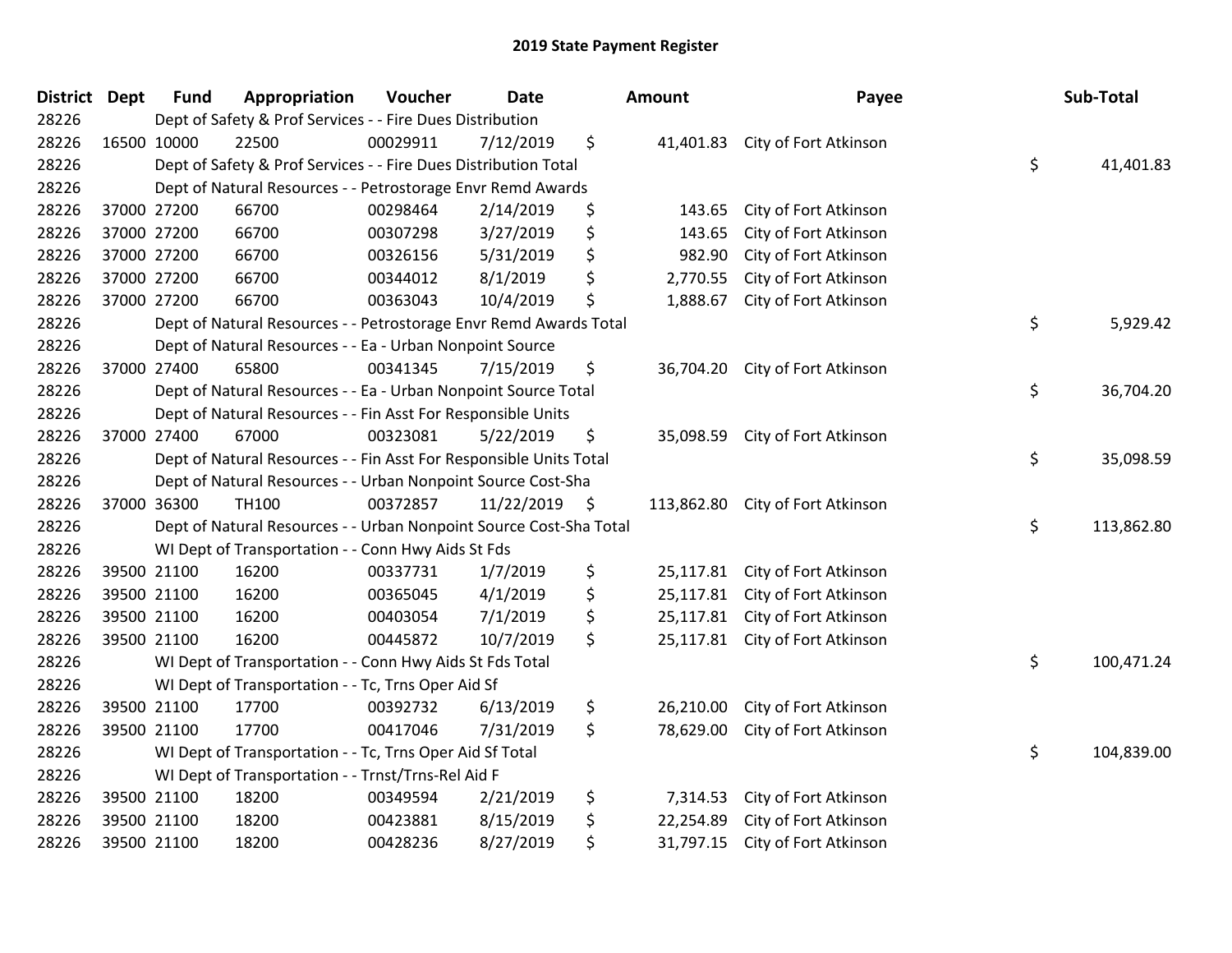# 2019 State Payment Register

| District | Dept | Fund | Appropriation | Voucher | Date | Amount | Payee | Sub-Total |
|---|---|---|---|---|---|---|---|---|
| 28226 | | Dept of Safety & Prof Services - - Fire Dues Distribution | | | | | | |
| 28226 | 16500 | 10000 | 22500 | 00029911 | 7/12/2019 | $ 41,401.83 | City of Fort Atkinson | |
| 28226 | | Dept of Safety & Prof Services - - Fire Dues Distribution Total | | | | | | $ 41,401.83 |
| 28226 | | Dept of Natural Resources - - Petrostorage Envr Remd Awards | | | | | | |
| 28226 | 37000 | 27200 | 66700 | 00298464 | 2/14/2019 | $ 143.65 | City of Fort Atkinson | |
| 28226 | 37000 | 27200 | 66700 | 00307298 | 3/27/2019 | $ 143.65 | City of Fort Atkinson | |
| 28226 | 37000 | 27200 | 66700 | 00326156 | 5/31/2019 | $ 982.90 | City of Fort Atkinson | |
| 28226 | 37000 | 27200 | 66700 | 00344012 | 8/1/2019 | $ 2,770.55 | City of Fort Atkinson | |
| 28226 | 37000 | 27200 | 66700 | 00363043 | 10/4/2019 | $ 1,888.67 | City of Fort Atkinson | |
| 28226 | | Dept of Natural Resources - - Petrostorage Envr Remd Awards Total | | | | | | $ 5,929.42 |
| 28226 | | Dept of Natural Resources - - Ea - Urban Nonpoint Source | | | | | | |
| 28226 | 37000 | 27400 | 65800 | 00341345 | 7/15/2019 | $ 36,704.20 | City of Fort Atkinson | |
| 28226 | | Dept of Natural Resources - - Ea - Urban Nonpoint Source Total | | | | | | $ 36,704.20 |
| 28226 | | Dept of Natural Resources - - Fin Asst For Responsible Units | | | | | | |
| 28226 | 37000 | 27400 | 67000 | 00323081 | 5/22/2019 | $ 35,098.59 | City of Fort Atkinson | |
| 28226 | | Dept of Natural Resources - - Fin Asst For Responsible Units Total | | | | | | $ 35,098.59 |
| 28226 | | Dept of Natural Resources - - Urban Nonpoint Source Cost-Sha | | | | | | |
| 28226 | 37000 | 36300 | TH100 | 00372857 | 11/22/2019 | $ 113,862.80 | City of Fort Atkinson | |
| 28226 | | Dept of Natural Resources - - Urban Nonpoint Source Cost-Sha Total | | | | | | $ 113,862.80 |
| 28226 | | WI Dept of Transportation - - Conn Hwy Aids St Fds | | | | | | |
| 28226 | 39500 | 21100 | 16200 | 00337731 | 1/7/2019 | $ 25,117.81 | City of Fort Atkinson | |
| 28226 | 39500 | 21100 | 16200 | 00365045 | 4/1/2019 | $ 25,117.81 | City of Fort Atkinson | |
| 28226 | 39500 | 21100 | 16200 | 00403054 | 7/1/2019 | $ 25,117.81 | City of Fort Atkinson | |
| 28226 | 39500 | 21100 | 16200 | 00445872 | 10/7/2019 | $ 25,117.81 | City of Fort Atkinson | |
| 28226 | | WI Dept of Transportation - - Conn Hwy Aids St Fds Total | | | | | | $ 100,471.24 |
| 28226 | | WI Dept of Transportation - - Tc, Trns Oper Aid Sf | | | | | | |
| 28226 | 39500 | 21100 | 17700 | 00392732 | 6/13/2019 | $ 26,210.00 | City of Fort Atkinson | |
| 28226 | 39500 | 21100 | 17700 | 00417046 | 7/31/2019 | $ 78,629.00 | City of Fort Atkinson | |
| 28226 | | WI Dept of Transportation - - Tc, Trns Oper Aid Sf Total | | | | | | $ 104,839.00 |
| 28226 | | WI Dept of Transportation - - Trnst/Trns-Rel Aid F | | | | | | |
| 28226 | 39500 | 21100 | 18200 | 00349594 | 2/21/2019 | $ 7,314.53 | City of Fort Atkinson | |
| 28226 | 39500 | 21100 | 18200 | 00423881 | 8/15/2019 | $ 22,254.89 | City of Fort Atkinson | |
| 28226 | 39500 | 21100 | 18200 | 00428236 | 8/27/2019 | $ 31,797.15 | City of Fort Atkinson | |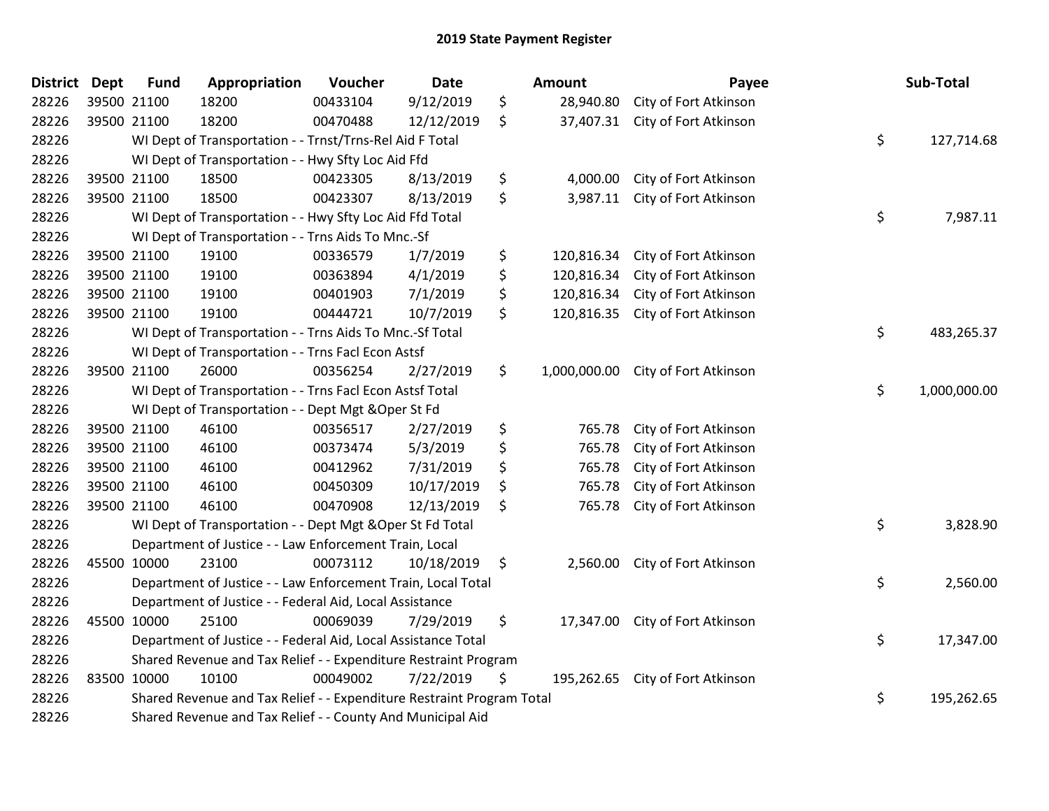# 2019 State Payment Register

| District | Dept | Fund | Appropriation | Voucher | Date | Amount | Payee | Sub-Total |
|---|---|---|---|---|---|---|---|---|
| 28226 | 39500 | 21100 | 18200 | 00433104 | 9/12/2019 | $ 28,940.80 | City of Fort Atkinson | |
| 28226 | 39500 | 21100 | 18200 | 00470488 | 12/12/2019 | $ 37,407.31 | City of Fort Atkinson | |
| 28226 | | | WI Dept of Transportation - - Trnst/Trns-Rel Aid F Total | | | | | $ 127,714.68 |
| 28226 | | | WI Dept of Transportation - - Hwy Sfty Loc Aid Ffd | | | | | |
| 28226 | 39500 | 21100 | 18500 | 00423305 | 8/13/2019 | $ 4,000.00 | City of Fort Atkinson | |
| 28226 | 39500 | 21100 | 18500 | 00423307 | 8/13/2019 | $ 3,987.11 | City of Fort Atkinson | |
| 28226 | | | WI Dept of Transportation - - Hwy Sfty Loc Aid Ffd Total | | | | | $ 7,987.11 |
| 28226 | | | WI Dept of Transportation - - Trns Aids To Mnc.-Sf | | | | | |
| 28226 | 39500 | 21100 | 19100 | 00336579 | 1/7/2019 | $ 120,816.34 | City of Fort Atkinson | |
| 28226 | 39500 | 21100 | 19100 | 00363894 | 4/1/2019 | $ 120,816.34 | City of Fort Atkinson | |
| 28226 | 39500 | 21100 | 19100 | 00401903 | 7/1/2019 | $ 120,816.34 | City of Fort Atkinson | |
| 28226 | 39500 | 21100 | 19100 | 00444721 | 10/7/2019 | $ 120,816.35 | City of Fort Atkinson | |
| 28226 | | | WI Dept of Transportation - - Trns Aids To Mnc.-Sf Total | | | | | $ 483,265.37 |
| 28226 | | | WI Dept of Transportation - - Trns Facl Econ Astsf | | | | | |
| 28226 | 39500 | 21100 | 26000 | 00356254 | 2/27/2019 | $ 1,000,000.00 | City of Fort Atkinson | |
| 28226 | | | WI Dept of Transportation - - Trns Facl Econ Astsf Total | | | | | $ 1,000,000.00 |
| 28226 | | | WI Dept of Transportation - - Dept Mgt &Oper St Fd | | | | | |
| 28226 | 39500 | 21100 | 46100 | 00356517 | 2/27/2019 | $ 765.78 | City of Fort Atkinson | |
| 28226 | 39500 | 21100 | 46100 | 00373474 | 5/3/2019 | $ 765.78 | City of Fort Atkinson | |
| 28226 | 39500 | 21100 | 46100 | 00412962 | 7/31/2019 | $ 765.78 | City of Fort Atkinson | |
| 28226 | 39500 | 21100 | 46100 | 00450309 | 10/17/2019 | $ 765.78 | City of Fort Atkinson | |
| 28226 | 39500 | 21100 | 46100 | 00470908 | 12/13/2019 | $ 765.78 | City of Fort Atkinson | |
| 28226 | | | WI Dept of Transportation - - Dept Mgt &Oper St Fd Total | | | | | $ 3,828.90 |
| 28226 | | | Department of Justice - - Law Enforcement Train, Local | | | | | |
| 28226 | 45500 | 10000 | 23100 | 00073112 | 10/18/2019 | $ 2,560.00 | City of Fort Atkinson | |
| 28226 | | | Department of Justice - - Law Enforcement Train, Local Total | | | | | $ 2,560.00 |
| 28226 | | | Department of Justice - - Federal Aid, Local Assistance | | | | | |
| 28226 | 45500 | 10000 | 25100 | 00069039 | 7/29/2019 | $ 17,347.00 | City of Fort Atkinson | |
| 28226 | | | Department of Justice - - Federal Aid, Local Assistance Total | | | | | $ 17,347.00 |
| 28226 | | | Shared Revenue and Tax Relief - - Expenditure Restraint Program | | | | | |
| 28226 | 83500 | 10000 | 10100 | 00049002 | 7/22/2019 | $ 195,262.65 | City of Fort Atkinson | |
| 28226 | | | Shared Revenue and Tax Relief - - Expenditure Restraint Program Total | | | | | $ 195,262.65 |
| 28226 | | | Shared Revenue and Tax Relief - - County And Municipal Aid | | | | | |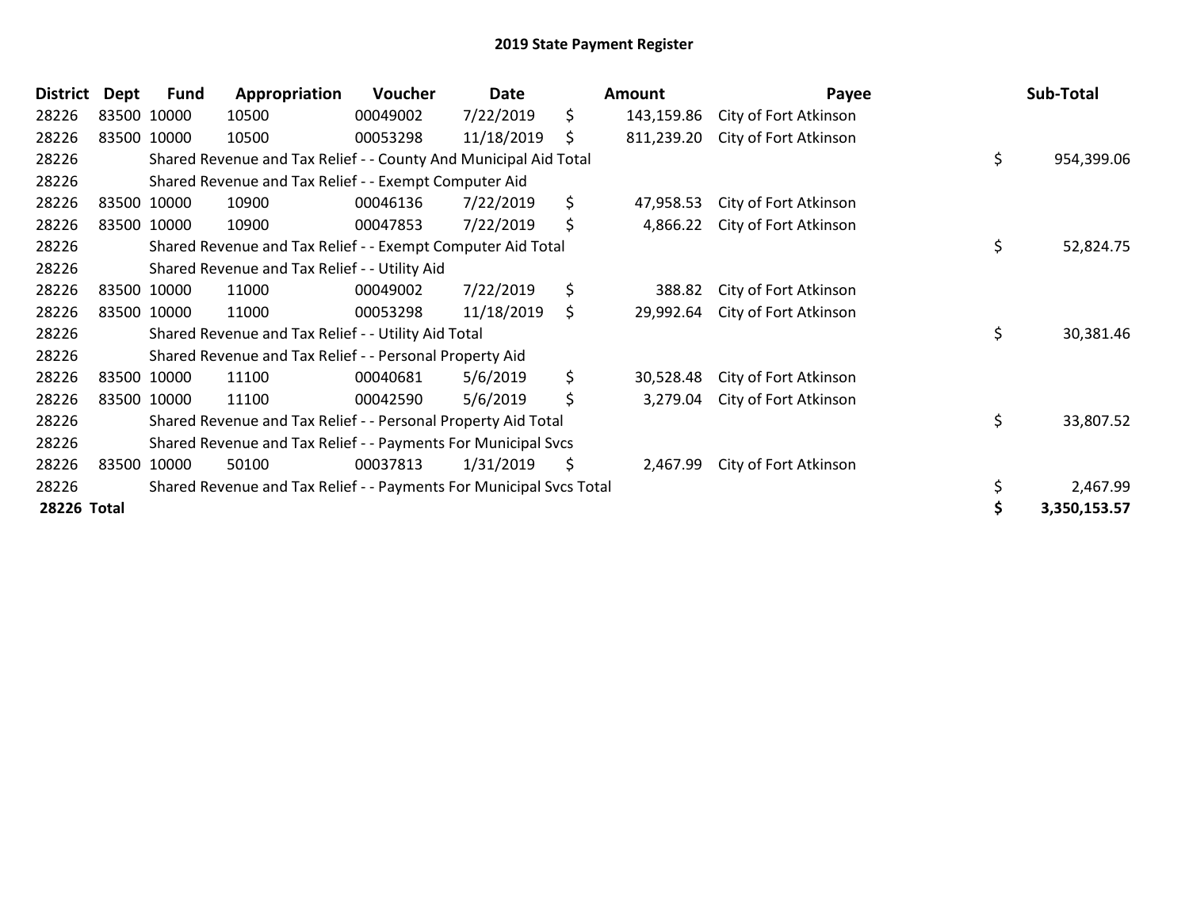## 2019 State Payment Register

| District | Dept | Fund | Appropriation | Voucher | Date | Amount | Payee | Sub-Total |
|---|---|---|---|---|---|---|---|---|
| 28226 | 83500 | 10000 | 10500 | 00049002 | 7/22/2019 | $ 143,159.86 | City of Fort Atkinson | |
| 28226 | 83500 | 10000 | 10500 | 00053298 | 11/18/2019 | $ 811,239.20 | City of Fort Atkinson | |
| 28226 | | Shared Revenue and Tax Relief - - County And Municipal Aid Total | | | | | | $ 954,399.06 |
| 28226 | | Shared Revenue and Tax Relief - - Exempt Computer Aid | | | | | | |
| 28226 | 83500 | 10000 | 10900 | 00046136 | 7/22/2019 | $ 47,958.53 | City of Fort Atkinson | |
| 28226 | 83500 | 10000 | 10900 | 00047853 | 7/22/2019 | $ 4,866.22 | City of Fort Atkinson | |
| 28226 | | Shared Revenue and Tax Relief - - Exempt Computer Aid Total | | | | | | $ 52,824.75 |
| 28226 | | Shared Revenue and Tax Relief - - Utility Aid | | | | | | |
| 28226 | 83500 | 10000 | 11000 | 00049002 | 7/22/2019 | $ 388.82 | City of Fort Atkinson | |
| 28226 | 83500 | 10000 | 11000 | 00053298 | 11/18/2019 | $ 29,992.64 | City of Fort Atkinson | |
| 28226 | | Shared Revenue and Tax Relief - - Utility Aid Total | | | | | | $ 30,381.46 |
| 28226 | | Shared Revenue and Tax Relief - - Personal Property Aid | | | | | | |
| 28226 | 83500 | 10000 | 11100 | 00040681 | 5/6/2019 | $ 30,528.48 | City of Fort Atkinson | |
| 28226 | 83500 | 10000 | 11100 | 00042590 | 5/6/2019 | $ 3,279.04 | City of Fort Atkinson | |
| 28226 | | Shared Revenue and Tax Relief - - Personal Property Aid Total | | | | | | $ 33,807.52 |
| 28226 | | Shared Revenue and Tax Relief - - Payments For Municipal Svcs | | | | | | |
| 28226 | 83500 | 10000 | 50100 | 00037813 | 1/31/2019 | $ 2,467.99 | City of Fort Atkinson | |
| 28226 | | Shared Revenue and Tax Relief - - Payments For Municipal Svcs Total | | | | | | $ 2,467.99 |
| **28226** | **Total** | | | | | | | **$ 3,350,153.57** |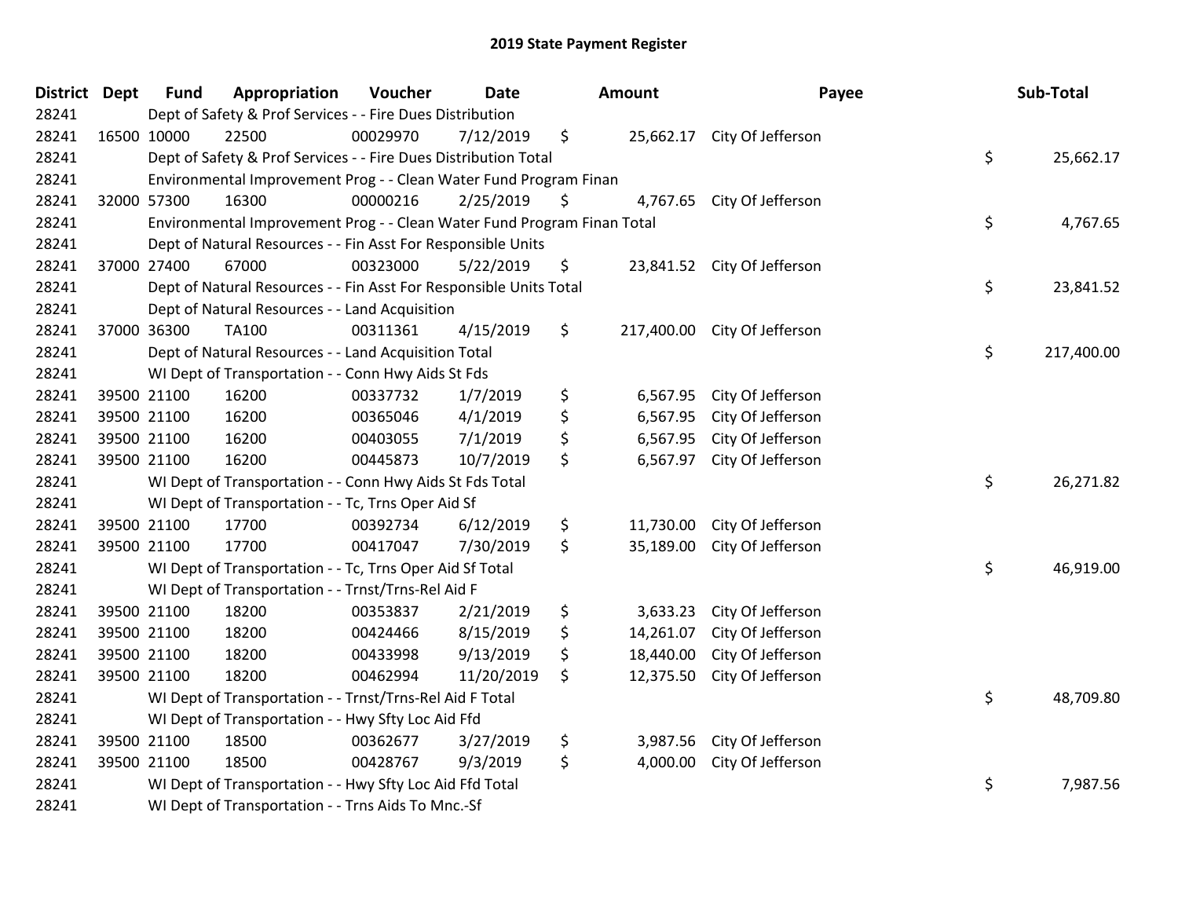## 2019 State Payment Register

| District | Dept | Fund | Appropriation | Voucher | Date | Amount | Payee | Sub-Total |
|---|---|---|---|---|---|---|---|---|
| 28241 | | Dept of Safety & Prof Services - - Fire Dues Distribution | | | | | | |
| 28241 | 16500 | 10000 | 22500 | 00029970 | 7/12/2019 | $ 25,662.17 | City Of Jefferson | |
| 28241 | | Dept of Safety & Prof Services - - Fire Dues Distribution Total | | | | | | $ 25,662.17 |
| 28241 | | Environmental Improvement Prog - - Clean Water Fund Program Finan | | | | | | |
| 28241 | 32000 | 57300 | 16300 | 00000216 | 2/25/2019 | $ 4,767.65 | City Of Jefferson | |
| 28241 | | Environmental Improvement Prog - - Clean Water Fund Program Finan Total | | | | | | $ 4,767.65 |
| 28241 | | Dept of Natural Resources - - Fin Asst For Responsible Units | | | | | | |
| 28241 | 37000 | 27400 | 67000 | 00323000 | 5/22/2019 | $ 23,841.52 | City Of Jefferson | |
| 28241 | | Dept of Natural Resources - - Fin Asst For Responsible Units Total | | | | | | $ 23,841.52 |
| 28241 | | Dept of Natural Resources - - Land Acquisition | | | | | | |
| 28241 | 37000 | 36300 | TA100 | 00311361 | 4/15/2019 | $ 217,400.00 | City Of Jefferson | |
| 28241 | | Dept of Natural Resources - - Land Acquisition Total | | | | | | $ 217,400.00 |
| 28241 | | WI Dept of Transportation - - Conn Hwy Aids St Fds | | | | | | |
| 28241 | 39500 | 21100 | 16200 | 00337732 | 1/7/2019 | $ 6,567.95 | City Of Jefferson | |
| 28241 | 39500 | 21100 | 16200 | 00365046 | 4/1/2019 | $ 6,567.95 | City Of Jefferson | |
| 28241 | 39500 | 21100 | 16200 | 00403055 | 7/1/2019 | $ 6,567.95 | City Of Jefferson | |
| 28241 | 39500 | 21100 | 16200 | 00445873 | 10/7/2019 | $ 6,567.97 | City Of Jefferson | |
| 28241 | | WI Dept of Transportation - - Conn Hwy Aids St Fds Total | | | | | | $ 26,271.82 |
| 28241 | | WI Dept of Transportation - - Tc, Trns Oper Aid Sf | | | | | | |
| 28241 | 39500 | 21100 | 17700 | 00392734 | 6/12/2019 | $ 11,730.00 | City Of Jefferson | |
| 28241 | 39500 | 21100 | 17700 | 00417047 | 7/30/2019 | $ 35,189.00 | City Of Jefferson | |
| 28241 | | WI Dept of Transportation - - Tc, Trns Oper Aid Sf Total | | | | | | $ 46,919.00 |
| 28241 | | WI Dept of Transportation - - Trnst/Trns-Rel Aid F | | | | | | |
| 28241 | 39500 | 21100 | 18200 | 00353837 | 2/21/2019 | $ 3,633.23 | City Of Jefferson | |
| 28241 | 39500 | 21100 | 18200 | 00424466 | 8/15/2019 | $ 14,261.07 | City Of Jefferson | |
| 28241 | 39500 | 21100 | 18200 | 00433998 | 9/13/2019 | $ 18,440.00 | City Of Jefferson | |
| 28241 | 39500 | 21100 | 18200 | 00462994 | 11/20/2019 | $ 12,375.50 | City Of Jefferson | |
| 28241 | | WI Dept of Transportation - - Trnst/Trns-Rel Aid F Total | | | | | | $ 48,709.80 |
| 28241 | | WI Dept of Transportation - - Hwy Sfty Loc Aid Ffd | | | | | | |
| 28241 | 39500 | 21100 | 18500 | 00362677 | 3/27/2019 | $ 3,987.56 | City Of Jefferson | |
| 28241 | 39500 | 21100 | 18500 | 00428767 | 9/3/2019 | $ 4,000.00 | City Of Jefferson | |
| 28241 | | WI Dept of Transportation - - Hwy Sfty Loc Aid Ffd Total | | | | | | $ 7,987.56 |
| 28241 | | WI Dept of Transportation - - Trns Aids To Mnc.-Sf | | | | | | |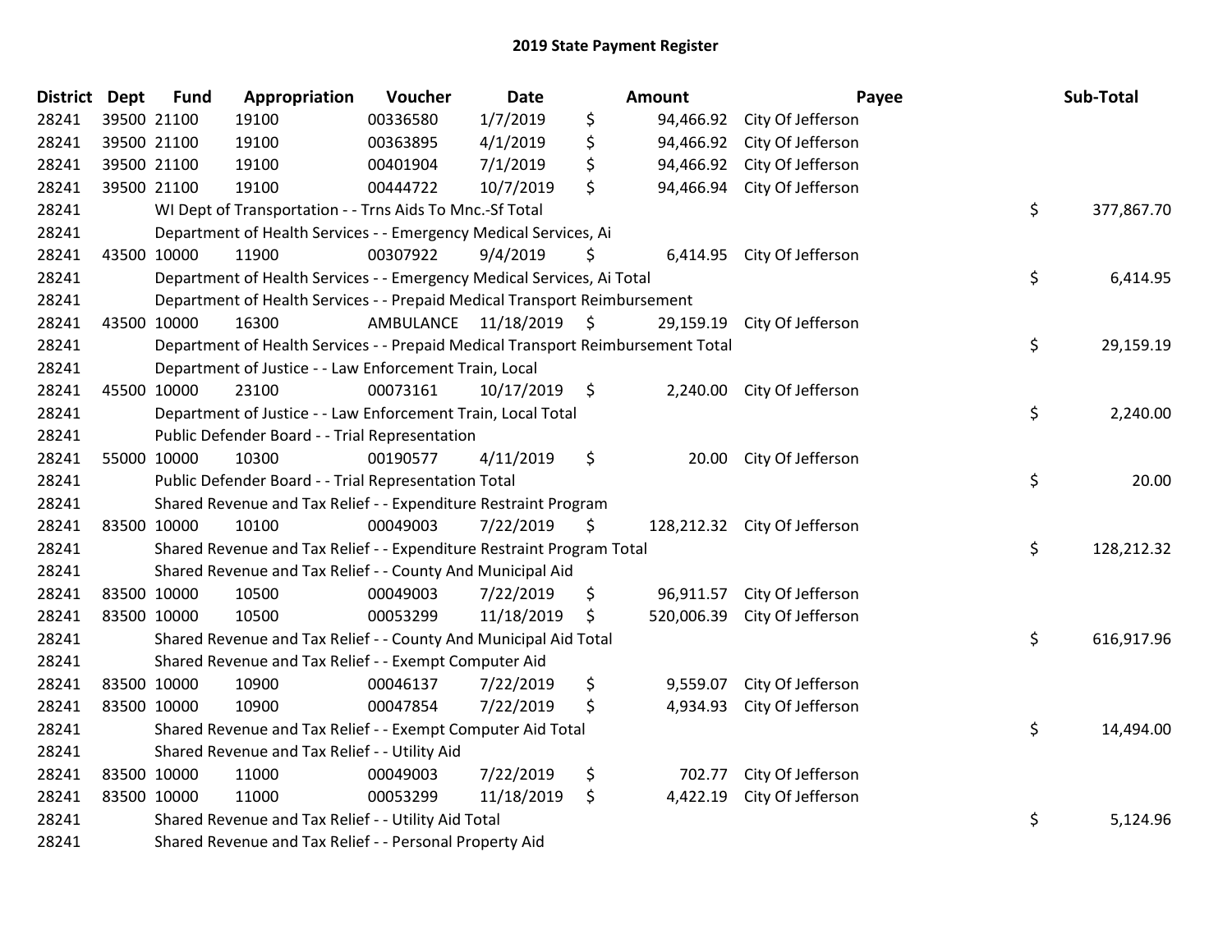# 2019 State Payment Register

| District | Dept | Fund | Appropriation | Voucher | Date | Amount | Payee | Sub-Total |
|---|---|---|---|---|---|---|---|---|
| 28241 | 39500 | 21100 | 19100 | 00336580 | 1/7/2019 | $ 94,466.92 | City Of Jefferson | |
| 28241 | 39500 | 21100 | 19100 | 00363895 | 4/1/2019 | $ 94,466.92 | City Of Jefferson | |
| 28241 | 39500 | 21100 | 19100 | 00401904 | 7/1/2019 | $ 94,466.92 | City Of Jefferson | |
| 28241 | 39500 | 21100 | 19100 | 00444722 | 10/7/2019 | $ 94,466.94 | City Of Jefferson | |
| 28241 | | WI Dept of Transportation - - Trns Aids To Mnc.-Sf Total | | | | | | $ 377,867.70 |
| 28241 | | Department of Health Services - - Emergency Medical Services, Ai | | | | | | |
| 28241 | 43500 | 10000 | 11900 | 00307922 | 9/4/2019 | $ 6,414.95 | City Of Jefferson | |
| 28241 | | Department of Health Services - - Emergency Medical Services, Ai Total | | | | | | $ 6,414.95 |
| 28241 | | Department of Health Services - - Prepaid Medical Transport Reimbursement | | | | | | |
| 28241 | 43500 | 10000 | 16300 | AMBULANCE | 11/18/2019 | $ 29,159.19 | City Of Jefferson | |
| 28241 | | Department of Health Services - - Prepaid Medical Transport Reimbursement Total | | | | | | $ 29,159.19 |
| 28241 | | Department of Justice - - Law Enforcement Train, Local | | | | | | |
| 28241 | 45500 | 10000 | 23100 | 00073161 | 10/17/2019 | $ 2,240.00 | City Of Jefferson | |
| 28241 | | Department of Justice - - Law Enforcement Train, Local Total | | | | | | $ 2,240.00 |
| 28241 | | Public Defender Board - - Trial Representation | | | | | | |
| 28241 | 55000 | 10000 | 10300 | 00190577 | 4/11/2019 | $ 20.00 | City Of Jefferson | |
| 28241 | | Public Defender Board - - Trial Representation Total | | | | | | $ 20.00 |
| 28241 | | Shared Revenue and Tax Relief - - Expenditure Restraint Program | | | | | | |
| 28241 | 83500 | 10000 | 10100 | 00049003 | 7/22/2019 | $ 128,212.32 | City Of Jefferson | |
| 28241 | | Shared Revenue and Tax Relief - - Expenditure Restraint Program Total | | | | | | $ 128,212.32 |
| 28241 | | Shared Revenue and Tax Relief - - County And Municipal Aid | | | | | | |
| 28241 | 83500 | 10000 | 10500 | 00049003 | 7/22/2019 | $ 96,911.57 | City Of Jefferson | |
| 28241 | 83500 | 10000 | 10500 | 00053299 | 11/18/2019 | $ 520,006.39 | City Of Jefferson | |
| 28241 | | Shared Revenue and Tax Relief - - County And Municipal Aid Total | | | | | | $ 616,917.96 |
| 28241 | | Shared Revenue and Tax Relief - - Exempt Computer Aid | | | | | | |
| 28241 | 83500 | 10000 | 10900 | 00046137 | 7/22/2019 | $ 9,559.07 | City Of Jefferson | |
| 28241 | 83500 | 10000 | 10900 | 00047854 | 7/22/2019 | $ 4,934.93 | City Of Jefferson | |
| 28241 | | Shared Revenue and Tax Relief - - Exempt Computer Aid Total | | | | | | $ 14,494.00 |
| 28241 | | Shared Revenue and Tax Relief - - Utility Aid | | | | | | |
| 28241 | 83500 | 10000 | 11000 | 00049003 | 7/22/2019 | $ 702.77 | City Of Jefferson | |
| 28241 | 83500 | 10000 | 11000 | 00053299 | 11/18/2019 | $ 4,422.19 | City Of Jefferson | |
| 28241 | | Shared Revenue and Tax Relief - - Utility Aid Total | | | | | | $ 5,124.96 |
| 28241 | | Shared Revenue and Tax Relief - - Personal Property Aid | | | | | | |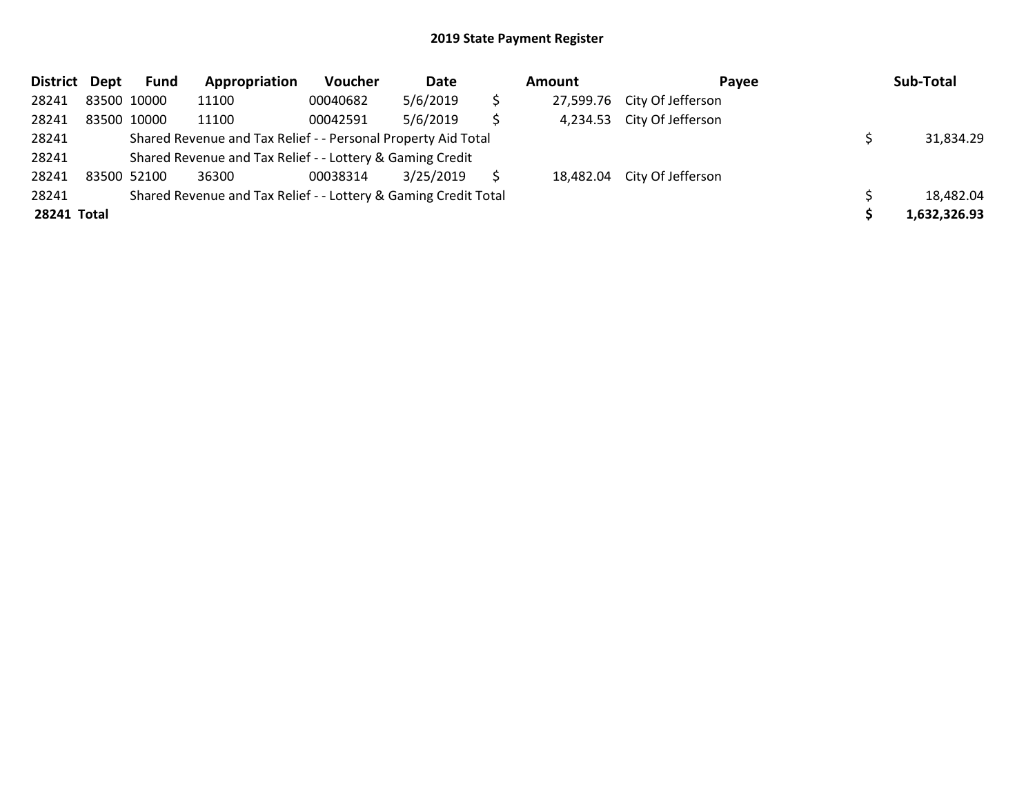## 2019 State Payment Register

| District | Dept | Fund | Appropriation | Voucher | Date | Amount | Payee | Sub-Total |
|---|---|---|---|---|---|---|---|---|
| 28241 | 83500 | 10000 | 11100 | 00040682 | 5/6/2019 | $ 27,599.76 | City Of Jefferson | |
| 28241 | 83500 | 10000 | 11100 | 00042591 | 5/6/2019 | $ 4,234.53 | City Of Jefferson | |
| 28241 | | Shared Revenue and Tax Relief - - Personal Property Aid Total | | | | | | $ 31,834.29 |
| 28241 | | Shared Revenue and Tax Relief - - Lottery & Gaming Credit | | | | | | |
| 28241 | 83500 | 52100 | 36300 | 00038314 | 3/25/2019 | $ 18,482.04 | City Of Jefferson | |
| 28241 | | Shared Revenue and Tax Relief - - Lottery & Gaming Credit Total | | | | | | $ 18,482.04 |
| **28241** | **Total** | | | | | | | **$ 1,632,326.93** |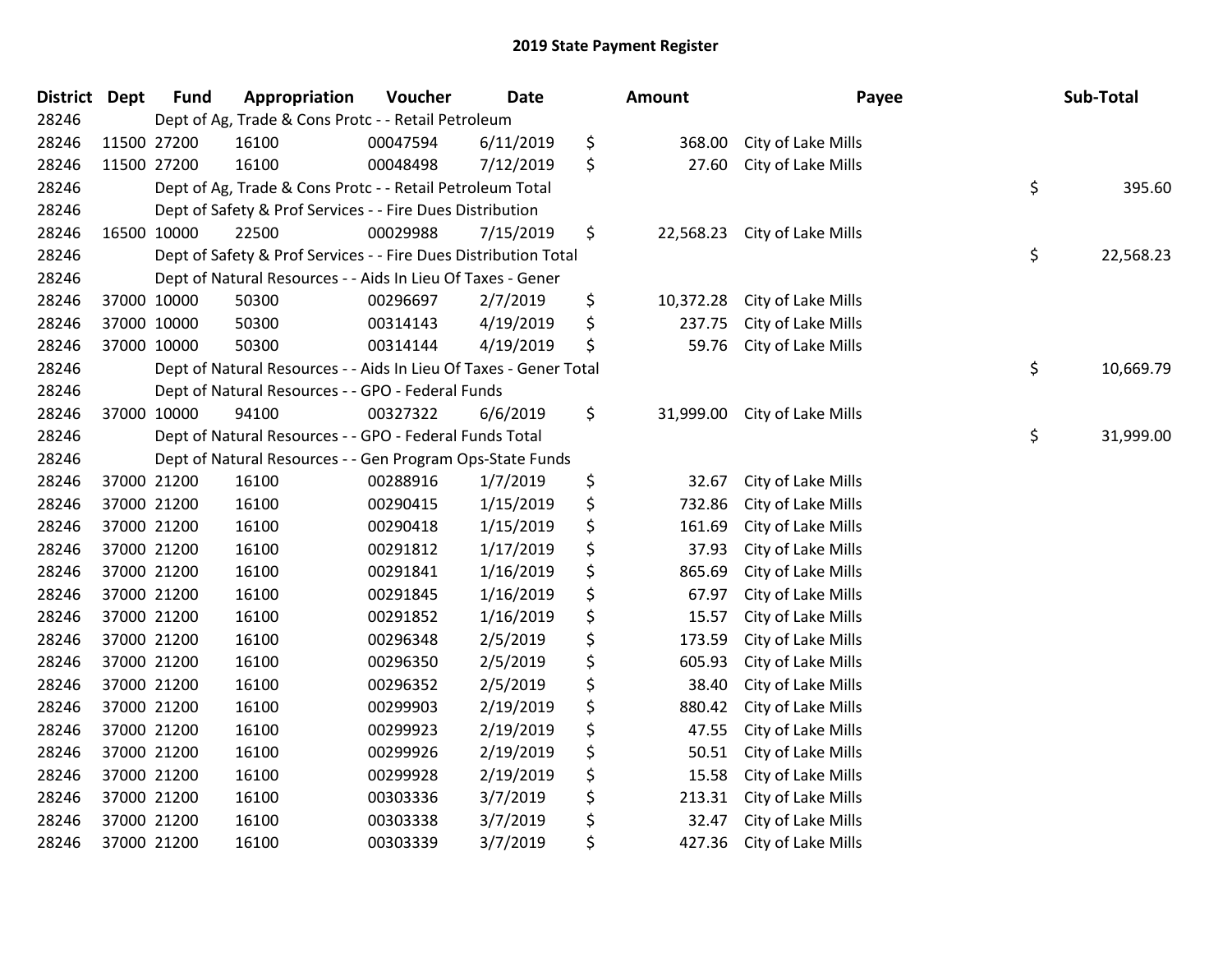# 2019 State Payment Register

| District | Dept | Fund | Appropriation | Voucher | Date | Amount | Payee | Sub-Total |
|---|---|---|---|---|---|---|---|---|
| 28246 | | Dept of Ag, Trade & Cons Protc - - Retail Petroleum | | | | | | |
| 28246 | 11500 | 27200 | 16100 | 00047594 | 6/11/2019 | $ 368.00 | City of Lake Mills | |
| 28246 | 11500 | 27200 | 16100 | 00048498 | 7/12/2019 | $ 27.60 | City of Lake Mills | |
| 28246 | | Dept of Ag, Trade & Cons Protc - - Retail Petroleum Total | | | | | | $ 395.60 |
| 28246 | | Dept of Safety & Prof Services - - Fire Dues Distribution | | | | | | |
| 28246 | 16500 | 10000 | 22500 | 00029988 | 7/15/2019 | $ 22,568.23 | City of Lake Mills | |
| 28246 | | Dept of Safety & Prof Services - - Fire Dues Distribution Total | | | | | | $ 22,568.23 |
| 28246 | | Dept of Natural Resources - - Aids In Lieu Of Taxes - Gener | | | | | | |
| 28246 | 37000 | 10000 | 50300 | 00296697 | 2/7/2019 | $ 10,372.28 | City of Lake Mills | |
| 28246 | 37000 | 10000 | 50300 | 00314143 | 4/19/2019 | $ 237.75 | City of Lake Mills | |
| 28246 | 37000 | 10000 | 50300 | 00314144 | 4/19/2019 | $ 59.76 | City of Lake Mills | |
| 28246 | | Dept of Natural Resources - - Aids In Lieu Of Taxes - Gener Total | | | | | | $ 10,669.79 |
| 28246 | | Dept of Natural Resources - - GPO - Federal Funds | | | | | | |
| 28246 | 37000 | 10000 | 94100 | 00327322 | 6/6/2019 | $ 31,999.00 | City of Lake Mills | |
| 28246 | | Dept of Natural Resources - - GPO - Federal Funds Total | | | | | | $ 31,999.00 |
| 28246 | | Dept of Natural Resources - - Gen Program Ops-State Funds | | | | | | |
| 28246 | 37000 | 21200 | 16100 | 00288916 | 1/7/2019 | $ 32.67 | City of Lake Mills | |
| 28246 | 37000 | 21200 | 16100 | 00290415 | 1/15/2019 | $ 732.86 | City of Lake Mills | |
| 28246 | 37000 | 21200 | 16100 | 00290418 | 1/15/2019 | $ 161.69 | City of Lake Mills | |
| 28246 | 37000 | 21200 | 16100 | 00291812 | 1/17/2019 | $ 37.93 | City of Lake Mills | |
| 28246 | 37000 | 21200 | 16100 | 00291841 | 1/16/2019 | $ 865.69 | City of Lake Mills | |
| 28246 | 37000 | 21200 | 16100 | 00291845 | 1/16/2019 | $ 67.97 | City of Lake Mills | |
| 28246 | 37000 | 21200 | 16100 | 00291852 | 1/16/2019 | $ 15.57 | City of Lake Mills | |
| 28246 | 37000 | 21200 | 16100 | 00296348 | 2/5/2019 | $ 173.59 | City of Lake Mills | |
| 28246 | 37000 | 21200 | 16100 | 00296350 | 2/5/2019 | $ 605.93 | City of Lake Mills | |
| 28246 | 37000 | 21200 | 16100 | 00296352 | 2/5/2019 | $ 38.40 | City of Lake Mills | |
| 28246 | 37000 | 21200 | 16100 | 00299903 | 2/19/2019 | $ 880.42 | City of Lake Mills | |
| 28246 | 37000 | 21200 | 16100 | 00299923 | 2/19/2019 | $ 47.55 | City of Lake Mills | |
| 28246 | 37000 | 21200 | 16100 | 00299926 | 2/19/2019 | $ 50.51 | City of Lake Mills | |
| 28246 | 37000 | 21200 | 16100 | 00299928 | 2/19/2019 | $ 15.58 | City of Lake Mills | |
| 28246 | 37000 | 21200 | 16100 | 00303336 | 3/7/2019 | $ 213.31 | City of Lake Mills | |
| 28246 | 37000 | 21200 | 16100 | 00303338 | 3/7/2019 | $ 32.47 | City of Lake Mills | |
| 28246 | 37000 | 21200 | 16100 | 00303339 | 3/7/2019 | $ 427.36 | City of Lake Mills | |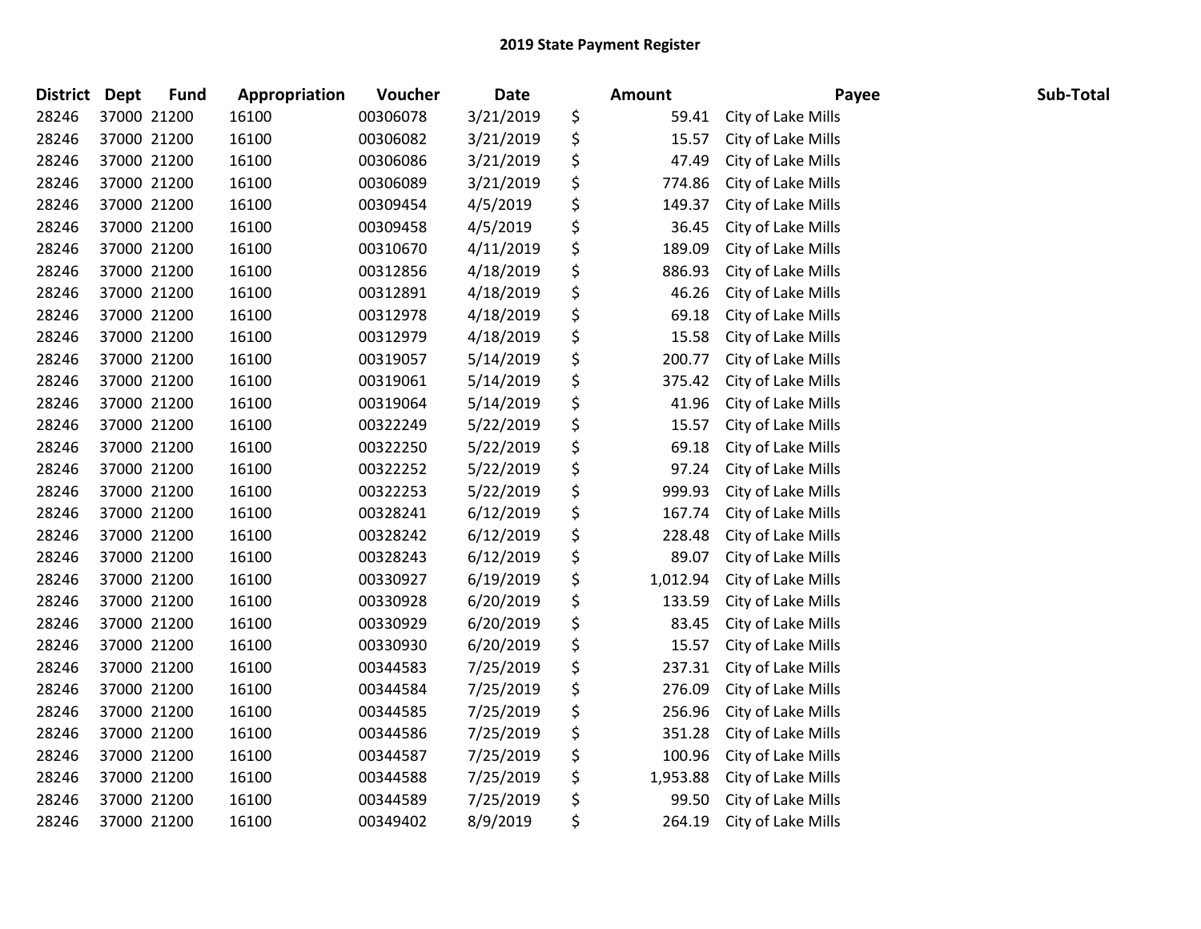# 2019 State Payment Register

| District | Dept | Fund | Appropriation | Voucher | Date | Amount | Payee | Sub-Total |
|---|---|---|---|---|---|---|---|---|
| 28246 | 37000 | 21200 | 16100 | 00306078 | 3/21/2019 | $ 59.41 | City of Lake Mills | |
| 28246 | 37000 | 21200 | 16100 | 00306082 | 3/21/2019 | $ 15.57 | City of Lake Mills | |
| 28246 | 37000 | 21200 | 16100 | 00306086 | 3/21/2019 | $ 47.49 | City of Lake Mills | |
| 28246 | 37000 | 21200 | 16100 | 00306089 | 3/21/2019 | $ 774.86 | City of Lake Mills | |
| 28246 | 37000 | 21200 | 16100 | 00309454 | 4/5/2019 | $ 149.37 | City of Lake Mills | |
| 28246 | 37000 | 21200 | 16100 | 00309458 | 4/5/2019 | $ 36.45 | City of Lake Mills | |
| 28246 | 37000 | 21200 | 16100 | 00310670 | 4/11/2019 | $ 189.09 | City of Lake Mills | |
| 28246 | 37000 | 21200 | 16100 | 00312856 | 4/18/2019 | $ 886.93 | City of Lake Mills | |
| 28246 | 37000 | 21200 | 16100 | 00312891 | 4/18/2019 | $ 46.26 | City of Lake Mills | |
| 28246 | 37000 | 21200 | 16100 | 00312978 | 4/18/2019 | $ 69.18 | City of Lake Mills | |
| 28246 | 37000 | 21200 | 16100 | 00312979 | 4/18/2019 | $ 15.58 | City of Lake Mills | |
| 28246 | 37000 | 21200 | 16100 | 00319057 | 5/14/2019 | $ 200.77 | City of Lake Mills | |
| 28246 | 37000 | 21200 | 16100 | 00319061 | 5/14/2019 | $ 375.42 | City of Lake Mills | |
| 28246 | 37000 | 21200 | 16100 | 00319064 | 5/14/2019 | $ 41.96 | City of Lake Mills | |
| 28246 | 37000 | 21200 | 16100 | 00322249 | 5/22/2019 | $ 15.57 | City of Lake Mills | |
| 28246 | 37000 | 21200 | 16100 | 00322250 | 5/22/2019 | $ 69.18 | City of Lake Mills | |
| 28246 | 37000 | 21200 | 16100 | 00322252 | 5/22/2019 | $ 97.24 | City of Lake Mills | |
| 28246 | 37000 | 21200 | 16100 | 00322253 | 5/22/2019 | $ 999.93 | City of Lake Mills | |
| 28246 | 37000 | 21200 | 16100 | 00328241 | 6/12/2019 | $ 167.74 | City of Lake Mills | |
| 28246 | 37000 | 21200 | 16100 | 00328242 | 6/12/2019 | $ 228.48 | City of Lake Mills | |
| 28246 | 37000 | 21200 | 16100 | 00328243 | 6/12/2019 | $ 89.07 | City of Lake Mills | |
| 28246 | 37000 | 21200 | 16100 | 00330927 | 6/19/2019 | $ 1,012.94 | City of Lake Mills | |
| 28246 | 37000 | 21200 | 16100 | 00330928 | 6/20/2019 | $ 133.59 | City of Lake Mills | |
| 28246 | 37000 | 21200 | 16100 | 00330929 | 6/20/2019 | $ 83.45 | City of Lake Mills | |
| 28246 | 37000 | 21200 | 16100 | 00330930 | 6/20/2019 | $ 15.57 | City of Lake Mills | |
| 28246 | 37000 | 21200 | 16100 | 00344583 | 7/25/2019 | $ 237.31 | City of Lake Mills | |
| 28246 | 37000 | 21200 | 16100 | 00344584 | 7/25/2019 | $ 276.09 | City of Lake Mills | |
| 28246 | 37000 | 21200 | 16100 | 00344585 | 7/25/2019 | $ 256.96 | City of Lake Mills | |
| 28246 | 37000 | 21200 | 16100 | 00344586 | 7/25/2019 | $ 351.28 | City of Lake Mills | |
| 28246 | 37000 | 21200 | 16100 | 00344587 | 7/25/2019 | $ 100.96 | City of Lake Mills | |
| 28246 | 37000 | 21200 | 16100 | 00344588 | 7/25/2019 | $ 1,953.88 | City of Lake Mills | |
| 28246 | 37000 | 21200 | 16100 | 00344589 | 7/25/2019 | $ 99.50 | City of Lake Mills | |
| 28246 | 37000 | 21200 | 16100 | 00349402 | 8/9/2019 | $ 264.19 | City of Lake Mills | |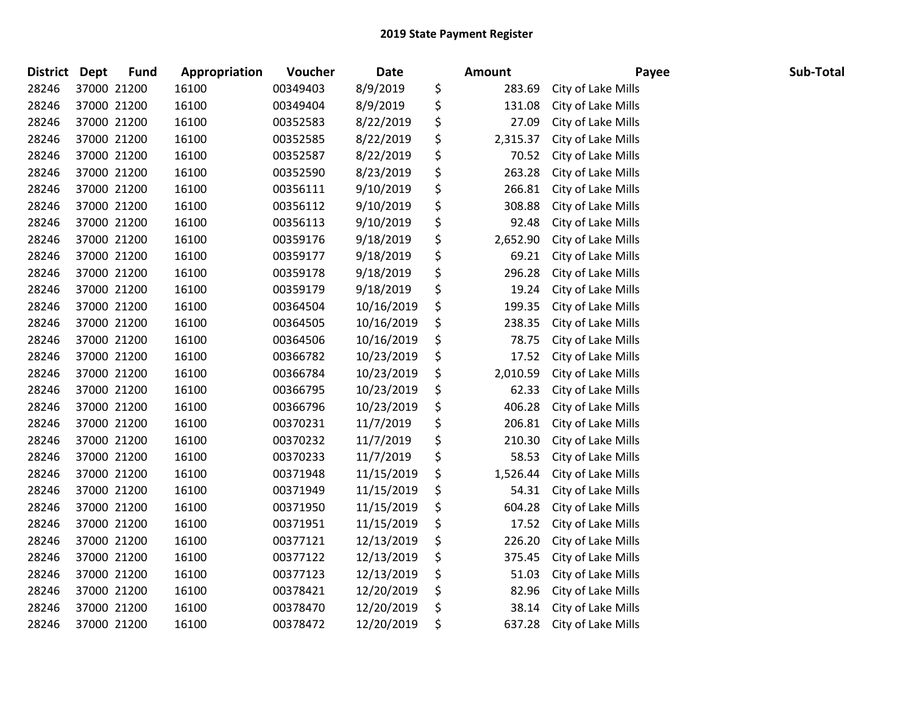# 2019 State Payment Register

| District | Dept | Fund | Appropriation | Voucher | Date | Amount | Payee | Sub-Total |
|---|---|---|---|---|---|---|---|---|
| 28246 | 37000 | 21200 | 16100 | 00349403 | 8/9/2019 | $ 283.69 | City of Lake Mills | |
| 28246 | 37000 | 21200 | 16100 | 00349404 | 8/9/2019 | $ 131.08 | City of Lake Mills | |
| 28246 | 37000 | 21200 | 16100 | 00352583 | 8/22/2019 | $ 27.09 | City of Lake Mills | |
| 28246 | 37000 | 21200 | 16100 | 00352585 | 8/22/2019 | $ 2,315.37 | City of Lake Mills | |
| 28246 | 37000 | 21200 | 16100 | 00352587 | 8/22/2019 | $ 70.52 | City of Lake Mills | |
| 28246 | 37000 | 21200 | 16100 | 00352590 | 8/23/2019 | $ 263.28 | City of Lake Mills | |
| 28246 | 37000 | 21200 | 16100 | 00356111 | 9/10/2019 | $ 266.81 | City of Lake Mills | |
| 28246 | 37000 | 21200 | 16100 | 00356112 | 9/10/2019 | $ 308.88 | City of Lake Mills | |
| 28246 | 37000 | 21200 | 16100 | 00356113 | 9/10/2019 | $ 92.48 | City of Lake Mills | |
| 28246 | 37000 | 21200 | 16100 | 00359176 | 9/18/2019 | $ 2,652.90 | City of Lake Mills | |
| 28246 | 37000 | 21200 | 16100 | 00359177 | 9/18/2019 | $ 69.21 | City of Lake Mills | |
| 28246 | 37000 | 21200 | 16100 | 00359178 | 9/18/2019 | $ 296.28 | City of Lake Mills | |
| 28246 | 37000 | 21200 | 16100 | 00359179 | 9/18/2019 | $ 19.24 | City of Lake Mills | |
| 28246 | 37000 | 21200 | 16100 | 00364504 | 10/16/2019 | $ 199.35 | City of Lake Mills | |
| 28246 | 37000 | 21200 | 16100 | 00364505 | 10/16/2019 | $ 238.35 | City of Lake Mills | |
| 28246 | 37000 | 21200 | 16100 | 00364506 | 10/16/2019 | $ 78.75 | City of Lake Mills | |
| 28246 | 37000 | 21200 | 16100 | 00366782 | 10/23/2019 | $ 17.52 | City of Lake Mills | |
| 28246 | 37000 | 21200 | 16100 | 00366784 | 10/23/2019 | $ 2,010.59 | City of Lake Mills | |
| 28246 | 37000 | 21200 | 16100 | 00366795 | 10/23/2019 | $ 62.33 | City of Lake Mills | |
| 28246 | 37000 | 21200 | 16100 | 00366796 | 10/23/2019 | $ 406.28 | City of Lake Mills | |
| 28246 | 37000 | 21200 | 16100 | 00370231 | 11/7/2019 | $ 206.81 | City of Lake Mills | |
| 28246 | 37000 | 21200 | 16100 | 00370232 | 11/7/2019 | $ 210.30 | City of Lake Mills | |
| 28246 | 37000 | 21200 | 16100 | 00370233 | 11/7/2019 | $ 58.53 | City of Lake Mills | |
| 28246 | 37000 | 21200 | 16100 | 00371948 | 11/15/2019 | $ 1,526.44 | City of Lake Mills | |
| 28246 | 37000 | 21200 | 16100 | 00371949 | 11/15/2019 | $ 54.31 | City of Lake Mills | |
| 28246 | 37000 | 21200 | 16100 | 00371950 | 11/15/2019 | $ 604.28 | City of Lake Mills | |
| 28246 | 37000 | 21200 | 16100 | 00371951 | 11/15/2019 | $ 17.52 | City of Lake Mills | |
| 28246 | 37000 | 21200 | 16100 | 00377121 | 12/13/2019 | $ 226.20 | City of Lake Mills | |
| 28246 | 37000 | 21200 | 16100 | 00377122 | 12/13/2019 | $ 375.45 | City of Lake Mills | |
| 28246 | 37000 | 21200 | 16100 | 00377123 | 12/13/2019 | $ 51.03 | City of Lake Mills | |
| 28246 | 37000 | 21200 | 16100 | 00378421 | 12/20/2019 | $ 82.96 | City of Lake Mills | |
| 28246 | 37000 | 21200 | 16100 | 00378470 | 12/20/2019 | $ 38.14 | City of Lake Mills | |
| 28246 | 37000 | 21200 | 16100 | 00378472 | 12/20/2019 | $ 637.28 | City of Lake Mills | |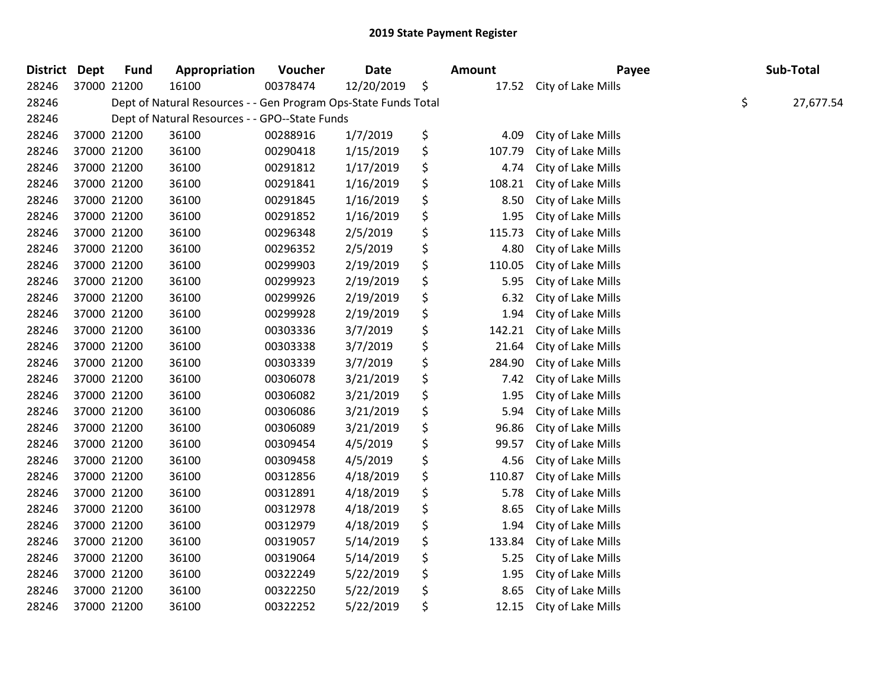## 2019 State Payment Register

| District | Dept | Fund | Appropriation | Voucher | Date | Amount | Payee | Sub-Total |
|---|---|---|---|---|---|---|---|---|
| 28246 | 37000 | 21200 | 16100 | 00378474 | 12/20/2019 | $ 17.52 | City of Lake Mills | |
| 28246 | | Dept of Natural Resources - - Gen Program Ops-State Funds Total | | | | | | $ 27,677.54 |
| 28246 | | Dept of Natural Resources - - GPO--State Funds | | | | | | |
| 28246 | 37000 | 21200 | 36100 | 00288916 | 1/7/2019 | $ 4.09 | City of Lake Mills | |
| 28246 | 37000 | 21200 | 36100 | 00290418 | 1/15/2019 | $ 107.79 | City of Lake Mills | |
| 28246 | 37000 | 21200 | 36100 | 00291812 | 1/17/2019 | $ 4.74 | City of Lake Mills | |
| 28246 | 37000 | 21200 | 36100 | 00291841 | 1/16/2019 | $ 108.21 | City of Lake Mills | |
| 28246 | 37000 | 21200 | 36100 | 00291845 | 1/16/2019 | $ 8.50 | City of Lake Mills | |
| 28246 | 37000 | 21200 | 36100 | 00291852 | 1/16/2019 | $ 1.95 | City of Lake Mills | |
| 28246 | 37000 | 21200 | 36100 | 00296348 | 2/5/2019 | $ 115.73 | City of Lake Mills | |
| 28246 | 37000 | 21200 | 36100 | 00296352 | 2/5/2019 | $ 4.80 | City of Lake Mills | |
| 28246 | 37000 | 21200 | 36100 | 00299903 | 2/19/2019 | $ 110.05 | City of Lake Mills | |
| 28246 | 37000 | 21200 | 36100 | 00299923 | 2/19/2019 | $ 5.95 | City of Lake Mills | |
| 28246 | 37000 | 21200 | 36100 | 00299926 | 2/19/2019 | $ 6.32 | City of Lake Mills | |
| 28246 | 37000 | 21200 | 36100 | 00299928 | 2/19/2019 | $ 1.94 | City of Lake Mills | |
| 28246 | 37000 | 21200 | 36100 | 00303336 | 3/7/2019 | $ 142.21 | City of Lake Mills | |
| 28246 | 37000 | 21200 | 36100 | 00303338 | 3/7/2019 | $ 21.64 | City of Lake Mills | |
| 28246 | 37000 | 21200 | 36100 | 00303339 | 3/7/2019 | $ 284.90 | City of Lake Mills | |
| 28246 | 37000 | 21200 | 36100 | 00306078 | 3/21/2019 | $ 7.42 | City of Lake Mills | |
| 28246 | 37000 | 21200 | 36100 | 00306082 | 3/21/2019 | $ 1.95 | City of Lake Mills | |
| 28246 | 37000 | 21200 | 36100 | 00306086 | 3/21/2019 | $ 5.94 | City of Lake Mills | |
| 28246 | 37000 | 21200 | 36100 | 00306089 | 3/21/2019 | $ 96.86 | City of Lake Mills | |
| 28246 | 37000 | 21200 | 36100 | 00309454 | 4/5/2019 | $ 99.57 | City of Lake Mills | |
| 28246 | 37000 | 21200 | 36100 | 00309458 | 4/5/2019 | $ 4.56 | City of Lake Mills | |
| 28246 | 37000 | 21200 | 36100 | 00312856 | 4/18/2019 | $ 110.87 | City of Lake Mills | |
| 28246 | 37000 | 21200 | 36100 | 00312891 | 4/18/2019 | $ 5.78 | City of Lake Mills | |
| 28246 | 37000 | 21200 | 36100 | 00312978 | 4/18/2019 | $ 8.65 | City of Lake Mills | |
| 28246 | 37000 | 21200 | 36100 | 00312979 | 4/18/2019 | $ 1.94 | City of Lake Mills | |
| 28246 | 37000 | 21200 | 36100 | 00319057 | 5/14/2019 | $ 133.84 | City of Lake Mills | |
| 28246 | 37000 | 21200 | 36100 | 00319064 | 5/14/2019 | $ 5.25 | City of Lake Mills | |
| 28246 | 37000 | 21200 | 36100 | 00322249 | 5/22/2019 | $ 1.95 | City of Lake Mills | |
| 28246 | 37000 | 21200 | 36100 | 00322250 | 5/22/2019 | $ 8.65 | City of Lake Mills | |
| 28246 | 37000 | 21200 | 36100 | 00322252 | 5/22/2019 | $ 12.15 | City of Lake Mills | |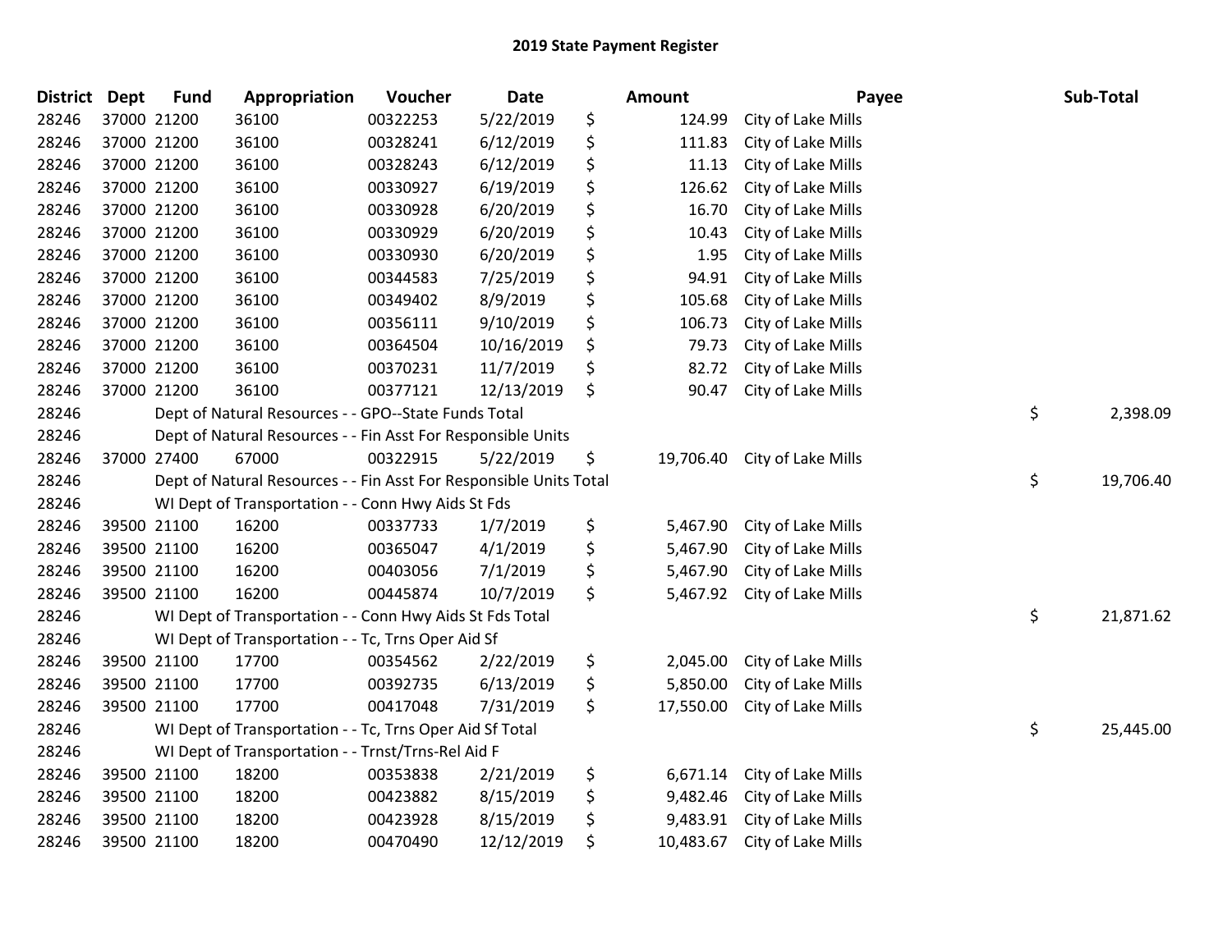## 2019 State Payment Register

| District | Dept | Fund | Appropriation | Voucher | Date | Amount | Payee | Sub-Total |
|---|---|---|---|---|---|---|---|---|
| 28246 | 37000 | 21200 | 36100 | 00322253 | 5/22/2019 | $ 124.99 | City of Lake Mills | |
| 28246 | 37000 | 21200 | 36100 | 00328241 | 6/12/2019 | $ 111.83 | City of Lake Mills | |
| 28246 | 37000 | 21200 | 36100 | 00328243 | 6/12/2019 | $ 11.13 | City of Lake Mills | |
| 28246 | 37000 | 21200 | 36100 | 00330927 | 6/19/2019 | $ 126.62 | City of Lake Mills | |
| 28246 | 37000 | 21200 | 36100 | 00330928 | 6/20/2019 | $ 16.70 | City of Lake Mills | |
| 28246 | 37000 | 21200 | 36100 | 00330929 | 6/20/2019 | $ 10.43 | City of Lake Mills | |
| 28246 | 37000 | 21200 | 36100 | 00330930 | 6/20/2019 | $ 1.95 | City of Lake Mills | |
| 28246 | 37000 | 21200 | 36100 | 00344583 | 7/25/2019 | $ 94.91 | City of Lake Mills | |
| 28246 | 37000 | 21200 | 36100 | 00349402 | 8/9/2019 | $ 105.68 | City of Lake Mills | |
| 28246 | 37000 | 21200 | 36100 | 00356111 | 9/10/2019 | $ 106.73 | City of Lake Mills | |
| 28246 | 37000 | 21200 | 36100 | 00364504 | 10/16/2019 | $ 79.73 | City of Lake Mills | |
| 28246 | 37000 | 21200 | 36100 | 00370231 | 11/7/2019 | $ 82.72 | City of Lake Mills | |
| 28246 | 37000 | 21200 | 36100 | 00377121 | 12/13/2019 | $ 90.47 | City of Lake Mills | |
| 28246 | | Dept of Natural Resources - - GPO--State Funds Total | | | | | | $ 2,398.09 |
| 28246 | | Dept of Natural Resources - - Fin Asst For Responsible Units | | | | | | |
| 28246 | 37000 | 27400 | 67000 | 00322915 | 5/22/2019 | $ 19,706.40 | City of Lake Mills | |
| 28246 | | Dept of Natural Resources - - Fin Asst For Responsible Units Total | | | | | | $ 19,706.40 |
| 28246 | | WI Dept of Transportation - - Conn Hwy Aids St Fds | | | | | | |
| 28246 | 39500 | 21100 | 16200 | 00337733 | 1/7/2019 | $ 5,467.90 | City of Lake Mills | |
| 28246 | 39500 | 21100 | 16200 | 00365047 | 4/1/2019 | $ 5,467.90 | City of Lake Mills | |
| 28246 | 39500 | 21100 | 16200 | 00403056 | 7/1/2019 | $ 5,467.90 | City of Lake Mills | |
| 28246 | 39500 | 21100 | 16200 | 00445874 | 10/7/2019 | $ 5,467.92 | City of Lake Mills | |
| 28246 | | WI Dept of Transportation - - Conn Hwy Aids St Fds Total | | | | | | $ 21,871.62 |
| 28246 | | WI Dept of Transportation - - Tc, Trns Oper Aid Sf | | | | | | |
| 28246 | 39500 | 21100 | 17700 | 00354562 | 2/22/2019 | $ 2,045.00 | City of Lake Mills | |
| 28246 | 39500 | 21100 | 17700 | 00392735 | 6/13/2019 | $ 5,850.00 | City of Lake Mills | |
| 28246 | 39500 | 21100 | 17700 | 00417048 | 7/31/2019 | $ 17,550.00 | City of Lake Mills | |
| 28246 | | WI Dept of Transportation - - Tc, Trns Oper Aid Sf Total | | | | | | $ 25,445.00 |
| 28246 | | WI Dept of Transportation - - Trnst/Trns-Rel Aid F | | | | | | |
| 28246 | 39500 | 21100 | 18200 | 00353838 | 2/21/2019 | $ 6,671.14 | City of Lake Mills | |
| 28246 | 39500 | 21100 | 18200 | 00423882 | 8/15/2019 | $ 9,482.46 | City of Lake Mills | |
| 28246 | 39500 | 21100 | 18200 | 00423928 | 8/15/2019 | $ 9,483.91 | City of Lake Mills | |
| 28246 | 39500 | 21100 | 18200 | 00470490 | 12/12/2019 | $ 10,483.67 | City of Lake Mills | |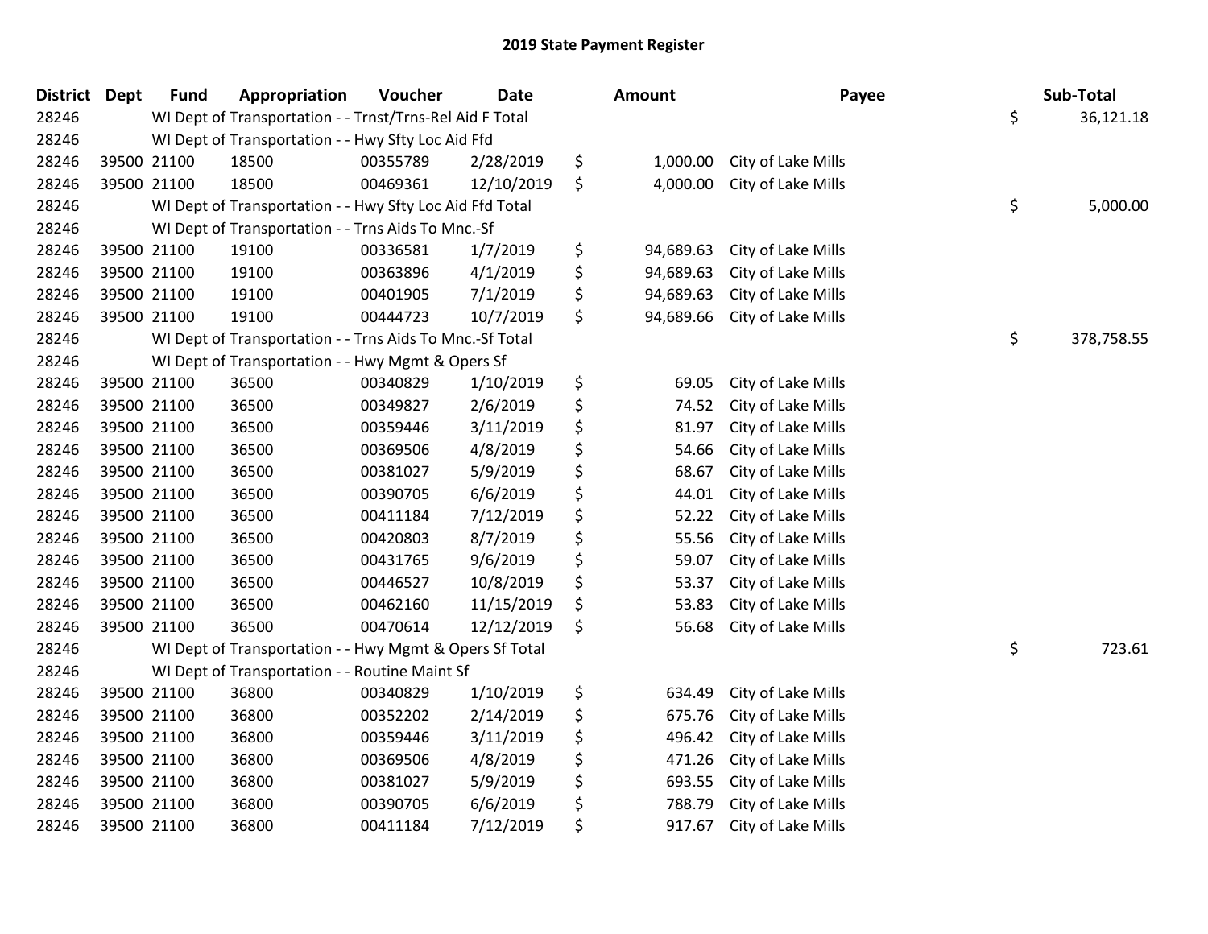# 2019 State Payment Register

| District | Dept | Fund | Appropriation | Voucher | Date | Amount | Payee | Sub-Total |
|---|---|---|---|---|---|---|---|---|
| 28246 | | WI Dept of Transportation - - Trnst/Trns-Rel Aid F Total | | | | | | $ 36,121.18 |
| 28246 | | WI Dept of Transportation - - Hwy Sfty Loc Aid Ffd | | | | | | |
| 28246 | 39500 | 21100 | 18500 | 00355789 | 2/28/2019 | $ 1,000.00 | City of Lake Mills | |
| 28246 | 39500 | 21100 | 18500 | 00469361 | 12/10/2019 | $ 4,000.00 | City of Lake Mills | |
| 28246 | | WI Dept of Transportation - - Hwy Sfty Loc Aid Ffd Total | | | | | | $ 5,000.00 |
| 28246 | | WI Dept of Transportation - - Trns Aids To Mnc.-Sf | | | | | | |
| 28246 | 39500 | 21100 | 19100 | 00336581 | 1/7/2019 | $ 94,689.63 | City of Lake Mills | |
| 28246 | 39500 | 21100 | 19100 | 00363896 | 4/1/2019 | $ 94,689.63 | City of Lake Mills | |
| 28246 | 39500 | 21100 | 19100 | 00401905 | 7/1/2019 | $ 94,689.63 | City of Lake Mills | |
| 28246 | 39500 | 21100 | 19100 | 00444723 | 10/7/2019 | $ 94,689.66 | City of Lake Mills | |
| 28246 | | WI Dept of Transportation - - Trns Aids To Mnc.-Sf Total | | | | | | $ 378,758.55 |
| 28246 | | WI Dept of Transportation - - Hwy Mgmt & Opers Sf | | | | | | |
| 28246 | 39500 | 21100 | 36500 | 00340829 | 1/10/2019 | $ 69.05 | City of Lake Mills | |
| 28246 | 39500 | 21100 | 36500 | 00349827 | 2/6/2019 | $ 74.52 | City of Lake Mills | |
| 28246 | 39500 | 21100 | 36500 | 00359446 | 3/11/2019 | $ 81.97 | City of Lake Mills | |
| 28246 | 39500 | 21100 | 36500 | 00369506 | 4/8/2019 | $ 54.66 | City of Lake Mills | |
| 28246 | 39500 | 21100 | 36500 | 00381027 | 5/9/2019 | $ 68.67 | City of Lake Mills | |
| 28246 | 39500 | 21100 | 36500 | 00390705 | 6/6/2019 | $ 44.01 | City of Lake Mills | |
| 28246 | 39500 | 21100 | 36500 | 00411184 | 7/12/2019 | $ 52.22 | City of Lake Mills | |
| 28246 | 39500 | 21100 | 36500 | 00420803 | 8/7/2019 | $ 55.56 | City of Lake Mills | |
| 28246 | 39500 | 21100 | 36500 | 00431765 | 9/6/2019 | $ 59.07 | City of Lake Mills | |
| 28246 | 39500 | 21100 | 36500 | 00446527 | 10/8/2019 | $ 53.37 | City of Lake Mills | |
| 28246 | 39500 | 21100 | 36500 | 00462160 | 11/15/2019 | $ 53.83 | City of Lake Mills | |
| 28246 | 39500 | 21100 | 36500 | 00470614 | 12/12/2019 | $ 56.68 | City of Lake Mills | |
| 28246 | | WI Dept of Transportation - - Hwy Mgmt & Opers Sf Total | | | | | | $ 723.61 |
| 28246 | | WI Dept of Transportation - - Routine Maint Sf | | | | | | |
| 28246 | 39500 | 21100 | 36800 | 00340829 | 1/10/2019 | $ 634.49 | City of Lake Mills | |
| 28246 | 39500 | 21100 | 36800 | 00352202 | 2/14/2019 | $ 675.76 | City of Lake Mills | |
| 28246 | 39500 | 21100 | 36800 | 00359446 | 3/11/2019 | $ 496.42 | City of Lake Mills | |
| 28246 | 39500 | 21100 | 36800 | 00369506 | 4/8/2019 | $ 471.26 | City of Lake Mills | |
| 28246 | 39500 | 21100 | 36800 | 00381027 | 5/9/2019 | $ 693.55 | City of Lake Mills | |
| 28246 | 39500 | 21100 | 36800 | 00390705 | 6/6/2019 | $ 788.79 | City of Lake Mills | |
| 28246 | 39500 | 21100 | 36800 | 00411184 | 7/12/2019 | $ 917.67 | City of Lake Mills | |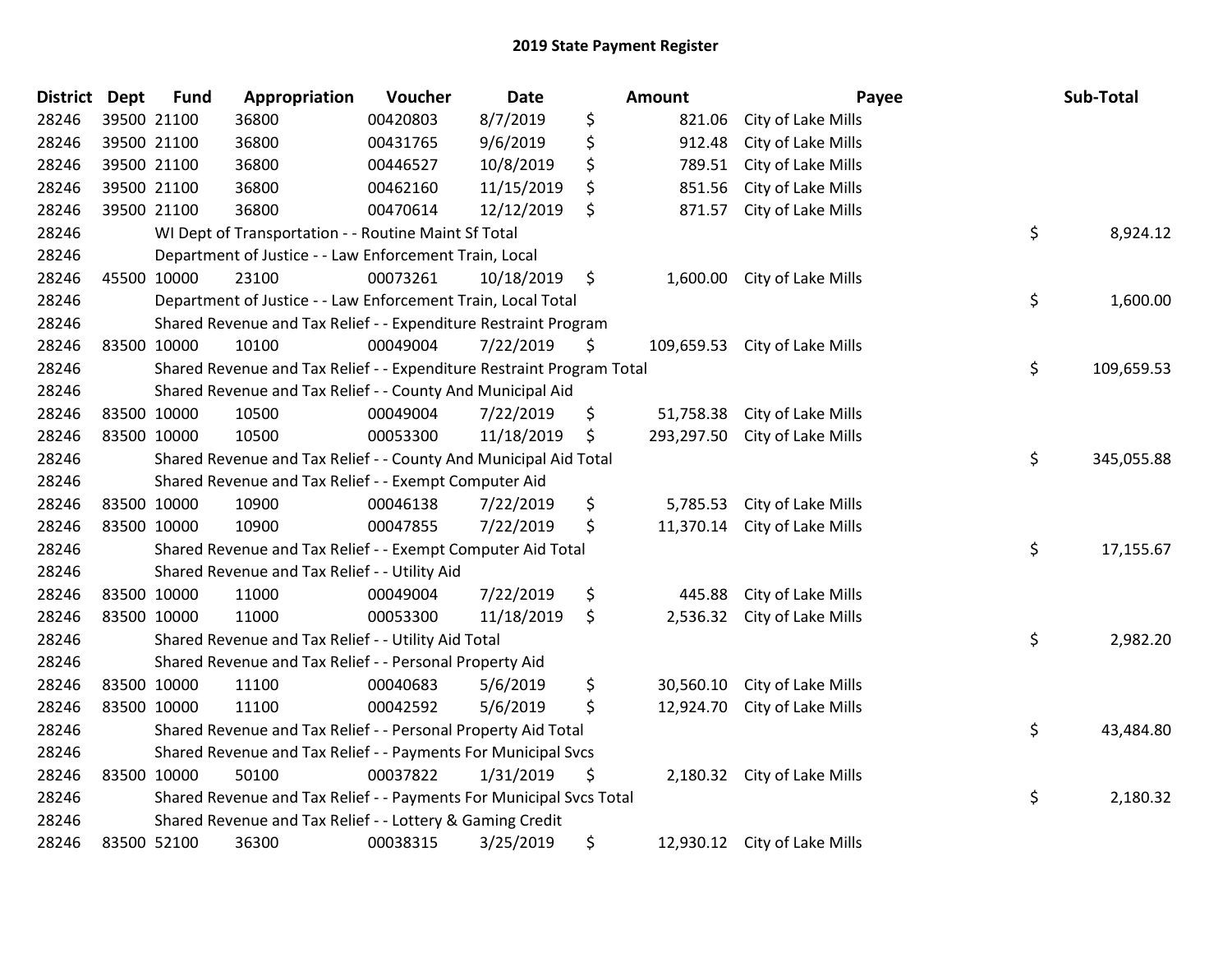# 2019 State Payment Register

| District | Dept | Fund | Appropriation | Voucher | Date | Amount | Payee | Sub-Total |
|---|---|---|---|---|---|---|---|---|
| 28246 | 39500 | 21100 | 36800 | 00420803 | 8/7/2019 | $ 821.06 | City of Lake Mills | |
| 28246 | 39500 | 21100 | 36800 | 00431765 | 9/6/2019 | $ 912.48 | City of Lake Mills | |
| 28246 | 39500 | 21100 | 36800 | 00446527 | 10/8/2019 | $ 789.51 | City of Lake Mills | |
| 28246 | 39500 | 21100 | 36800 | 00462160 | 11/15/2019 | $ 851.56 | City of Lake Mills | |
| 28246 | 39500 | 21100 | 36800 | 00470614 | 12/12/2019 | $ 871.57 | City of Lake Mills | |
| 28246 | | | WI Dept of Transportation - - Routine Maint Sf Total | | | | | $ 8,924.12 |
| 28246 | | | Department of Justice - - Law Enforcement Train, Local | | | | | |
| 28246 | 45500 | 10000 | 23100 | 00073261 | 10/18/2019 | $ 1,600.00 | City of Lake Mills | |
| 28246 | | | Department of Justice - - Law Enforcement Train, Local Total | | | | | $ 1,600.00 |
| 28246 | | | Shared Revenue and Tax Relief - - Expenditure Restraint Program | | | | | |
| 28246 | 83500 | 10000 | 10100 | 00049004 | 7/22/2019 | $ 109,659.53 | City of Lake Mills | |
| 28246 | | | Shared Revenue and Tax Relief - - Expenditure Restraint Program Total | | | | | $ 109,659.53 |
| 28246 | | | Shared Revenue and Tax Relief - - County And Municipal Aid | | | | | |
| 28246 | 83500 | 10000 | 10500 | 00049004 | 7/22/2019 | $ 51,758.38 | City of Lake Mills | |
| 28246 | 83500 | 10000 | 10500 | 00053300 | 11/18/2019 | $ 293,297.50 | City of Lake Mills | |
| 28246 | | | Shared Revenue and Tax Relief - - County And Municipal Aid Total | | | | | $ 345,055.88 |
| 28246 | | | Shared Revenue and Tax Relief - - Exempt Computer Aid | | | | | |
| 28246 | 83500 | 10000 | 10900 | 00046138 | 7/22/2019 | $ 5,785.53 | City of Lake Mills | |
| 28246 | 83500 | 10000 | 10900 | 00047855 | 7/22/2019 | $ 11,370.14 | City of Lake Mills | |
| 28246 | | | Shared Revenue and Tax Relief - - Exempt Computer Aid Total | | | | | $ 17,155.67 |
| 28246 | | | Shared Revenue and Tax Relief - - Utility Aid | | | | | |
| 28246 | 83500 | 10000 | 11000 | 00049004 | 7/22/2019 | $ 445.88 | City of Lake Mills | |
| 28246 | 83500 | 10000 | 11000 | 00053300 | 11/18/2019 | $ 2,536.32 | City of Lake Mills | |
| 28246 | | | Shared Revenue and Tax Relief - - Utility Aid Total | | | | | $ 2,982.20 |
| 28246 | | | Shared Revenue and Tax Relief - - Personal Property Aid | | | | | |
| 28246 | 83500 | 10000 | 11100 | 00040683 | 5/6/2019 | $ 30,560.10 | City of Lake Mills | |
| 28246 | 83500 | 10000 | 11100 | 00042592 | 5/6/2019 | $ 12,924.70 | City of Lake Mills | |
| 28246 | | | Shared Revenue and Tax Relief - - Personal Property Aid Total | | | | | $ 43,484.80 |
| 28246 | | | Shared Revenue and Tax Relief - - Payments For Municipal Svcs | | | | | |
| 28246 | 83500 | 10000 | 50100 | 00037822 | 1/31/2019 | $ 2,180.32 | City of Lake Mills | |
| 28246 | | | Shared Revenue and Tax Relief - - Payments For Municipal Svcs Total | | | | | $ 2,180.32 |
| 28246 | | | Shared Revenue and Tax Relief - - Lottery & Gaming Credit | | | | | |
| 28246 | 83500 | 52100 | 36300 | 00038315 | 3/25/2019 | $ 12,930.12 | City of Lake Mills | |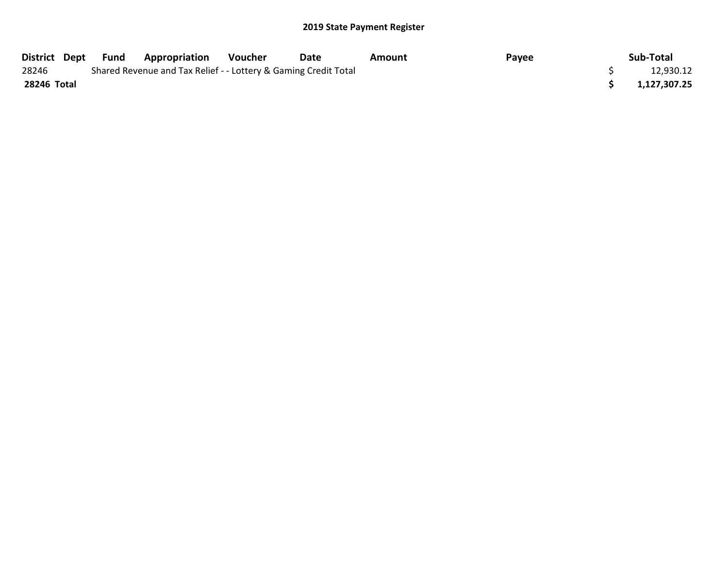## 2019 State Payment Register

| District | Dept | Fund | Appropriation | Voucher | Date | Amount | Payee | | Sub-Total |
|---|---|---|---|---|---|---|---|---|---|
| 28246 | | Shared Revenue and Tax Relief - - Lottery & Gaming Credit Total | | | | | | $ | 12,930.12 |
| **28246 Total** | | | | | | | | **$** | **1,127,307.25** |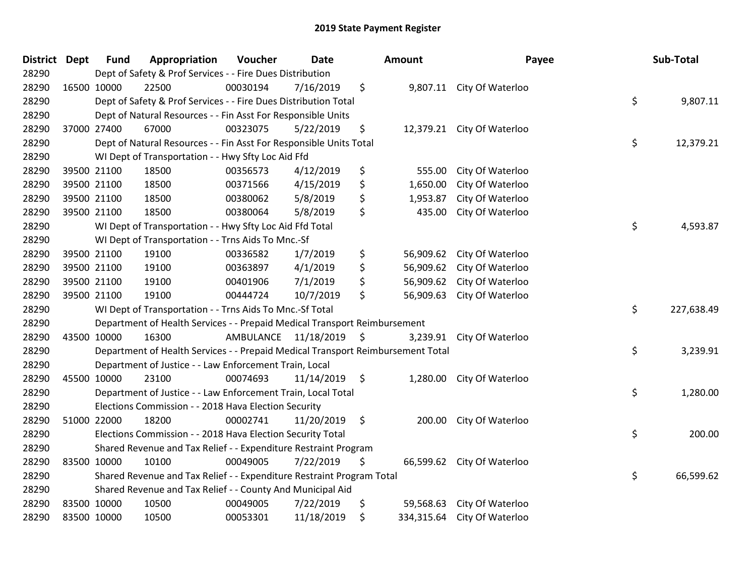## 2019 State Payment Register

| District | Dept | Fund | Appropriation | Voucher | Date | Amount | Payee | Sub-Total |
|---|---|---|---|---|---|---|---|---|
| 28290 | | Dept of Safety & Prof Services - - Fire Dues Distribution | | | | | | |
| 28290 | 16500 | 10000 | 22500 | 00030194 | 7/16/2019 | $ 9,807.11 | City Of Waterloo | |
| 28290 | | Dept of Safety & Prof Services - - Fire Dues Distribution Total | | | | | | $ 9,807.11 |
| 28290 | | Dept of Natural Resources - - Fin Asst For Responsible Units | | | | | | |
| 28290 | 37000 | 27400 | 67000 | 00323075 | 5/22/2019 | $ 12,379.21 | City Of Waterloo | |
| 28290 | | Dept of Natural Resources - - Fin Asst For Responsible Units Total | | | | | | $ 12,379.21 |
| 28290 | | WI Dept of Transportation - - Hwy Sfty Loc Aid Ffd | | | | | | |
| 28290 | 39500 | 21100 | 18500 | 00356573 | 4/12/2019 | $ 555.00 | City Of Waterloo | |
| 28290 | 39500 | 21100 | 18500 | 00371566 | 4/15/2019 | $ 1,650.00 | City Of Waterloo | |
| 28290 | 39500 | 21100 | 18500 | 00380062 | 5/8/2019 | $ 1,953.87 | City Of Waterloo | |
| 28290 | 39500 | 21100 | 18500 | 00380064 | 5/8/2019 | $ 435.00 | City Of Waterloo | |
| 28290 | | WI Dept of Transportation - - Hwy Sfty Loc Aid Ffd Total | | | | | | $ 4,593.87 |
| 28290 | | WI Dept of Transportation - - Trns Aids To Mnc.-Sf | | | | | | |
| 28290 | 39500 | 21100 | 19100 | 00336582 | 1/7/2019 | $ 56,909.62 | City Of Waterloo | |
| 28290 | 39500 | 21100 | 19100 | 00363897 | 4/1/2019 | $ 56,909.62 | City Of Waterloo | |
| 28290 | 39500 | 21100 | 19100 | 00401906 | 7/1/2019 | $ 56,909.62 | City Of Waterloo | |
| 28290 | 39500 | 21100 | 19100 | 00444724 | 10/7/2019 | $ 56,909.63 | City Of Waterloo | |
| 28290 | | WI Dept of Transportation - - Trns Aids To Mnc.-Sf Total | | | | | | $ 227,638.49 |
| 28290 | | Department of Health Services - - Prepaid Medical Transport Reimbursement | | | | | | |
| 28290 | 43500 | 10000 | 16300 | AMBULANCE | 11/18/2019 | $ 3,239.91 | City Of Waterloo | |
| 28290 | | Department of Health Services - - Prepaid Medical Transport Reimbursement Total | | | | | | $ 3,239.91 |
| 28290 | | Department of Justice - - Law Enforcement Train, Local | | | | | | |
| 28290 | 45500 | 10000 | 23100 | 00074693 | 11/14/2019 | $ 1,280.00 | City Of Waterloo | |
| 28290 | | Department of Justice - - Law Enforcement Train, Local Total | | | | | | $ 1,280.00 |
| 28290 | | Elections Commission - - 2018 Hava Election Security | | | | | | |
| 28290 | 51000 | 22000 | 18200 | 00002741 | 11/20/2019 | $ 200.00 | City Of Waterloo | |
| 28290 | | Elections Commission - - 2018 Hava Election Security Total | | | | | | $ 200.00 |
| 28290 | | Shared Revenue and Tax Relief - - Expenditure Restraint Program | | | | | | |
| 28290 | 83500 | 10000 | 10100 | 00049005 | 7/22/2019 | $ 66,599.62 | City Of Waterloo | |
| 28290 | | Shared Revenue and Tax Relief - - Expenditure Restraint Program Total | | | | | | $ 66,599.62 |
| 28290 | | Shared Revenue and Tax Relief - - County And Municipal Aid | | | | | | |
| 28290 | 83500 | 10000 | 10500 | 00049005 | 7/22/2019 | $ 59,568.63 | City Of Waterloo | |
| 28290 | 83500 | 10000 | 10500 | 00053301 | 11/18/2019 | $ 334,315.64 | City Of Waterloo | |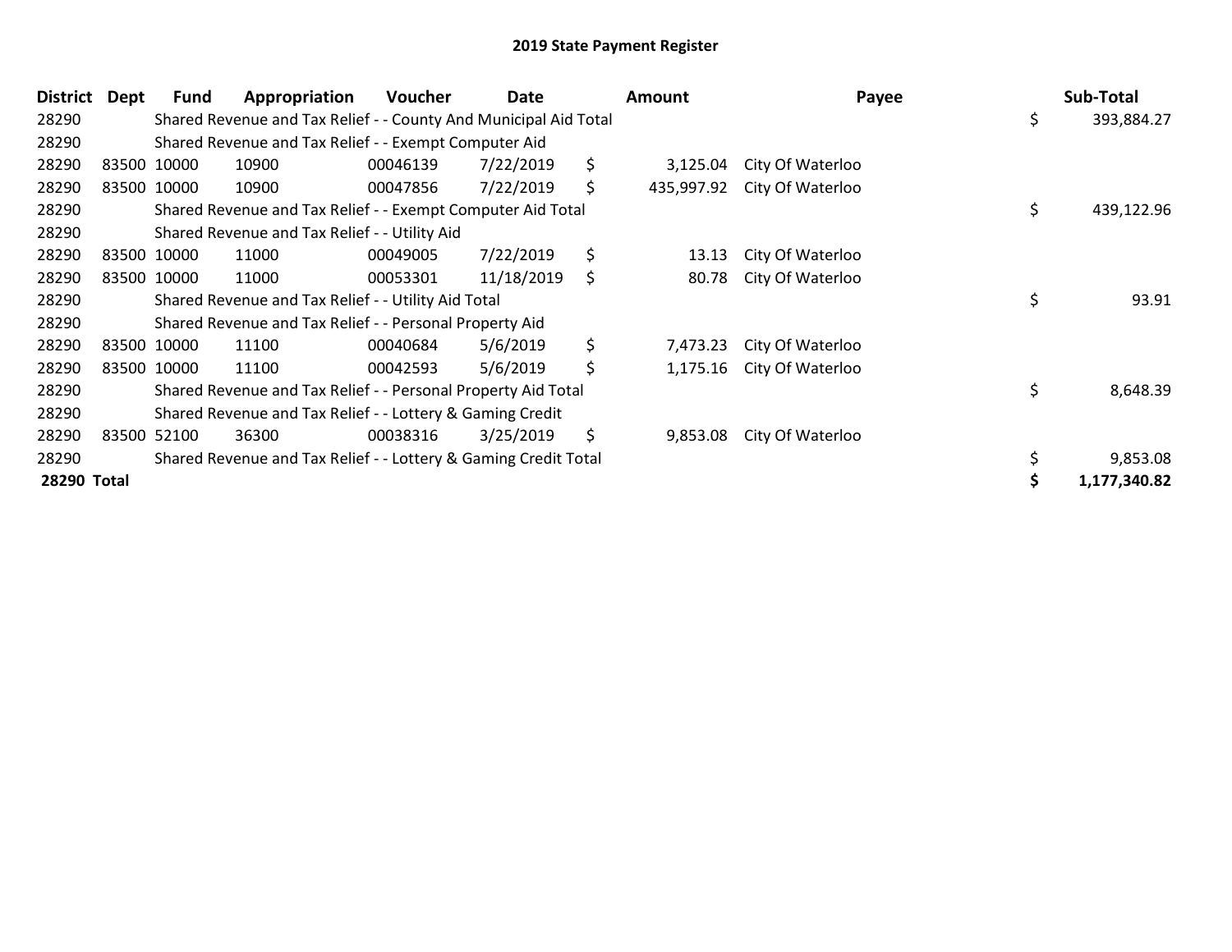## 2019 State Payment Register

| District | Dept | Fund | Appropriation | Voucher | Date | Amount | Payee | Sub-Total |
|---|---|---|---|---|---|---|---|---|
| 28290 | | Shared Revenue and Tax Relief - - County And Municipal Aid Total | | | | | | $ 393,884.27 |
| 28290 | | Shared Revenue and Tax Relief - - Exempt Computer Aid | | | | | | |
| 28290 | 83500 | 10000 | 10900 | 00046139 | 7/22/2019 | $ 3,125.04 | City Of Waterloo | |
| 28290 | 83500 | 10000 | 10900 | 00047856 | 7/22/2019 | $ 435,997.92 | City Of Waterloo | |
| 28290 | | Shared Revenue and Tax Relief - - Exempt Computer Aid Total | | | | | | $ 439,122.96 |
| 28290 | | Shared Revenue and Tax Relief - - Utility Aid | | | | | | |
| 28290 | 83500 | 10000 | 11000 | 00049005 | 7/22/2019 | $ 13.13 | City Of Waterloo | |
| 28290 | 83500 | 10000 | 11000 | 00053301 | 11/18/2019 | $ 80.78 | City Of Waterloo | |
| 28290 | | Shared Revenue and Tax Relief - - Utility Aid Total | | | | | | $ 93.91 |
| 28290 | | Shared Revenue and Tax Relief - - Personal Property Aid | | | | | | |
| 28290 | 83500 | 10000 | 11100 | 00040684 | 5/6/2019 | $ 7,473.23 | City Of Waterloo | |
| 28290 | 83500 | 10000 | 11100 | 00042593 | 5/6/2019 | $ 1,175.16 | City Of Waterloo | |
| 28290 | | Shared Revenue and Tax Relief - - Personal Property Aid Total | | | | | | $ 8,648.39 |
| 28290 | | Shared Revenue and Tax Relief - - Lottery & Gaming Credit | | | | | | |
| 28290 | 83500 | 52100 | 36300 | 00038316 | 3/25/2019 | $ 9,853.08 | City Of Waterloo | |
| 28290 | | Shared Revenue and Tax Relief - - Lottery & Gaming Credit Total | | | | | | $ 9,853.08 |
| **28290 Total** | | | | | | | | **$ 1,177,340.82** |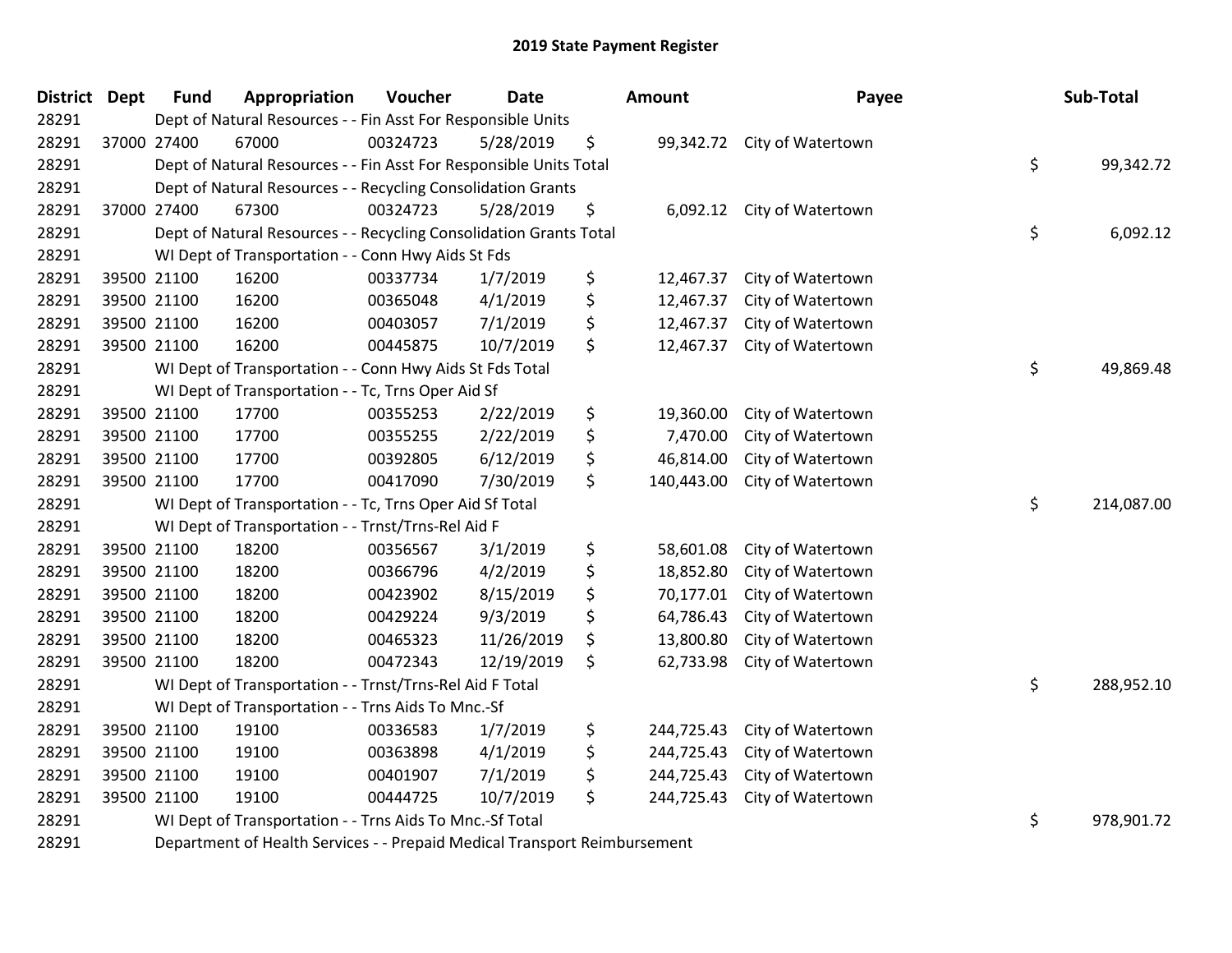# 2019 State Payment Register

| District | Dept | Fund | Appropriation | Voucher | Date | Amount | Payee | Sub-Total |
|---|---|---|---|---|---|---|---|---|
| 28291 | | Dept of Natural Resources - - Fin Asst For Responsible Units | | | | | | |
| 28291 | 37000 | 27400 | 67000 | 00324723 | 5/28/2019 | $ 99,342.72 | City of Watertown | |
| 28291 | | Dept of Natural Resources - - Fin Asst For Responsible Units Total | | | | | | $ 99,342.72 |
| 28291 | | Dept of Natural Resources - - Recycling Consolidation Grants | | | | | | |
| 28291 | 37000 | 27400 | 67300 | 00324723 | 5/28/2019 | $ 6,092.12 | City of Watertown | |
| 28291 | | Dept of Natural Resources - - Recycling Consolidation Grants Total | | | | | | $ 6,092.12 |
| 28291 | | WI Dept of Transportation - - Conn Hwy Aids St Fds | | | | | | |
| 28291 | 39500 | 21100 | 16200 | 00337734 | 1/7/2019 | $ 12,467.37 | City of Watertown | |
| 28291 | 39500 | 21100 | 16200 | 00365048 | 4/1/2019 | $ 12,467.37 | City of Watertown | |
| 28291 | 39500 | 21100 | 16200 | 00403057 | 7/1/2019 | $ 12,467.37 | City of Watertown | |
| 28291 | 39500 | 21100 | 16200 | 00445875 | 10/7/2019 | $ 12,467.37 | City of Watertown | |
| 28291 | | WI Dept of Transportation - - Conn Hwy Aids St Fds Total | | | | | | $ 49,869.48 |
| 28291 | | WI Dept of Transportation - - Tc, Trns Oper Aid Sf | | | | | | |
| 28291 | 39500 | 21100 | 17700 | 00355253 | 2/22/2019 | $ 19,360.00 | City of Watertown | |
| 28291 | 39500 | 21100 | 17700 | 00355255 | 2/22/2019 | $ 7,470.00 | City of Watertown | |
| 28291 | 39500 | 21100 | 17700 | 00392805 | 6/12/2019 | $ 46,814.00 | City of Watertown | |
| 28291 | 39500 | 21100 | 17700 | 00417090 | 7/30/2019 | $ 140,443.00 | City of Watertown | |
| 28291 | | WI Dept of Transportation - - Tc, Trns Oper Aid Sf Total | | | | | | $ 214,087.00 |
| 28291 | | WI Dept of Transportation - - Trnst/Trns-Rel Aid F | | | | | | |
| 28291 | 39500 | 21100 | 18200 | 00356567 | 3/1/2019 | $ 58,601.08 | City of Watertown | |
| 28291 | 39500 | 21100 | 18200 | 00366796 | 4/2/2019 | $ 18,852.80 | City of Watertown | |
| 28291 | 39500 | 21100 | 18200 | 00423902 | 8/15/2019 | $ 70,177.01 | City of Watertown | |
| 28291 | 39500 | 21100 | 18200 | 00429224 | 9/3/2019 | $ 64,786.43 | City of Watertown | |
| 28291 | 39500 | 21100 | 18200 | 00465323 | 11/26/2019 | $ 13,800.80 | City of Watertown | |
| 28291 | 39500 | 21100 | 18200 | 00472343 | 12/19/2019 | $ 62,733.98 | City of Watertown | |
| 28291 | | WI Dept of Transportation - - Trnst/Trns-Rel Aid F Total | | | | | | $ 288,952.10 |
| 28291 | | WI Dept of Transportation - - Trns Aids To Mnc.-Sf | | | | | | |
| 28291 | 39500 | 21100 | 19100 | 00336583 | 1/7/2019 | $ 244,725.43 | City of Watertown | |
| 28291 | 39500 | 21100 | 19100 | 00363898 | 4/1/2019 | $ 244,725.43 | City of Watertown | |
| 28291 | 39500 | 21100 | 19100 | 00401907 | 7/1/2019 | $ 244,725.43 | City of Watertown | |
| 28291 | 39500 | 21100 | 19100 | 00444725 | 10/7/2019 | $ 244,725.43 | City of Watertown | |
| 28291 | | WI Dept of Transportation - - Trns Aids To Mnc.-Sf Total | | | | | | $ 978,901.72 |
| 28291 | | Department of Health Services - - Prepaid Medical Transport Reimbursement | | | | | | |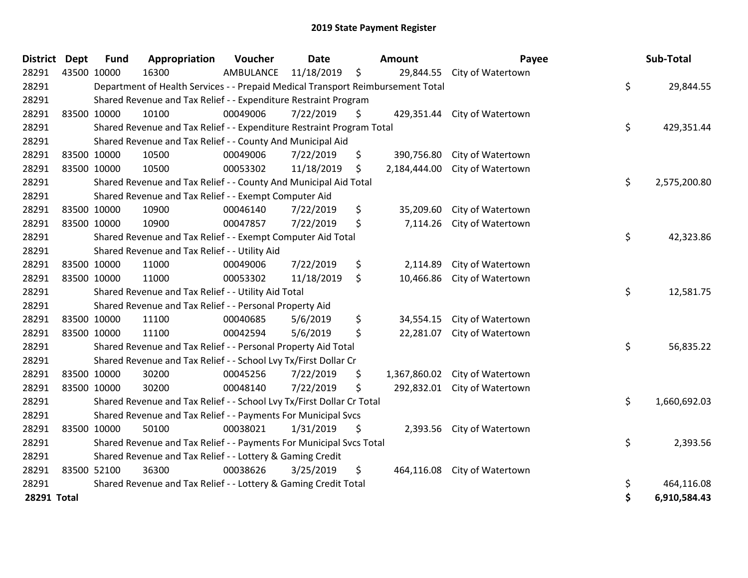# 2019 State Payment Register

| District | Dept | Fund | Appropriation | Voucher | Date | Amount | Payee | Sub-Total |
|---|---|---|---|---|---|---|---|---|
| 28291 | 43500 | 10000 | 16300 | AMBULANCE | 11/18/2019 | $ 29,844.55 | City of Watertown | |
| 28291 | | Department of Health Services - - Prepaid Medical Transport Reimbursement Total | | | | | | $ 29,844.55 |
| 28291 | | Shared Revenue and Tax Relief - - Expenditure Restraint Program | | | | | | |
| 28291 | 83500 | 10000 | 10100 | 00049006 | 7/22/2019 | $ 429,351.44 | City of Watertown | |
| 28291 | | Shared Revenue and Tax Relief - - Expenditure Restraint Program Total | | | | | | $ 429,351.44 |
| 28291 | | Shared Revenue and Tax Relief - - County And Municipal Aid | | | | | | |
| 28291 | 83500 | 10000 | 10500 | 00049006 | 7/22/2019 | $ 390,756.80 | City of Watertown | |
| 28291 | 83500 | 10000 | 10500 | 00053302 | 11/18/2019 | $ 2,184,444.00 | City of Watertown | |
| 28291 | | Shared Revenue and Tax Relief - - County And Municipal Aid Total | | | | | | $ 2,575,200.80 |
| 28291 | | Shared Revenue and Tax Relief - - Exempt Computer Aid | | | | | | |
| 28291 | 83500 | 10000 | 10900 | 00046140 | 7/22/2019 | $ 35,209.60 | City of Watertown | |
| 28291 | 83500 | 10000 | 10900 | 00047857 | 7/22/2019 | $ 7,114.26 | City of Watertown | |
| 28291 | | Shared Revenue and Tax Relief - - Exempt Computer Aid Total | | | | | | $ 42,323.86 |
| 28291 | | Shared Revenue and Tax Relief - - Utility Aid | | | | | | |
| 28291 | 83500 | 10000 | 11000 | 00049006 | 7/22/2019 | $ 2,114.89 | City of Watertown | |
| 28291 | 83500 | 10000 | 11000 | 00053302 | 11/18/2019 | $ 10,466.86 | City of Watertown | |
| 28291 | | Shared Revenue and Tax Relief - - Utility Aid Total | | | | | | $ 12,581.75 |
| 28291 | | Shared Revenue and Tax Relief - - Personal Property Aid | | | | | | |
| 28291 | 83500 | 10000 | 11100 | 00040685 | 5/6/2019 | $ 34,554.15 | City of Watertown | |
| 28291 | 83500 | 10000 | 11100 | 00042594 | 5/6/2019 | $ 22,281.07 | City of Watertown | |
| 28291 | | Shared Revenue and Tax Relief - - Personal Property Aid Total | | | | | | $ 56,835.22 |
| 28291 | | Shared Revenue and Tax Relief - - School Lvy Tx/First Dollar Cr | | | | | | |
| 28291 | 83500 | 10000 | 30200 | 00045256 | 7/22/2019 | $ 1,367,860.02 | City of Watertown | |
| 28291 | 83500 | 10000 | 30200 | 00048140 | 7/22/2019 | $ 292,832.01 | City of Watertown | |
| 28291 | | Shared Revenue and Tax Relief - - School Lvy Tx/First Dollar Cr Total | | | | | | $ 1,660,692.03 |
| 28291 | | Shared Revenue and Tax Relief - - Payments For Municipal Svcs | | | | | | |
| 28291 | 83500 | 10000 | 50100 | 00038021 | 1/31/2019 | $ 2,393.56 | City of Watertown | |
| 28291 | | Shared Revenue and Tax Relief - - Payments For Municipal Svcs Total | | | | | | $ 2,393.56 |
| 28291 | | Shared Revenue and Tax Relief - - Lottery & Gaming Credit | | | | | | |
| 28291 | 83500 | 52100 | 36300 | 00038626 | 3/25/2019 | $ 464,116.08 | City of Watertown | |
| 28291 | | Shared Revenue and Tax Relief - - Lottery & Gaming Credit Total | | | | | | $ 464,116.08 |
| **28291 Total** | | | | | | | | **$ 6,910,584.43** |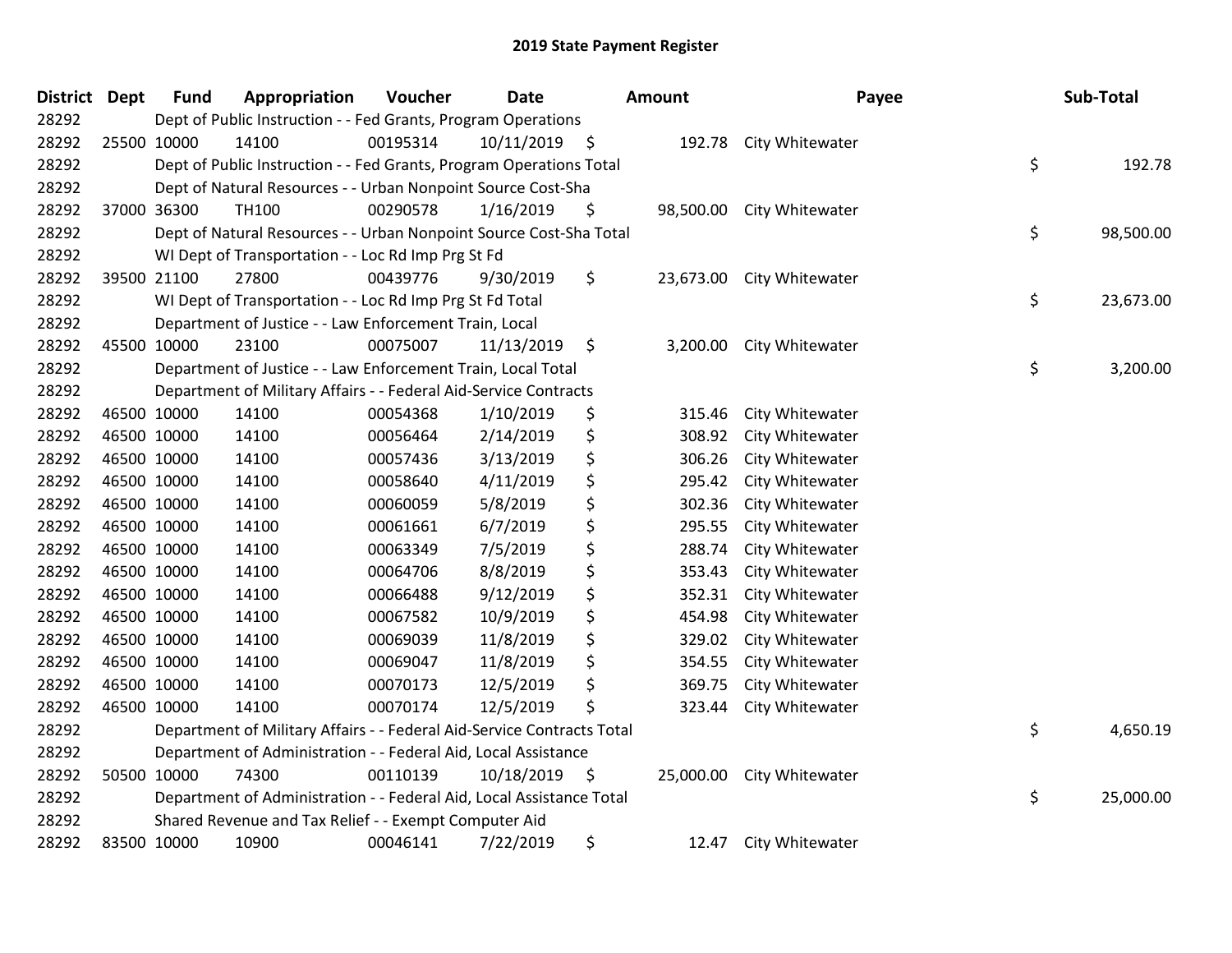# 2019 State Payment Register

| District | Dept | Fund | Appropriation | Voucher | Date | Amount | Payee | Sub-Total |
|---|---|---|---|---|---|---|---|---|
| 28292 | Dept of Public Instruction - - Fed Grants, Program Operations | | | | | | | |
| 28292 | 25500 | 10000 | 14100 | 00195314 | 10/11/2019 | $ 192.78 | City Whitewater | |
| 28292 | Dept of Public Instruction - - Fed Grants, Program Operations Total | | | | | | | $ 192.78 |
| 28292 | Dept of Natural Resources - - Urban Nonpoint Source Cost-Sha | | | | | | | |
| 28292 | 37000 | 36300 | TH100 | 00290578 | 1/16/2019 | $ 98,500.00 | City Whitewater | |
| 28292 | Dept of Natural Resources - - Urban Nonpoint Source Cost-Sha Total | | | | | | | $ 98,500.00 |
| 28292 | WI Dept of Transportation - - Loc Rd Imp Prg St Fd | | | | | | | |
| 28292 | 39500 | 21100 | 27800 | 00439776 | 9/30/2019 | $ 23,673.00 | City Whitewater | |
| 28292 | WI Dept of Transportation - - Loc Rd Imp Prg St Fd Total | | | | | | | $ 23,673.00 |
| 28292 | Department of Justice - - Law Enforcement Train, Local | | | | | | | |
| 28292 | 45500 | 10000 | 23100 | 00075007 | 11/13/2019 | $ 3,200.00 | City Whitewater | |
| 28292 | Department of Justice - - Law Enforcement Train, Local Total | | | | | | | $ 3,200.00 |
| 28292 | Department of Military Affairs - - Federal Aid-Service Contracts | | | | | | | |
| 28292 | 46500 | 10000 | 14100 | 00054368 | 1/10/2019 | $ 315.46 | City Whitewater | |
| 28292 | 46500 | 10000 | 14100 | 00056464 | 2/14/2019 | $ 308.92 | City Whitewater | |
| 28292 | 46500 | 10000 | 14100 | 00057436 | 3/13/2019 | $ 306.26 | City Whitewater | |
| 28292 | 46500 | 10000 | 14100 | 00058640 | 4/11/2019 | $ 295.42 | City Whitewater | |
| 28292 | 46500 | 10000 | 14100 | 00060059 | 5/8/2019 | $ 302.36 | City Whitewater | |
| 28292 | 46500 | 10000 | 14100 | 00061661 | 6/7/2019 | $ 295.55 | City Whitewater | |
| 28292 | 46500 | 10000 | 14100 | 00063349 | 7/5/2019 | $ 288.74 | City Whitewater | |
| 28292 | 46500 | 10000 | 14100 | 00064706 | 8/8/2019 | $ 353.43 | City Whitewater | |
| 28292 | 46500 | 10000 | 14100 | 00066488 | 9/12/2019 | $ 352.31 | City Whitewater | |
| 28292 | 46500 | 10000 | 14100 | 00067582 | 10/9/2019 | $ 454.98 | City Whitewater | |
| 28292 | 46500 | 10000 | 14100 | 00069039 | 11/8/2019 | $ 329.02 | City Whitewater | |
| 28292 | 46500 | 10000 | 14100 | 00069047 | 11/8/2019 | $ 354.55 | City Whitewater | |
| 28292 | 46500 | 10000 | 14100 | 00070173 | 12/5/2019 | $ 369.75 | City Whitewater | |
| 28292 | 46500 | 10000 | 14100 | 00070174 | 12/5/2019 | $ 323.44 | City Whitewater | |
| 28292 | Department of Military Affairs - - Federal Aid-Service Contracts Total | | | | | | | $ 4,650.19 |
| 28292 | Department of Administration - - Federal Aid, Local Assistance | | | | | | | |
| 28292 | 50500 | 10000 | 74300 | 00110139 | 10/18/2019 | $ 25,000.00 | City Whitewater | |
| 28292 | Department of Administration - - Federal Aid, Local Assistance Total | | | | | | | $ 25,000.00 |
| 28292 | Shared Revenue and Tax Relief - - Exempt Computer Aid | | | | | | | |
| 28292 | 83500 | 10000 | 10900 | 00046141 | 7/22/2019 | $ 12.47 | City Whitewater | |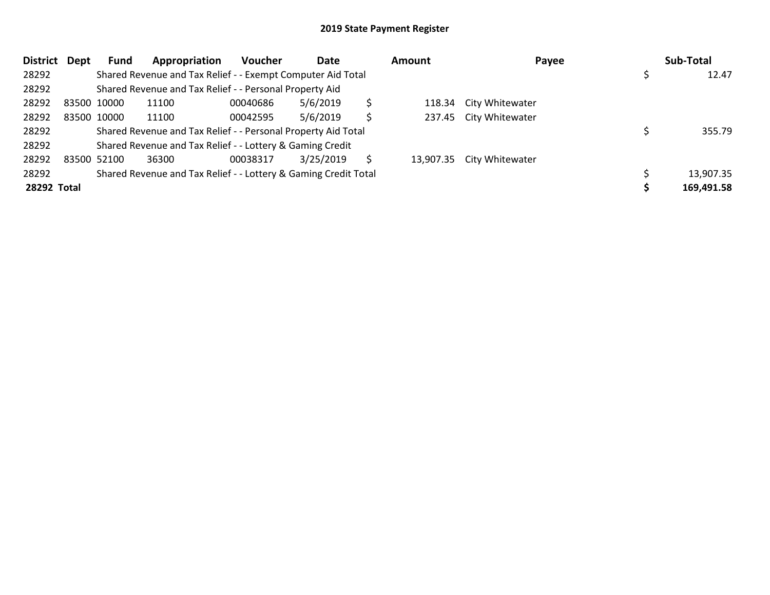# 2019 State Payment Register

| District | Dept | Fund | Appropriation | Voucher | Date | Amount | Payee | Sub-Total |
|---|---|---|---|---|---|---|---|---|
| 28292 | | Shared Revenue and Tax Relief - - Exempt Computer Aid Total | | | | | | $ 12.47 |
| 28292 | | Shared Revenue and Tax Relief - - Personal Property Aid | | | | | | |
| 28292 | 83500 | 10000 | 11100 | 00040686 | 5/6/2019 | $ 118.34 | City Whitewater | |
| 28292 | 83500 | 10000 | 11100 | 00042595 | 5/6/2019 | $ 237.45 | City Whitewater | |
| 28292 | | Shared Revenue and Tax Relief - - Personal Property Aid Total | | | | | | $ 355.79 |
| 28292 | | Shared Revenue and Tax Relief - - Lottery & Gaming Credit | | | | | | |
| 28292 | 83500 | 52100 | 36300 | 00038317 | 3/25/2019 | $ 13,907.35 | City Whitewater | |
| 28292 | | Shared Revenue and Tax Relief - - Lottery & Gaming Credit Total | | | | | | $ 13,907.35 |
| **28292** | **Total** | | | | | | | **$ 169,491.58** |